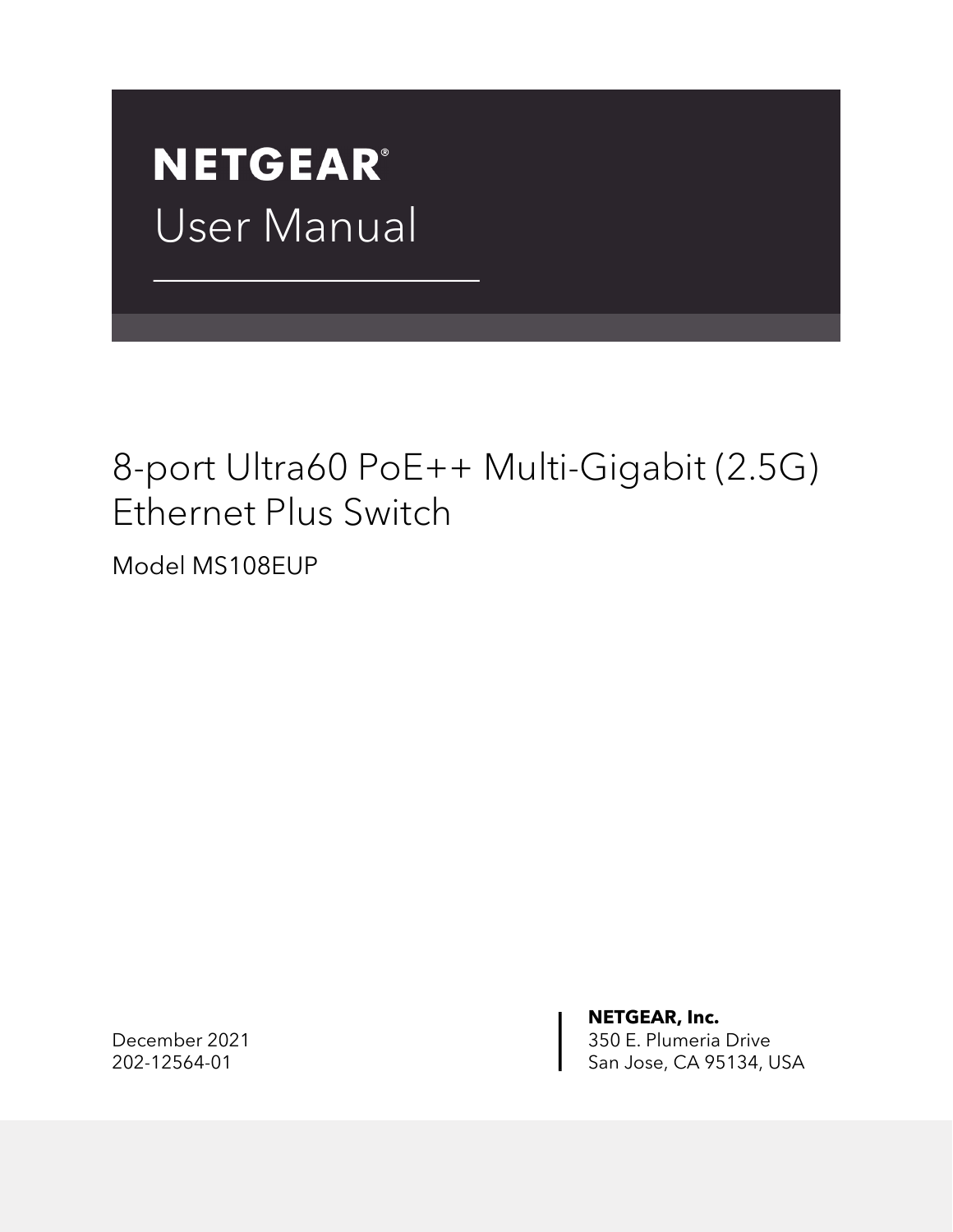# NETGEAR®

# User Manual

## 8-port Ultra60 PoE++ Multi-Gigabit (2.5G) Ethernet Plus Switch

Model MS108EUP

December 2021
202-12564-01

**NETGEAR, Inc.**
350 E. Plumeria Drive
San Jose, CA 95134, USA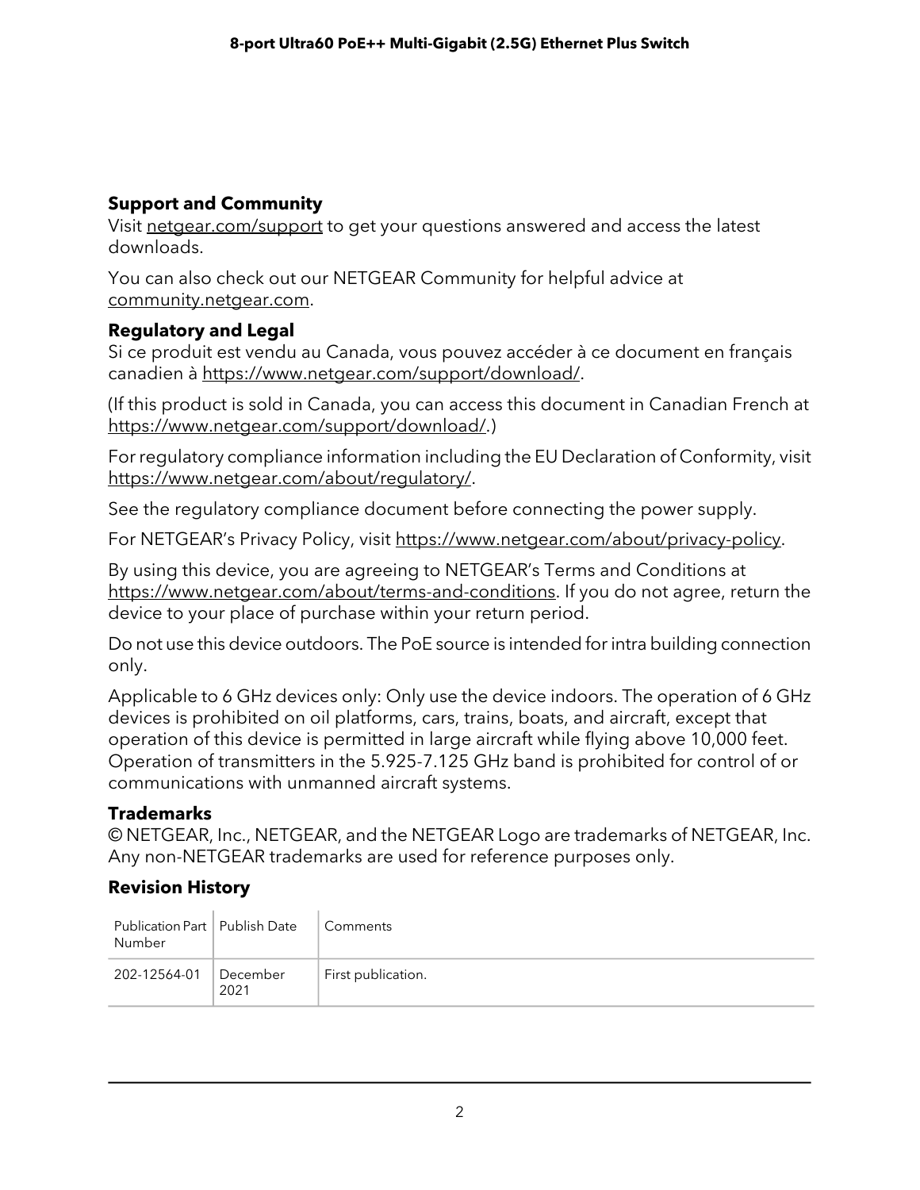## Support and Community

Visit netgear.com/support to get your questions answered and access the latest downloads.

You can also check out our NETGEAR Community for helpful advice at community.netgear.com.

## Regulatory and Legal

Si ce produit est vendu au Canada, vous pouvez accéder à ce document en français canadien à https://www.netgear.com/support/download/.

(If this product is sold in Canada, you can access this document in Canadian French at https://www.netgear.com/support/download/.)

For regulatory compliance information including the EU Declaration of Conformity, visit https://www.netgear.com/about/regulatory/.

See the regulatory compliance document before connecting the power supply.

For NETGEAR's Privacy Policy, visit https://www.netgear.com/about/privacy-policy.

By using this device, you are agreeing to NETGEAR's Terms and Conditions at https://www.netgear.com/about/terms-and-conditions. If you do not agree, return the device to your place of purchase within your return period.

Do not use this device outdoors. The PoE source is intended for intra building connection only.

Applicable to 6 GHz devices only: Only use the device indoors. The operation of 6 GHz devices is prohibited on oil platforms, cars, trains, boats, and aircraft, except that operation of this device is permitted in large aircraft while flying above 10,000 feet. Operation of transmitters in the 5.925-7.125 GHz band is prohibited for control of or communications with unmanned aircraft systems.

## Trademarks

© NETGEAR, Inc., NETGEAR, and the NETGEAR Logo are trademarks of NETGEAR, Inc. Any non-NETGEAR trademarks are used for reference purposes only.

## Revision History

| Publication Part Number | Publish Date | Comments |
|---|---|---|
| 202-12564-01 | December 2021 | First publication. |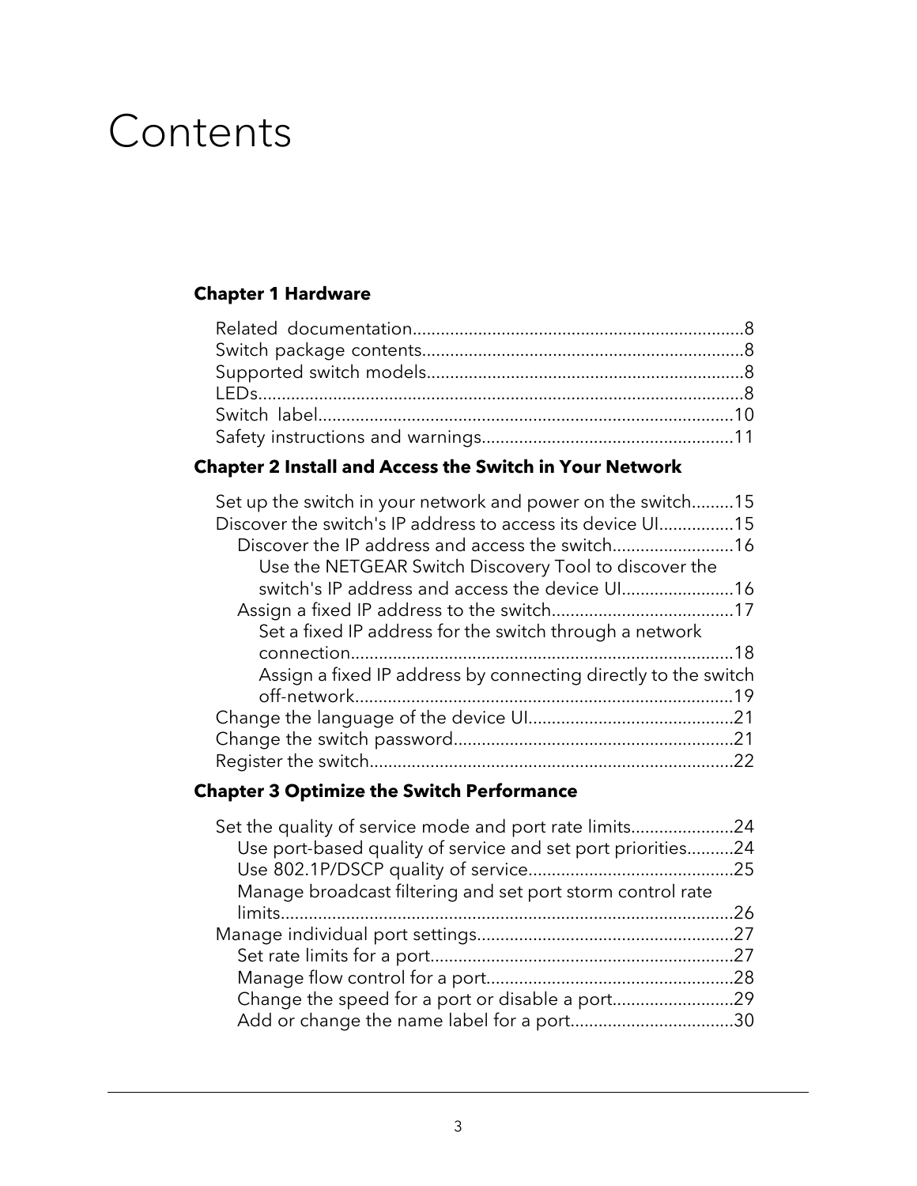# Contents

**Chapter 1 Hardware**

Related documentation.......................................................................8
Switch package contents....................................................................8
Supported switch models...................................................................8
LEDs.......................................................................................................8
Switch label.........................................................................................10
Safety instructions and warnings......................................................11

**Chapter 2 Install and Access the Switch in Your Network**

Set up the switch in your network and power on the switch.........15
Discover the switch's IP address to access its device UI................15
    Discover the IP address and access the switch..........................16
        Use the NETGEAR Switch Discovery Tool to discover the switch's IP address and access the device UI........................16
    Assign a fixed IP address to the switch.......................................17
        Set a fixed IP address for the switch through a network connection.................................................................................18
        Assign a fixed IP address by connecting directly to the switch off-network.................................................................................19
Change the language of the device UI............................................21
Change the switch password............................................................21
Register the switch.............................................................................22

**Chapter 3 Optimize the Switch Performance**

Set the quality of service mode and port rate limits......................24
    Use port-based quality of service and set port priorities..........24
    Use 802.1P/DSCP quality of service............................................25
    Manage broadcast filtering and set port storm control rate limits.................................................................................................26
Manage individual port settings.......................................................27
    Set rate limits for a port.................................................................27
    Manage flow control for a port.....................................................28
    Change the speed for a port or disable a port..........................29
    Add or change the name label for a port...................................30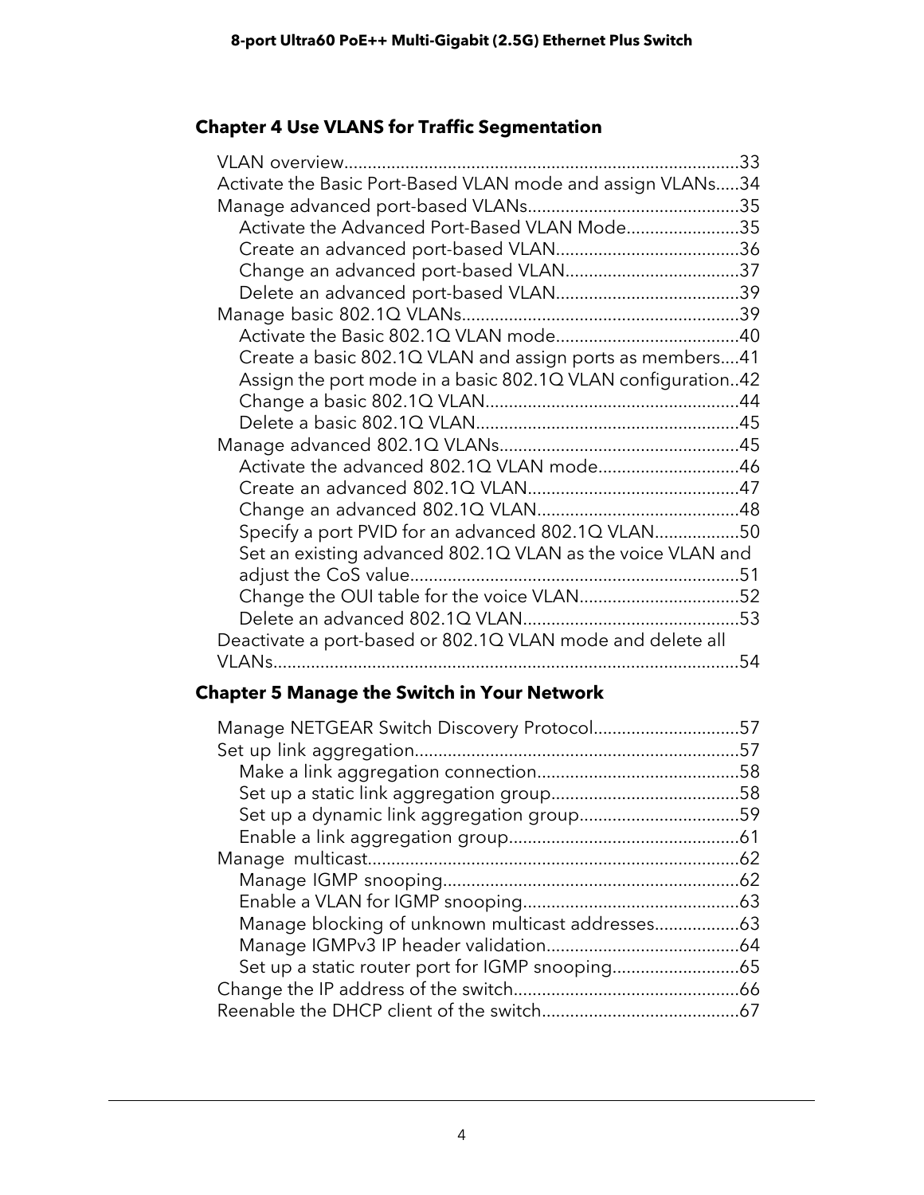## Chapter 4 Use VLANS for Traffic Segmentation

VLAN overview....................................................................................33
Activate the Basic Port-Based VLAN mode and assign VLANs.....34
Manage advanced port-based VLANs.............................................35
   Activate the Advanced Port-Based VLAN Mode........................35
   Create an advanced port-based VLAN.......................................36
   Change an advanced port-based VLAN.....................................37
   Delete an advanced port-based VLAN.......................................39
Manage basic 802.1Q VLANs...........................................................39
   Activate the Basic 802.1Q VLAN mode.......................................40
   Create a basic 802.1Q VLAN and assign ports as members....41
   Assign the port mode in a basic 802.1Q VLAN configuration..42
   Change a basic 802.1Q VLAN......................................................44
   Delete a basic 802.1Q VLAN........................................................45
Manage advanced 802.1Q VLANs...................................................45
   Activate the advanced 802.1Q VLAN mode..............................46
   Create an advanced 802.1Q VLAN.............................................47
   Change an advanced 802.1Q VLAN...........................................48
   Specify a port PVID for an advanced 802.1Q VLAN..................50
   Set an existing advanced 802.1Q VLAN as the voice VLAN and adjust the CoS value......................................................................51
   Change the OUI table for the voice VLAN..................................52
   Delete an advanced 802.1Q VLAN..............................................53
Deactivate a port-based or 802.1Q VLAN mode and delete all VLANs...................................................................................................54

## Chapter 5 Manage the Switch in Your Network

Manage NETGEAR Switch Discovery Protocol...............................57
Set up link aggregation.....................................................................57
   Make a link aggregation connection...........................................58
   Set up a static link aggregation group........................................58
   Set up a dynamic link aggregation group..................................59
   Enable a link aggregation group.................................................61
Manage multicast..............................................................................62
   Manage IGMP snooping...............................................................62
   Enable a VLAN for IGMP snooping..............................................63
   Manage blocking of unknown multicast addresses..................63
   Manage IGMPv3 IP header validation.........................................64
   Set up a static router port for IGMP snooping...........................65
Change the IP address of the switch................................................66
Reenable the DHCP client of the switch..........................................67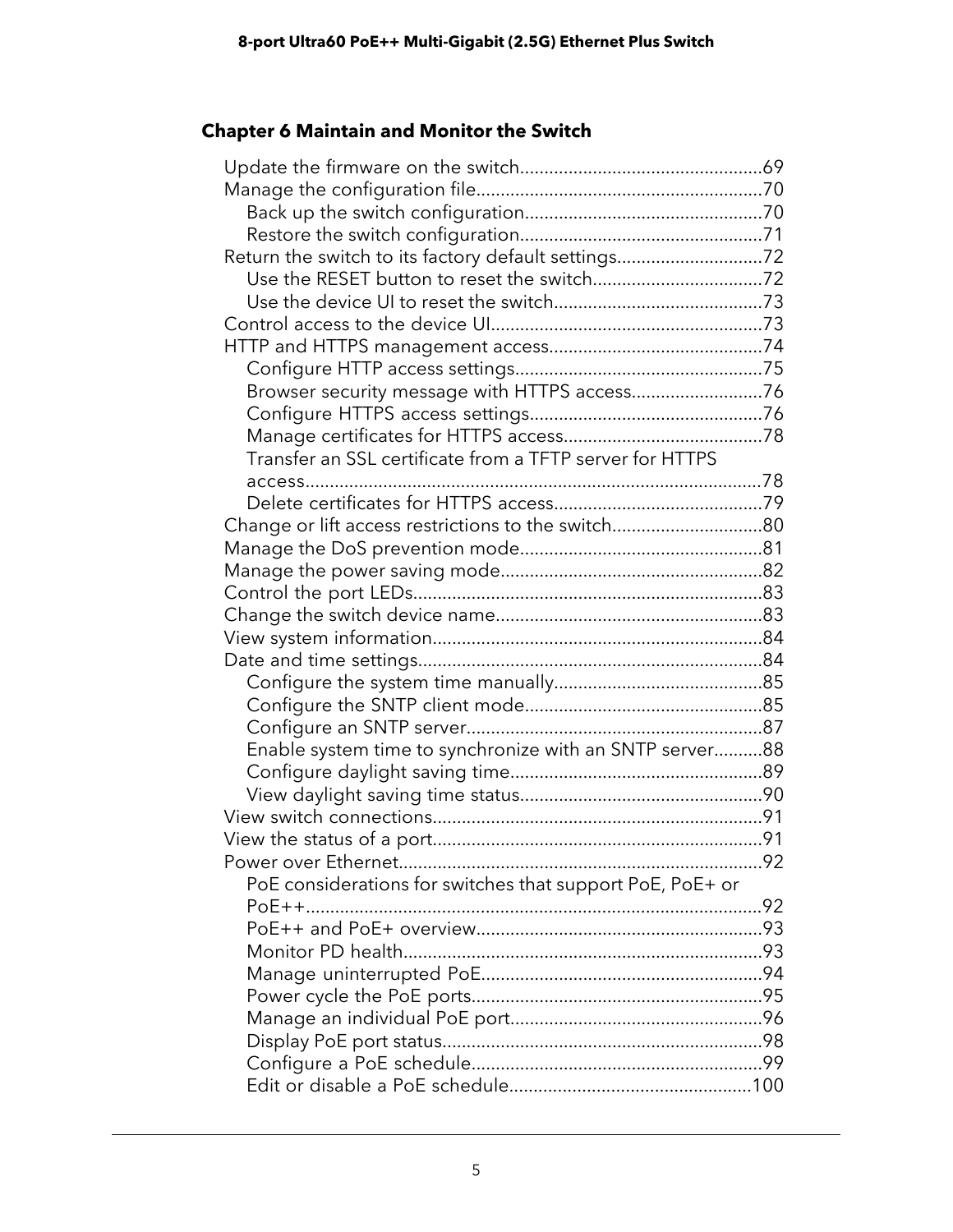## Chapter 6 Maintain and Monitor the Switch

- Update the firmware on the switch....69
- Manage the configuration file....70
  - Back up the switch configuration....70
  - Restore the switch configuration....71
- Return the switch to its factory default settings....72
  - Use the RESET button to reset the switch....72
  - Use the device UI to reset the switch....73
- Control access to the device UI....73
- HTTP and HTTPS management access....74
  - Configure HTTP access settings....75
  - Browser security message with HTTPS access....76
  - Configure HTTPS access settings....76
  - Manage certificates for HTTPS access....78
  - Transfer an SSL certificate from a TFTP server for HTTPS access....78
  - Delete certificates for HTTPS access....79
- Change or lift access restrictions to the switch....80
- Manage the DoS prevention mode....81
- Manage the power saving mode....82
- Control the port LEDs....83
- Change the switch device name....83
- View system information....84
- Date and time settings....84
  - Configure the system time manually....85
  - Configure the SNTP client mode....85
  - Configure an SNTP server....87
  - Enable system time to synchronize with an SNTP server....88
  - Configure daylight saving time....89
  - View daylight saving time status....90
- View switch connections....91
- View the status of a port....91
- Power over Ethernet....92
  - PoE considerations for switches that support PoE, PoE+ or PoE++....92
  - PoE++ and PoE+ overview....93
  - Monitor PD health....93
  - Manage uninterrupted PoE....94
  - Power cycle the PoE ports....95
  - Manage an individual PoE port....96
  - Display PoE port status....98
  - Configure a PoE schedule....99
  - Edit or disable a PoE schedule....100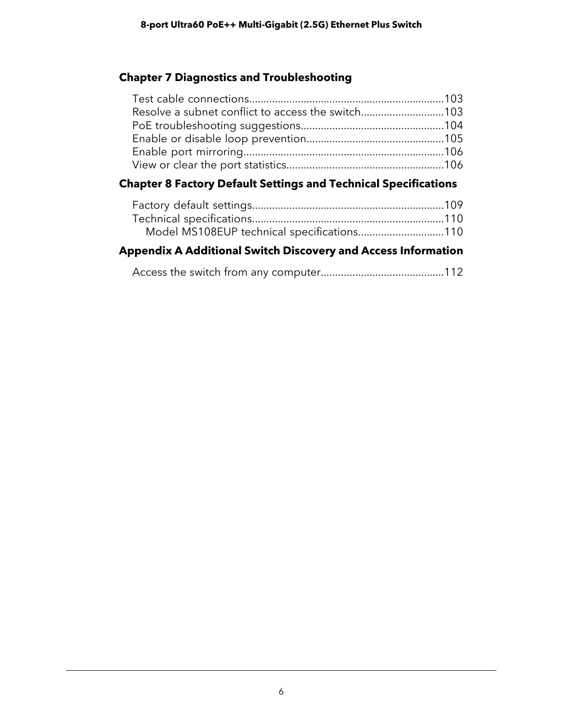## Chapter 7 Diagnostics and Troubleshooting

Test cable connections....................................................................103
Resolve a subnet conflict to access the switch............................103
PoE troubleshooting suggestions..................................................104
Enable or disable loop prevention................................................105
Enable port mirroring......................................................................106
View or clear the port statistics.......................................................106

## Chapter 8 Factory Default Settings and Technical Specifications

Factory default settings...................................................................109
Technical specifications...................................................................110
Model MS108EUP technical specifications.............................110

## Appendix A Additional Switch Discovery and Access Information

Access the switch from any computer...........................................112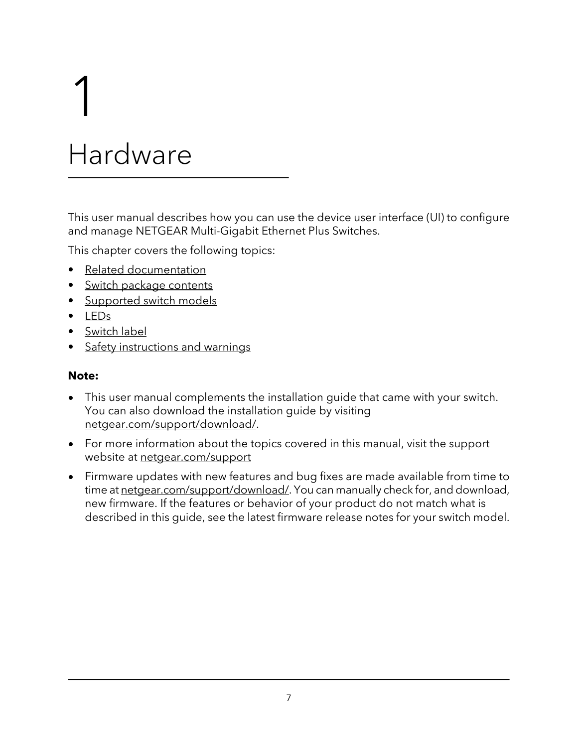# 1 Hardware

This user manual describes how you can use the device user interface (UI) to configure and manage NETGEAR Multi-Gigabit Ethernet Plus Switches.

This chapter covers the following topics:

- Related documentation
- Switch package contents
- Supported switch models
- LEDs
- Switch label
- Safety instructions and warnings

**Note:**

- This user manual complements the installation guide that came with your switch. You can also download the installation guide by visiting netgear.com/support/download/.
- For more information about the topics covered in this manual, visit the support website at netgear.com/support
- Firmware updates with new features and bug fixes are made available from time to time at netgear.com/support/download/. You can manually check for, and download, new firmware. If the features or behavior of your product do not match what is described in this guide, see the latest firmware release notes for your switch model.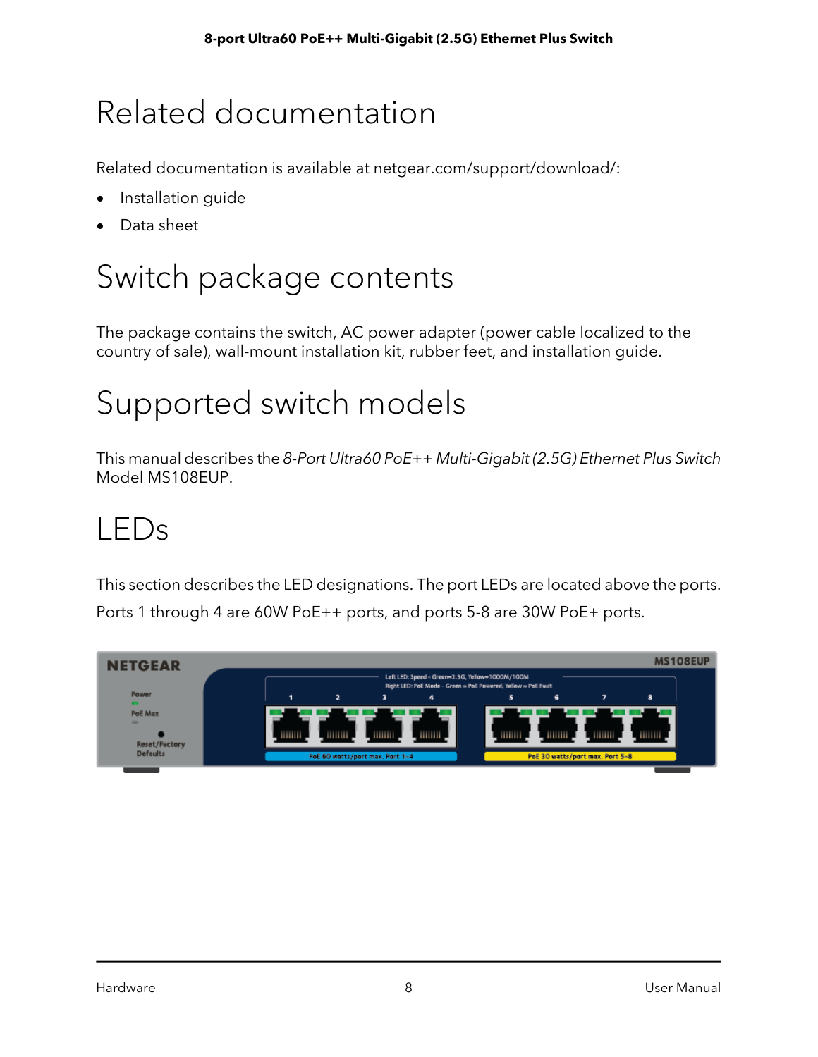# Related documentation

Related documentation is available at netgear.com/support/download/:

- Installation guide
- Data sheet

# Switch package contents

The package contains the switch, AC power adapter (power cable localized to the country of sale), wall-mount installation kit, rubber feet, and installation guide.

# Supported switch models

This manual describes the *8-Port Ultra60 PoE++ Multi-Gigabit (2.5G) Ethernet Plus Switch* Model MS108EUP.

# LEDs

This section describes the LED designations. The port LEDs are located above the ports.

Ports 1 through 4 are 60W PoE++ ports, and ports 5-8 are 30W PoE+ ports.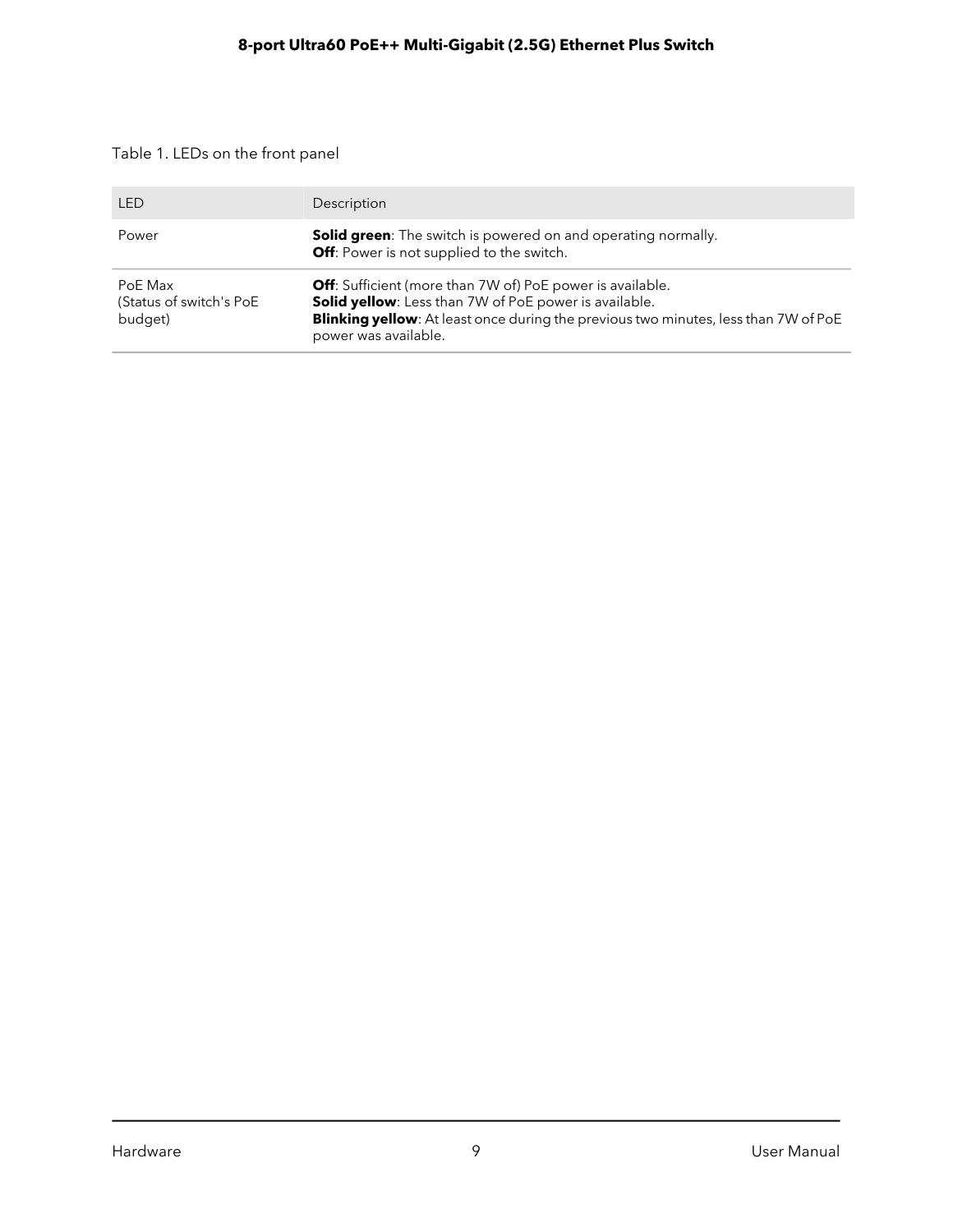Table 1. LEDs on the front panel

| LED | Description |
| --- | --- |
| Power | **Solid green**: The switch is powered on and operating normally.<br>**Off**: Power is not supplied to the switch. |
| PoE Max<br>(Status of switch's PoE budget) | **Off**: Sufficient (more than 7W of) PoE power is available.<br>**Solid yellow**: Less than 7W of PoE power is available.<br>**Blinking yellow**: At least once during the previous two minutes, less than 7W of PoE power was available. |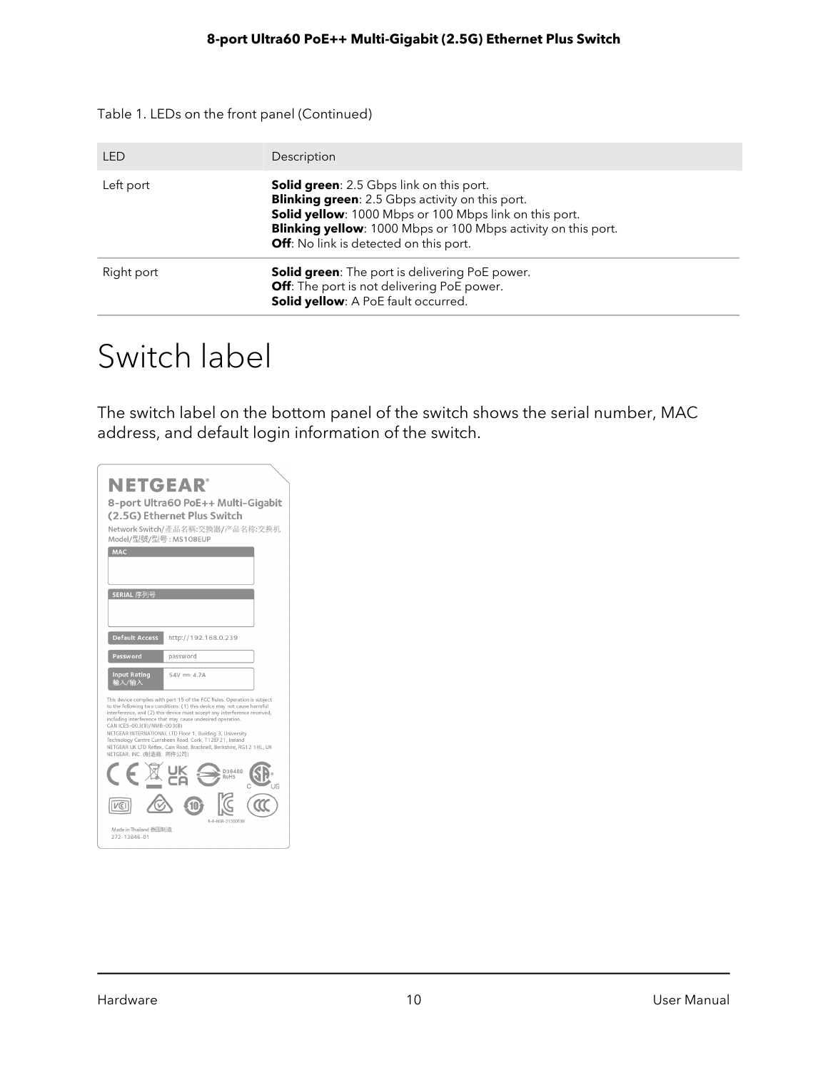Table 1. LEDs on the front panel (Continued)

| LED | Description |
| --- | --- |
| Left port | **Solid green**: 2.5 Gbps link on this port.<br>**Blinking green**: 2.5 Gbps activity on this port.<br>**Solid yellow**: 1000 Mbps or 100 Mbps link on this port.<br>**Blinking yellow**: 1000 Mbps or 100 Mbps activity on this port.<br>**Off**: No link is detected on this port. |
| Right port | **Solid green**: The port is delivering PoE power.<br>**Off**: The port is not delivering PoE power.<br>**Solid yellow**: A PoE fault occurred. |

# Switch label

The switch label on the bottom panel of the switch shows the serial number, MAC address, and default login information of the switch.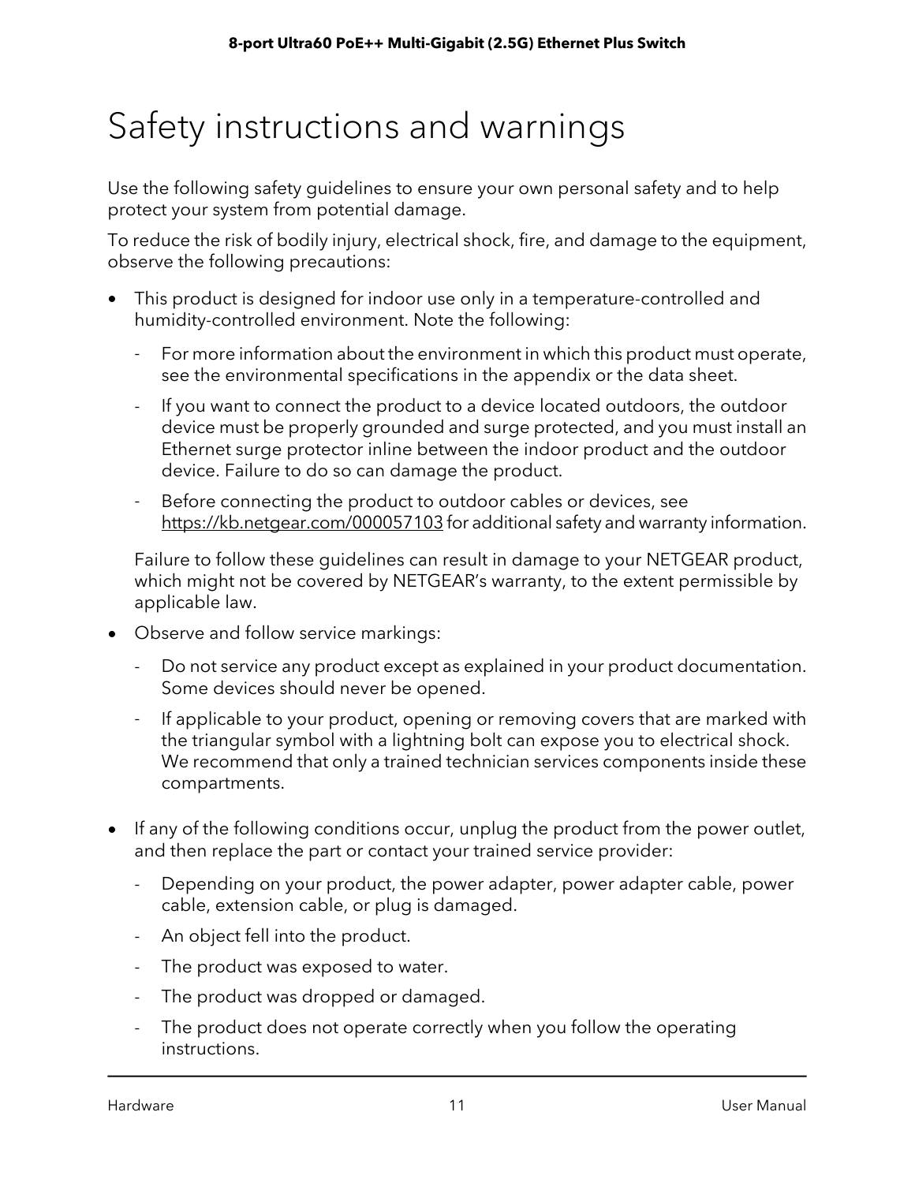# Safety instructions and warnings

Use the following safety guidelines to ensure your own personal safety and to help protect your system from potential damage.

To reduce the risk of bodily injury, electrical shock, fire, and damage to the equipment, observe the following precautions:

- This product is designed for indoor use only in a temperature-controlled and humidity-controlled environment. Note the following:
  - For more information about the environment in which this product must operate, see the environmental specifications in the appendix or the data sheet.
  - If you want to connect the product to a device located outdoors, the outdoor device must be properly grounded and surge protected, and you must install an Ethernet surge protector inline between the indoor product and the outdoor device. Failure to do so can damage the product.
  - Before connecting the product to outdoor cables or devices, see https://kb.netgear.com/000057103 for additional safety and warranty information.

  Failure to follow these guidelines can result in damage to your NETGEAR product, which might not be covered by NETGEAR's warranty, to the extent permissible by applicable law.
- Observe and follow service markings:
  - Do not service any product except as explained in your product documentation. Some devices should never be opened.
  - If applicable to your product, opening or removing covers that are marked with the triangular symbol with a lightning bolt can expose you to electrical shock. We recommend that only a trained technician services components inside these compartments.
- If any of the following conditions occur, unplug the product from the power outlet, and then replace the part or contact your trained service provider:
  - Depending on your product, the power adapter, power adapter cable, power cable, extension cable, or plug is damaged.
  - An object fell into the product.
  - The product was exposed to water.
  - The product was dropped or damaged.
  - The product does not operate correctly when you follow the operating instructions.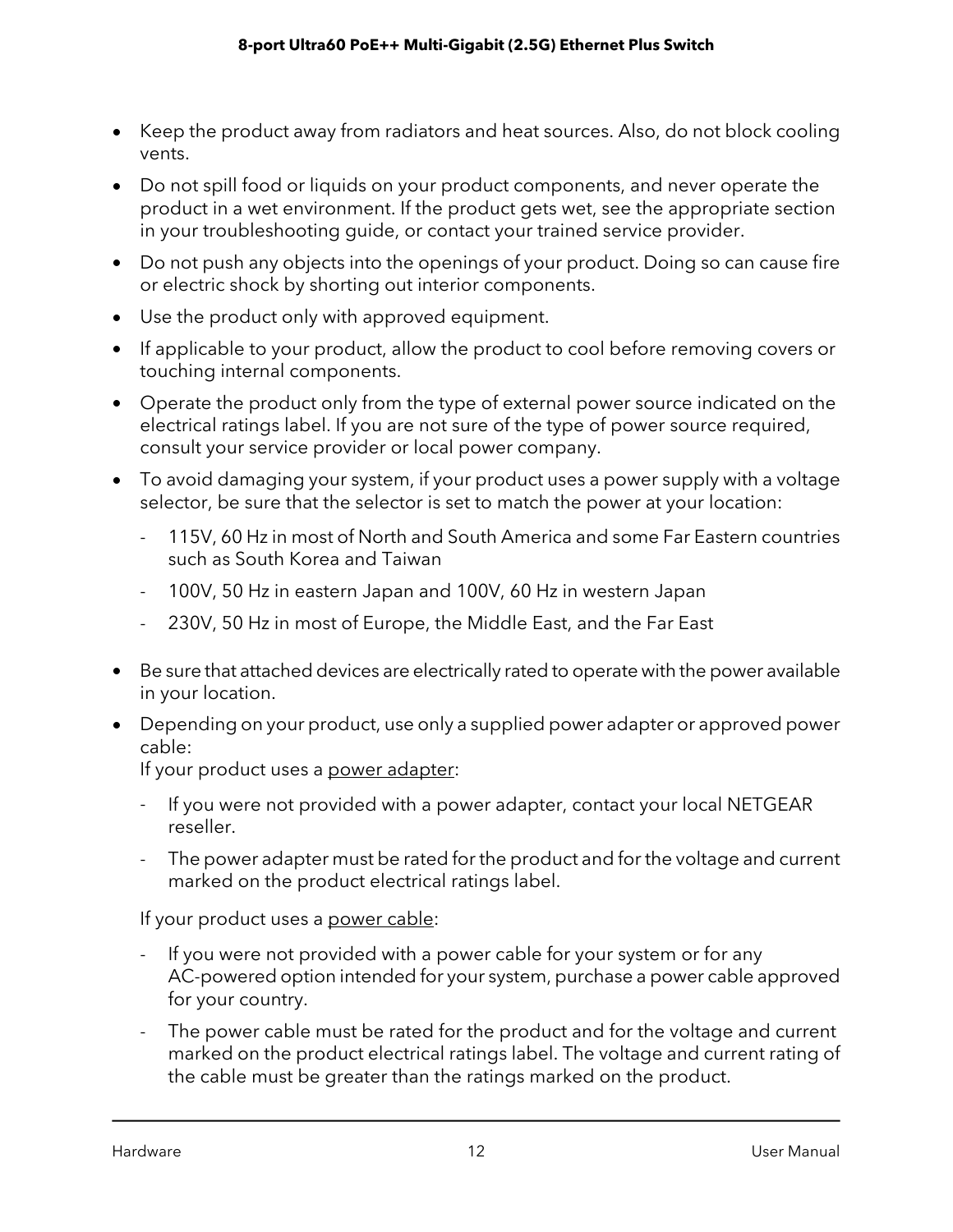- Keep the product away from radiators and heat sources. Also, do not block cooling vents.
- Do not spill food or liquids on your product components, and never operate the product in a wet environment. If the product gets wet, see the appropriate section in your troubleshooting guide, or contact your trained service provider.
- Do not push any objects into the openings of your product. Doing so can cause fire or electric shock by shorting out interior components.
- Use the product only with approved equipment.
- If applicable to your product, allow the product to cool before removing covers or touching internal components.
- Operate the product only from the type of external power source indicated on the electrical ratings label. If you are not sure of the type of power source required, consult your service provider or local power company.
- To avoid damaging your system, if your product uses a power supply with a voltage selector, be sure that the selector is set to match the power at your location:
  - 115V, 60 Hz in most of North and South America and some Far Eastern countries such as South Korea and Taiwan
  - 100V, 50 Hz in eastern Japan and 100V, 60 Hz in western Japan
  - 230V, 50 Hz in most of Europe, the Middle East, and the Far East
- Be sure that attached devices are electrically rated to operate with the power available in your location.
- Depending on your product, use only a supplied power adapter or approved power cable:
  If your product uses a <u>power adapter</u>:
  - If you were not provided with a power adapter, contact your local NETGEAR reseller.
  - The power adapter must be rated for the product and for the voltage and current marked on the product electrical ratings label.

  If your product uses a <u>power cable</u>:
  - If you were not provided with a power cable for your system or for any AC-powered option intended for your system, purchase a power cable approved for your country.
  - The power cable must be rated for the product and for the voltage and current marked on the product electrical ratings label. The voltage and current rating of the cable must be greater than the ratings marked on the product.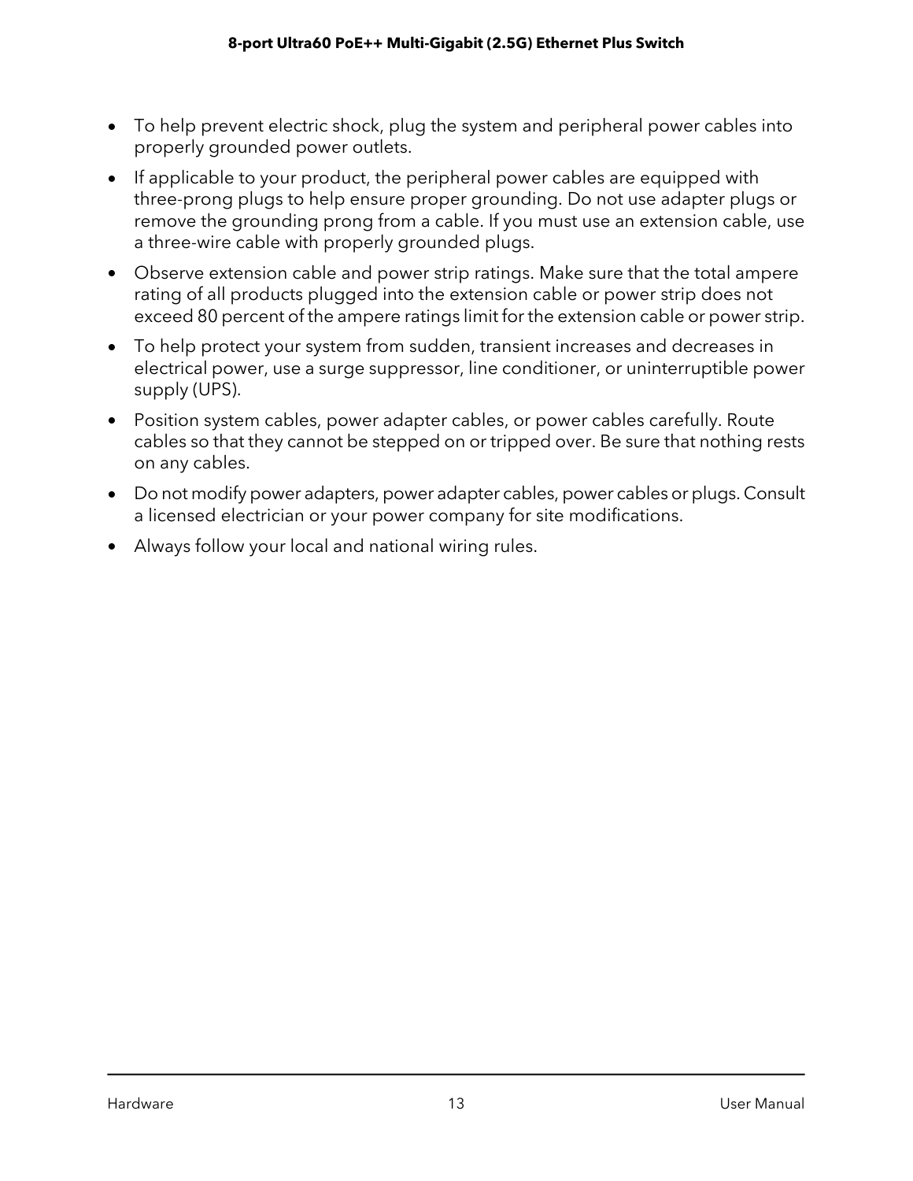- To help prevent electric shock, plug the system and peripheral power cables into properly grounded power outlets.
- If applicable to your product, the peripheral power cables are equipped with three-prong plugs to help ensure proper grounding. Do not use adapter plugs or remove the grounding prong from a cable. If you must use an extension cable, use a three-wire cable with properly grounded plugs.
- Observe extension cable and power strip ratings. Make sure that the total ampere rating of all products plugged into the extension cable or power strip does not exceed 80 percent of the ampere ratings limit for the extension cable or power strip.
- To help protect your system from sudden, transient increases and decreases in electrical power, use a surge suppressor, line conditioner, or uninterruptible power supply (UPS).
- Position system cables, power adapter cables, or power cables carefully. Route cables so that they cannot be stepped on or tripped over. Be sure that nothing rests on any cables.
- Do not modify power adapters, power adapter cables, power cables or plugs. Consult a licensed electrician or your power company for site modifications.
- Always follow your local and national wiring rules.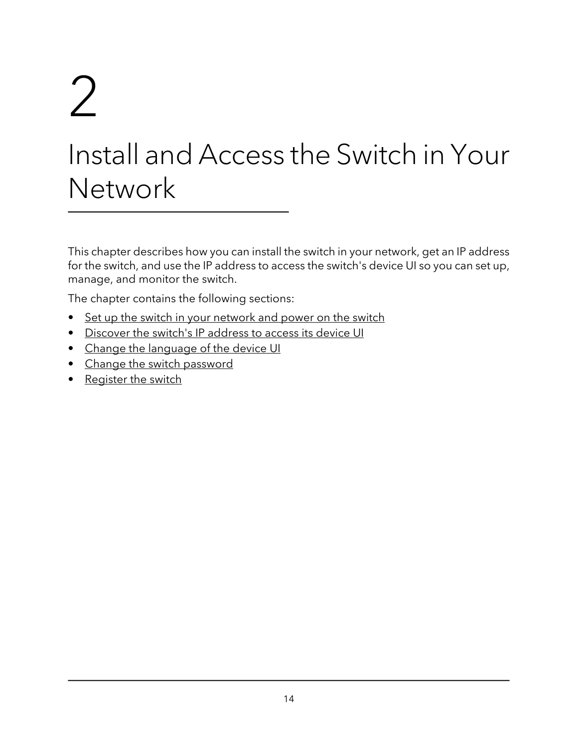# 2

# Install and Access the Switch in Your Network

This chapter describes how you can install the switch in your network, get an IP address for the switch, and use the IP address to access the switch's device UI so you can set up, manage, and monitor the switch.

The chapter contains the following sections:

- Set up the switch in your network and power on the switch
- Discover the switch's IP address to access its device UI
- Change the language of the device UI
- Change the switch password
- Register the switch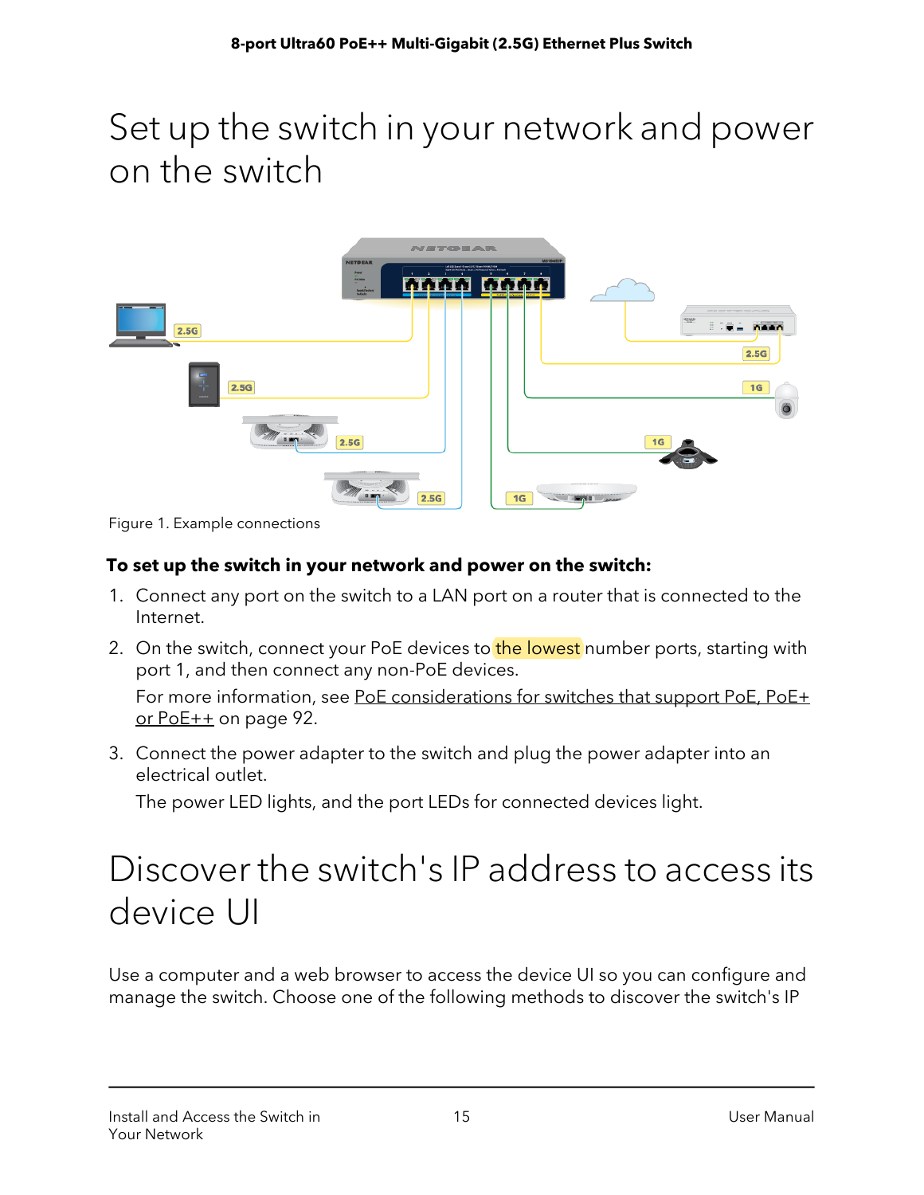# Set up the switch in your network and power on the switch

Figure 1. Example connections

**To set up the switch in your network and power on the switch:**

1. Connect any port on the switch to a LAN port on a router that is connected to the Internet.
2. On the switch, connect your PoE devices to the lowest number ports, starting with port 1, and then connect any non-PoE devices.

   For more information, see PoE considerations for switches that support PoE, PoE+ or PoE++ on page 92.
3. Connect the power adapter to the switch and plug the power adapter into an electrical outlet.

   The power LED lights, and the port LEDs for connected devices light.

# Discover the switch's IP address to access its device UI

Use a computer and a web browser to access the device UI so you can configure and manage the switch. Choose one of the following methods to discover the switch's IP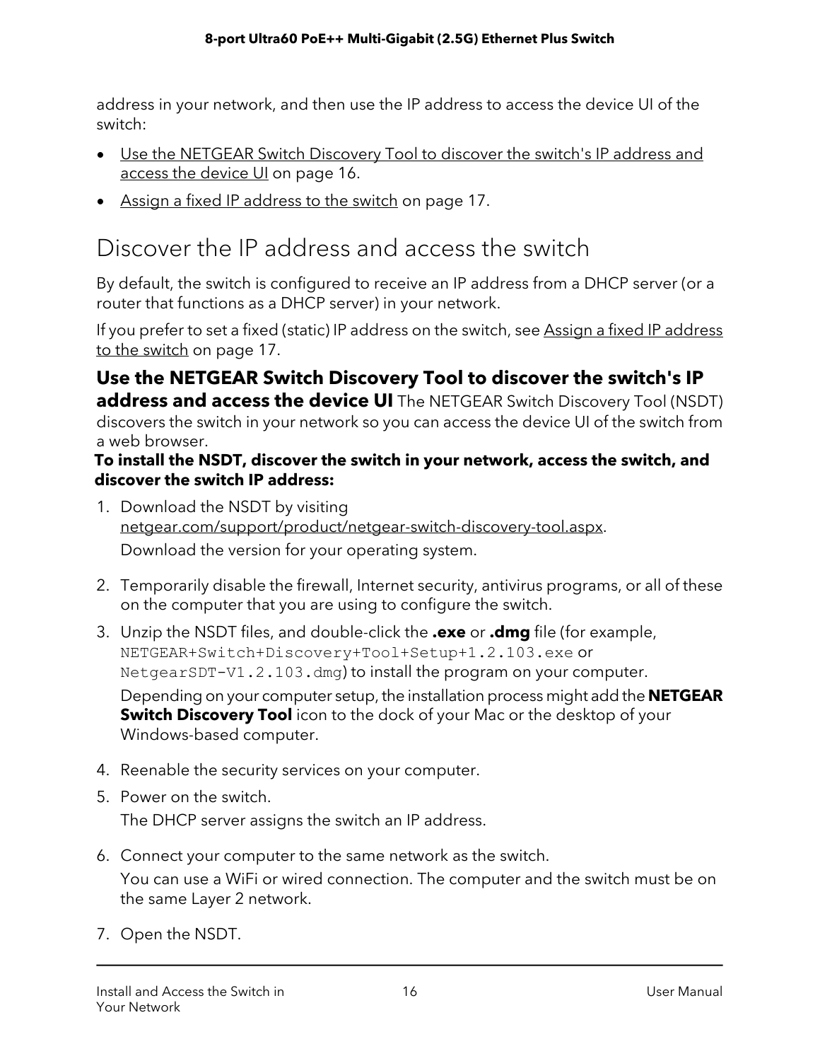address in your network, and then use the IP address to access the device UI of the switch:

- Use the NETGEAR Switch Discovery Tool to discover the switch's IP address and access the device UI on page 16.
- Assign a fixed IP address to the switch on page 17.

## Discover the IP address and access the switch

By default, the switch is configured to receive an IP address from a DHCP server (or a router that functions as a DHCP server) in your network.

If you prefer to set a fixed (static) IP address on the switch, see Assign a fixed IP address to the switch on page 17.

### Use the NETGEAR Switch Discovery Tool to discover the switch's IP address and access the device UI

The NETGEAR Switch Discovery Tool (NSDT) discovers the switch in your network so you can access the device UI of the switch from a web browser.

**To install the NSDT, discover the switch in your network, access the switch, and discover the switch IP address:**

1. Download the NSDT by visiting netgear.com/support/product/netgear-switch-discovery-tool.aspx.

   Download the version for your operating system.

2. Temporarily disable the firewall, Internet security, antivirus programs, or all of these on the computer that you are using to configure the switch.
3. Unzip the NSDT files, and double-click the **.exe** or **.dmg** file (for example, `NETGEAR+Switch+Discovery+Tool+Setup+1.2.103.exe` or `NetgearSDT-V1.2.103.dmg`) to install the program on your computer.

   Depending on your computer setup, the installation process might add the **NETGEAR Switch Discovery Tool** icon to the dock of your Mac or the desktop of your Windows-based computer.

4. Reenable the security services on your computer.
5. Power on the switch.

   The DHCP server assigns the switch an IP address.

6. Connect your computer to the same network as the switch.

   You can use a WiFi or wired connection. The computer and the switch must be on the same Layer 2 network.

7. Open the NSDT.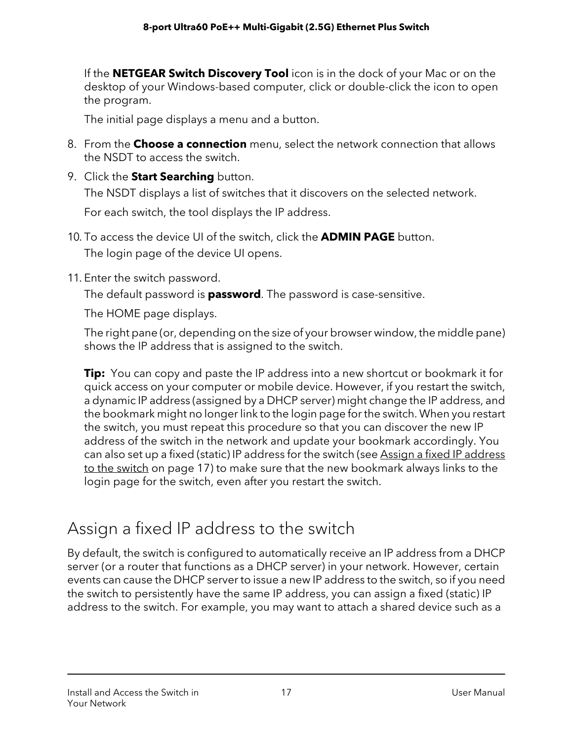If the **NETGEAR Switch Discovery Tool** icon is in the dock of your Mac or on the desktop of your Windows-based computer, click or double-click the icon to open the program.

The initial page displays a menu and a button.

8. From the **Choose a connection** menu, select the network connection that allows the NSDT to access the switch.
9. Click the **Start Searching** button.

   The NSDT displays a list of switches that it discovers on the selected network.

   For each switch, the tool displays the IP address.
10. To access the device UI of the switch, click the **ADMIN PAGE** button.

    The login page of the device UI opens.
11. Enter the switch password.

    The default password is **password**. The password is case-sensitive.

    The HOME page displays.

    The right pane (or, depending on the size of your browser window, the middle pane) shows the IP address that is assigned to the switch.

    **Tip:** You can copy and paste the IP address into a new shortcut or bookmark it for quick access on your computer or mobile device. However, if you restart the switch, a dynamic IP address (assigned by a DHCP server) might change the IP address, and the bookmark might no longer link to the login page for the switch. When you restart the switch, you must repeat this procedure so that you can discover the new IP address of the switch in the network and update your bookmark accordingly. You can also set up a fixed (static) IP address for the switch (see Assign a fixed IP address to the switch on page 17) to make sure that the new bookmark always links to the login page for the switch, even after you restart the switch.

## Assign a fixed IP address to the switch

By default, the switch is configured to automatically receive an IP address from a DHCP server (or a router that functions as a DHCP server) in your network. However, certain events can cause the DHCP server to issue a new IP address to the switch, so if you need the switch to persistently have the same IP address, you can assign a fixed (static) IP address to the switch. For example, you may want to attach a shared device such as a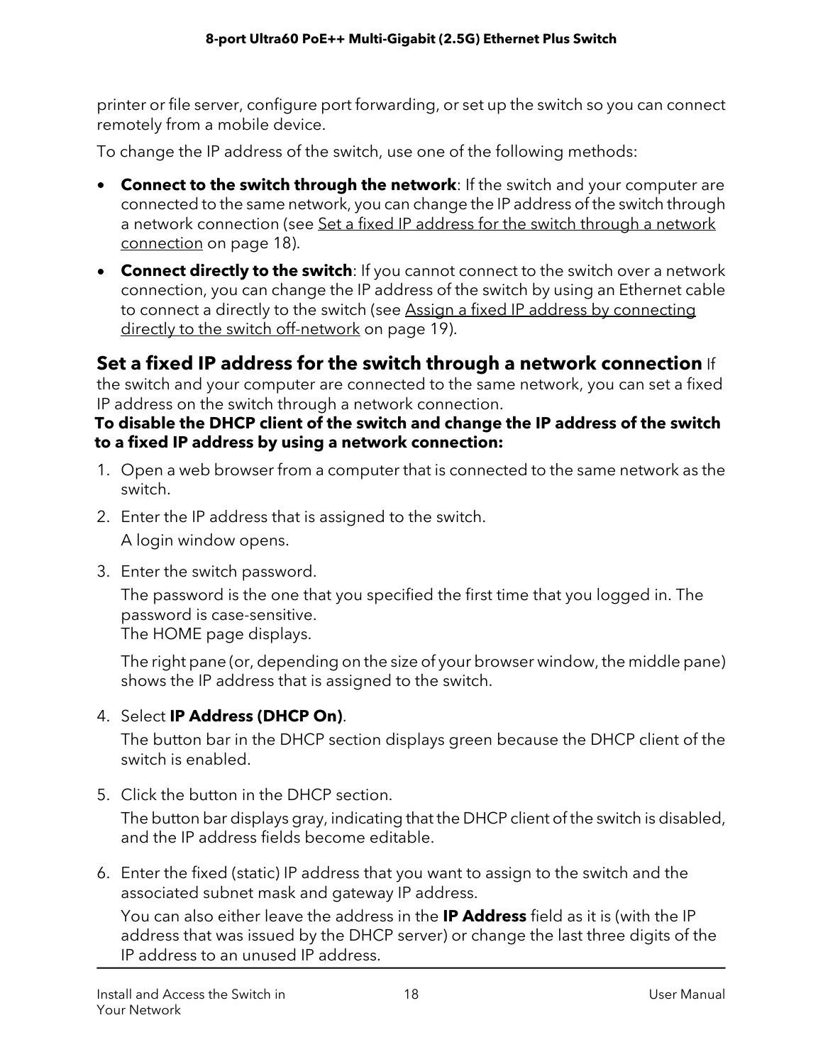printer or file server, configure port forwarding, or set up the switch so you can connect remotely from a mobile device.

To change the IP address of the switch, use one of the following methods:

- **Connect to the switch through the network**: If the switch and your computer are connected to the same network, you can change the IP address of the switch through a network connection (see Set a fixed IP address for the switch through a network connection on page 18).
- **Connect directly to the switch**: If you cannot connect to the switch over a network connection, you can change the IP address of the switch by using an Ethernet cable to connect a directly to the switch (see Assign a fixed IP address by connecting directly to the switch off-network on page 19).

## Set a fixed IP address for the switch through a network connection

If the switch and your computer are connected to the same network, you can set a fixed IP address on the switch through a network connection.

**To disable the DHCP client of the switch and change the IP address of the switch to a fixed IP address by using a network connection:**

1. Open a web browser from a computer that is connected to the same network as the switch.
2. Enter the IP address that is assigned to the switch.

   A login window opens.
3. Enter the switch password.

   The password is the one that you specified the first time that you logged in. The password is case-sensitive.
   The HOME page displays.

   The right pane (or, depending on the size of your browser window, the middle pane) shows the IP address that is assigned to the switch.
4. Select **IP Address (DHCP On)**.

   The button bar in the DHCP section displays green because the DHCP client of the switch is enabled.
5. Click the button in the DHCP section.

   The button bar displays gray, indicating that the DHCP client of the switch is disabled, and the IP address fields become editable.
6. Enter the fixed (static) IP address that you want to assign to the switch and the associated subnet mask and gateway IP address.

   You can also either leave the address in the **IP Address** field as it is (with the IP address that was issued by the DHCP server) or change the last three digits of the IP address to an unused IP address.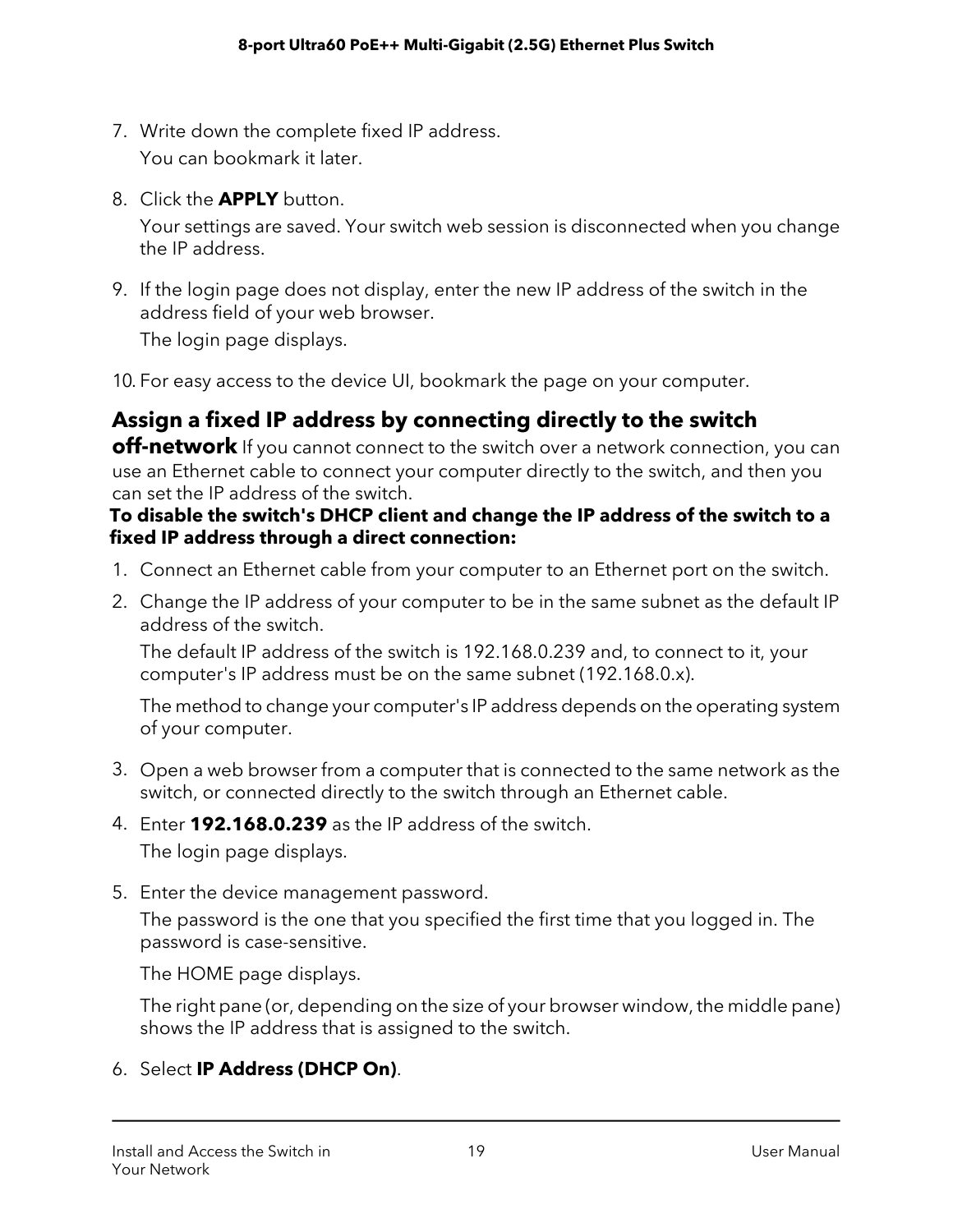7. Write down the complete fixed IP address.

   You can bookmark it later.

8. Click the **APPLY** button.

   Your settings are saved. Your switch web session is disconnected when you change the IP address.

9. If the login page does not display, enter the new IP address of the switch in the address field of your web browser.

   The login page displays.

10. For easy access to the device UI, bookmark the page on your computer.

### Assign a fixed IP address by connecting directly to the switch off-network

If you cannot connect to the switch over a network connection, you can use an Ethernet cable to connect your computer directly to the switch, and then you can set the IP address of the switch.

**To disable the switch's DHCP client and change the IP address of the switch to a fixed IP address through a direct connection:**

1. Connect an Ethernet cable from your computer to an Ethernet port on the switch.

2. Change the IP address of your computer to be in the same subnet as the default IP address of the switch.

   The default IP address of the switch is 192.168.0.239 and, to connect to it, your computer's IP address must be on the same subnet (192.168.0.x).

   The method to change your computer's IP address depends on the operating system of your computer.

3. Open a web browser from a computer that is connected to the same network as the switch, or connected directly to the switch through an Ethernet cable.

4. Enter **192.168.0.239** as the IP address of the switch.

   The login page displays.

5. Enter the device management password.

   The password is the one that you specified the first time that you logged in. The password is case-sensitive.

   The HOME page displays.

   The right pane (or, depending on the size of your browser window, the middle pane) shows the IP address that is assigned to the switch.

6. Select **IP Address (DHCP On)**.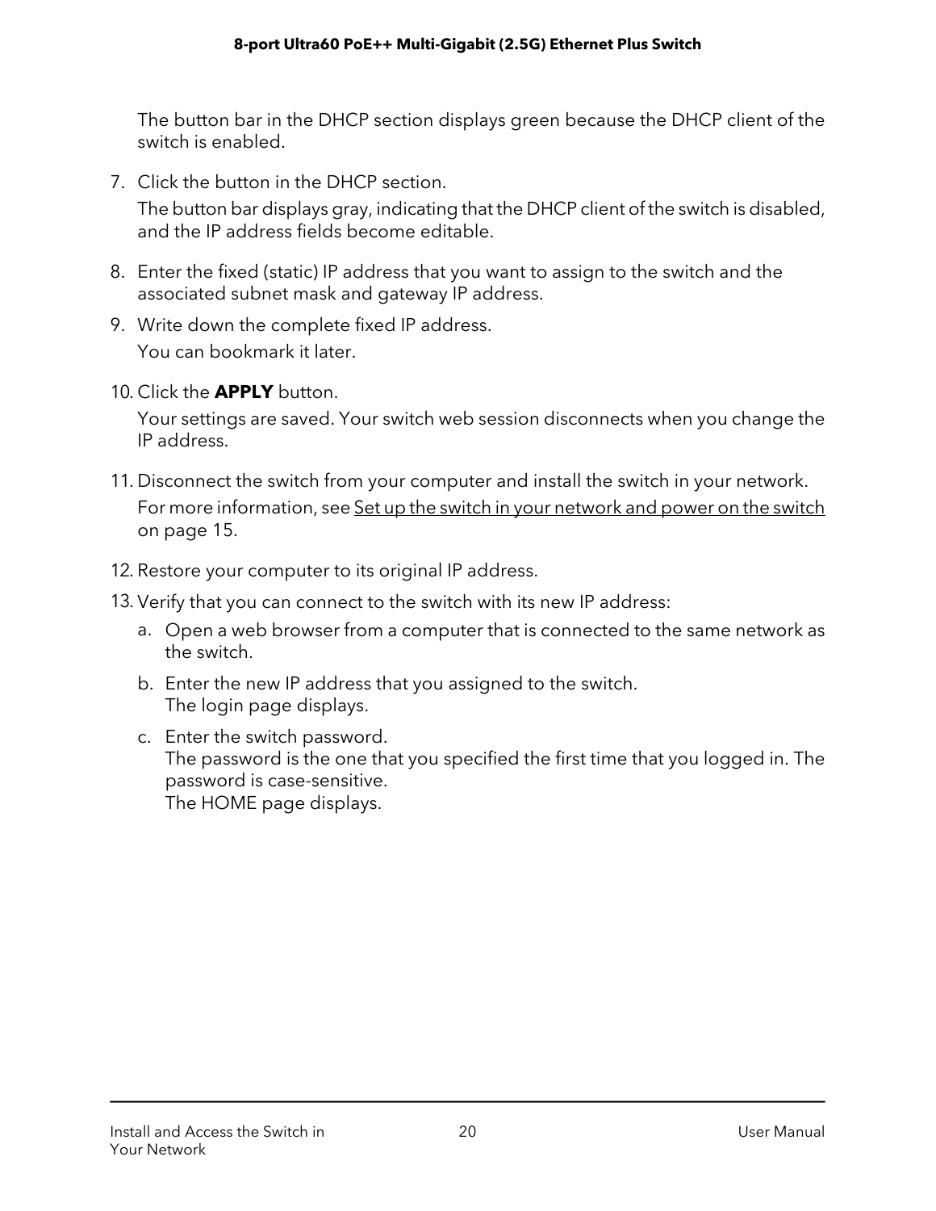The button bar in the DHCP section displays green because the DHCP client of the switch is enabled.

7. Click the button in the DHCP section.

   The button bar displays gray, indicating that the DHCP client of the switch is disabled, and the IP address fields become editable.

8. Enter the fixed (static) IP address that you want to assign to the switch and the associated subnet mask and gateway IP address.

9. Write down the complete fixed IP address.

   You can bookmark it later.

10. Click the **APPLY** button.

    Your settings are saved. Your switch web session disconnects when you change the IP address.

11. Disconnect the switch from your computer and install the switch in your network.

    For more information, see Set up the switch in your network and power on the switch on page 15.

12. Restore your computer to its original IP address.

13. Verify that you can connect to the switch with its new IP address:

    a. Open a web browser from a computer that is connected to the same network as the switch.

    b. Enter the new IP address that you assigned to the switch.
       The login page displays.

    c. Enter the switch password.
       The password is the one that you specified the first time that you logged in. The password is case-sensitive.
       The HOME page displays.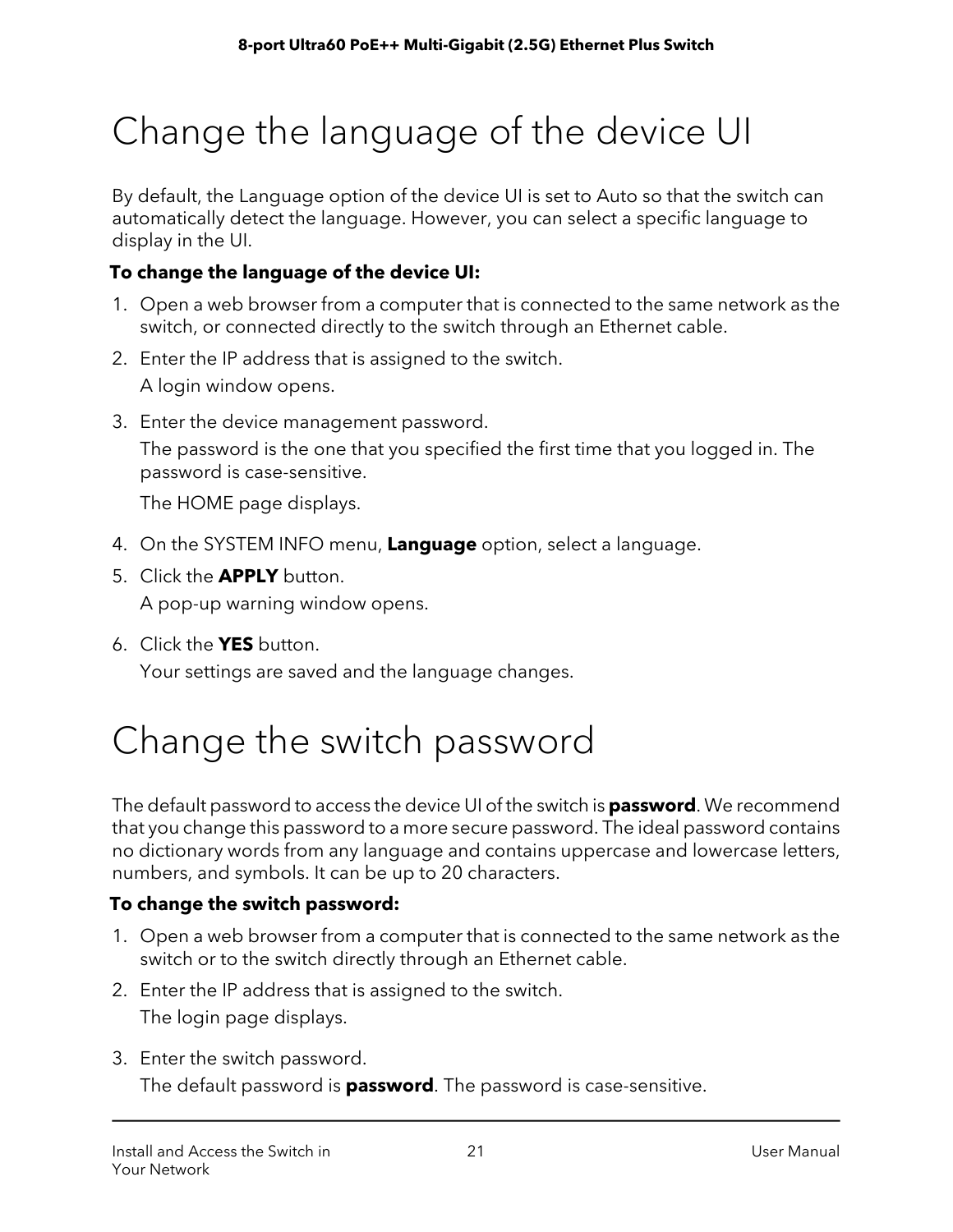# Change the language of the device UI

By default, the Language option of the device UI is set to Auto so that the switch can automatically detect the language. However, you can select a specific language to display in the UI.

**To change the language of the device UI:**

1. Open a web browser from a computer that is connected to the same network as the switch, or connected directly to the switch through an Ethernet cable.
2. Enter the IP address that is assigned to the switch.

   A login window opens.
3. Enter the device management password.

   The password is the one that you specified the first time that you logged in. The password is case-sensitive.

   The HOME page displays.
4. On the SYSTEM INFO menu, **Language** option, select a language.
5. Click the **APPLY** button.

   A pop-up warning window opens.
6. Click the **YES** button.

   Your settings are saved and the language changes.

# Change the switch password

The default password to access the device UI of the switch is **password**. We recommend that you change this password to a more secure password. The ideal password contains no dictionary words from any language and contains uppercase and lowercase letters, numbers, and symbols. It can be up to 20 characters.

**To change the switch password:**

1. Open a web browser from a computer that is connected to the same network as the switch or to the switch directly through an Ethernet cable.
2. Enter the IP address that is assigned to the switch.

   The login page displays.
3. Enter the switch password.

   The default password is **password**. The password is case-sensitive.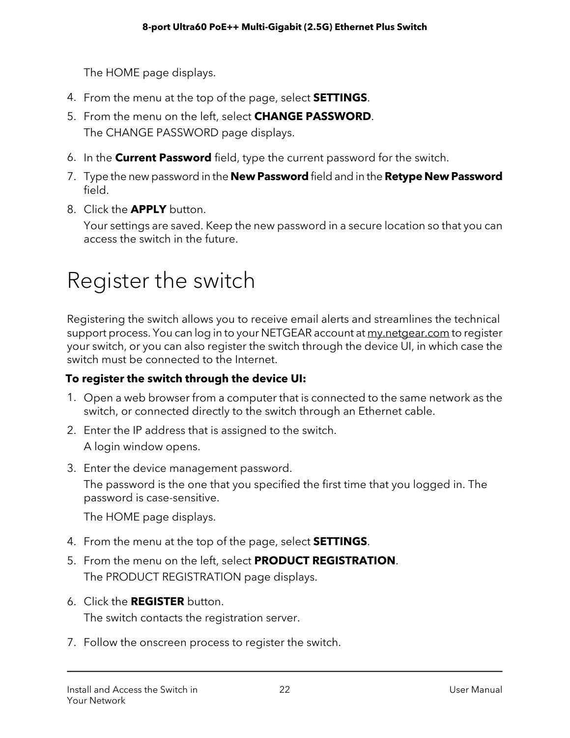The HOME page displays.

4. From the menu at the top of the page, select **SETTINGS**.
5. From the menu on the left, select **CHANGE PASSWORD**.

   The CHANGE PASSWORD page displays.

6. In the **Current Password** field, type the current password for the switch.
7. Type the new password in the **New Password** field and in the **Retype New Password** field.
8. Click the **APPLY** button.

   Your settings are saved. Keep the new password in a secure location so that you can access the switch in the future.

# Register the switch

Registering the switch allows you to receive email alerts and streamlines the technical support process. You can log in to your NETGEAR account at my.netgear.com to register your switch, or you can also register the switch through the device UI, in which case the switch must be connected to the Internet.

**To register the switch through the device UI:**

1. Open a web browser from a computer that is connected to the same network as the switch, or connected directly to the switch through an Ethernet cable.
2. Enter the IP address that is assigned to the switch.

   A login window opens.

3. Enter the device management password.

   The password is the one that you specified the first time that you logged in. The password is case-sensitive.

   The HOME page displays.

4. From the menu at the top of the page, select **SETTINGS**.
5. From the menu on the left, select **PRODUCT REGISTRATION**.

   The PRODUCT REGISTRATION page displays.

6. Click the **REGISTER** button.

   The switch contacts the registration server.

7. Follow the onscreen process to register the switch.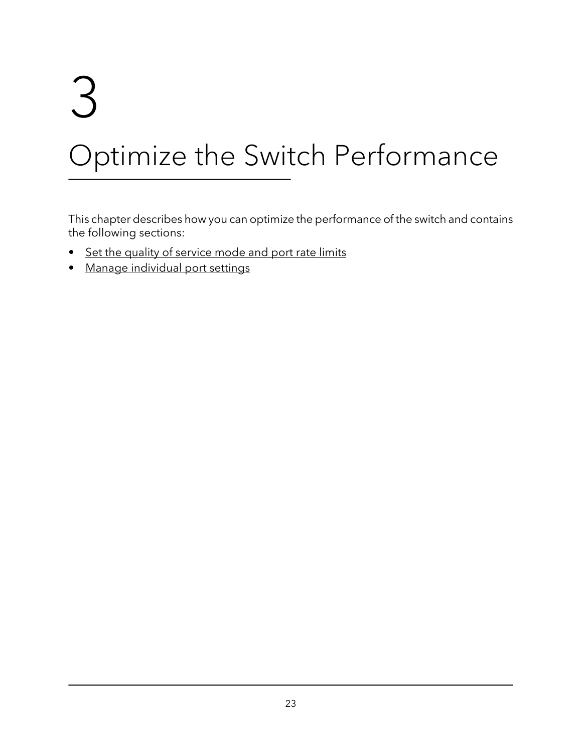# 3

# Optimize the Switch Performance

This chapter describes how you can optimize the performance of the switch and contains the following sections:

- Set the quality of service mode and port rate limits
- Manage individual port settings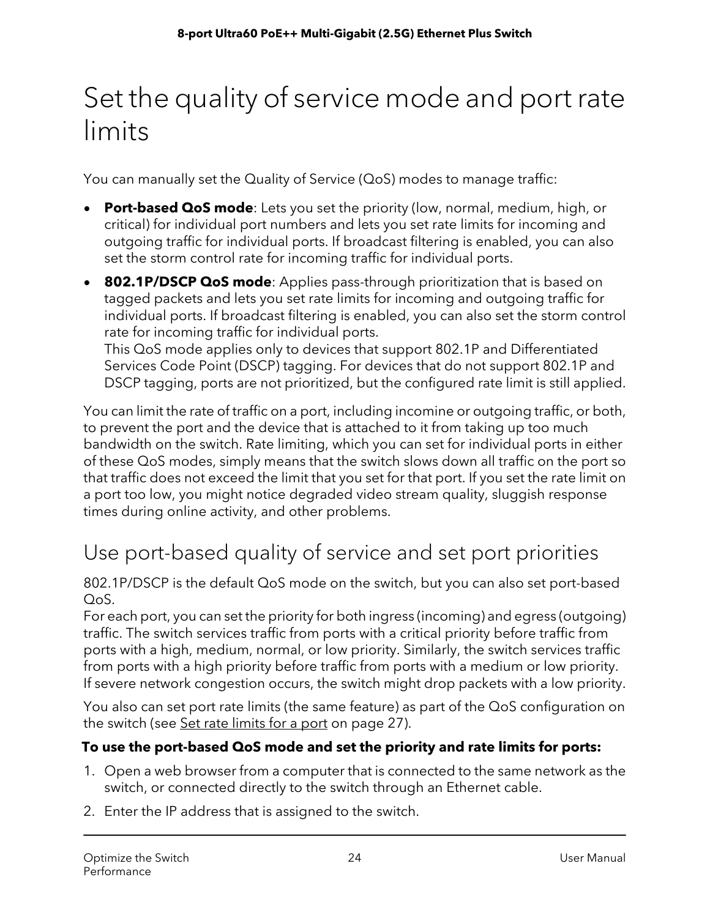# Set the quality of service mode and port rate limits

You can manually set the Quality of Service (QoS) modes to manage traffic:

- **Port-based QoS mode**: Lets you set the priority (low, normal, medium, high, or critical) for individual port numbers and lets you set rate limits for incoming and outgoing traffic for individual ports. If broadcast filtering is enabled, you can also set the storm control rate for incoming traffic for individual ports.
- **802.1P/DSCP QoS mode**: Applies pass-through prioritization that is based on tagged packets and lets you set rate limits for incoming and outgoing traffic for individual ports. If broadcast filtering is enabled, you can also set the storm control rate for incoming traffic for individual ports.
  This QoS mode applies only to devices that support 802.1P and Differentiated Services Code Point (DSCP) tagging. For devices that do not support 802.1P and DSCP tagging, ports are not prioritized, but the configured rate limit is still applied.

You can limit the rate of traffic on a port, including incomine or outgoing traffic, or both, to prevent the port and the device that is attached to it from taking up too much bandwidth on the switch. Rate limiting, which you can set for individual ports in either of these QoS modes, simply means that the switch slows down all traffic on the port so that traffic does not exceed the limit that you set for that port. If you set the rate limit on a port too low, you might notice degraded video stream quality, sluggish response times during online activity, and other problems.

## Use port-based quality of service and set port priorities

802.1P/DSCP is the default QoS mode on the switch, but you can also set port-based QoS.
For each port, you can set the priority for both ingress (incoming) and egress (outgoing) traffic. The switch services traffic from ports with a critical priority before traffic from ports with a high, medium, normal, or low priority. Similarly, the switch services traffic from ports with a high priority before traffic from ports with a medium or low priority. If severe network congestion occurs, the switch might drop packets with a low priority.

You also can set port rate limits (the same feature) as part of the QoS configuration on the switch (see Set rate limits for a port on page 27).

**To use the port-based QoS mode and set the priority and rate limits for ports:**

1. Open a web browser from a computer that is connected to the same network as the switch, or connected directly to the switch through an Ethernet cable.
2. Enter the IP address that is assigned to the switch.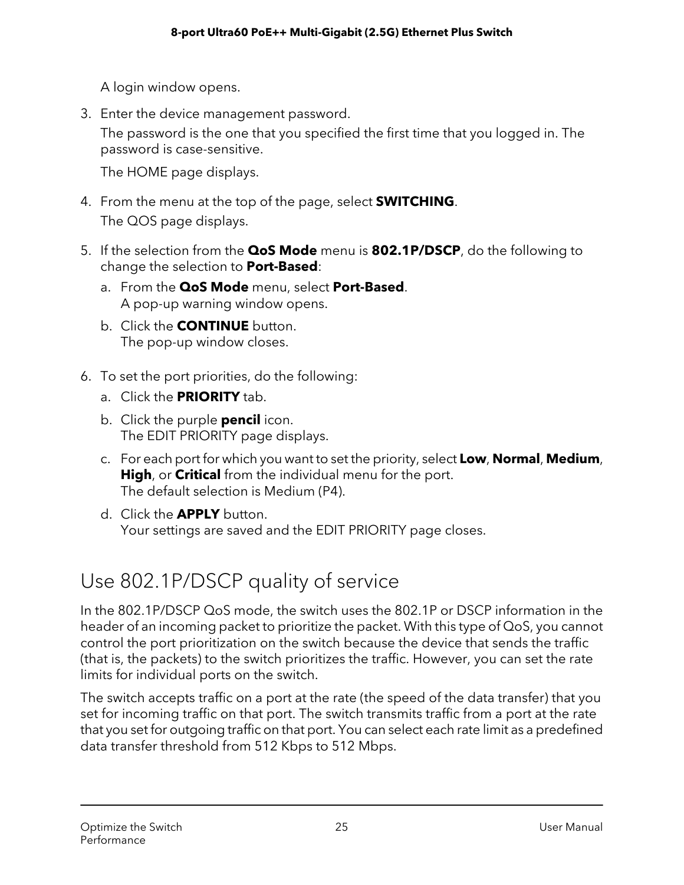A login window opens.

3. Enter the device management password.

   The password is the one that you specified the first time that you logged in. The password is case-sensitive.

   The HOME page displays.

4. From the menu at the top of the page, select **SWITCHING**.
   The QOS page displays.

5. If the selection from the **QoS Mode** menu is **802.1P/DSCP**, do the following to change the selection to **Port-Based**:

   a. From the **QoS Mode** menu, select **Port-Based**.
      A pop-up warning window opens.

   b. Click the **CONTINUE** button.
      The pop-up window closes.

6. To set the port priorities, do the following:

   a. Click the **PRIORITY** tab.

   b. Click the purple **pencil** icon.
      The EDIT PRIORITY page displays.

   c. For each port for which you want to set the priority, select **Low**, **Normal**, **Medium**, **High**, or **Critical** from the individual menu for the port.
      The default selection is Medium (P4).

   d. Click the **APPLY** button.
      Your settings are saved and the EDIT PRIORITY page closes.

## Use 802.1P/DSCP quality of service

In the 802.1P/DSCP QoS mode, the switch uses the 802.1P or DSCP information in the header of an incoming packet to prioritize the packet. With this type of QoS, you cannot control the port prioritization on the switch because the device that sends the traffic (that is, the packets) to the switch prioritizes the traffic. However, you can set the rate limits for individual ports on the switch.

The switch accepts traffic on a port at the rate (the speed of the data transfer) that you set for incoming traffic on that port. The switch transmits traffic from a port at the rate that you set for outgoing traffic on that port. You can select each rate limit as a predefined data transfer threshold from 512 Kbps to 512 Mbps.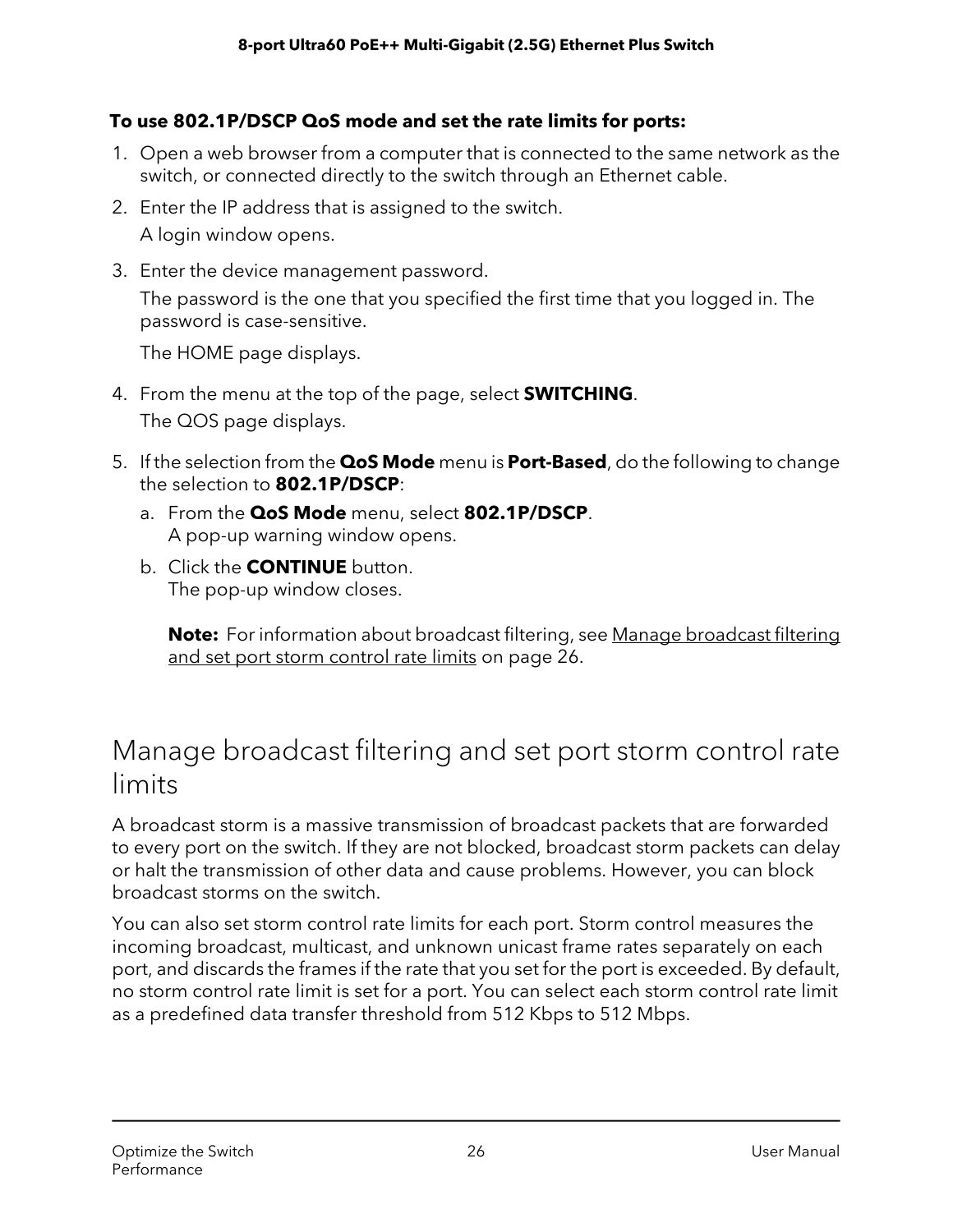**To use 802.1P/DSCP QoS mode and set the rate limits for ports:**

1. Open a web browser from a computer that is connected to the same network as the switch, or connected directly to the switch through an Ethernet cable.
2. Enter the IP address that is assigned to the switch.
   A login window opens.
3. Enter the device management password.
   The password is the one that you specified the first time that you logged in. The password is case-sensitive.
   The HOME page displays.
4. From the menu at the top of the page, select **SWITCHING**.
   The QOS page displays.
5. If the selection from the **QoS Mode** menu is **Port-Based**, do the following to change the selection to **802.1P/DSCP**:
   a. From the **QoS Mode** menu, select **802.1P/DSCP**.
   A pop-up warning window opens.
   b. Click the **CONTINUE** button.
   The pop-up window closes.

   **Note:** For information about broadcast filtering, see Manage broadcast filtering and set port storm control rate limits on page 26.

## Manage broadcast filtering and set port storm control rate limits

A broadcast storm is a massive transmission of broadcast packets that are forwarded to every port on the switch. If they are not blocked, broadcast storm packets can delay or halt the transmission of other data and cause problems. However, you can block broadcast storms on the switch.

You can also set storm control rate limits for each port. Storm control measures the incoming broadcast, multicast, and unknown unicast frame rates separately on each port, and discards the frames if the rate that you set for the port is exceeded. By default, no storm control rate limit is set for a port. You can select each storm control rate limit as a predefined data transfer threshold from 512 Kbps to 512 Mbps.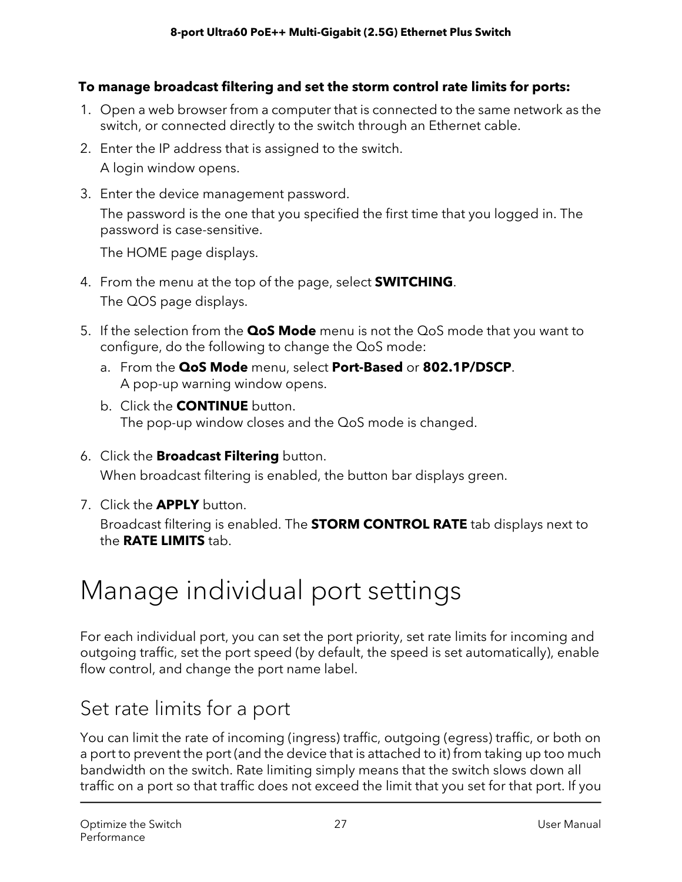**To manage broadcast filtering and set the storm control rate limits for ports:**

1. Open a web browser from a computer that is connected to the same network as the switch, or connected directly to the switch through an Ethernet cable.
2. Enter the IP address that is assigned to the switch.

   A login window opens.
3. Enter the device management password.

   The password is the one that you specified the first time that you logged in. The password is case-sensitive.

   The HOME page displays.
4. From the menu at the top of the page, select **SWITCHING**.

   The QOS page displays.
5. If the selection from the **QoS Mode** menu is not the QoS mode that you want to configure, do the following to change the QoS mode:
   a. From the **QoS Mode** menu, select **Port-Based** or **802.1P/DSCP**.
      A pop-up warning window opens.
   b. Click the **CONTINUE** button.
      The pop-up window closes and the QoS mode is changed.
6. Click the **Broadcast Filtering** button.

   When broadcast filtering is enabled, the button bar displays green.
7. Click the **APPLY** button.

   Broadcast filtering is enabled. The **STORM CONTROL RATE** tab displays next to the **RATE LIMITS** tab.

# Manage individual port settings

For each individual port, you can set the port priority, set rate limits for incoming and outgoing traffic, set the port speed (by default, the speed is set automatically), enable flow control, and change the port name label.

## Set rate limits for a port

You can limit the rate of incoming (ingress) traffic, outgoing (egress) traffic, or both on a port to prevent the port (and the device that is attached to it) from taking up too much bandwidth on the switch. Rate limiting simply means that the switch slows down all traffic on a port so that traffic does not exceed the limit that you set for that port. If you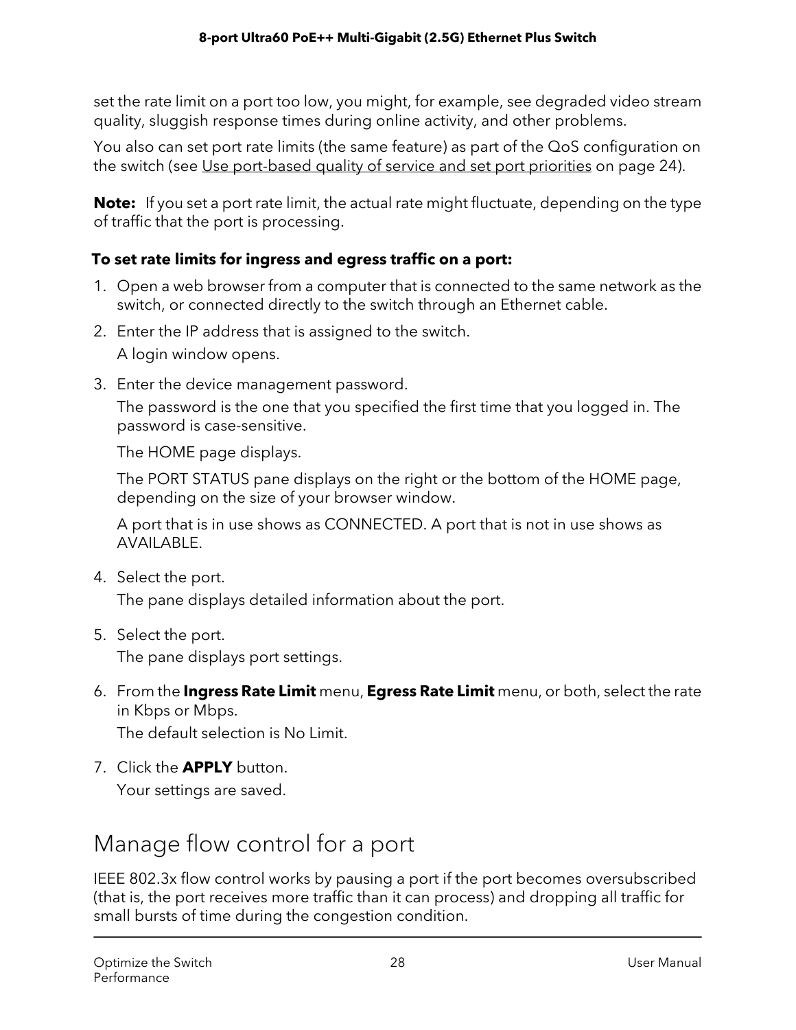set the rate limit on a port too low, you might, for example, see degraded video stream quality, sluggish response times during online activity, and other problems.

You also can set port rate limits (the same feature) as part of the QoS configuration on the switch (see Use port-based quality of service and set port priorities on page 24).

**Note:** If you set a port rate limit, the actual rate might fluctuate, depending on the type of traffic that the port is processing.

**To set rate limits for ingress and egress traffic on a port:**

1. Open a web browser from a computer that is connected to the same network as the switch, or connected directly to the switch through an Ethernet cable.
2. Enter the IP address that is assigned to the switch.

   A login window opens.
3. Enter the device management password.

   The password is the one that you specified the first time that you logged in. The password is case-sensitive.

   The HOME page displays.

   The PORT STATUS pane displays on the right or the bottom of the HOME page, depending on the size of your browser window.

   A port that is in use shows as CONNECTED. A port that is not in use shows as AVAILABLE.
4. Select the port.

   The pane displays detailed information about the port.
5. Select the port.

   The pane displays port settings.
6. From the **Ingress Rate Limit** menu, **Egress Rate Limit** menu, or both, select the rate in Kbps or Mbps.

   The default selection is No Limit.
7. Click the **APPLY** button.

   Your settings are saved.

## Manage flow control for a port

IEEE 802.3x flow control works by pausing a port if the port becomes oversubscribed (that is, the port receives more traffic than it can process) and dropping all traffic for small bursts of time during the congestion condition.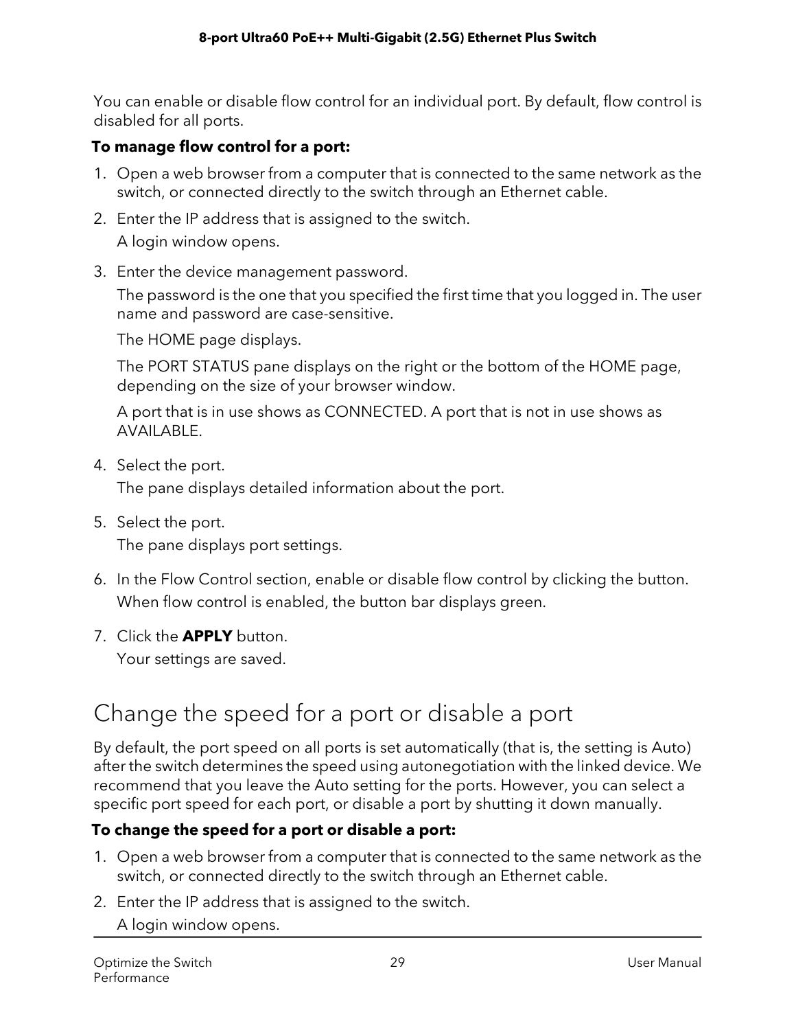You can enable or disable flow control for an individual port. By default, flow control is disabled for all ports.

**To manage flow control for a port:**

1. Open a web browser from a computer that is connected to the same network as the switch, or connected directly to the switch through an Ethernet cable.
2. Enter the IP address that is assigned to the switch.

   A login window opens.
3. Enter the device management password.

   The password is the one that you specified the first time that you logged in. The user name and password are case-sensitive.

   The HOME page displays.

   The PORT STATUS pane displays on the right or the bottom of the HOME page, depending on the size of your browser window.

   A port that is in use shows as CONNECTED. A port that is not in use shows as AVAILABLE.
4. Select the port.

   The pane displays detailed information about the port.
5. Select the port.

   The pane displays port settings.
6. In the Flow Control section, enable or disable flow control by clicking the button.

   When flow control is enabled, the button bar displays green.
7. Click the **APPLY** button.

   Your settings are saved.

## Change the speed for a port or disable a port

By default, the port speed on all ports is set automatically (that is, the setting is Auto) after the switch determines the speed using autonegotiation with the linked device. We recommend that you leave the Auto setting for the ports. However, you can select a specific port speed for each port, or disable a port by shutting it down manually.

**To change the speed for a port or disable a port:**

1. Open a web browser from a computer that is connected to the same network as the switch, or connected directly to the switch through an Ethernet cable.
2. Enter the IP address that is assigned to the switch.

   A login window opens.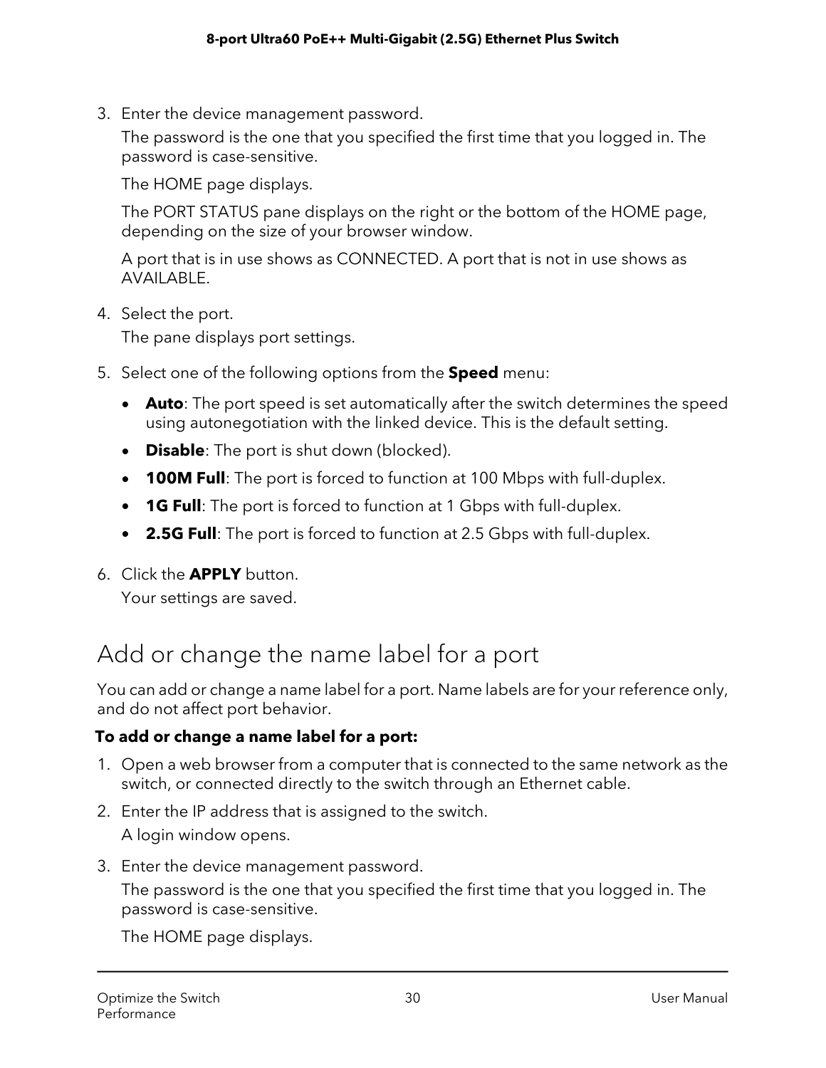3. Enter the device management password.

   The password is the one that you specified the first time that you logged in. The password is case-sensitive.

   The HOME page displays.

   The PORT STATUS pane displays on the right or the bottom of the HOME page, depending on the size of your browser window.

   A port that is in use shows as CONNECTED. A port that is not in use shows as AVAILABLE.

4. Select the port.

   The pane displays port settings.

5. Select one of the following options from the **Speed** menu:

   - **Auto**: The port speed is set automatically after the switch determines the speed using autonegotiation with the linked device. This is the default setting.
   - **Disable**: The port is shut down (blocked).
   - **100M Full**: The port is forced to function at 100 Mbps with full-duplex.
   - **1G Full**: The port is forced to function at 1 Gbps with full-duplex.
   - **2.5G Full**: The port is forced to function at 2.5 Gbps with full-duplex.

6. Click the **APPLY** button.

   Your settings are saved.

## Add or change the name label for a port

You can add or change a name label for a port. Name labels are for your reference only, and do not affect port behavior.

**To add or change a name label for a port:**

1. Open a web browser from a computer that is connected to the same network as the switch, or connected directly to the switch through an Ethernet cable.
2. Enter the IP address that is assigned to the switch.

   A login window opens.

3. Enter the device management password.

   The password is the one that you specified the first time that you logged in. The password is case-sensitive.

   The HOME page displays.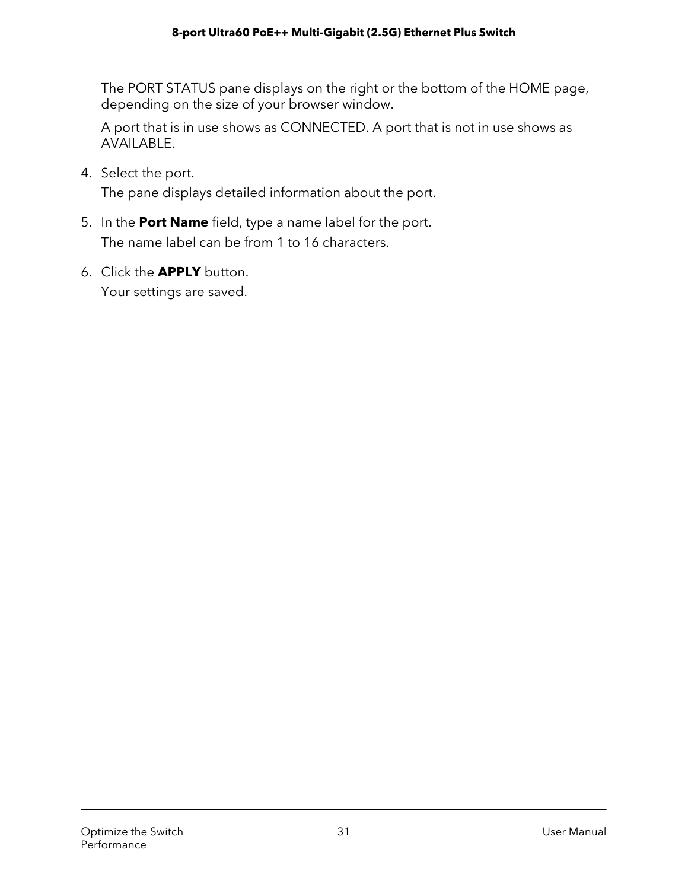The PORT STATUS pane displays on the right or the bottom of the HOME page, depending on the size of your browser window.

A port that is in use shows as CONNECTED. A port that is not in use shows as AVAILABLE.

4. Select the port.

   The pane displays detailed information about the port.

5. In the **Port Name** field, type a name label for the port.

   The name label can be from 1 to 16 characters.

6. Click the **APPLY** button.

   Your settings are saved.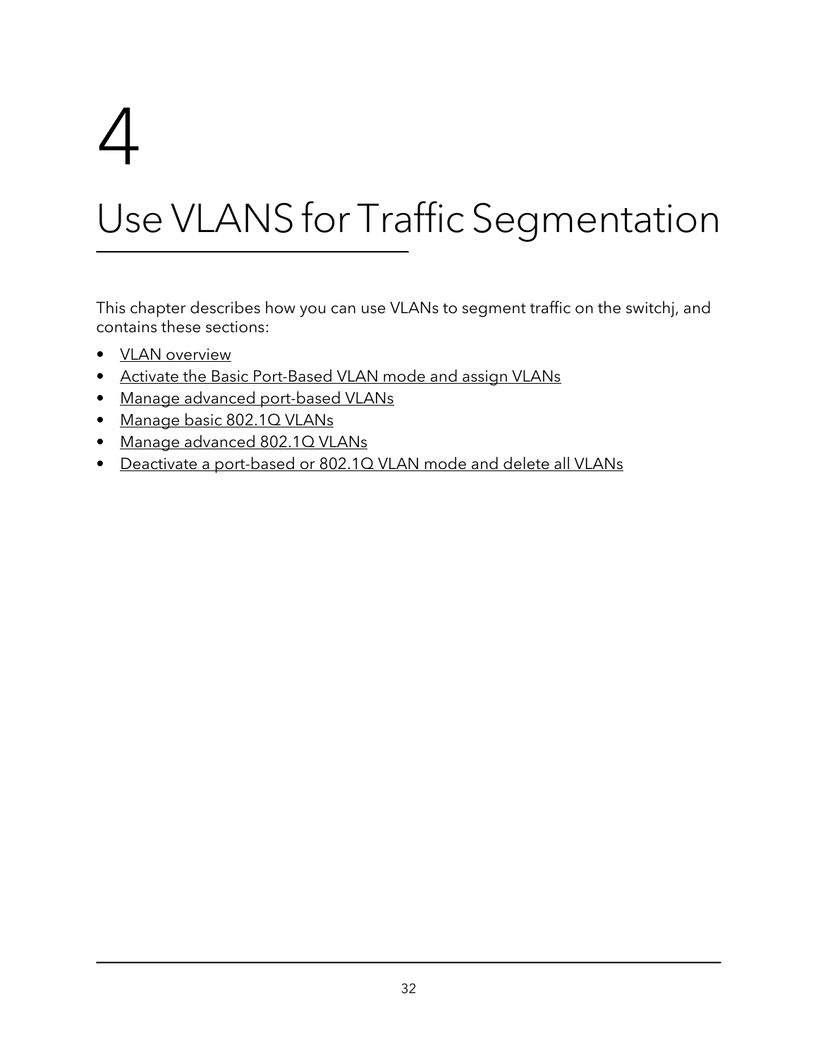# 4

# Use VLANS for Traffic Segmentation

This chapter describes how you can use VLANs to segment traffic on the switchj, and contains these sections:

- VLAN overview
- Activate the Basic Port-Based VLAN mode and assign VLANs
- Manage advanced port-based VLANs
- Manage basic 802.1Q VLANs
- Manage advanced 802.1Q VLANs
- Deactivate a port-based or 802.1Q VLAN mode and delete all VLANs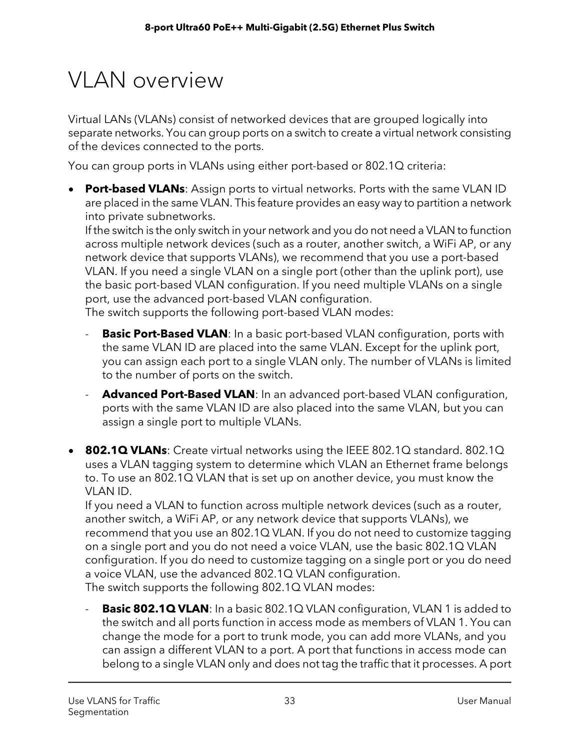# VLAN overview

Virtual LANs (VLANs) consist of networked devices that are grouped logically into separate networks. You can group ports on a switch to create a virtual network consisting of the devices connected to the ports.

You can group ports in VLANs using either port-based or 802.1Q criteria:

- **Port-based VLANs**: Assign ports to virtual networks. Ports with the same VLAN ID are placed in the same VLAN. This feature provides an easy way to partition a network into private subnetworks.
  If the switch is the only switch in your network and you do not need a VLAN to function across multiple network devices (such as a router, another switch, a WiFi AP, or any network device that supports VLANs), we recommend that you use a port-based VLAN. If you need a single VLAN on a single port (other than the uplink port), use the basic port-based VLAN configuration. If you need multiple VLANs on a single port, use the advanced port-based VLAN configuration.
  The switch supports the following port-based VLAN modes:
  - **Basic Port-Based VLAN**: In a basic port-based VLAN configuration, ports with the same VLAN ID are placed into the same VLAN. Except for the uplink port, you can assign each port to a single VLAN only. The number of VLANs is limited to the number of ports on the switch.
  - **Advanced Port-Based VLAN**: In an advanced port-based VLAN configuration, ports with the same VLAN ID are also placed into the same VLAN, but you can assign a single port to multiple VLANs.

- **802.1Q VLANs**: Create virtual networks using the IEEE 802.1Q standard. 802.1Q uses a VLAN tagging system to determine which VLAN an Ethernet frame belongs to. To use an 802.1Q VLAN that is set up on another device, you must know the VLAN ID.
  If you need a VLAN to function across multiple network devices (such as a router, another switch, a WiFi AP, or any network device that supports VLANs), we recommend that you use an 802.1Q VLAN. If you do not need to customize tagging on a single port and you do not need a voice VLAN, use the basic 802.1Q VLAN configuration. If you do need to customize tagging on a single port or you do need a voice VLAN, use the advanced 802.1Q VLAN configuration.
  The switch supports the following 802.1Q VLAN modes:
  - **Basic 802.1Q VLAN**: In a basic 802.1Q VLAN configuration, VLAN 1 is added to the switch and all ports function in access mode as members of VLAN 1. You can change the mode for a port to trunk mode, you can add more VLANs, and you can assign a different VLAN to a port. A port that functions in access mode can belong to a single VLAN only and does not tag the traffic that it processes. A port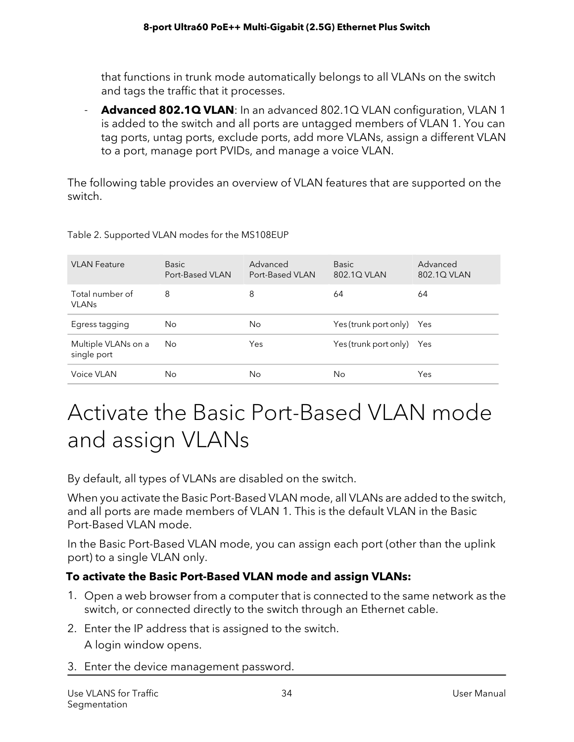that functions in trunk mode automatically belongs to all VLANs on the switch and tags the traffic that it processes.

- **Advanced 802.1Q VLAN**: In an advanced 802.1Q VLAN configuration, VLAN 1 is added to the switch and all ports are untagged members of VLAN 1. You can tag ports, untag ports, exclude ports, add more VLANs, assign a different VLAN to a port, manage port PVIDs, and manage a voice VLAN.

The following table provides an overview of VLAN features that are supported on the switch.

Table 2. Supported VLAN modes for the MS108EUP

| VLAN Feature | Basic Port-Based VLAN | Advanced Port-Based VLAN | Basic 802.1Q VLAN | Advanced 802.1Q VLAN |
|---|---|---|---|---|
| Total number of VLANs | 8 | 8 | 64 | 64 |
| Egress tagging | No | No | Yes (trunk port only) | Yes |
| Multiple VLANs on a single port | No | Yes | Yes (trunk port only) | Yes |
| Voice VLAN | No | No | No | Yes |

# Activate the Basic Port-Based VLAN mode and assign VLANs

By default, all types of VLANs are disabled on the switch.

When you activate the Basic Port-Based VLAN mode, all VLANs are added to the switch, and all ports are made members of VLAN 1. This is the default VLAN in the Basic Port-Based VLAN mode.

In the Basic Port-Based VLAN mode, you can assign each port (other than the uplink port) to a single VLAN only.

**To activate the Basic Port-Based VLAN mode and assign VLANs:**

1. Open a web browser from a computer that is connected to the same network as the switch, or connected directly to the switch through an Ethernet cable.
2. Enter the IP address that is assigned to the switch.
   A login window opens.
3. Enter the device management password.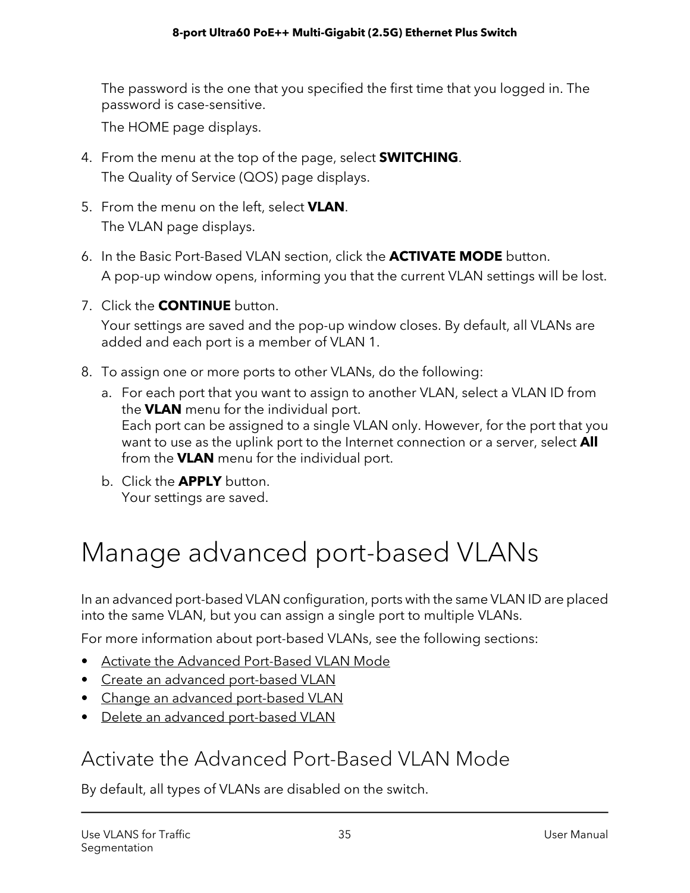The password is the one that you specified the first time that you logged in. The password is case-sensitive.

The HOME page displays.

4. From the menu at the top of the page, select **SWITCHING**.

   The Quality of Service (QOS) page displays.

5. From the menu on the left, select **VLAN**.

   The VLAN page displays.

6. In the Basic Port-Based VLAN section, click the **ACTIVATE MODE** button.

   A pop-up window opens, informing you that the current VLAN settings will be lost.

7. Click the **CONTINUE** button.

   Your settings are saved and the pop-up window closes. By default, all VLANs are added and each port is a member of VLAN 1.

8. To assign one or more ports to other VLANs, do the following:

   a. For each port that you want to assign to another VLAN, select a VLAN ID from the **VLAN** menu for the individual port.
   Each port can be assigned to a single VLAN only. However, for the port that you want to use as the uplink port to the Internet connection or a server, select **All** from the **VLAN** menu for the individual port.

   b. Click the **APPLY** button.
   Your settings are saved.

# Manage advanced port-based VLANs

In an advanced port-based VLAN configuration, ports with the same VLAN ID are placed into the same VLAN, but you can assign a single port to multiple VLANs.

For more information about port-based VLANs, see the following sections:

- Activate the Advanced Port-Based VLAN Mode
- Create an advanced port-based VLAN
- Change an advanced port-based VLAN
- Delete an advanced port-based VLAN

## Activate the Advanced Port-Based VLAN Mode

By default, all types of VLANs are disabled on the switch.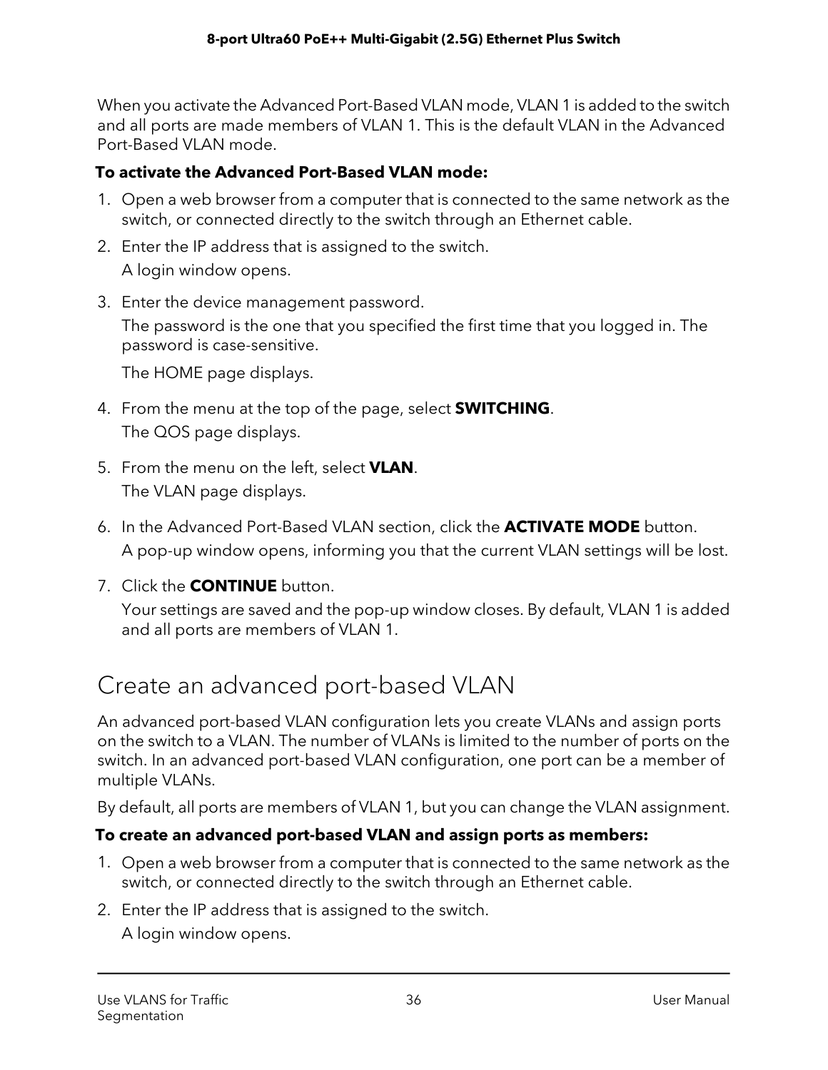When you activate the Advanced Port-Based VLAN mode, VLAN 1 is added to the switch and all ports are made members of VLAN 1. This is the default VLAN in the Advanced Port-Based VLAN mode.

**To activate the Advanced Port-Based VLAN mode:**

1. Open a web browser from a computer that is connected to the same network as the switch, or connected directly to the switch through an Ethernet cable.
2. Enter the IP address that is assigned to the switch.

   A login window opens.

3. Enter the device management password.

   The password is the one that you specified the first time that you logged in. The password is case-sensitive.

   The HOME page displays.

4. From the menu at the top of the page, select **SWITCHING**.

   The QOS page displays.

5. From the menu on the left, select **VLAN**.

   The VLAN page displays.

6. In the Advanced Port-Based VLAN section, click the **ACTIVATE MODE** button.

   A pop-up window opens, informing you that the current VLAN settings will be lost.

7. Click the **CONTINUE** button.

   Your settings are saved and the pop-up window closes. By default, VLAN 1 is added and all ports are members of VLAN 1.

## Create an advanced port-based VLAN

An advanced port-based VLAN configuration lets you create VLANs and assign ports on the switch to a VLAN. The number of VLANs is limited to the number of ports on the switch. In an advanced port-based VLAN configuration, one port can be a member of multiple VLANs.

By default, all ports are members of VLAN 1, but you can change the VLAN assignment.

**To create an advanced port-based VLAN and assign ports as members:**

1. Open a web browser from a computer that is connected to the same network as the switch, or connected directly to the switch through an Ethernet cable.
2. Enter the IP address that is assigned to the switch.

   A login window opens.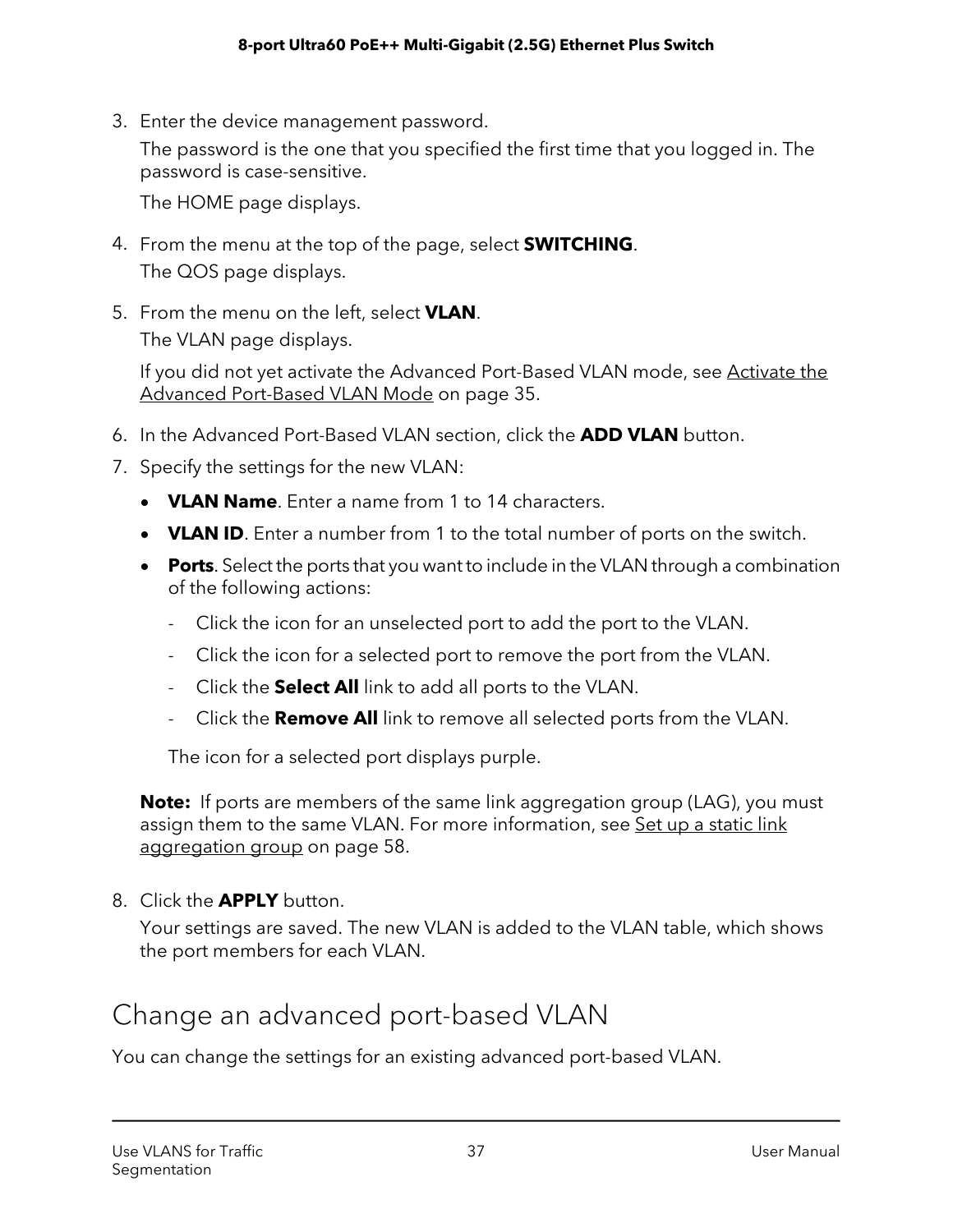3. Enter the device management password.

   The password is the one that you specified the first time that you logged in. The password is case-sensitive.

   The HOME page displays.

4. From the menu at the top of the page, select **SWITCHING**.

   The QOS page displays.

5. From the menu on the left, select **VLAN**.

   The VLAN page displays.

   If you did not yet activate the Advanced Port-Based VLAN mode, see Activate the Advanced Port-Based VLAN Mode on page 35.

6. In the Advanced Port-Based VLAN section, click the **ADD VLAN** button.
7. Specify the settings for the new VLAN:
   - **VLAN Name**. Enter a name from 1 to 14 characters.
   - **VLAN ID**. Enter a number from 1 to the total number of ports on the switch.
   - **Ports**. Select the ports that you want to include in the VLAN through a combination of the following actions:
     - Click the icon for an unselected port to add the port to the VLAN.
     - Click the icon for a selected port to remove the port from the VLAN.
     - Click the **Select All** link to add all ports to the VLAN.
     - Click the **Remove All** link to remove all selected ports from the VLAN.

     The icon for a selected port displays purple.

   **Note:** If ports are members of the same link aggregation group (LAG), you must assign them to the same VLAN. For more information, see Set up a static link aggregation group on page 58.

8. Click the **APPLY** button.

   Your settings are saved. The new VLAN is added to the VLAN table, which shows the port members for each VLAN.

## Change an advanced port-based VLAN

You can change the settings for an existing advanced port-based VLAN.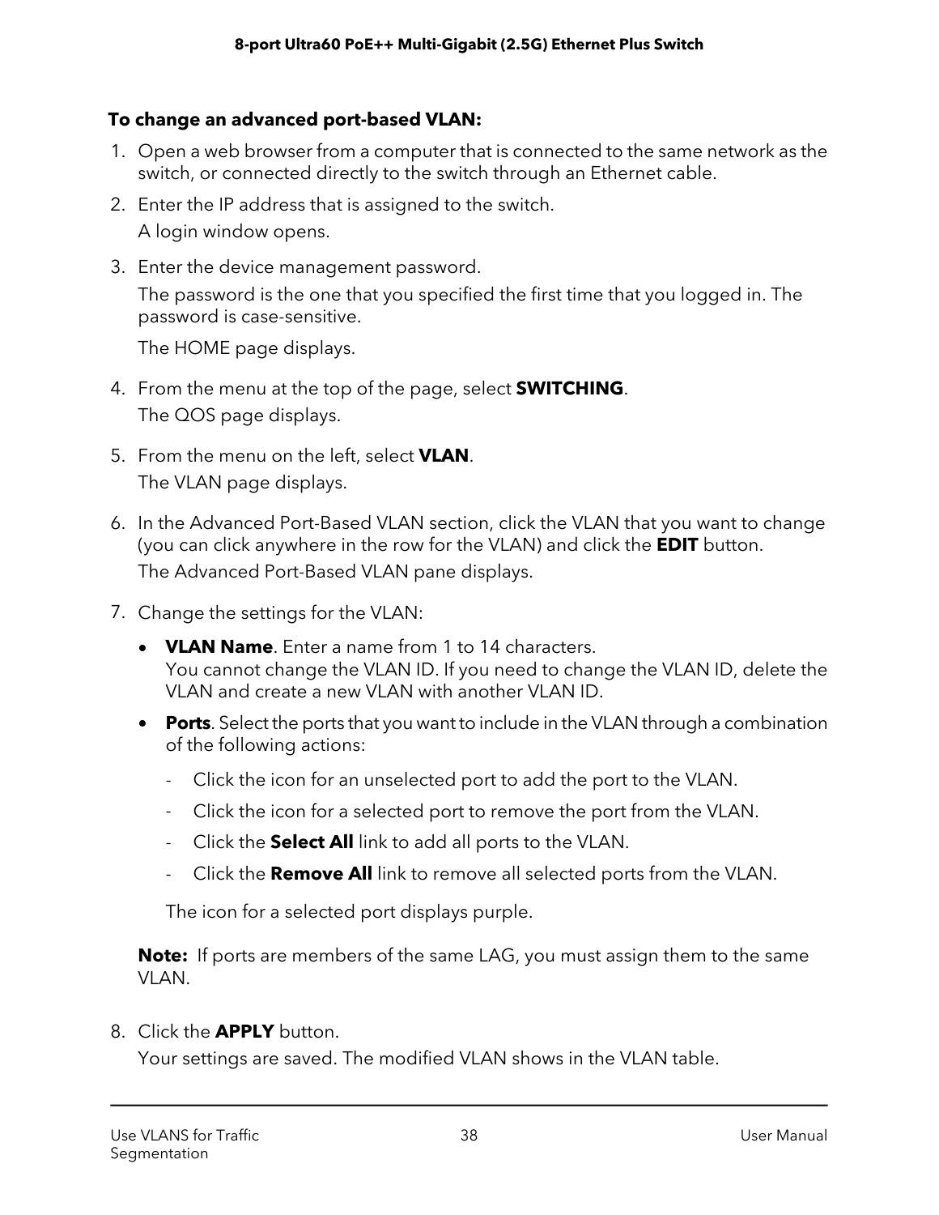**To change an advanced port-based VLAN:**

1. Open a web browser from a computer that is connected to the same network as the switch, or connected directly to the switch through an Ethernet cable.
2. Enter the IP address that is assigned to the switch.

   A login window opens.
3. Enter the device management password.

   The password is the one that you specified the first time that you logged in. The password is case-sensitive.

   The HOME page displays.
4. From the menu at the top of the page, select **SWITCHING**.

   The QOS page displays.
5. From the menu on the left, select **VLAN**.

   The VLAN page displays.
6. In the Advanced Port-Based VLAN section, click the VLAN that you want to change (you can click anywhere in the row for the VLAN) and click the **EDIT** button.

   The Advanced Port-Based VLAN pane displays.
7. Change the settings for the VLAN:
   - **VLAN Name**. Enter a name from 1 to 14 characters.
     You cannot change the VLAN ID. If you need to change the VLAN ID, delete the VLAN and create a new VLAN with another VLAN ID.
   - **Ports**. Select the ports that you want to include in the VLAN through a combination of the following actions:
     - Click the icon for an unselected port to add the port to the VLAN.
     - Click the icon for a selected port to remove the port from the VLAN.
     - Click the **Select All** link to add all ports to the VLAN.
     - Click the **Remove All** link to remove all selected ports from the VLAN.

     The icon for a selected port displays purple.

   **Note:** If ports are members of the same LAG, you must assign them to the same VLAN.

8. Click the **APPLY** button.

   Your settings are saved. The modified VLAN shows in the VLAN table.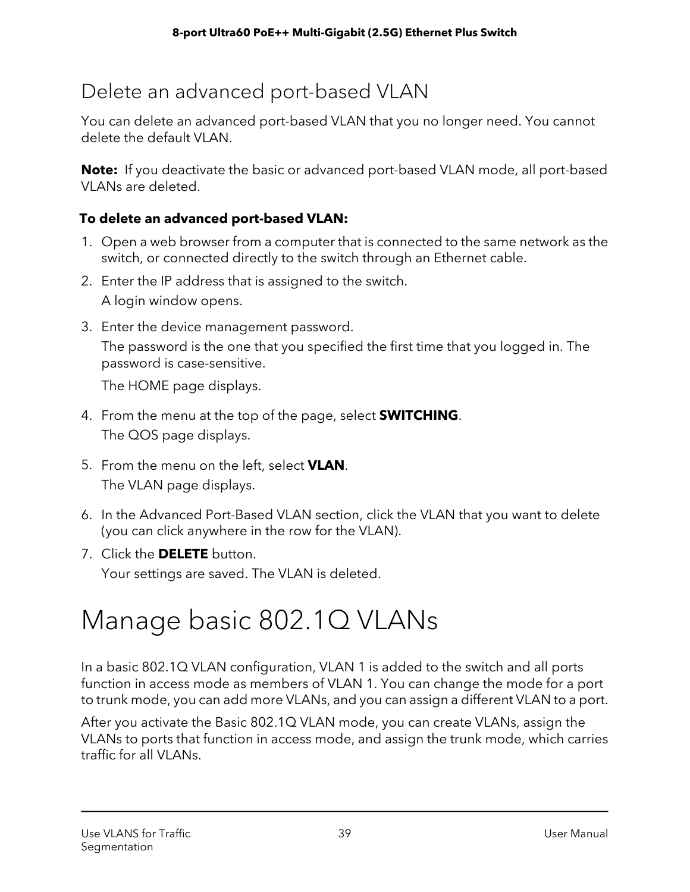## Delete an advanced port-based VLAN

You can delete an advanced port-based VLAN that you no longer need. You cannot delete the default VLAN.

**Note:** If you deactivate the basic or advanced port-based VLAN mode, all port-based VLANs are deleted.

**To delete an advanced port-based VLAN:**

1. Open a web browser from a computer that is connected to the same network as the switch, or connected directly to the switch through an Ethernet cable.
2. Enter the IP address that is assigned to the switch.

   A login window opens.
3. Enter the device management password.

   The password is the one that you specified the first time that you logged in. The password is case-sensitive.

   The HOME page displays.
4. From the menu at the top of the page, select **SWITCHING**.

   The QOS page displays.
5. From the menu on the left, select **VLAN**.

   The VLAN page displays.
6. In the Advanced Port-Based VLAN section, click the VLAN that you want to delete (you can click anywhere in the row for the VLAN).
7. Click the **DELETE** button.

   Your settings are saved. The VLAN is deleted.

# Manage basic 802.1Q VLANs

In a basic 802.1Q VLAN configuration, VLAN 1 is added to the switch and all ports function in access mode as members of VLAN 1. You can change the mode for a port to trunk mode, you can add more VLANs, and you can assign a different VLAN to a port.

After you activate the Basic 802.1Q VLAN mode, you can create VLANs, assign the VLANs to ports that function in access mode, and assign the trunk mode, which carries traffic for all VLANs.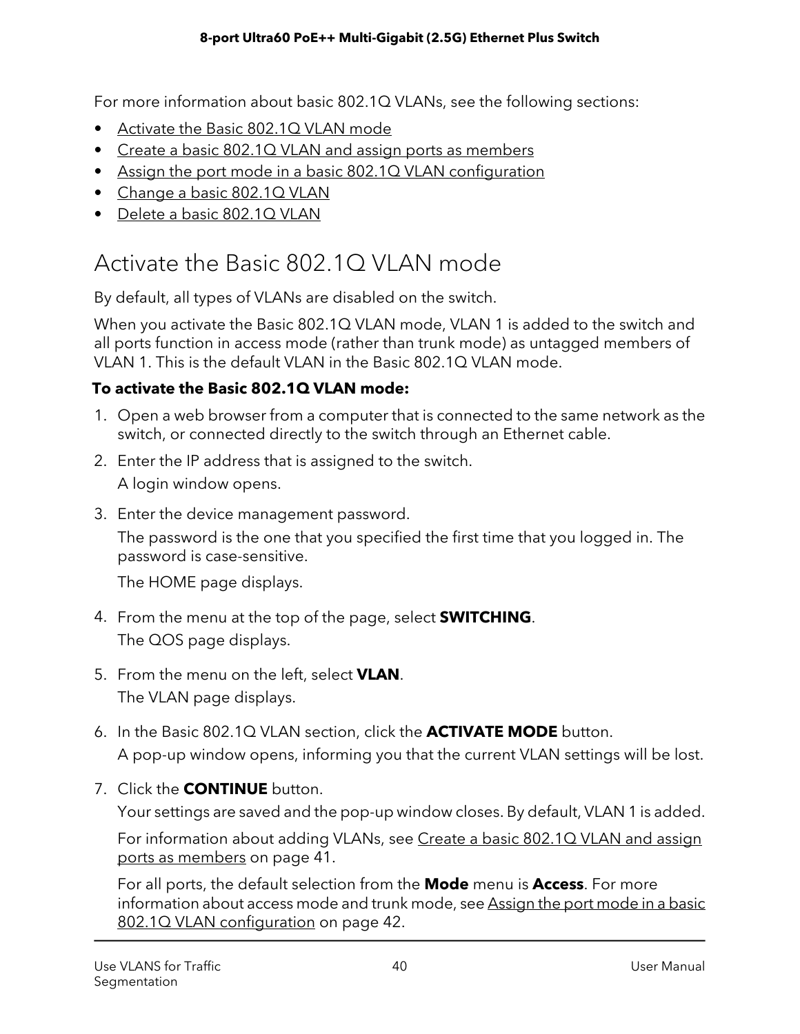For more information about basic 802.1Q VLANs, see the following sections:

- Activate the Basic 802.1Q VLAN mode
- Create a basic 802.1Q VLAN and assign ports as members
- Assign the port mode in a basic 802.1Q VLAN configuration
- Change a basic 802.1Q VLAN
- Delete a basic 802.1Q VLAN

## Activate the Basic 802.1Q VLAN mode

By default, all types of VLANs are disabled on the switch.

When you activate the Basic 802.1Q VLAN mode, VLAN 1 is added to the switch and all ports function in access mode (rather than trunk mode) as untagged members of VLAN 1. This is the default VLAN in the Basic 802.1Q VLAN mode.

**To activate the Basic 802.1Q VLAN mode:**

1. Open a web browser from a computer that is connected to the same network as the switch, or connected directly to the switch through an Ethernet cable.
2. Enter the IP address that is assigned to the switch.

   A login window opens.
3. Enter the device management password.

   The password is the one that you specified the first time that you logged in. The password is case-sensitive.

   The HOME page displays.
4. From the menu at the top of the page, select **SWITCHING**.

   The QOS page displays.
5. From the menu on the left, select **VLAN**.

   The VLAN page displays.
6. In the Basic 802.1Q VLAN section, click the **ACTIVATE MODE** button.

   A pop-up window opens, informing you that the current VLAN settings will be lost.
7. Click the **CONTINUE** button.

   Your settings are saved and the pop-up window closes. By default, VLAN 1 is added.

   For information about adding VLANs, see Create a basic 802.1Q VLAN and assign ports as members on page 41.

   For all ports, the default selection from the **Mode** menu is **Access**. For more information about access mode and trunk mode, see Assign the port mode in a basic 802.1Q VLAN configuration on page 42.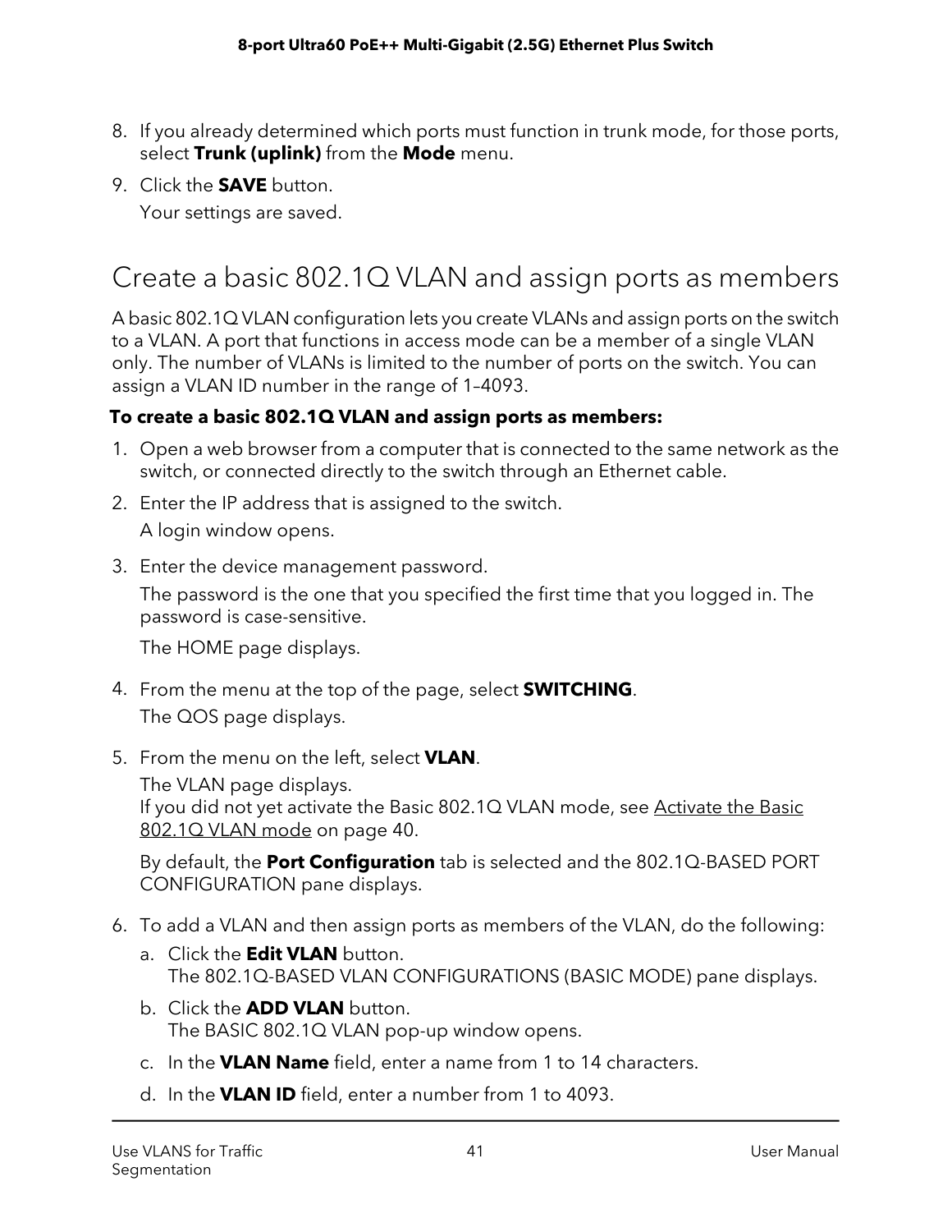8. If you already determined which ports must function in trunk mode, for those ports, select **Trunk (uplink)** from the **Mode** menu.
9. Click the **SAVE** button.
   
   Your settings are saved.

## Create a basic 802.1Q VLAN and assign ports as members

A basic 802.1Q VLAN configuration lets you create VLANs and assign ports on the switch to a VLAN. A port that functions in access mode can be a member of a single VLAN only. The number of VLANs is limited to the number of ports on the switch. You can assign a VLAN ID number in the range of 1–4093.

**To create a basic 802.1Q VLAN and assign ports as members:**

1. Open a web browser from a computer that is connected to the same network as the switch, or connected directly to the switch through an Ethernet cable.
2. Enter the IP address that is assigned to the switch.
   
   A login window opens.
3. Enter the device management password.
   
   The password is the one that you specified the first time that you logged in. The password is case-sensitive.
   
   The HOME page displays.
4. From the menu at the top of the page, select **SWITCHING**.
   
   The QOS page displays.
5. From the menu on the left, select **VLAN**.
   
   The VLAN page displays.
   If you did not yet activate the Basic 802.1Q VLAN mode, see Activate the Basic 802.1Q VLAN mode on page 40.
   
   By default, the **Port Configuration** tab is selected and the 802.1Q-BASED PORT CONFIGURATION pane displays.
6. To add a VLAN and then assign ports as members of the VLAN, do the following:
   a. Click the **Edit VLAN** button.
      The 802.1Q-BASED VLAN CONFIGURATIONS (BASIC MODE) pane displays.
   b. Click the **ADD VLAN** button.
      The BASIC 802.1Q VLAN pop-up window opens.
   c. In the **VLAN Name** field, enter a name from 1 to 14 characters.
   d. In the **VLAN ID** field, enter a number from 1 to 4093.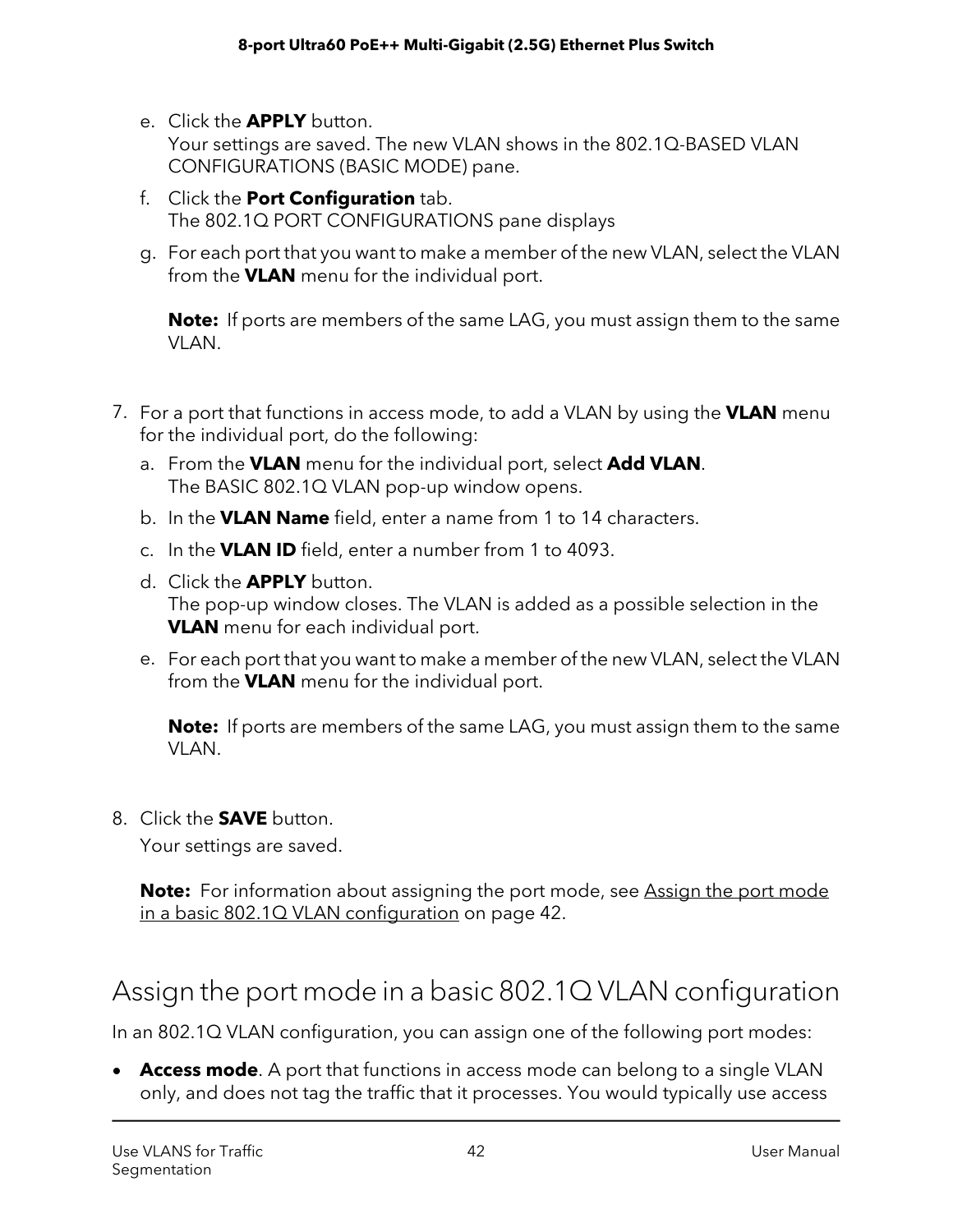e. Click the **APPLY** button.
   Your settings are saved. The new VLAN shows in the 802.1Q-BASED VLAN CONFIGURATIONS (BASIC MODE) pane.

f. Click the **Port Configuration** tab.
   The 802.1Q PORT CONFIGURATIONS pane displays

g. For each port that you want to make a member of the new VLAN, select the VLAN from the **VLAN** menu for the individual port.

   **Note:** If ports are members of the same LAG, you must assign them to the same VLAN.

7. For a port that functions in access mode, to add a VLAN by using the **VLAN** menu for the individual port, do the following:

   a. From the **VLAN** menu for the individual port, select **Add VLAN**.
      The BASIC 802.1Q VLAN pop-up window opens.

   b. In the **VLAN Name** field, enter a name from 1 to 14 characters.

   c. In the **VLAN ID** field, enter a number from 1 to 4093.

   d. Click the **APPLY** button.
      The pop-up window closes. The VLAN is added as a possible selection in the **VLAN** menu for each individual port.

   e. For each port that you want to make a member of the new VLAN, select the VLAN from the **VLAN** menu for the individual port.

      **Note:** If ports are members of the same LAG, you must assign them to the same VLAN.

8. Click the **SAVE** button.
   Your settings are saved.

   **Note:** For information about assigning the port mode, see Assign the port mode in a basic 802.1Q VLAN configuration on page 42.

## Assign the port mode in a basic 802.1Q VLAN configuration

In an 802.1Q VLAN configuration, you can assign one of the following port modes:

- **Access mode**. A port that functions in access mode can belong to a single VLAN only, and does not tag the traffic that it processes. You would typically use access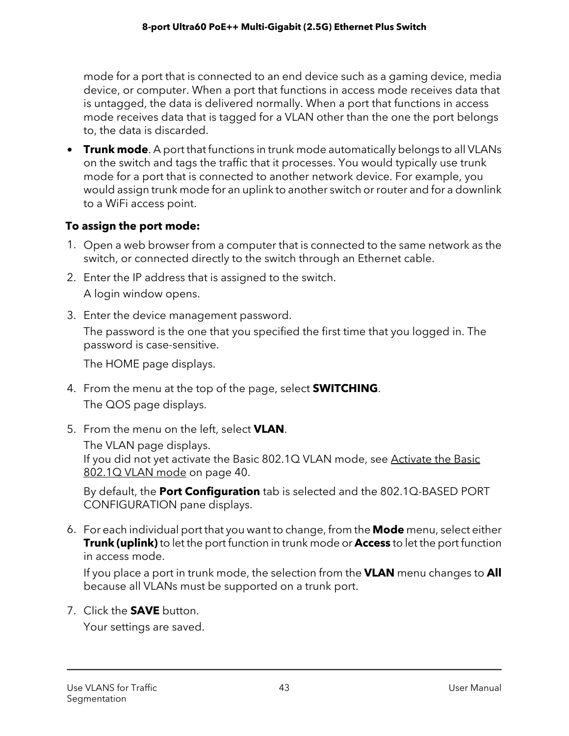mode for a port that is connected to an end device such as a gaming device, media device, or computer. When a port that functions in access mode receives data that is untagged, the data is delivered normally. When a port that functions in access mode receives data that is tagged for a VLAN other than the one the port belongs to, the data is discarded.

- **Trunk mode**. A port that functions in trunk mode automatically belongs to all VLANs on the switch and tags the traffic that it processes. You would typically use trunk mode for a port that is connected to another network device. For example, you would assign trunk mode for an uplink to another switch or router and for a downlink to a WiFi access point.

**To assign the port mode:**

1. Open a web browser from a computer that is connected to the same network as the switch, or connected directly to the switch through an Ethernet cable.
2. Enter the IP address that is assigned to the switch.

   A login window opens.
3. Enter the device management password.

   The password is the one that you specified the first time that you logged in. The password is case-sensitive.

   The HOME page displays.
4. From the menu at the top of the page, select **SWITCHING**.

   The QOS page displays.
5. From the menu on the left, select **VLAN**.

   The VLAN page displays.
   If you did not yet activate the Basic 802.1Q VLAN mode, see Activate the Basic 802.1Q VLAN mode on page 40.

   By default, the **Port Configuration** tab is selected and the 802.1Q-BASED PORT CONFIGURATION pane displays.
6. For each individual port that you want to change, from the **Mode** menu, select either **Trunk (uplink)** to let the port function in trunk mode or **Access** to let the port function in access mode.

   If you place a port in trunk mode, the selection from the **VLAN** menu changes to **All** because all VLANs must be supported on a trunk port.
7. Click the **SAVE** button.

   Your settings are saved.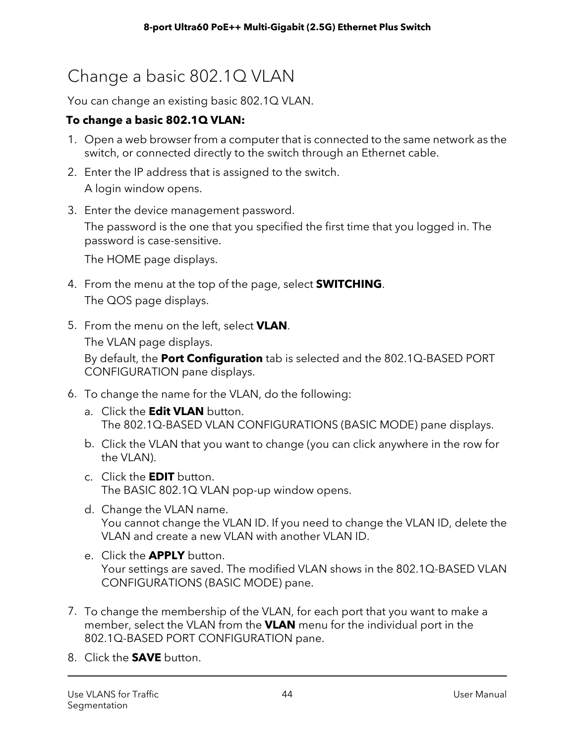# Change a basic 802.1Q VLAN

You can change an existing basic 802.1Q VLAN.

**To change a basic 802.1Q VLAN:**

1. Open a web browser from a computer that is connected to the same network as the switch, or connected directly to the switch through an Ethernet cable.
2. Enter the IP address that is assigned to the switch.

   A login window opens.
3. Enter the device management password.

   The password is the one that you specified the first time that you logged in. The password is case-sensitive.

   The HOME page displays.
4. From the menu at the top of the page, select **SWITCHING**.

   The QOS page displays.
5. From the menu on the left, select **VLAN**.

   The VLAN page displays.

   By default, the **Port Configuration** tab is selected and the 802.1Q-BASED PORT CONFIGURATION pane displays.
6. To change the name for the VLAN, do the following:
   a. Click the **Edit VLAN** button.
      The 802.1Q-BASED VLAN CONFIGURATIONS (BASIC MODE) pane displays.
   b. Click the VLAN that you want to change (you can click anywhere in the row for the VLAN).
   c. Click the **EDIT** button.
      The BASIC 802.1Q VLAN pop-up window opens.
   d. Change the VLAN name.
      You cannot change the VLAN ID. If you need to change the VLAN ID, delete the VLAN and create a new VLAN with another VLAN ID.
   e. Click the **APPLY** button.
      Your settings are saved. The modified VLAN shows in the 802.1Q-BASED VLAN CONFIGURATIONS (BASIC MODE) pane.
7. To change the membership of the VLAN, for each port that you want to make a member, select the VLAN from the **VLAN** menu for the individual port in the 802.1Q-BASED PORT CONFIGURATION pane.
8. Click the **SAVE** button.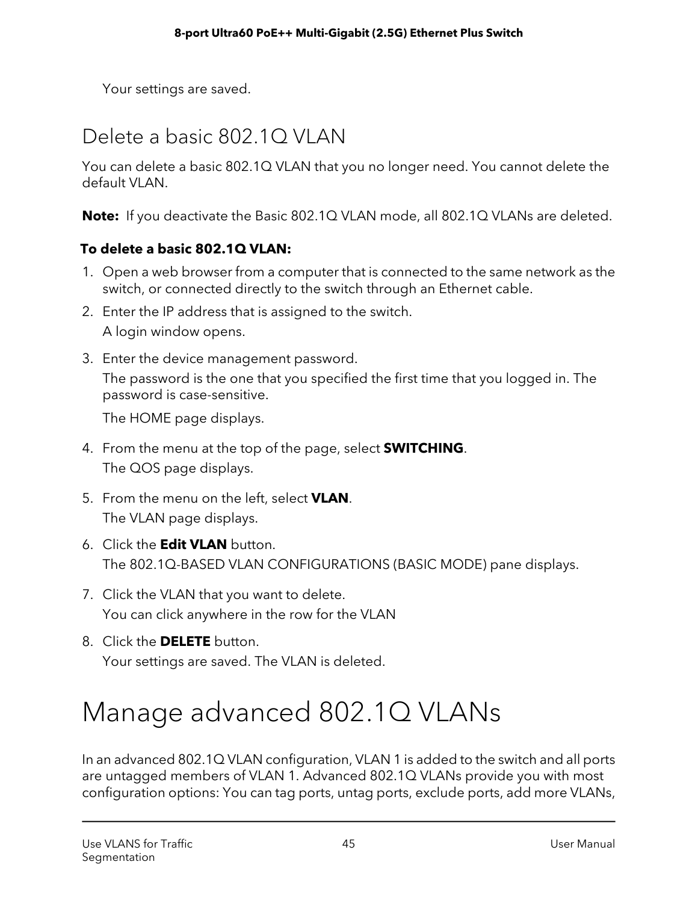Your settings are saved.

## Delete a basic 802.1Q VLAN

You can delete a basic 802.1Q VLAN that you no longer need. You cannot delete the default VLAN.

**Note:** If you deactivate the Basic 802.1Q VLAN mode, all 802.1Q VLANs are deleted.

**To delete a basic 802.1Q VLAN:**

1. Open a web browser from a computer that is connected to the same network as the switch, or connected directly to the switch through an Ethernet cable.
2. Enter the IP address that is assigned to the switch.

   A login window opens.
3. Enter the device management password.

   The password is the one that you specified the first time that you logged in. The password is case-sensitive.

   The HOME page displays.
4. From the menu at the top of the page, select **SWITCHING**.

   The QOS page displays.
5. From the menu on the left, select **VLAN**.

   The VLAN page displays.
6. Click the **Edit VLAN** button.

   The 802.1Q-BASED VLAN CONFIGURATIONS (BASIC MODE) pane displays.
7. Click the VLAN that you want to delete.

   You can click anywhere in the row for the VLAN
8. Click the **DELETE** button.

   Your settings are saved. The VLAN is deleted.

# Manage advanced 802.1Q VLANs

In an advanced 802.1Q VLAN configuration, VLAN 1 is added to the switch and all ports are untagged members of VLAN 1. Advanced 802.1Q VLANs provide you with most configuration options: You can tag ports, untag ports, exclude ports, add more VLANs,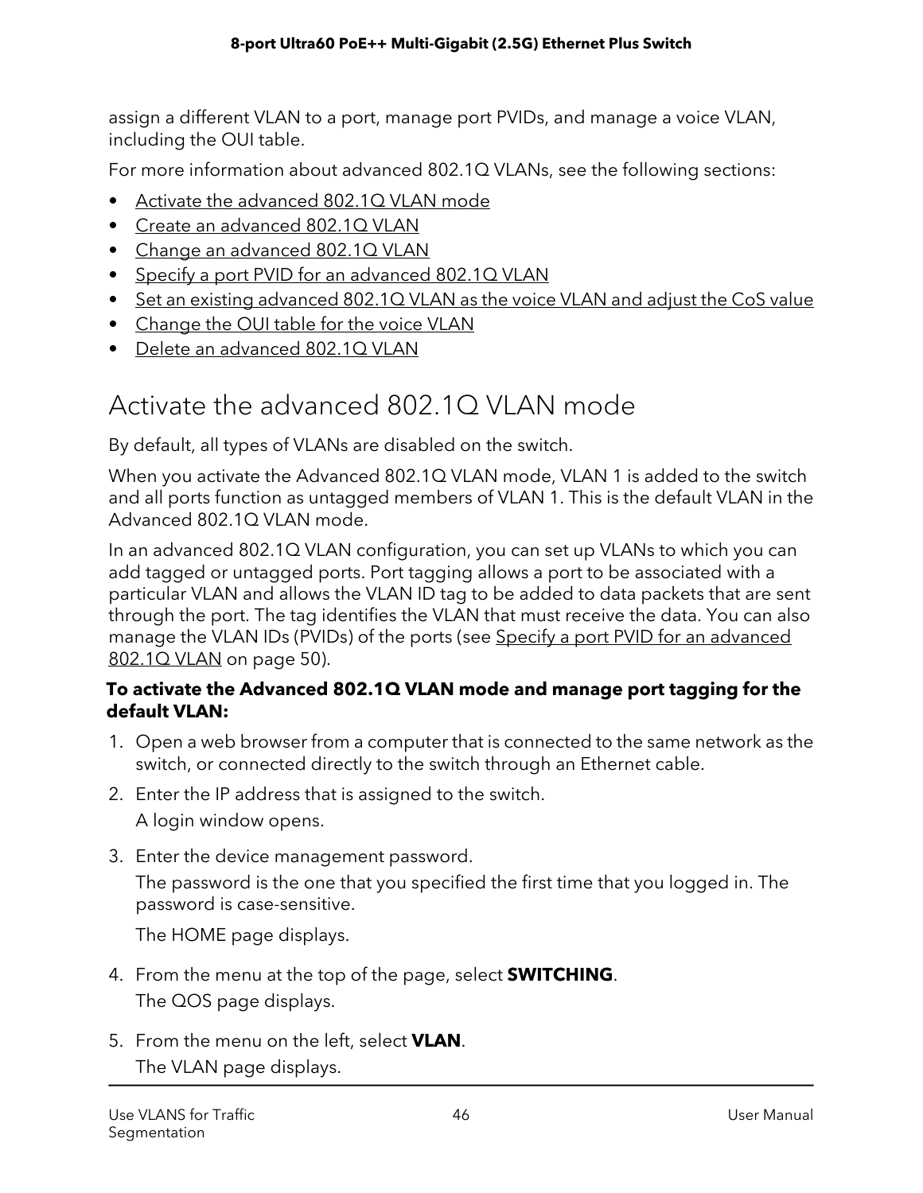assign a different VLAN to a port, manage port PVIDs, and manage a voice VLAN, including the OUI table.

For more information about advanced 802.1Q VLANs, see the following sections:

- Activate the advanced 802.1Q VLAN mode
- Create an advanced 802.1Q VLAN
- Change an advanced 802.1Q VLAN
- Specify a port PVID for an advanced 802.1Q VLAN
- Set an existing advanced 802.1Q VLAN as the voice VLAN and adjust the CoS value
- Change the OUI table for the voice VLAN
- Delete an advanced 802.1Q VLAN

## Activate the advanced 802.1Q VLAN mode

By default, all types of VLANs are disabled on the switch.

When you activate the Advanced 802.1Q VLAN mode, VLAN 1 is added to the switch and all ports function as untagged members of VLAN 1. This is the default VLAN in the Advanced 802.1Q VLAN mode.

In an advanced 802.1Q VLAN configuration, you can set up VLANs to which you can add tagged or untagged ports. Port tagging allows a port to be associated with a particular VLAN and allows the VLAN ID tag to be added to data packets that are sent through the port. The tag identifies the VLAN that must receive the data. You can also manage the VLAN IDs (PVIDs) of the ports (see Specify a port PVID for an advanced 802.1Q VLAN on page 50).

**To activate the Advanced 802.1Q VLAN mode and manage port tagging for the default VLAN:**

1. Open a web browser from a computer that is connected to the same network as the switch, or connected directly to the switch through an Ethernet cable.
2. Enter the IP address that is assigned to the switch.

   A login window opens.
3. Enter the device management password.

   The password is the one that you specified the first time that you logged in. The password is case-sensitive.

   The HOME page displays.
4. From the menu at the top of the page, select **SWITCHING**.

   The QOS page displays.
5. From the menu on the left, select **VLAN**.

   The VLAN page displays.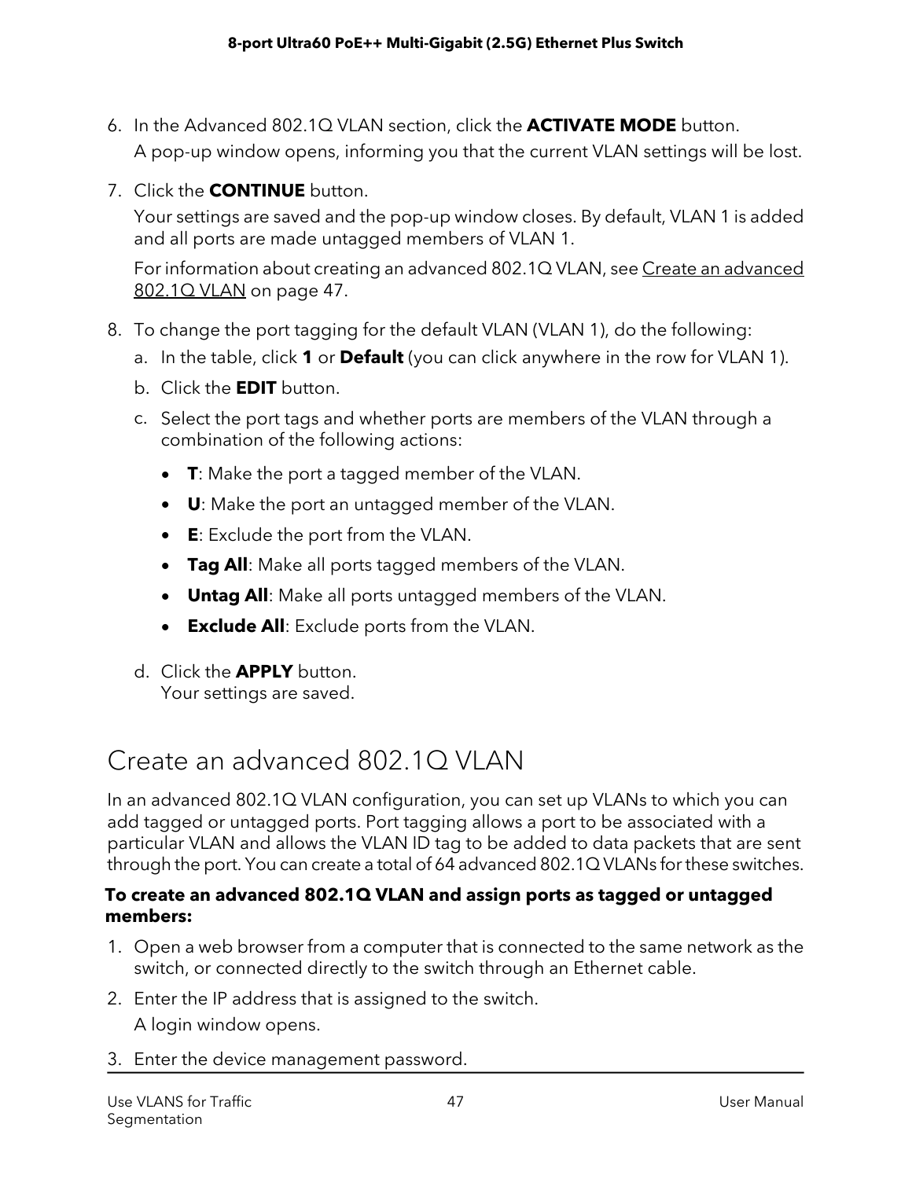6. In the Advanced 802.1Q VLAN section, click the **ACTIVATE MODE** button.

   A pop-up window opens, informing you that the current VLAN settings will be lost.

7. Click the **CONTINUE** button.

   Your settings are saved and the pop-up window closes. By default, VLAN 1 is added and all ports are made untagged members of VLAN 1.

   For information about creating an advanced 802.1Q VLAN, see Create an advanced 802.1Q VLAN on page 47.

8. To change the port tagging for the default VLAN (VLAN 1), do the following:

   a. In the table, click **1** or **Default** (you can click anywhere in the row for VLAN 1).

   b. Click the **EDIT** button.

   c. Select the port tags and whether ports are members of the VLAN through a combination of the following actions:

      - **T**: Make the port a tagged member of the VLAN.
      - **U**: Make the port an untagged member of the VLAN.
      - **E**: Exclude the port from the VLAN.
      - **Tag All**: Make all ports tagged members of the VLAN.
      - **Untag All**: Make all ports untagged members of the VLAN.
      - **Exclude All**: Exclude ports from the VLAN.

   d. Click the **APPLY** button.
      Your settings are saved.

## Create an advanced 802.1Q VLAN

In an advanced 802.1Q VLAN configuration, you can set up VLANs to which you can add tagged or untagged ports. Port tagging allows a port to be associated with a particular VLAN and allows the VLAN ID tag to be added to data packets that are sent through the port. You can create a total of 64 advanced 802.1Q VLANs for these switches.

**To create an advanced 802.1Q VLAN and assign ports as tagged or untagged members:**

1. Open a web browser from a computer that is connected to the same network as the switch, or connected directly to the switch through an Ethernet cable.
2. Enter the IP address that is assigned to the switch.

   A login window opens.

3. Enter the device management password.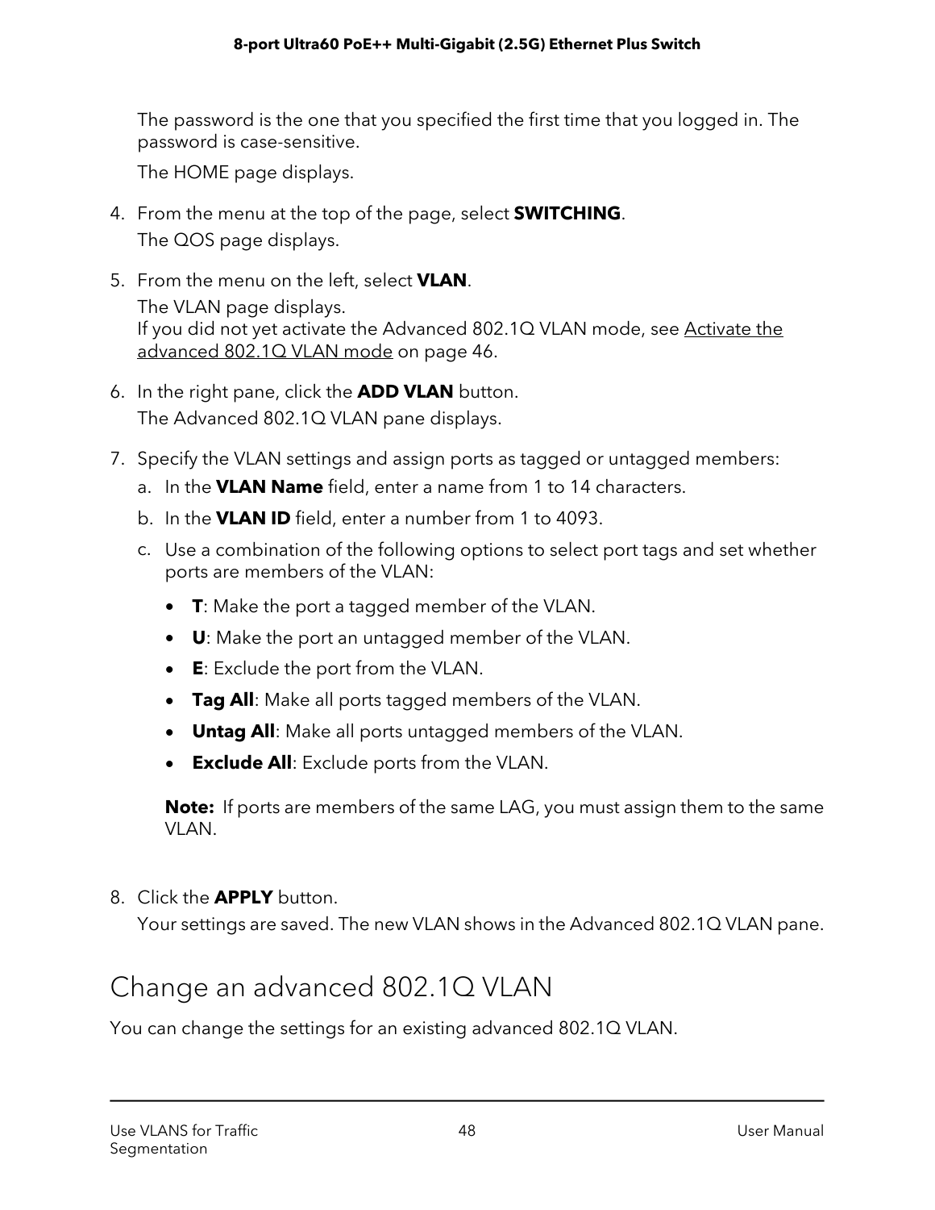The password is the one that you specified the first time that you logged in. The password is case-sensitive.

The HOME page displays.

4. From the menu at the top of the page, select **SWITCHING**.

   The QOS page displays.

5. From the menu on the left, select **VLAN**.

   The VLAN page displays.
   If you did not yet activate the Advanced 802.1Q VLAN mode, see Activate the advanced 802.1Q VLAN mode on page 46.

6. In the right pane, click the **ADD VLAN** button.

   The Advanced 802.1Q VLAN pane displays.

7. Specify the VLAN settings and assign ports as tagged or untagged members:

   a. In the **VLAN Name** field, enter a name from 1 to 14 characters.

   b. In the **VLAN ID** field, enter a number from 1 to 4093.

   c. Use a combination of the following options to select port tags and set whether ports are members of the VLAN:

   - **T**: Make the port a tagged member of the VLAN.
   - **U**: Make the port an untagged member of the VLAN.
   - **E**: Exclude the port from the VLAN.
   - **Tag All**: Make all ports tagged members of the VLAN.
   - **Untag All**: Make all ports untagged members of the VLAN.
   - **Exclude All**: Exclude ports from the VLAN.

   **Note:** If ports are members of the same LAG, you must assign them to the same VLAN.

8. Click the **APPLY** button.

   Your settings are saved. The new VLAN shows in the Advanced 802.1Q VLAN pane.

## Change an advanced 802.1Q VLAN

You can change the settings for an existing advanced 802.1Q VLAN.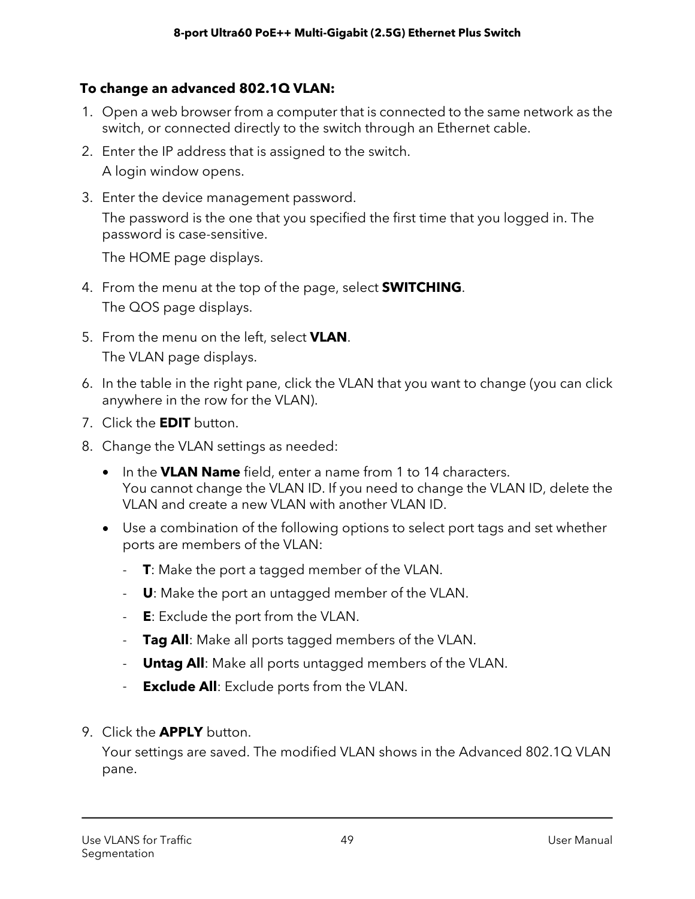**To change an advanced 802.1Q VLAN:**

1. Open a web browser from a computer that is connected to the same network as the switch, or connected directly to the switch through an Ethernet cable.
2. Enter the IP address that is assigned to the switch.

   A login window opens.
3. Enter the device management password.

   The password is the one that you specified the first time that you logged in. The password is case-sensitive.

   The HOME page displays.
4. From the menu at the top of the page, select **SWITCHING**.

   The QOS page displays.
5. From the menu on the left, select **VLAN**.

   The VLAN page displays.
6. In the table in the right pane, click the VLAN that you want to change (you can click anywhere in the row for the VLAN).
7. Click the **EDIT** button.
8. Change the VLAN settings as needed:
   - In the **VLAN Name** field, enter a name from 1 to 14 characters.
     You cannot change the VLAN ID. If you need to change the VLAN ID, delete the VLAN and create a new VLAN with another VLAN ID.
   - Use a combination of the following options to select port tags and set whether ports are members of the VLAN:
     - **T**: Make the port a tagged member of the VLAN.
     - **U**: Make the port an untagged member of the VLAN.
     - **E**: Exclude the port from the VLAN.
     - **Tag All**: Make all ports tagged members of the VLAN.
     - **Untag All**: Make all ports untagged members of the VLAN.
     - **Exclude All**: Exclude ports from the VLAN.
9. Click the **APPLY** button.

   Your settings are saved. The modified VLAN shows in the Advanced 802.1Q VLAN pane.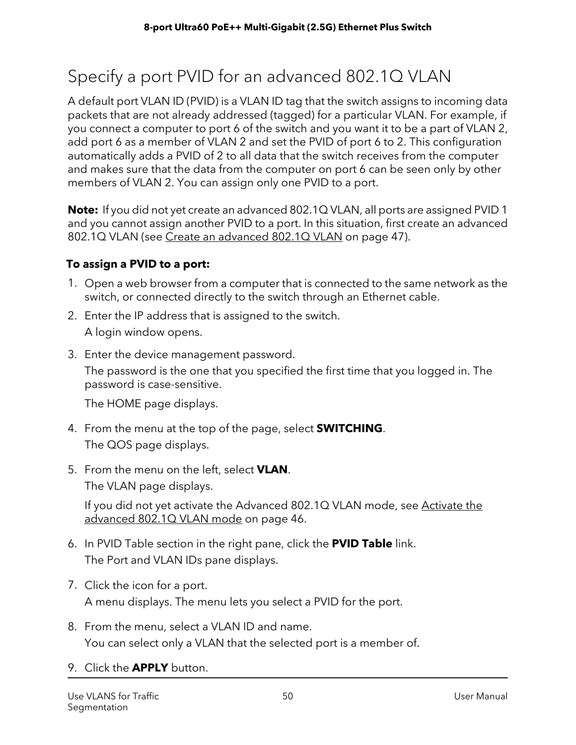# Specify a port PVID for an advanced 802.1Q VLAN

A default port VLAN ID (PVID) is a VLAN ID tag that the switch assigns to incoming data packets that are not already addressed (tagged) for a particular VLAN. For example, if you connect a computer to port 6 of the switch and you want it to be a part of VLAN 2, add port 6 as a member of VLAN 2 and set the PVID of port 6 to 2. This configuration automatically adds a PVID of 2 to all data that the switch receives from the computer and makes sure that the data from the computer on port 6 can be seen only by other members of VLAN 2. You can assign only one PVID to a port.

**Note:** If you did not yet create an advanced 802.1Q VLAN, all ports are assigned PVID 1 and you cannot assign another PVID to a port. In this situation, first create an advanced 802.1Q VLAN (see Create an advanced 802.1Q VLAN on page 47).

**To assign a PVID to a port:**

1. Open a web browser from a computer that is connected to the same network as the switch, or connected directly to the switch through an Ethernet cable.
2. Enter the IP address that is assigned to the switch.

   A login window opens.
3. Enter the device management password.

   The password is the one that you specified the first time that you logged in. The password is case-sensitive.

   The HOME page displays.
4. From the menu at the top of the page, select **SWITCHING**.

   The QOS page displays.
5. From the menu on the left, select **VLAN**.

   The VLAN page displays.

   If you did not yet activate the Advanced 802.1Q VLAN mode, see Activate the advanced 802.1Q VLAN mode on page 46.
6. In PVID Table section in the right pane, click the **PVID Table** link.

   The Port and VLAN IDs pane displays.
7. Click the icon for a port.

   A menu displays. The menu lets you select a PVID for the port.
8. From the menu, select a VLAN ID and name.

   You can select only a VLAN that the selected port is a member of.
9. Click the **APPLY** button.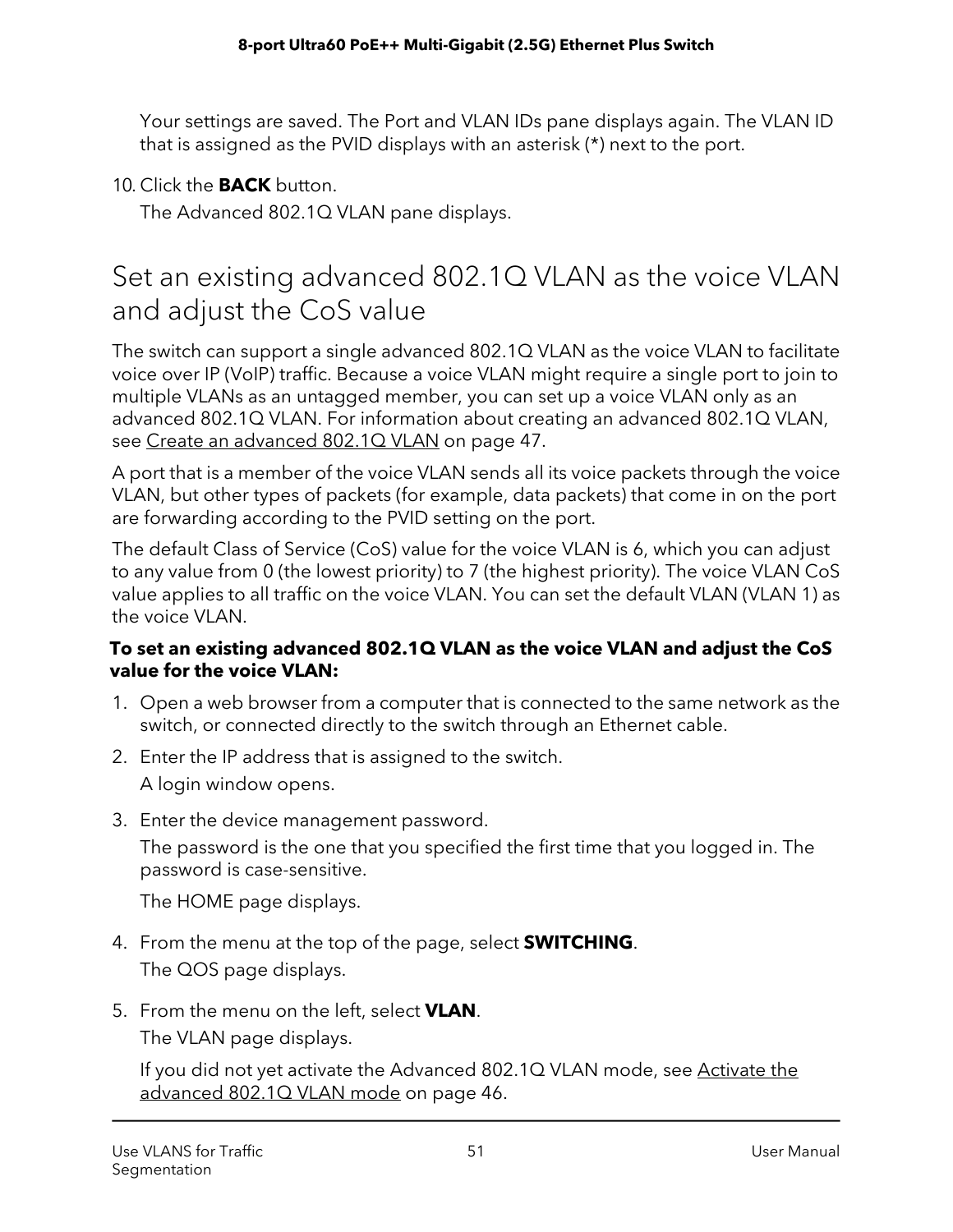Your settings are saved. The Port and VLAN IDs pane displays again. The VLAN ID that is assigned as the PVID displays with an asterisk (*) next to the port.

10. Click the **BACK** button.

    The Advanced 802.1Q VLAN pane displays.

## Set an existing advanced 802.1Q VLAN as the voice VLAN and adjust the CoS value

The switch can support a single advanced 802.1Q VLAN as the voice VLAN to facilitate voice over IP (VoIP) traffic. Because a voice VLAN might require a single port to join to multiple VLANs as an untagged member, you can set up a voice VLAN only as an advanced 802.1Q VLAN. For information about creating an advanced 802.1Q VLAN, see Create an advanced 802.1Q VLAN on page 47.

A port that is a member of the voice VLAN sends all its voice packets through the voice VLAN, but other types of packets (for example, data packets) that come in on the port are forwarding according to the PVID setting on the port.

The default Class of Service (CoS) value for the voice VLAN is 6, which you can adjust to any value from 0 (the lowest priority) to 7 (the highest priority). The voice VLAN CoS value applies to all traffic on the voice VLAN. You can set the default VLAN (VLAN 1) as the voice VLAN.

**To set an existing advanced 802.1Q VLAN as the voice VLAN and adjust the CoS value for the voice VLAN:**

1. Open a web browser from a computer that is connected to the same network as the switch, or connected directly to the switch through an Ethernet cable.
2. Enter the IP address that is assigned to the switch.

   A login window opens.
3. Enter the device management password.

   The password is the one that you specified the first time that you logged in. The password is case-sensitive.

   The HOME page displays.
4. From the menu at the top of the page, select **SWITCHING**.

   The QOS page displays.
5. From the menu on the left, select **VLAN**.

   The VLAN page displays.

   If you did not yet activate the Advanced 802.1Q VLAN mode, see Activate the advanced 802.1Q VLAN mode on page 46.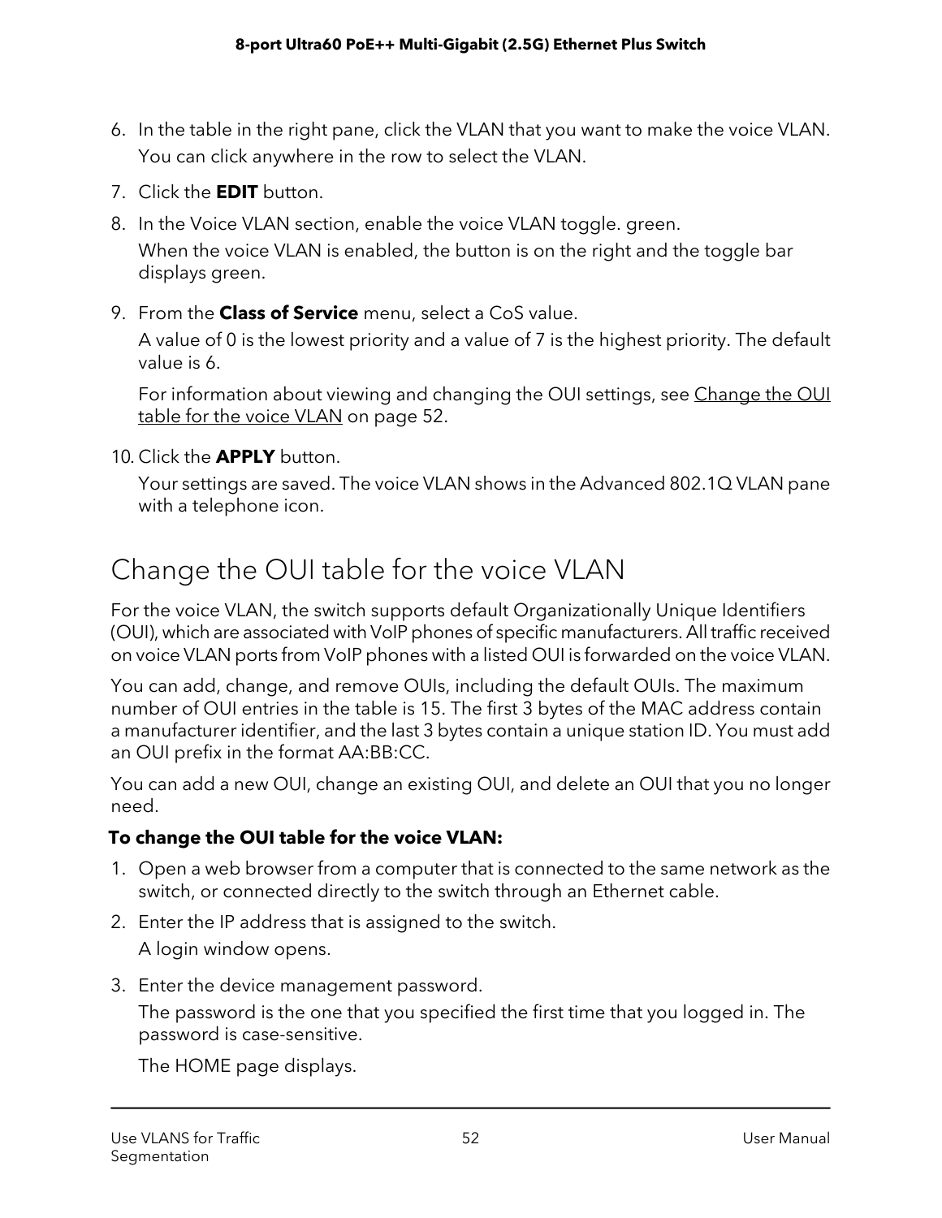6. In the table in the right pane, click the VLAN that you want to make the voice VLAN.

   You can click anywhere in the row to select the VLAN.

7. Click the **EDIT** button.

8. In the Voice VLAN section, enable the voice VLAN toggle. green.

   When the voice VLAN is enabled, the button is on the right and the toggle bar displays green.

9. From the **Class of Service** menu, select a CoS value.

   A value of 0 is the lowest priority and a value of 7 is the highest priority. The default value is 6.

   For information about viewing and changing the OUI settings, see Change the OUI table for the voice VLAN on page 52.

10. Click the **APPLY** button.

    Your settings are saved. The voice VLAN shows in the Advanced 802.1Q VLAN pane with a telephone icon.

## Change the OUI table for the voice VLAN

For the voice VLAN, the switch supports default Organizationally Unique Identifiers (OUI), which are associated with VoIP phones of specific manufacturers. All traffic received on voice VLAN ports from VoIP phones with a listed OUI is forwarded on the voice VLAN.

You can add, change, and remove OUIs, including the default OUIs. The maximum number of OUI entries in the table is 15. The first 3 bytes of the MAC address contain a manufacturer identifier, and the last 3 bytes contain a unique station ID. You must add an OUI prefix in the format AA:BB:CC.

You can add a new OUI, change an existing OUI, and delete an OUI that you no longer need.

**To change the OUI table for the voice VLAN:**

1. Open a web browser from a computer that is connected to the same network as the switch, or connected directly to the switch through an Ethernet cable.

2. Enter the IP address that is assigned to the switch.

   A login window opens.

3. Enter the device management password.

   The password is the one that you specified the first time that you logged in. The password is case-sensitive.

   The HOME page displays.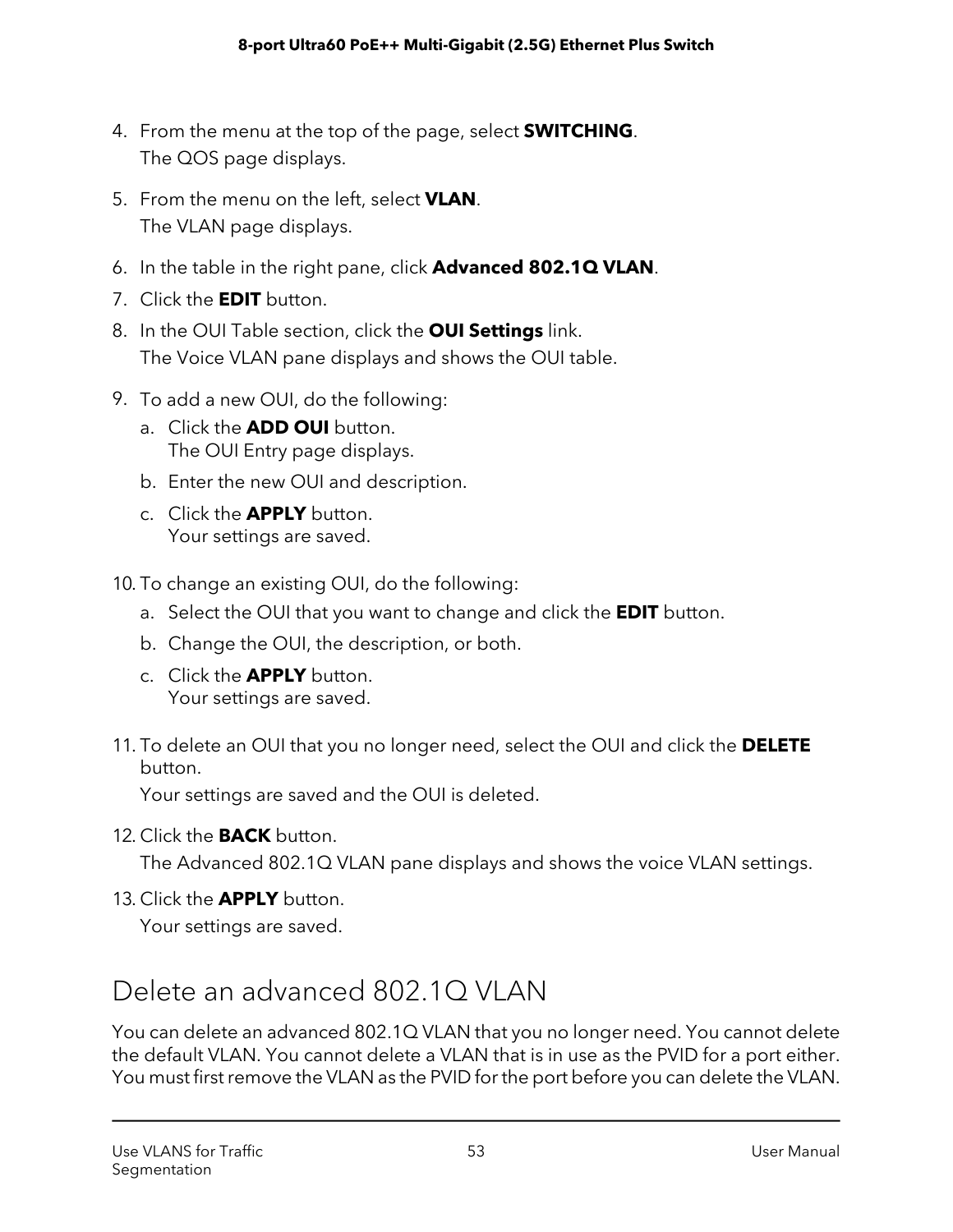4. From the menu at the top of the page, select **SWITCHING**.
   The QOS page displays.
5. From the menu on the left, select **VLAN**.
   The VLAN page displays.
6. In the table in the right pane, click **Advanced 802.1Q VLAN**.
7. Click the **EDIT** button.
8. In the OUI Table section, click the **OUI Settings** link.
   The Voice VLAN pane displays and shows the OUI table.
9. To add a new OUI, do the following:
   a. Click the **ADD OUI** button.
      The OUI Entry page displays.
   b. Enter the new OUI and description.
   c. Click the **APPLY** button.
      Your settings are saved.
10. To change an existing OUI, do the following:
    a. Select the OUI that you want to change and click the **EDIT** button.
    b. Change the OUI, the description, or both.
    c. Click the **APPLY** button.
       Your settings are saved.
11. To delete an OUI that you no longer need, select the OUI and click the **DELETE** button.
    Your settings are saved and the OUI is deleted.
12. Click the **BACK** button.
    The Advanced 802.1Q VLAN pane displays and shows the voice VLAN settings.
13. Click the **APPLY** button.
    Your settings are saved.

## Delete an advanced 802.1Q VLAN

You can delete an advanced 802.1Q VLAN that you no longer need. You cannot delete the default VLAN. You cannot delete a VLAN that is in use as the PVID for a port either. You must first remove the VLAN as the PVID for the port before you can delete the VLAN.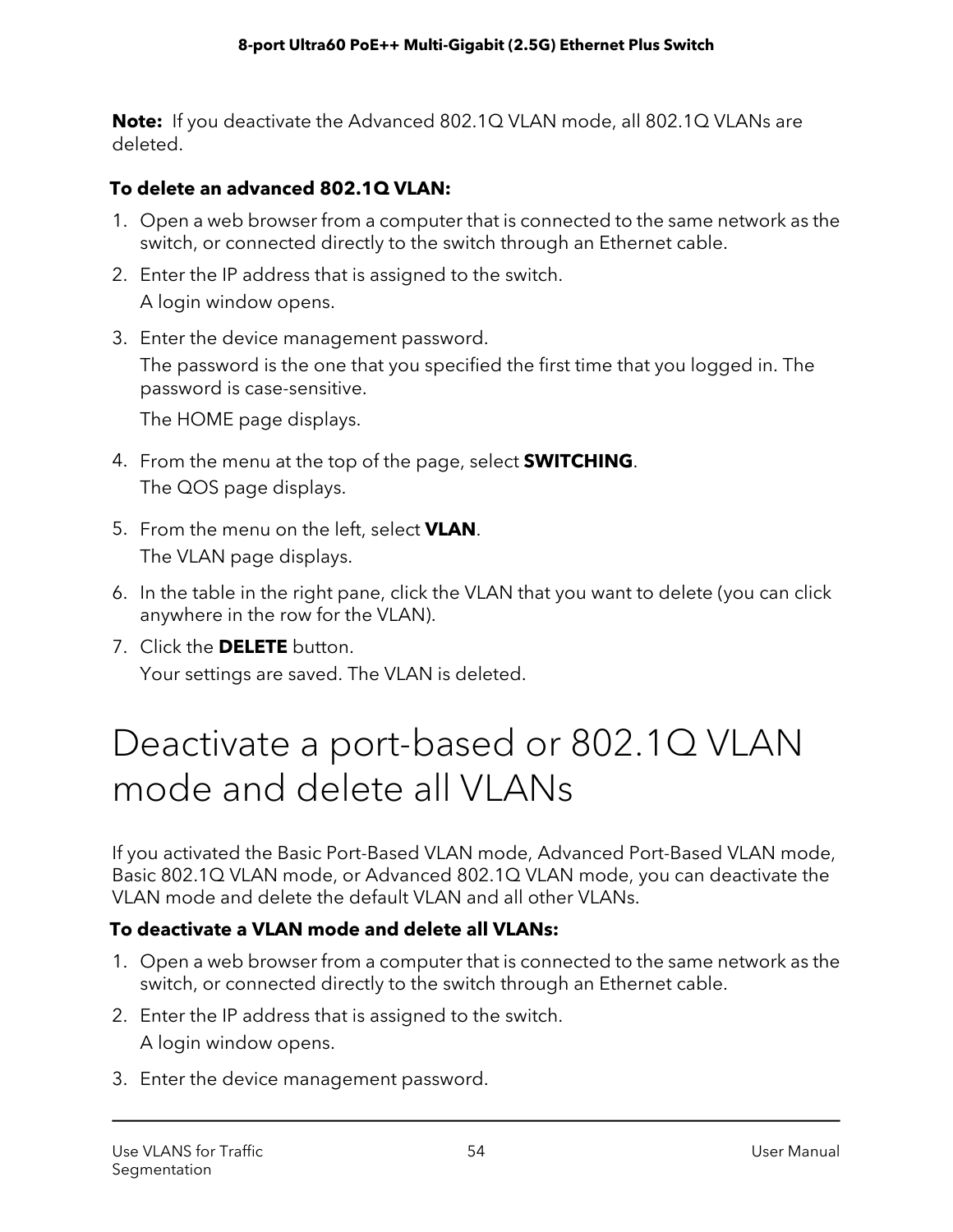**Note:** If you deactivate the Advanced 802.1Q VLAN mode, all 802.1Q VLANs are deleted.

**To delete an advanced 802.1Q VLAN:**

1. Open a web browser from a computer that is connected to the same network as the switch, or connected directly to the switch through an Ethernet cable.
2. Enter the IP address that is assigned to the switch.

   A login window opens.
3. Enter the device management password.

   The password is the one that you specified the first time that you logged in. The password is case-sensitive.

   The HOME page displays.
4. From the menu at the top of the page, select **SWITCHING**.

   The QOS page displays.
5. From the menu on the left, select **VLAN**.

   The VLAN page displays.
6. In the table in the right pane, click the VLAN that you want to delete (you can click anywhere in the row for the VLAN).
7. Click the **DELETE** button.

   Your settings are saved. The VLAN is deleted.

# Deactivate a port-based or 802.1Q VLAN mode and delete all VLANs

If you activated the Basic Port-Based VLAN mode, Advanced Port-Based VLAN mode, Basic 802.1Q VLAN mode, or Advanced 802.1Q VLAN mode, you can deactivate the VLAN mode and delete the default VLAN and all other VLANs.

**To deactivate a VLAN mode and delete all VLANs:**

1. Open a web browser from a computer that is connected to the same network as the switch, or connected directly to the switch through an Ethernet cable.
2. Enter the IP address that is assigned to the switch.

   A login window opens.
3. Enter the device management password.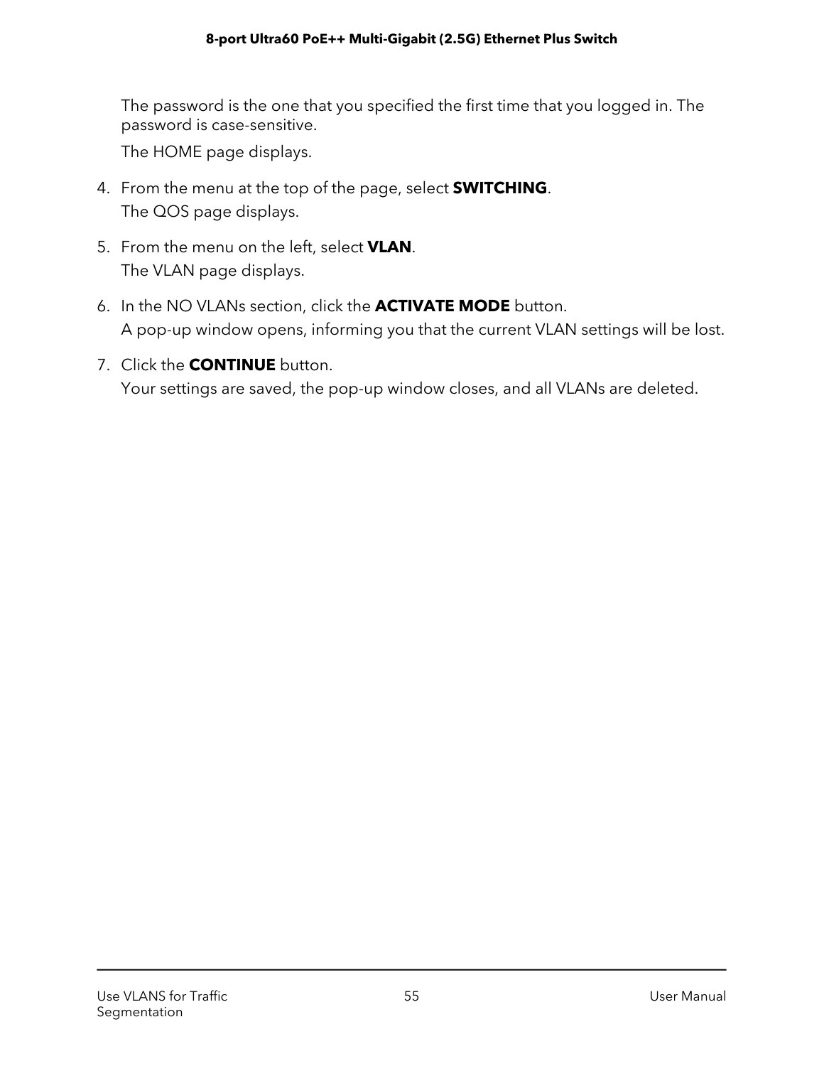The password is the one that you specified the first time that you logged in. The password is case-sensitive.

The HOME page displays.

4. From the menu at the top of the page, select **SWITCHING**.

   The QOS page displays.

5. From the menu on the left, select **VLAN**.

   The VLAN page displays.

6. In the NO VLANs section, click the **ACTIVATE MODE** button.

   A pop-up window opens, informing you that the current VLAN settings will be lost.

7. Click the **CONTINUE** button.

   Your settings are saved, the pop-up window closes, and all VLANs are deleted.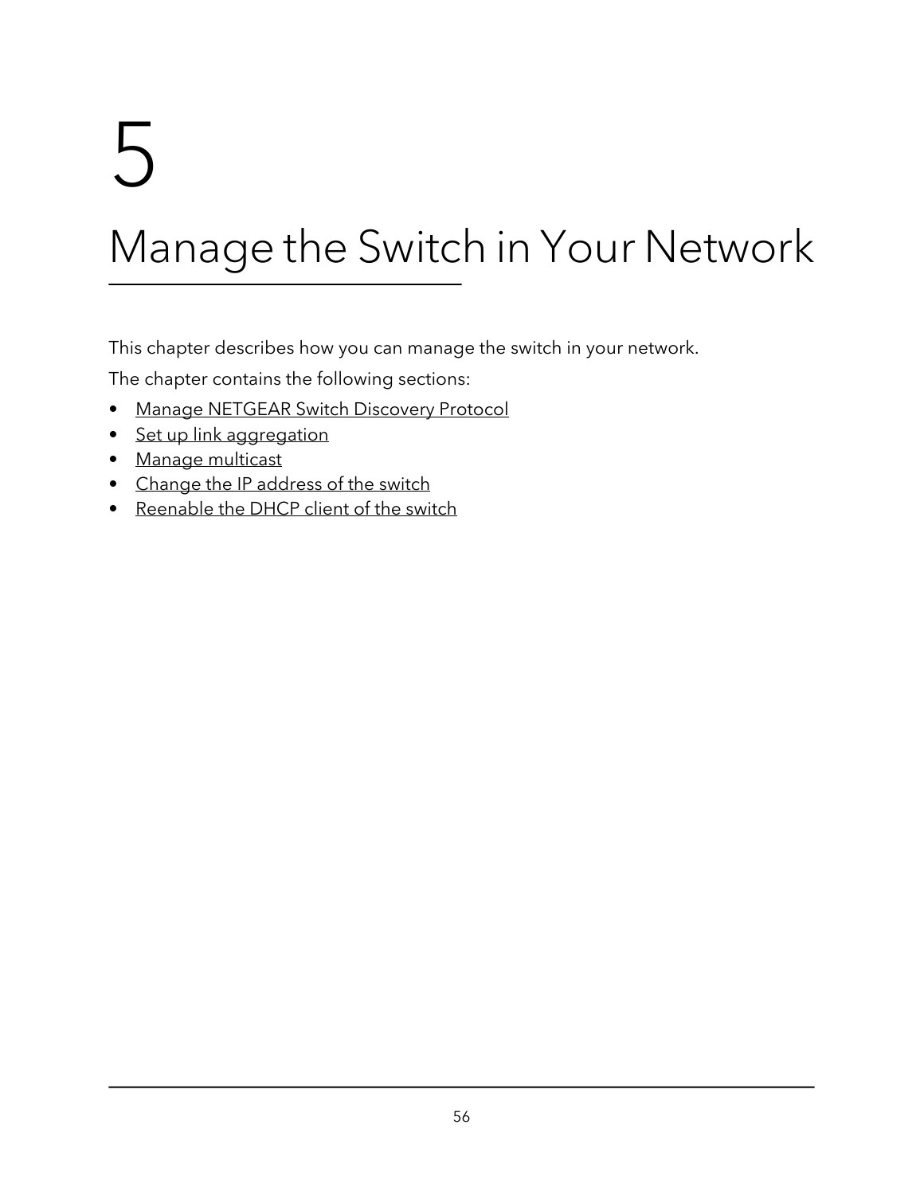# 5

# Manage the Switch in Your Network

This chapter describes how you can manage the switch in your network.

The chapter contains the following sections:

- Manage NETGEAR Switch Discovery Protocol
- Set up link aggregation
- Manage multicast
- Change the IP address of the switch
- Reenable the DHCP client of the switch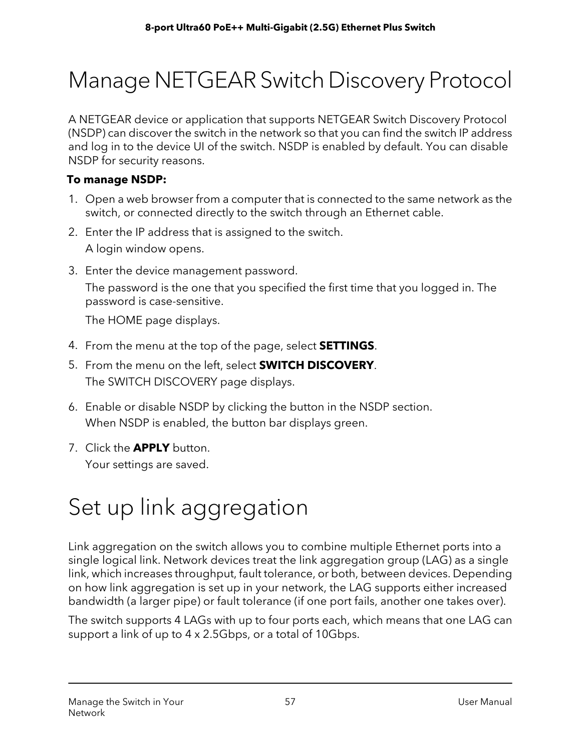# Manage NETGEAR Switch Discovery Protocol

A NETGEAR device or application that supports NETGEAR Switch Discovery Protocol (NSDP) can discover the switch in the network so that you can find the switch IP address and log in to the device UI of the switch. NSDP is enabled by default. You can disable NSDP for security reasons.

**To manage NSDP:**

1. Open a web browser from a computer that is connected to the same network as the switch, or connected directly to the switch through an Ethernet cable.
2. Enter the IP address that is assigned to the switch.

   A login window opens.
3. Enter the device management password.

   The password is the one that you specified the first time that you logged in. The password is case-sensitive.

   The HOME page displays.
4. From the menu at the top of the page, select **SETTINGS**.
5. From the menu on the left, select **SWITCH DISCOVERY**.

   The SWITCH DISCOVERY page displays.
6. Enable or disable NSDP by clicking the button in the NSDP section.

   When NSDP is enabled, the button bar displays green.
7. Click the **APPLY** button.

   Your settings are saved.

# Set up link aggregation

Link aggregation on the switch allows you to combine multiple Ethernet ports into a single logical link. Network devices treat the link aggregation group (LAG) as a single link, which increases throughput, fault tolerance, or both, between devices. Depending on how link aggregation is set up in your network, the LAG supports either increased bandwidth (a larger pipe) or fault tolerance (if one port fails, another one takes over).

The switch supports 4 LAGs with up to four ports each, which means that one LAG can support a link of up to 4 x 2.5Gbps, or a total of 10Gbps.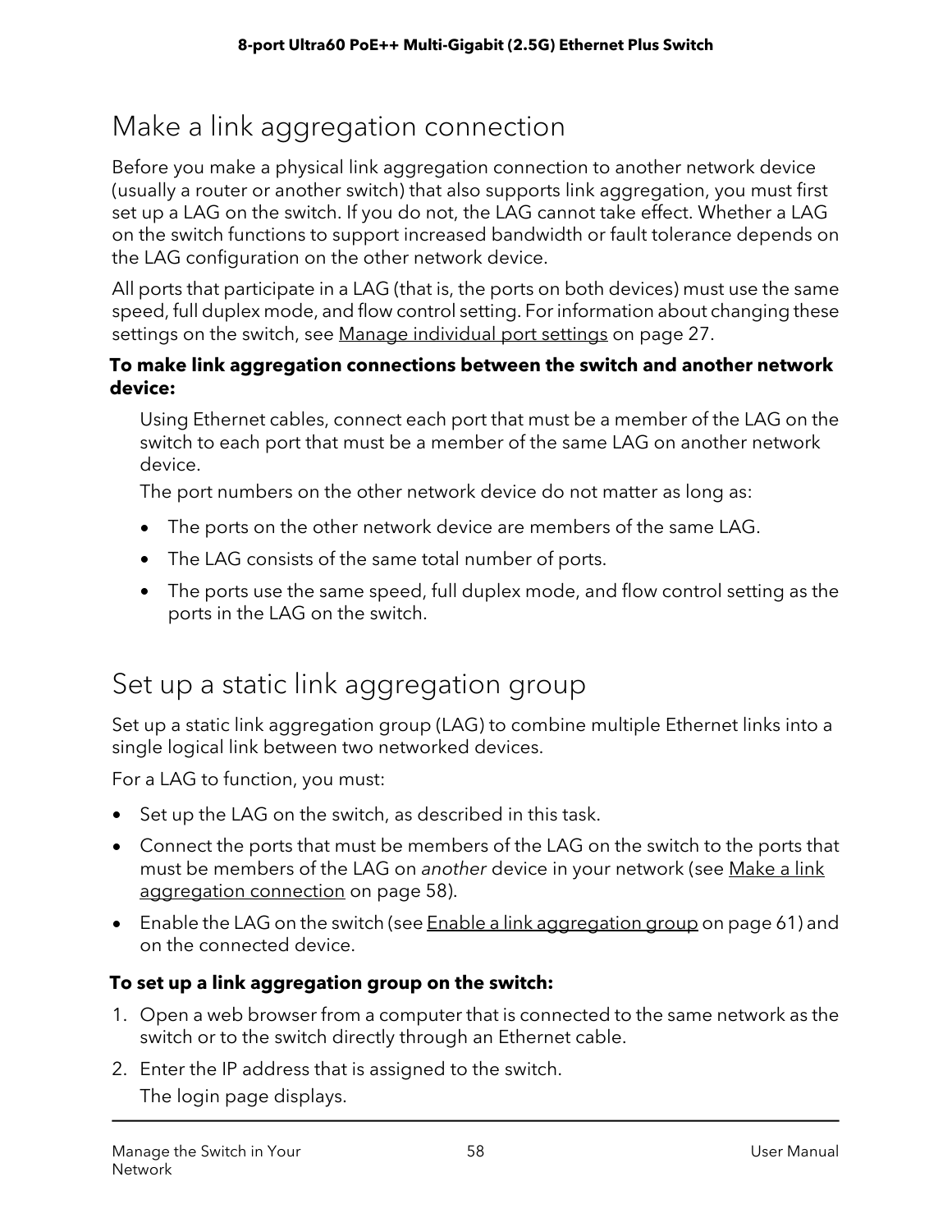## Make a link aggregation connection

Before you make a physical link aggregation connection to another network device (usually a router or another switch) that also supports link aggregation, you must first set up a LAG on the switch. If you do not, the LAG cannot take effect. Whether a LAG on the switch functions to support increased bandwidth or fault tolerance depends on the LAG configuration on the other network device.

All ports that participate in a LAG (that is, the ports on both devices) must use the same speed, full duplex mode, and flow control setting. For information about changing these settings on the switch, see Manage individual port settings on page 27.

**To make link aggregation connections between the switch and another network device:**

Using Ethernet cables, connect each port that must be a member of the LAG on the switch to each port that must be a member of the same LAG on another network device.

The port numbers on the other network device do not matter as long as:

- The ports on the other network device are members of the same LAG.
- The LAG consists of the same total number of ports.
- The ports use the same speed, full duplex mode, and flow control setting as the ports in the LAG on the switch.

## Set up a static link aggregation group

Set up a static link aggregation group (LAG) to combine multiple Ethernet links into a single logical link between two networked devices.

For a LAG to function, you must:

- Set up the LAG on the switch, as described in this task.
- Connect the ports that must be members of the LAG on the switch to the ports that must be members of the LAG on *another* device in your network (see Make a link aggregation connection on page 58).
- Enable the LAG on the switch (see Enable a link aggregation group on page 61) and on the connected device.

**To set up a link aggregation group on the switch:**

1. Open a web browser from a computer that is connected to the same network as the switch or to the switch directly through an Ethernet cable.
2. Enter the IP address that is assigned to the switch.

   The login page displays.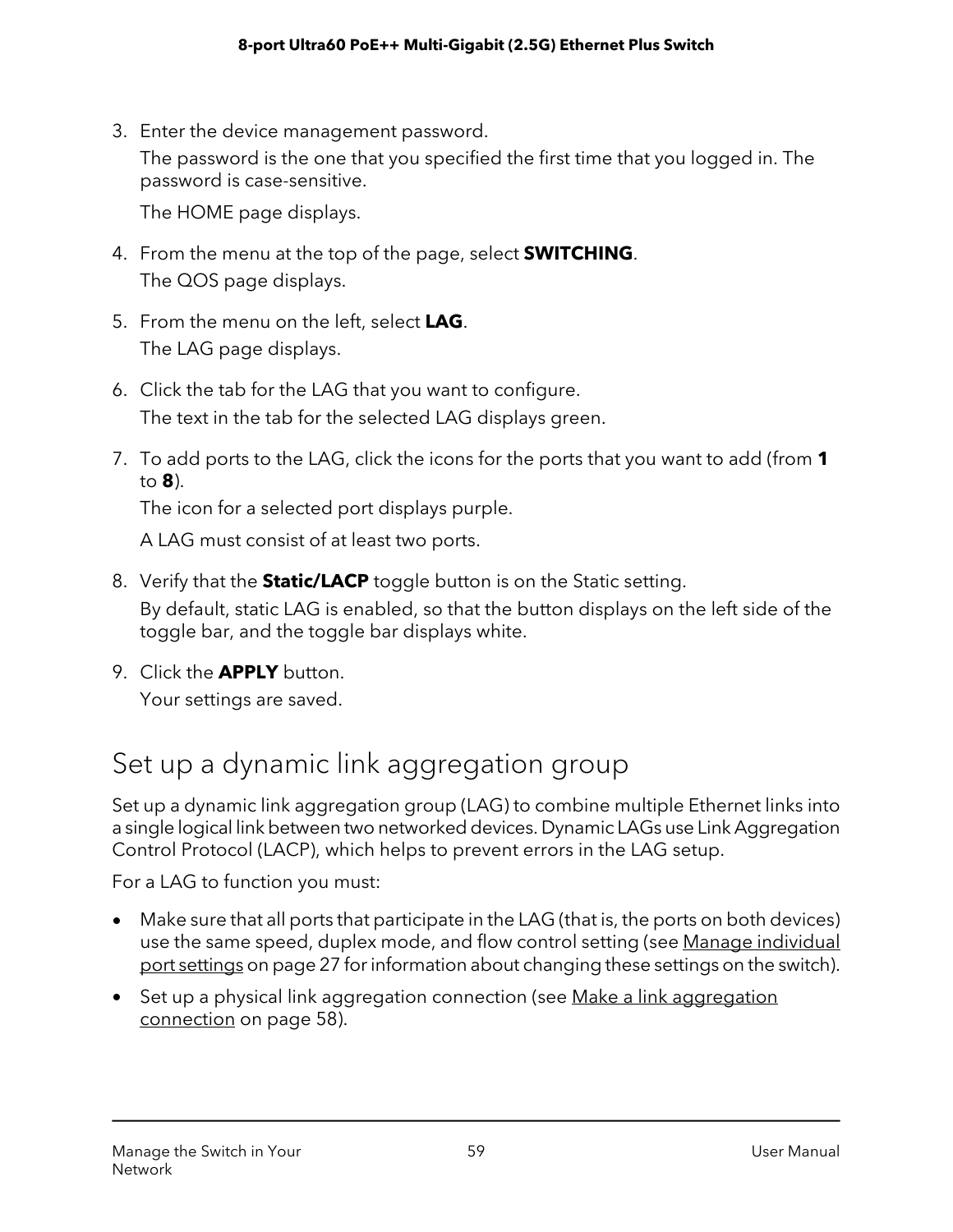3. Enter the device management password.

   The password is the one that you specified the first time that you logged in. The password is case-sensitive.

   The HOME page displays.

4. From the menu at the top of the page, select **SWITCHING**.
   The QOS page displays.

5. From the menu on the left, select **LAG**.
   The LAG page displays.

6. Click the tab for the LAG that you want to configure.

   The text in the tab for the selected LAG displays green.

7. To add ports to the LAG, click the icons for the ports that you want to add (from **1** to **8**).

   The icon for a selected port displays purple.

   A LAG must consist of at least two ports.

8. Verify that the **Static/LACP** toggle button is on the Static setting.

   By default, static LAG is enabled, so that the button displays on the left side of the toggle bar, and the toggle bar displays white.

9. Click the **APPLY** button.
   Your settings are saved.

## Set up a dynamic link aggregation group

Set up a dynamic link aggregation group (LAG) to combine multiple Ethernet links into a single logical link between two networked devices. Dynamic LAGs use Link Aggregation Control Protocol (LACP), which helps to prevent errors in the LAG setup.

For a LAG to function you must:

- Make sure that all ports that participate in the LAG (that is, the ports on both devices) use the same speed, duplex mode, and flow control setting (see Manage individual port settings on page 27 for information about changing these settings on the switch).
- Set up a physical link aggregation connection (see Make a link aggregation connection on page 58).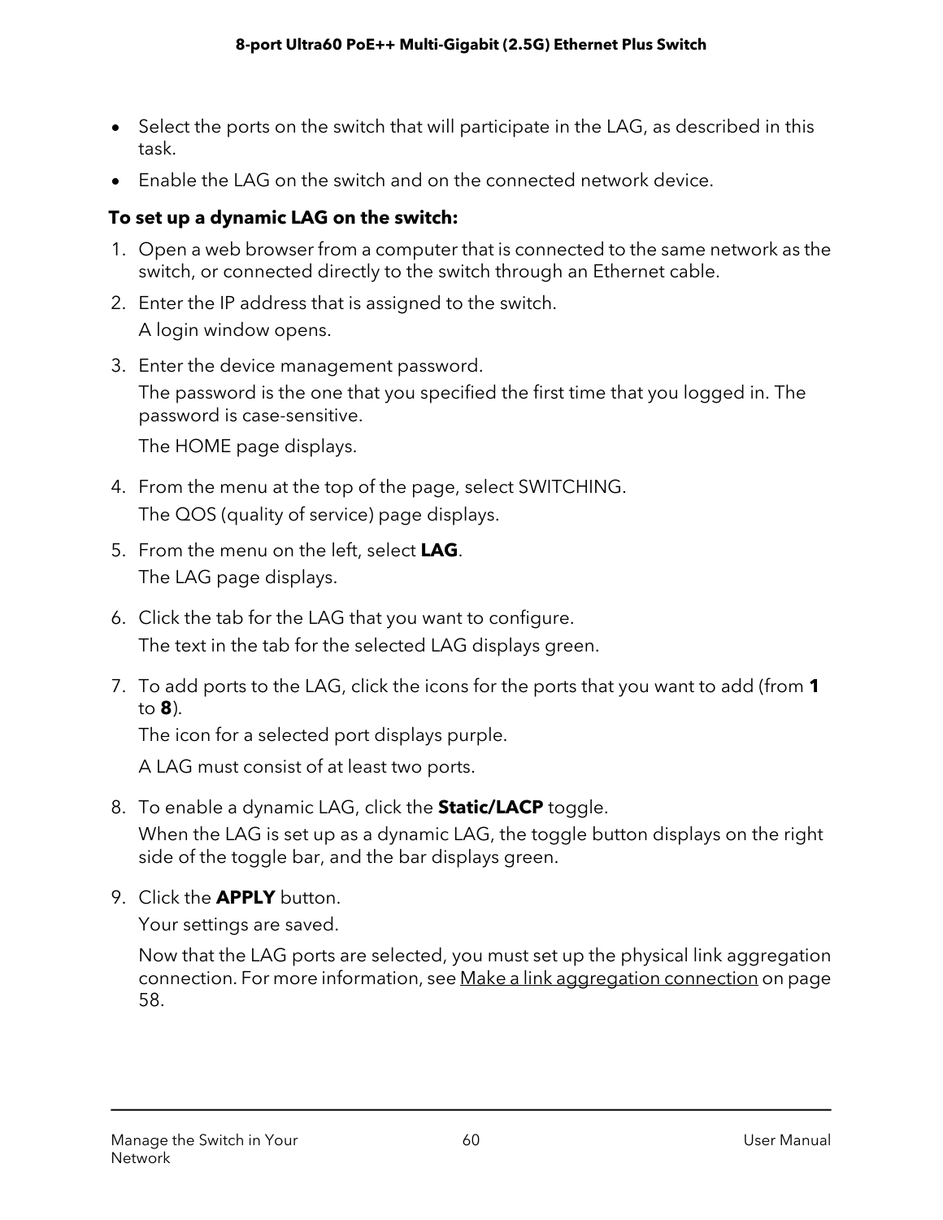- Select the ports on the switch that will participate in the LAG, as described in this task.
- Enable the LAG on the switch and on the connected network device.

**To set up a dynamic LAG on the switch:**

1. Open a web browser from a computer that is connected to the same network as the switch, or connected directly to the switch through an Ethernet cable.
2. Enter the IP address that is assigned to the switch.

   A login window opens.
3. Enter the device management password.

   The password is the one that you specified the first time that you logged in. The password is case-sensitive.

   The HOME page displays.
4. From the menu at the top of the page, select SWITCHING.

   The QOS (quality of service) page displays.
5. From the menu on the left, select **LAG**.

   The LAG page displays.
6. Click the tab for the LAG that you want to configure.

   The text in the tab for the selected LAG displays green.
7. To add ports to the LAG, click the icons for the ports that you want to add (from **1** to **8**).

   The icon for a selected port displays purple.

   A LAG must consist of at least two ports.
8. To enable a dynamic LAG, click the **Static/LACP** toggle.

   When the LAG is set up as a dynamic LAG, the toggle button displays on the right side of the toggle bar, and the bar displays green.
9. Click the **APPLY** button.

   Your settings are saved.

   Now that the LAG ports are selected, you must set up the physical link aggregation connection. For more information, see Make a link aggregation connection on page 58.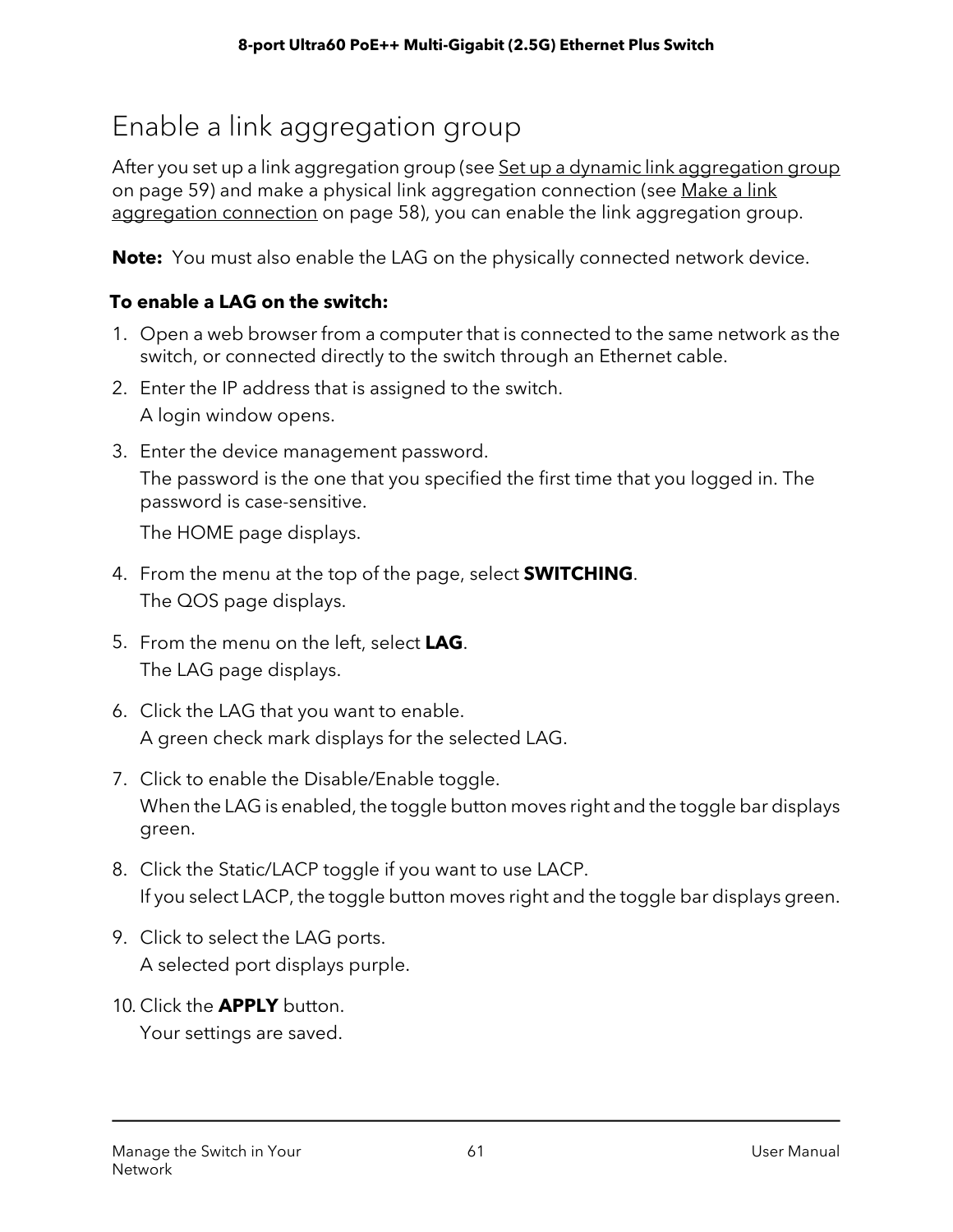# Enable a link aggregation group

After you set up a link aggregation group (see Set up a dynamic link aggregation group on page 59) and make a physical link aggregation connection (see Make a link aggregation connection on page 58), you can enable the link aggregation group.

**Note:** You must also enable the LAG on the physically connected network device.

**To enable a LAG on the switch:**

1. Open a web browser from a computer that is connected to the same network as the switch, or connected directly to the switch through an Ethernet cable.
2. Enter the IP address that is assigned to the switch.

   A login window opens.
3. Enter the device management password.

   The password is the one that you specified the first time that you logged in. The password is case-sensitive.

   The HOME page displays.
4. From the menu at the top of the page, select **SWITCHING**.

   The QOS page displays.
5. From the menu on the left, select **LAG**.

   The LAG page displays.
6. Click the LAG that you want to enable.

   A green check mark displays for the selected LAG.
7. Click to enable the Disable/Enable toggle.

   When the LAG is enabled, the toggle button moves right and the toggle bar displays green.
8. Click the Static/LACP toggle if you want to use LACP.

   If you select LACP, the toggle button moves right and the toggle bar displays green.
9. Click to select the LAG ports.

   A selected port displays purple.
10. Click the **APPLY** button.

    Your settings are saved.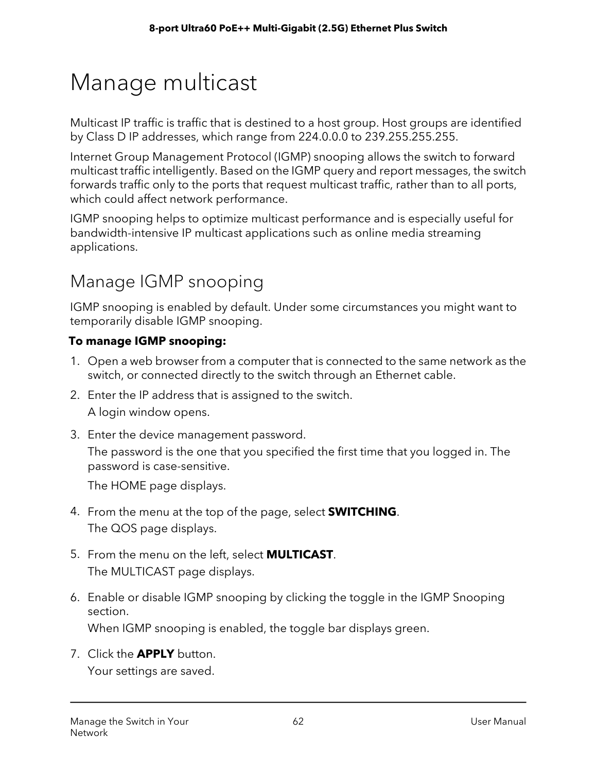# Manage multicast

Multicast IP traffic is traffic that is destined to a host group. Host groups are identified by Class D IP addresses, which range from 224.0.0.0 to 239.255.255.255.

Internet Group Management Protocol (IGMP) snooping allows the switch to forward multicast traffic intelligently. Based on the IGMP query and report messages, the switch forwards traffic only to the ports that request multicast traffic, rather than to all ports, which could affect network performance.

IGMP snooping helps to optimize multicast performance and is especially useful for bandwidth-intensive IP multicast applications such as online media streaming applications.

## Manage IGMP snooping

IGMP snooping is enabled by default. Under some circumstances you might want to temporarily disable IGMP snooping.

**To manage IGMP snooping:**

1. Open a web browser from a computer that is connected to the same network as the switch, or connected directly to the switch through an Ethernet cable.
2. Enter the IP address that is assigned to the switch.

   A login window opens.
3. Enter the device management password.

   The password is the one that you specified the first time that you logged in. The password is case-sensitive.

   The HOME page displays.
4. From the menu at the top of the page, select **SWITCHING**.

   The QOS page displays.
5. From the menu on the left, select **MULTICAST**.

   The MULTICAST page displays.
6. Enable or disable IGMP snooping by clicking the toggle in the IGMP Snooping section.

   When IGMP snooping is enabled, the toggle bar displays green.
7. Click the **APPLY** button.

   Your settings are saved.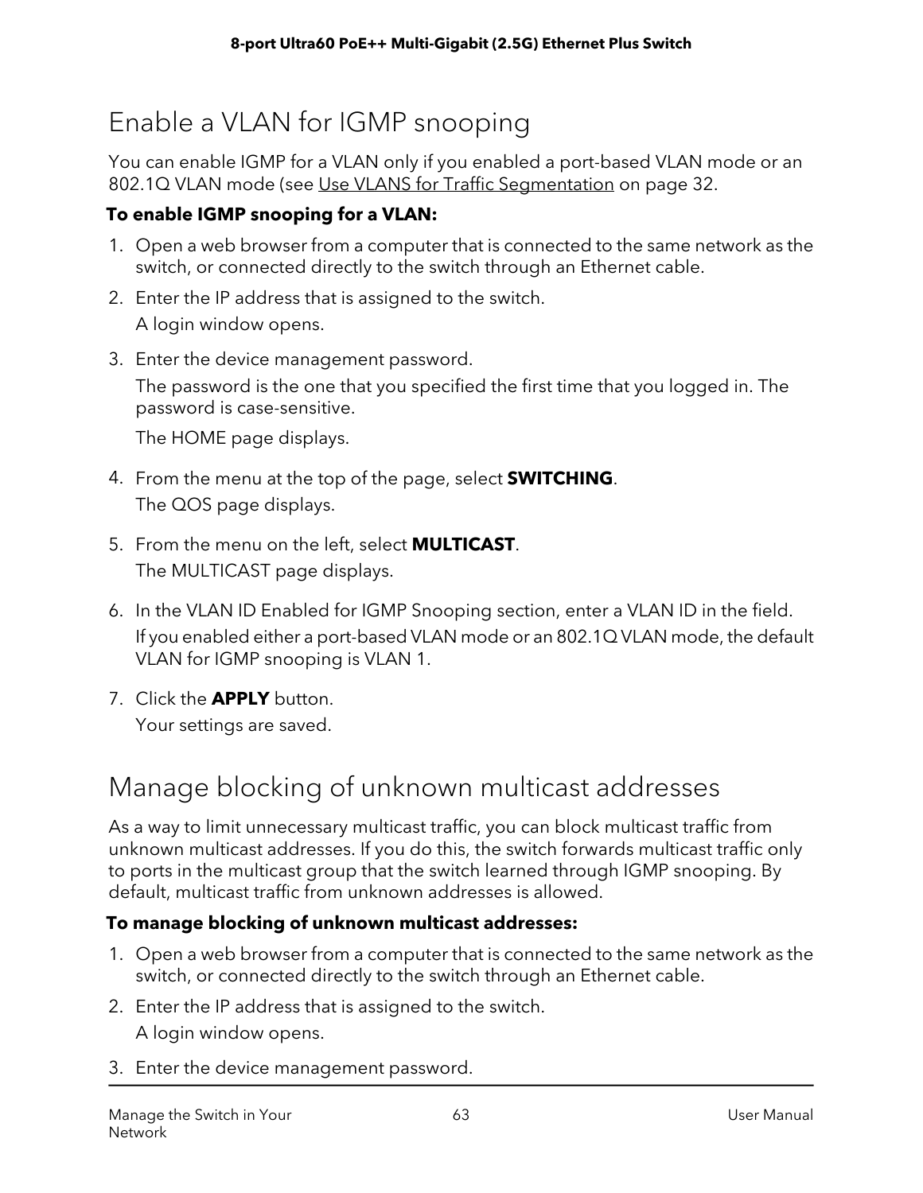## Enable a VLAN for IGMP snooping

You can enable IGMP for a VLAN only if you enabled a port-based VLAN mode or an 802.1Q VLAN mode (see Use VLANS for Traffic Segmentation on page 32.

**To enable IGMP snooping for a VLAN:**

1. Open a web browser from a computer that is connected to the same network as the switch, or connected directly to the switch through an Ethernet cable.
2. Enter the IP address that is assigned to the switch.

   A login window opens.
3. Enter the device management password.

   The password is the one that you specified the first time that you logged in. The password is case-sensitive.

   The HOME page displays.
4. From the menu at the top of the page, select **SWITCHING**.

   The QOS page displays.
5. From the menu on the left, select **MULTICAST**.

   The MULTICAST page displays.
6. In the VLAN ID Enabled for IGMP Snooping section, enter a VLAN ID in the field.

   If you enabled either a port-based VLAN mode or an 802.1Q VLAN mode, the default VLAN for IGMP snooping is VLAN 1.
7. Click the **APPLY** button.

   Your settings are saved.

## Manage blocking of unknown multicast addresses

As a way to limit unnecessary multicast traffic, you can block multicast traffic from unknown multicast addresses. If you do this, the switch forwards multicast traffic only to ports in the multicast group that the switch learned through IGMP snooping. By default, multicast traffic from unknown addresses is allowed.

**To manage blocking of unknown multicast addresses:**

1. Open a web browser from a computer that is connected to the same network as the switch, or connected directly to the switch through an Ethernet cable.
2. Enter the IP address that is assigned to the switch.

   A login window opens.
3. Enter the device management password.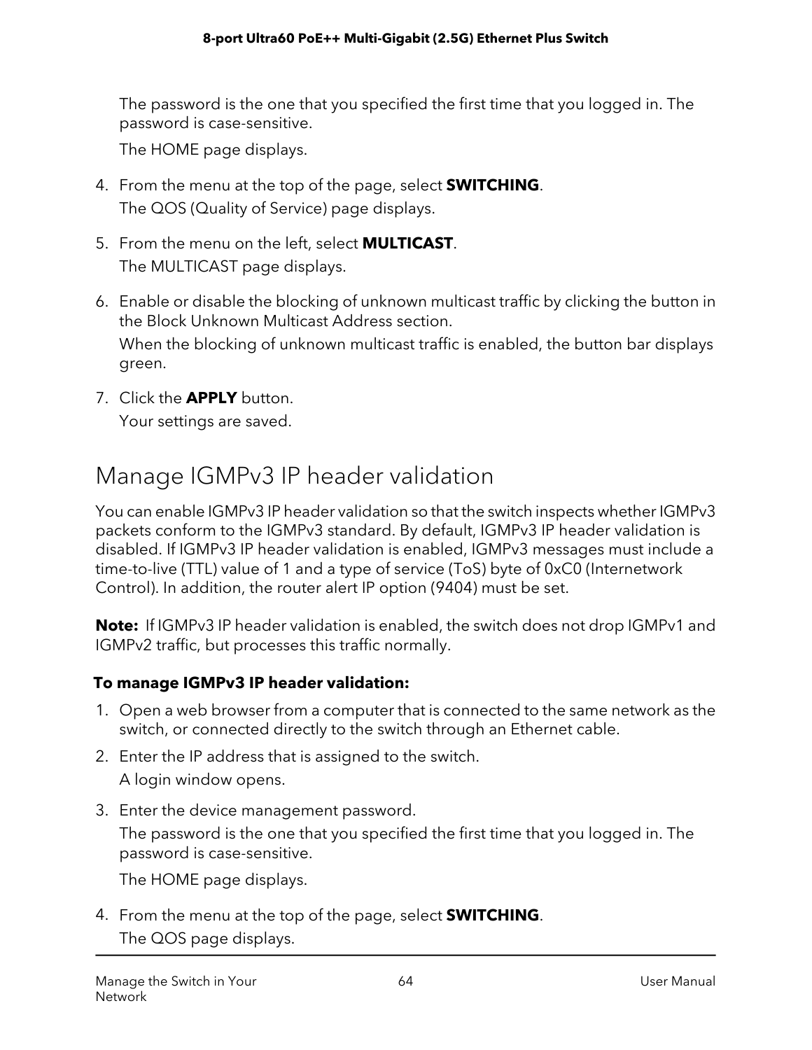The password is the one that you specified the first time that you logged in. The password is case-sensitive.

The HOME page displays.

4. From the menu at the top of the page, select **SWITCHING**.

   The QOS (Quality of Service) page displays.

5. From the menu on the left, select **MULTICAST**.

   The MULTICAST page displays.

6. Enable or disable the blocking of unknown multicast traffic by clicking the button in the Block Unknown Multicast Address section.

   When the blocking of unknown multicast traffic is enabled, the button bar displays green.

7. Click the **APPLY** button.

   Your settings are saved.

## Manage IGMPv3 IP header validation

You can enable IGMPv3 IP header validation so that the switch inspects whether IGMPv3 packets conform to the IGMPv3 standard. By default, IGMPv3 IP header validation is disabled. If IGMPv3 IP header validation is enabled, IGMPv3 messages must include a time-to-live (TTL) value of 1 and a type of service (ToS) byte of 0xC0 (Internetwork Control). In addition, the router alert IP option (9404) must be set.

**Note:** If IGMPv3 IP header validation is enabled, the switch does not drop IGMPv1 and IGMPv2 traffic, but processes this traffic normally.

**To manage IGMPv3 IP header validation:**

1. Open a web browser from a computer that is connected to the same network as the switch, or connected directly to the switch through an Ethernet cable.
2. Enter the IP address that is assigned to the switch.

   A login window opens.

3. Enter the device management password.

   The password is the one that you specified the first time that you logged in. The password is case-sensitive.

   The HOME page displays.

4. From the menu at the top of the page, select **SWITCHING**.

   The QOS page displays.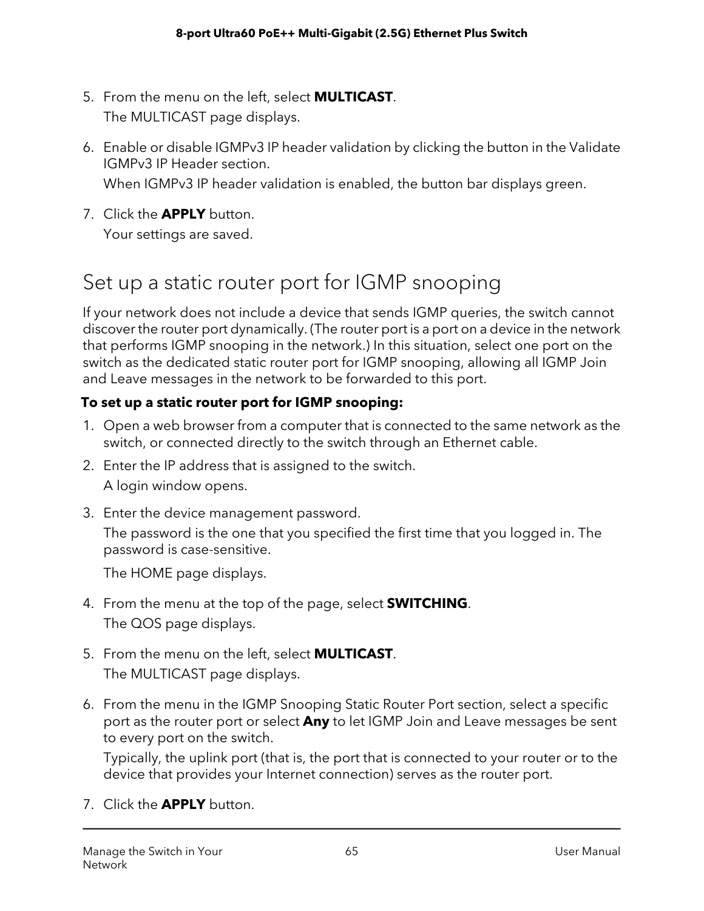5. From the menu on the left, select **MULTICAST**.

   The MULTICAST page displays.

6. Enable or disable IGMPv3 IP header validation by clicking the button in the Validate IGMPv3 IP Header section.

   When IGMPv3 IP header validation is enabled, the button bar displays green.

7. Click the **APPLY** button.

   Your settings are saved.

## Set up a static router port for IGMP snooping

If your network does not include a device that sends IGMP queries, the switch cannot discover the router port dynamically. (The router port is a port on a device in the network that performs IGMP snooping in the network.) In this situation, select one port on the switch as the dedicated static router port for IGMP snooping, allowing all IGMP Join and Leave messages in the network to be forwarded to this port.

**To set up a static router port for IGMP snooping:**

1. Open a web browser from a computer that is connected to the same network as the switch, or connected directly to the switch through an Ethernet cable.
2. Enter the IP address that is assigned to the switch.

   A login window opens.

3. Enter the device management password.

   The password is the one that you specified the first time that you logged in. The password is case-sensitive.

   The HOME page displays.

4. From the menu at the top of the page, select **SWITCHING**.

   The QOS page displays.

5. From the menu on the left, select **MULTICAST**.

   The MULTICAST page displays.

6. From the menu in the IGMP Snooping Static Router Port section, select a specific port as the router port or select **Any** to let IGMP Join and Leave messages be sent to every port on the switch.

   Typically, the uplink port (that is, the port that is connected to your router or to the device that provides your Internet connection) serves as the router port.

7. Click the **APPLY** button.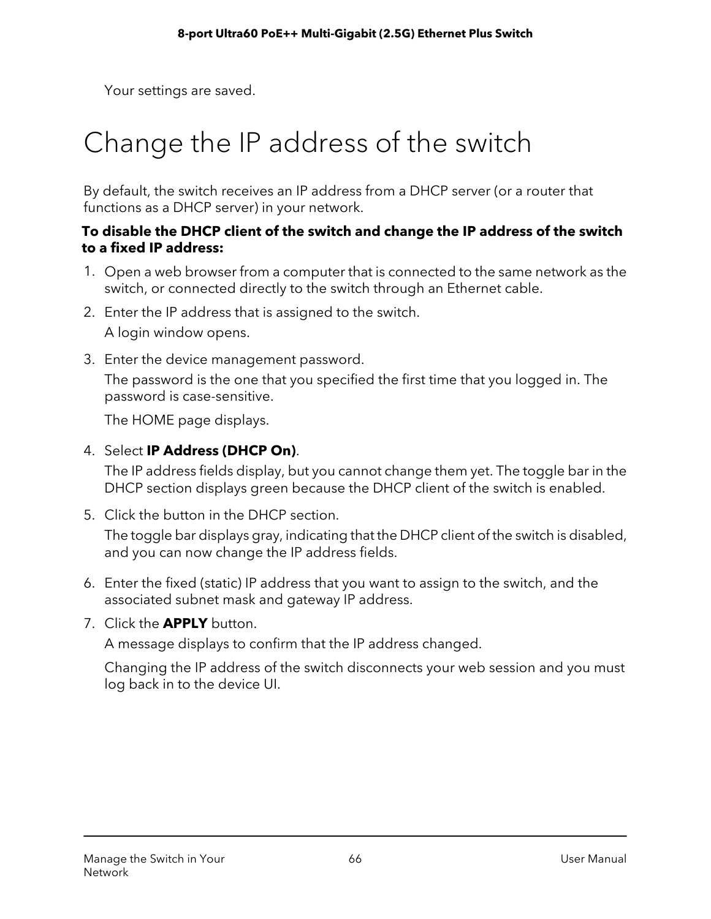Your settings are saved.

# Change the IP address of the switch

By default, the switch receives an IP address from a DHCP server (or a router that functions as a DHCP server) in your network.

**To disable the DHCP client of the switch and change the IP address of the switch to a fixed IP address:**

1. Open a web browser from a computer that is connected to the same network as the switch, or connected directly to the switch through an Ethernet cable.
2. Enter the IP address that is assigned to the switch.

   A login window opens.
3. Enter the device management password.

   The password is the one that you specified the first time that you logged in. The password is case-sensitive.

   The HOME page displays.
4. Select **IP Address (DHCP On)**.

   The IP address fields display, but you cannot change them yet. The toggle bar in the DHCP section displays green because the DHCP client of the switch is enabled.
5. Click the button in the DHCP section.

   The toggle bar displays gray, indicating that the DHCP client of the switch is disabled, and you can now change the IP address fields.
6. Enter the fixed (static) IP address that you want to assign to the switch, and the associated subnet mask and gateway IP address.
7. Click the **APPLY** button.

   A message displays to confirm that the IP address changed.

   Changing the IP address of the switch disconnects your web session and you must log back in to the device UI.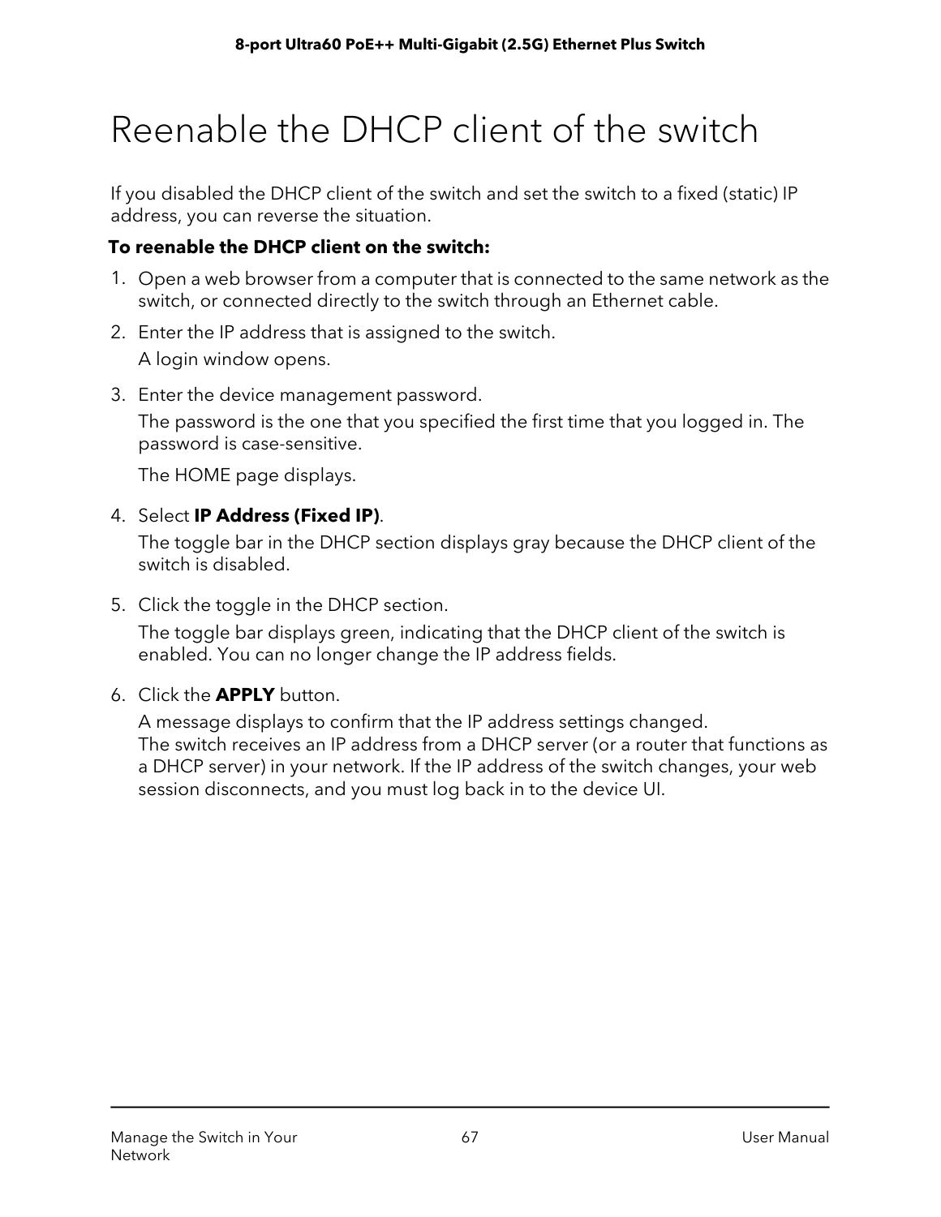# Reenable the DHCP client of the switch

If you disabled the DHCP client of the switch and set the switch to a fixed (static) IP address, you can reverse the situation.

**To reenable the DHCP client on the switch:**

1. Open a web browser from a computer that is connected to the same network as the switch, or connected directly to the switch through an Ethernet cable.
2. Enter the IP address that is assigned to the switch.

   A login window opens.
3. Enter the device management password.

   The password is the one that you specified the first time that you logged in. The password is case-sensitive.

   The HOME page displays.
4. Select **IP Address (Fixed IP)**.

   The toggle bar in the DHCP section displays gray because the DHCP client of the switch is disabled.
5. Click the toggle in the DHCP section.

   The toggle bar displays green, indicating that the DHCP client of the switch is enabled. You can no longer change the IP address fields.
6. Click the **APPLY** button.

   A message displays to confirm that the IP address settings changed.
   The switch receives an IP address from a DHCP server (or a router that functions as a DHCP server) in your network. If the IP address of the switch changes, your web session disconnects, and you must log back in to the device UI.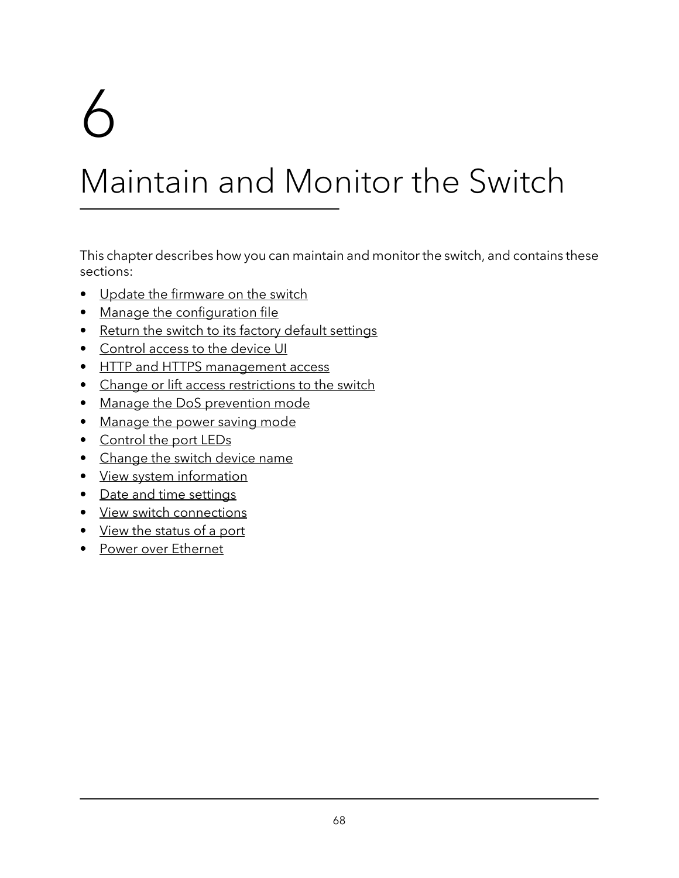# 6 Maintain and Monitor the Switch

This chapter describes how you can maintain and monitor the switch, and contains these sections:

- Update the firmware on the switch
- Manage the configuration file
- Return the switch to its factory default settings
- Control access to the device UI
- HTTP and HTTPS management access
- Change or lift access restrictions to the switch
- Manage the DoS prevention mode
- Manage the power saving mode
- Control the port LEDs
- Change the switch device name
- View system information
- Date and time settings
- View switch connections
- View the status of a port
- Power over Ethernet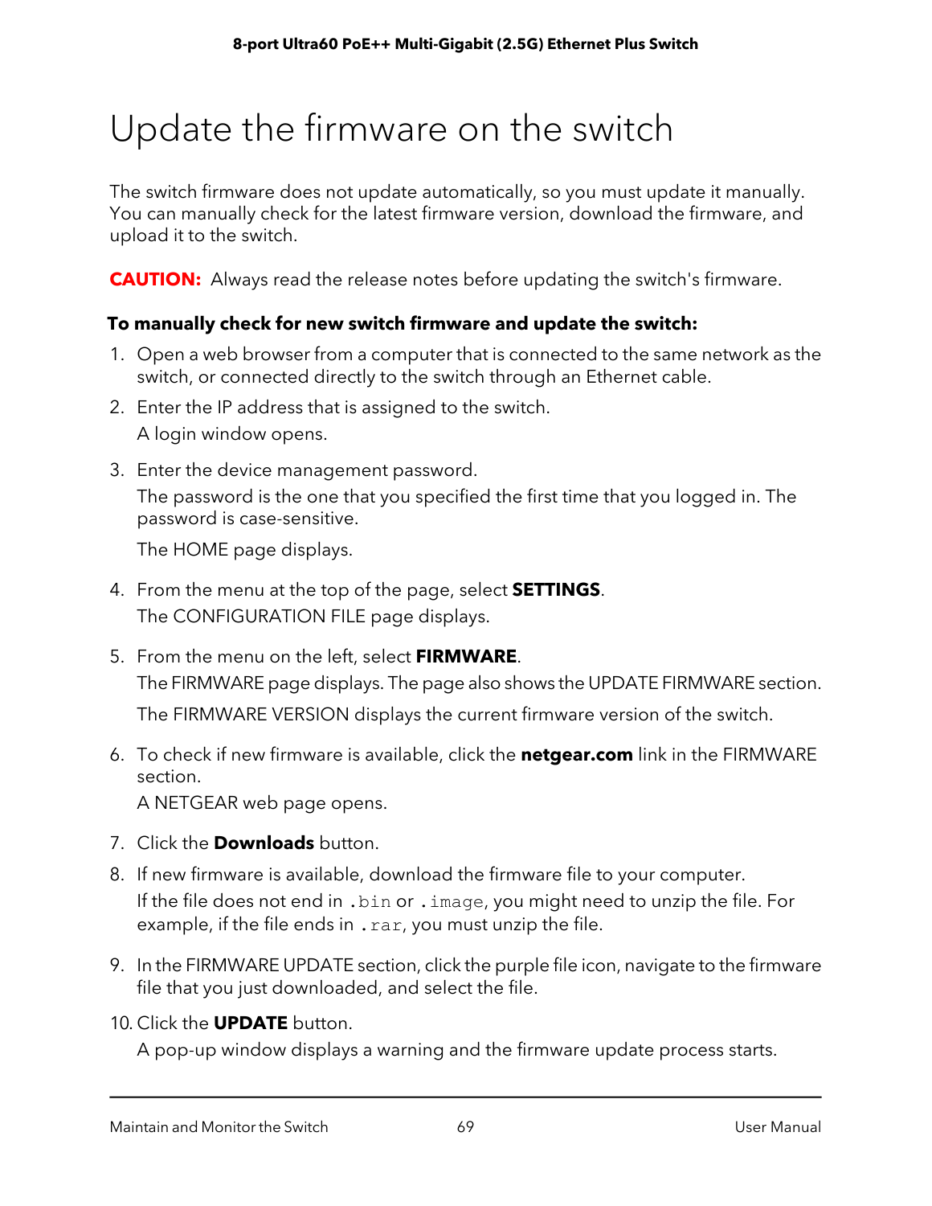# Update the firmware on the switch

The switch firmware does not update automatically, so you must update it manually. You can manually check for the latest firmware version, download the firmware, and upload it to the switch.

**CAUTION:** Always read the release notes before updating the switch's firmware.

**To manually check for new switch firmware and update the switch:**

1. Open a web browser from a computer that is connected to the same network as the switch, or connected directly to the switch through an Ethernet cable.
2. Enter the IP address that is assigned to the switch.

   A login window opens.
3. Enter the device management password.

   The password is the one that you specified the first time that you logged in. The password is case-sensitive.

   The HOME page displays.
4. From the menu at the top of the page, select **SETTINGS**.

   The CONFIGURATION FILE page displays.
5. From the menu on the left, select **FIRMWARE**.

   The FIRMWARE page displays. The page also shows the UPDATE FIRMWARE section.

   The FIRMWARE VERSION displays the current firmware version of the switch.
6. To check if new firmware is available, click the **netgear.com** link in the FIRMWARE section.

   A NETGEAR web page opens.
7. Click the **Downloads** button.
8. If new firmware is available, download the firmware file to your computer.

   If the file does not end in `.bin` or `.image`, you might need to unzip the file. For example, if the file ends in `.rar`, you must unzip the file.
9. In the FIRMWARE UPDATE section, click the purple file icon, navigate to the firmware file that you just downloaded, and select the file.
10. Click the **UPDATE** button.

    A pop-up window displays a warning and the firmware update process starts.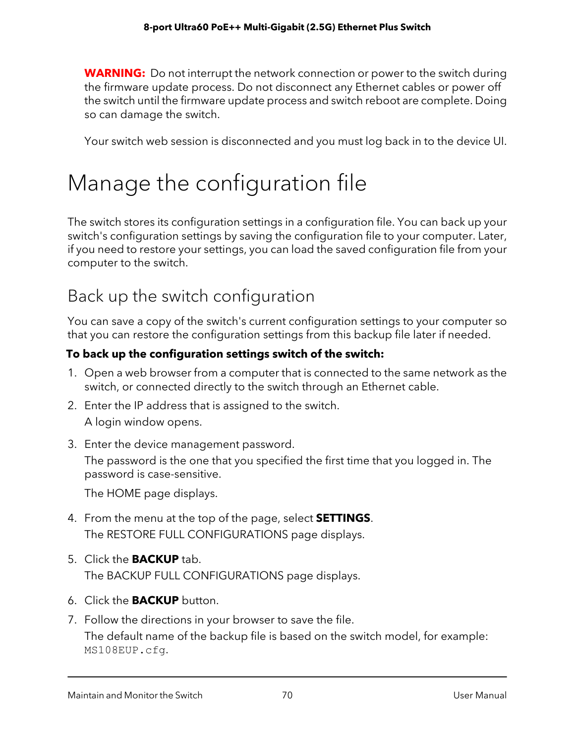**WARNING:** Do not interrupt the network connection or power to the switch during the firmware update process. Do not disconnect any Ethernet cables or power off the switch until the firmware update process and switch reboot are complete. Doing so can damage the switch.

Your switch web session is disconnected and you must log back in to the device UI.

# Manage the configuration file

The switch stores its configuration settings in a configuration file. You can back up your switch's configuration settings by saving the configuration file to your computer. Later, if you need to restore your settings, you can load the saved configuration file from your computer to the switch.

## Back up the switch configuration

You can save a copy of the switch's current configuration settings to your computer so that you can restore the configuration settings from this backup file later if needed.

**To back up the configuration settings switch of the switch:**

1. Open a web browser from a computer that is connected to the same network as the switch, or connected directly to the switch through an Ethernet cable.
2. Enter the IP address that is assigned to the switch.

   A login window opens.
3. Enter the device management password.

   The password is the one that you specified the first time that you logged in. The password is case-sensitive.

   The HOME page displays.
4. From the menu at the top of the page, select **SETTINGS**.

   The RESTORE FULL CONFIGURATIONS page displays.
5. Click the **BACKUP** tab.

   The BACKUP FULL CONFIGURATIONS page displays.
6. Click the **BACKUP** button.
7. Follow the directions in your browser to save the file.

   The default name of the backup file is based on the switch model, for example: `MS108EUP.cfg`.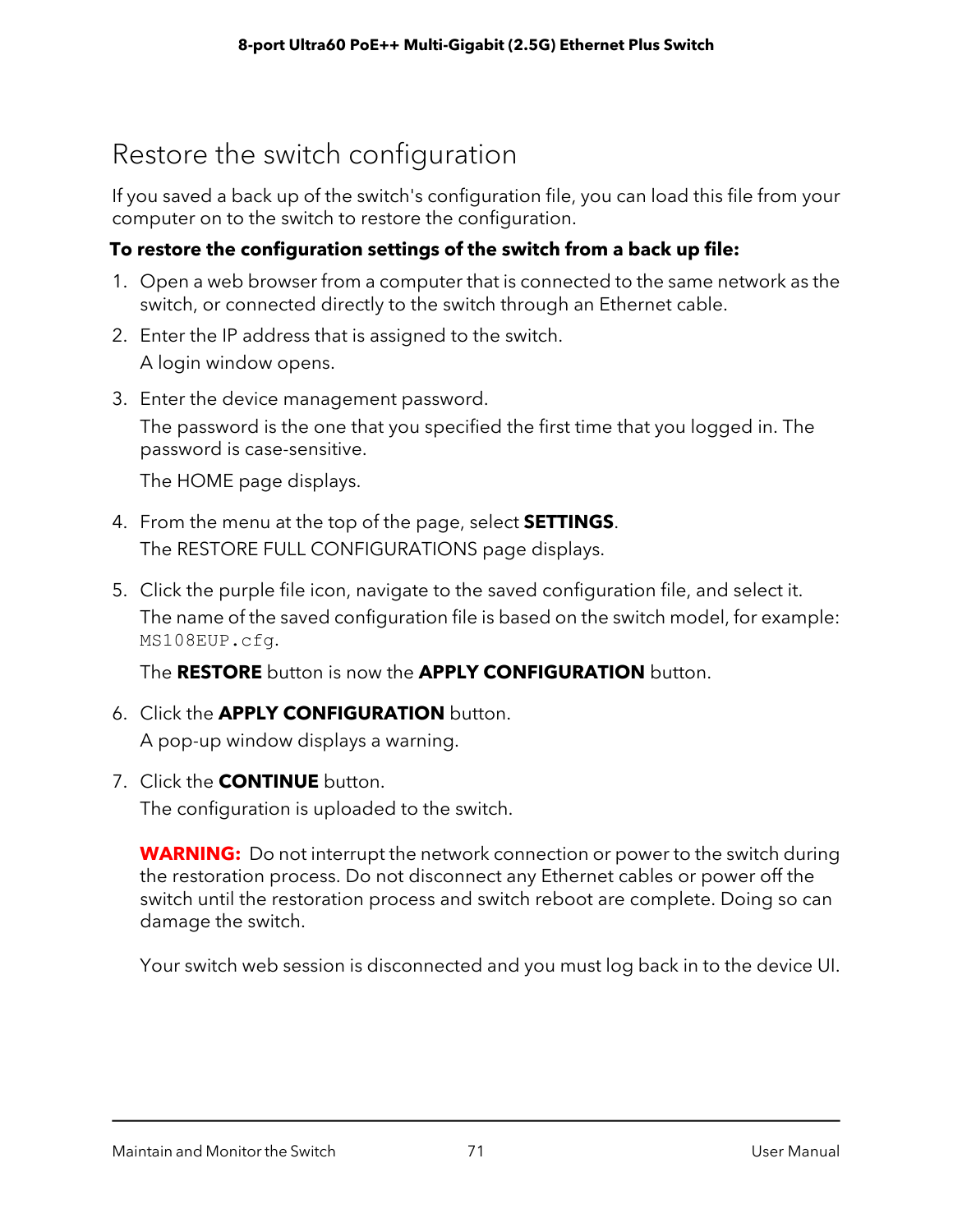# Restore the switch configuration

If you saved a back up of the switch's configuration file, you can load this file from your computer on to the switch to restore the configuration.

**To restore the configuration settings of the switch from a back up file:**

1. Open a web browser from a computer that is connected to the same network as the switch, or connected directly to the switch through an Ethernet cable.
2. Enter the IP address that is assigned to the switch.

   A login window opens.
3. Enter the device management password.

   The password is the one that you specified the first time that you logged in. The password is case-sensitive.

   The HOME page displays.
4. From the menu at the top of the page, select **SETTINGS**.

   The RESTORE FULL CONFIGURATIONS page displays.
5. Click the purple file icon, navigate to the saved configuration file, and select it.

   The name of the saved configuration file is based on the switch model, for example: `MS108EUP.cfg`.

   The **RESTORE** button is now the **APPLY CONFIGURATION** button.
6. Click the **APPLY CONFIGURATION** button.

   A pop-up window displays a warning.
7. Click the **CONTINUE** button.

   The configuration is uploaded to the switch.

   **WARNING:** Do not interrupt the network connection or power to the switch during the restoration process. Do not disconnect any Ethernet cables or power off the switch until the restoration process and switch reboot are complete. Doing so can damage the switch.

   Your switch web session is disconnected and you must log back in to the device UI.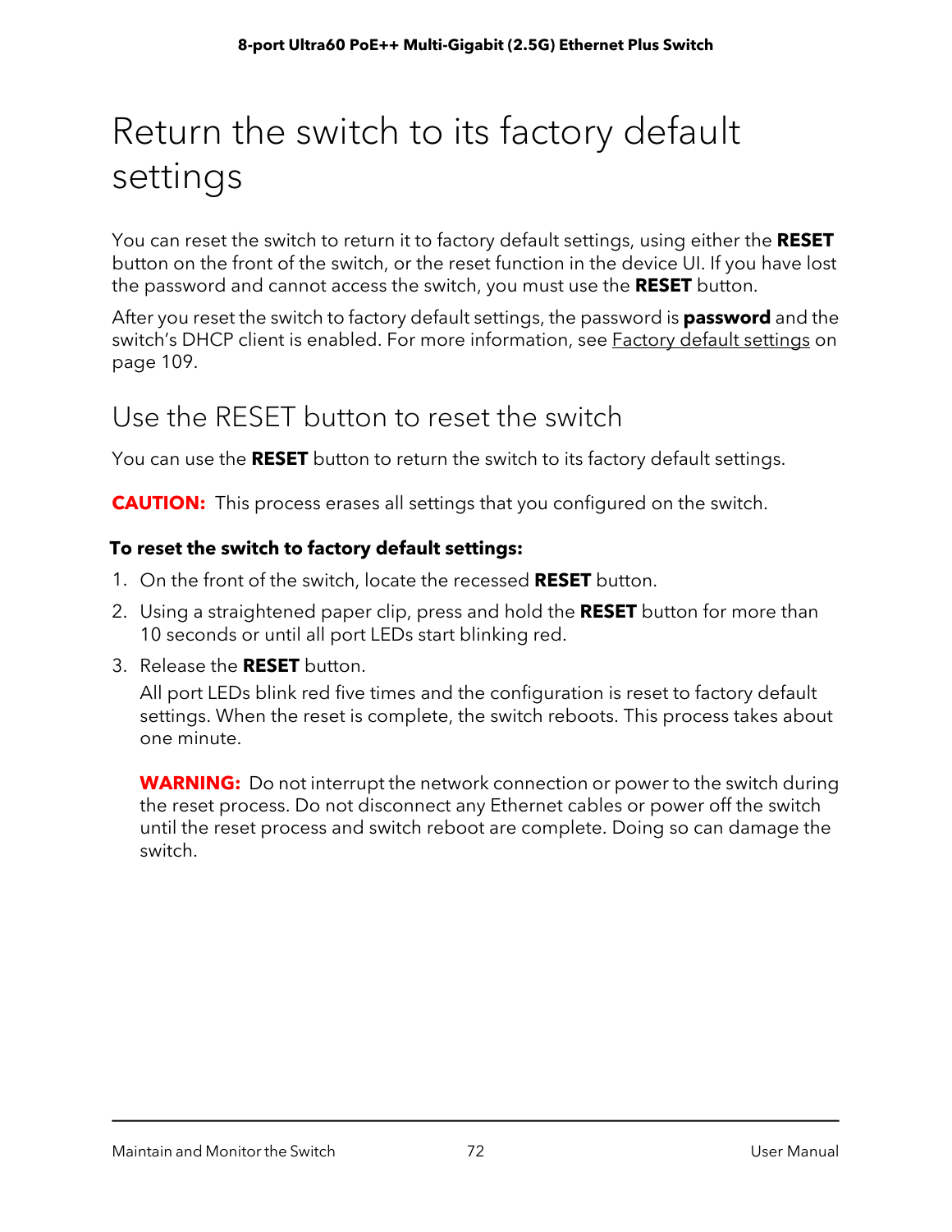# Return the switch to its factory default settings

You can reset the switch to return it to factory default settings, using either the **RESET** button on the front of the switch, or the reset function in the device UI. If you have lost the password and cannot access the switch, you must use the **RESET** button.

After you reset the switch to factory default settings, the password is **password** and the switch's DHCP client is enabled. For more information, see Factory default settings on page 109.

## Use the RESET button to reset the switch

You can use the **RESET** button to return the switch to its factory default settings.

**CAUTION:** This process erases all settings that you configured on the switch.

**To reset the switch to factory default settings:**

1. On the front of the switch, locate the recessed **RESET** button.
2. Using a straightened paper clip, press and hold the **RESET** button for more than 10 seconds or until all port LEDs start blinking red.
3. Release the **RESET** button.

   All port LEDs blink red five times and the configuration is reset to factory default settings. When the reset is complete, the switch reboots. This process takes about one minute.

   **WARNING:** Do not interrupt the network connection or power to the switch during the reset process. Do not disconnect any Ethernet cables or power off the switch until the reset process and switch reboot are complete. Doing so can damage the switch.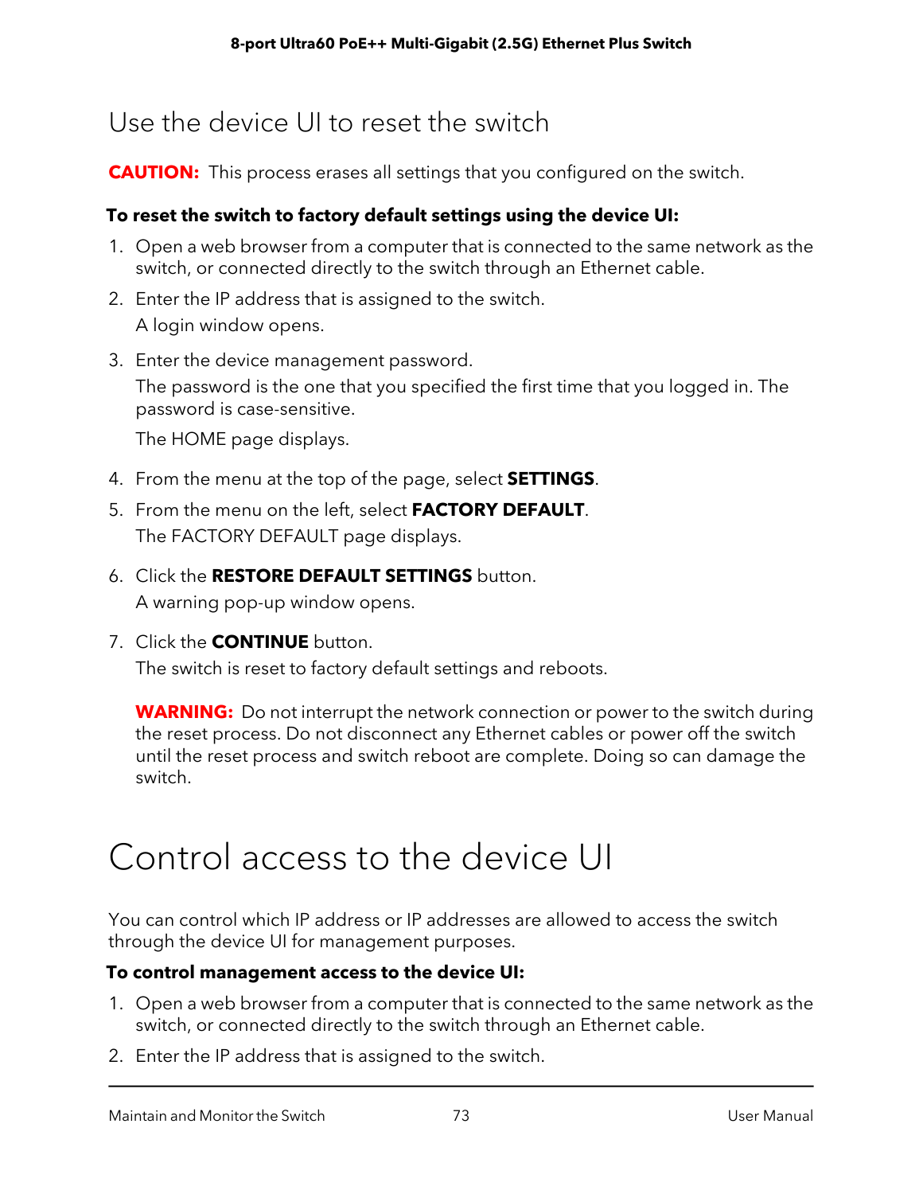## Use the device UI to reset the switch

**CAUTION:** This process erases all settings that you configured on the switch.

**To reset the switch to factory default settings using the device UI:**

1. Open a web browser from a computer that is connected to the same network as the switch, or connected directly to the switch through an Ethernet cable.
2. Enter the IP address that is assigned to the switch.

   A login window opens.
3. Enter the device management password.

   The password is the one that you specified the first time that you logged in. The password is case-sensitive.

   The HOME page displays.
4. From the menu at the top of the page, select **SETTINGS**.
5. From the menu on the left, select **FACTORY DEFAULT**.

   The FACTORY DEFAULT page displays.
6. Click the **RESTORE DEFAULT SETTINGS** button.

   A warning pop-up window opens.
7. Click the **CONTINUE** button.

   The switch is reset to factory default settings and reboots.

   **WARNING:** Do not interrupt the network connection or power to the switch during the reset process. Do not disconnect any Ethernet cables or power off the switch until the reset process and switch reboot are complete. Doing so can damage the switch.

# Control access to the device UI

You can control which IP address or IP addresses are allowed to access the switch through the device UI for management purposes.

**To control management access to the device UI:**

1. Open a web browser from a computer that is connected to the same network as the switch, or connected directly to the switch through an Ethernet cable.
2. Enter the IP address that is assigned to the switch.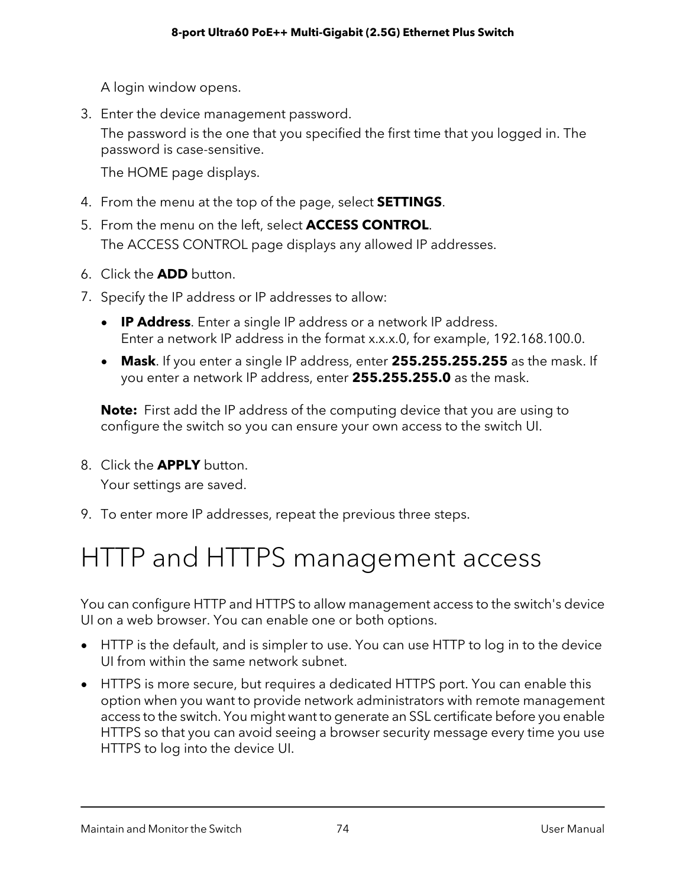A login window opens.

3. Enter the device management password.

   The password is the one that you specified the first time that you logged in. The password is case-sensitive.

   The HOME page displays.

4. From the menu at the top of the page, select **SETTINGS**.
5. From the menu on the left, select **ACCESS CONTROL**.

   The ACCESS CONTROL page displays any allowed IP addresses.

6. Click the **ADD** button.
7. Specify the IP address or IP addresses to allow:
   - **IP Address**. Enter a single IP address or a network IP address.
     Enter a network IP address in the format x.x.x.0, for example, 192.168.100.0.
   - **Mask**. If you enter a single IP address, enter **255.255.255.255** as the mask. If you enter a network IP address, enter **255.255.255.0** as the mask.

   **Note:** First add the IP address of the computing device that you are using to configure the switch so you can ensure your own access to the switch UI.

8. Click the **APPLY** button.

   Your settings are saved.

9. To enter more IP addresses, repeat the previous three steps.

# HTTP and HTTPS management access

You can configure HTTP and HTTPS to allow management access to the switch's device UI on a web browser. You can enable one or both options.

- HTTP is the default, and is simpler to use. You can use HTTP to log in to the device UI from within the same network subnet.
- HTTPS is more secure, but requires a dedicated HTTPS port. You can enable this option when you want to provide network administrators with remote management access to the switch. You might want to generate an SSL certificate before you enable HTTPS so that you can avoid seeing a browser security message every time you use HTTPS to log into the device UI.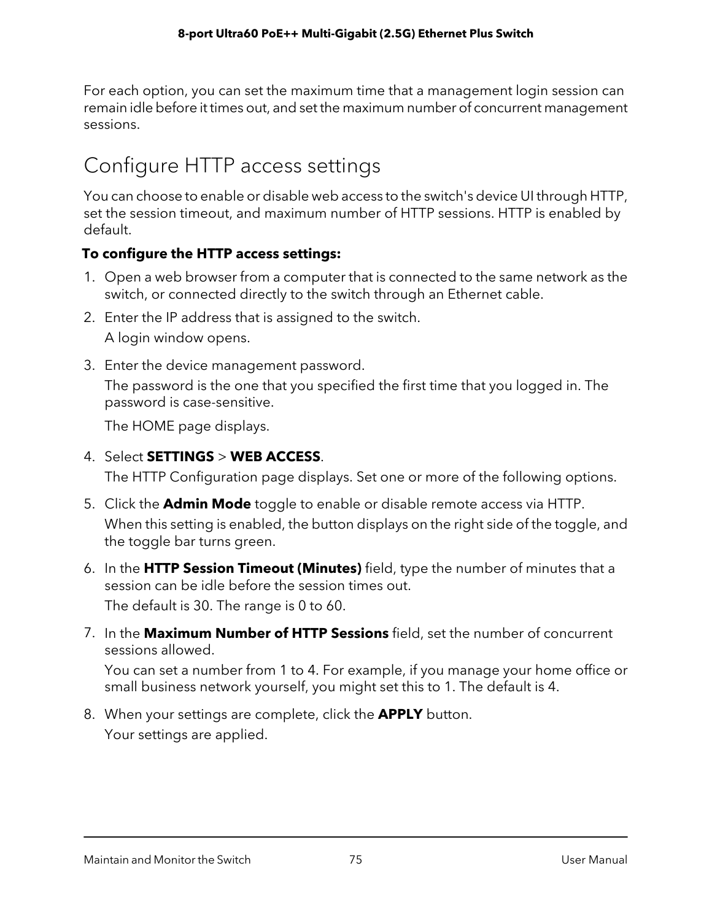For each option, you can set the maximum time that a management login session can remain idle before it times out, and set the maximum number of concurrent management sessions.

## Configure HTTP access settings

You can choose to enable or disable web access to the switch's device UI through HTTP, set the session timeout, and maximum number of HTTP sessions. HTTP is enabled by default.

**To configure the HTTP access settings:**

1. Open a web browser from a computer that is connected to the same network as the switch, or connected directly to the switch through an Ethernet cable.
2. Enter the IP address that is assigned to the switch.

   A login window opens.
3. Enter the device management password.

   The password is the one that you specified the first time that you logged in. The password is case-sensitive.

   The HOME page displays.
4. Select **SETTINGS** > **WEB ACCESS**.

   The HTTP Configuration page displays. Set one or more of the following options.
5. Click the **Admin Mode** toggle to enable or disable remote access via HTTP.

   When this setting is enabled, the button displays on the right side of the toggle, and the toggle bar turns green.
6. In the **HTTP Session Timeout (Minutes)** field, type the number of minutes that a session can be idle before the session times out.

   The default is 30. The range is 0 to 60.
7. In the **Maximum Number of HTTP Sessions** field, set the number of concurrent sessions allowed.

   You can set a number from 1 to 4. For example, if you manage your home office or small business network yourself, you might set this to 1. The default is 4.
8. When your settings are complete, click the **APPLY** button.

   Your settings are applied.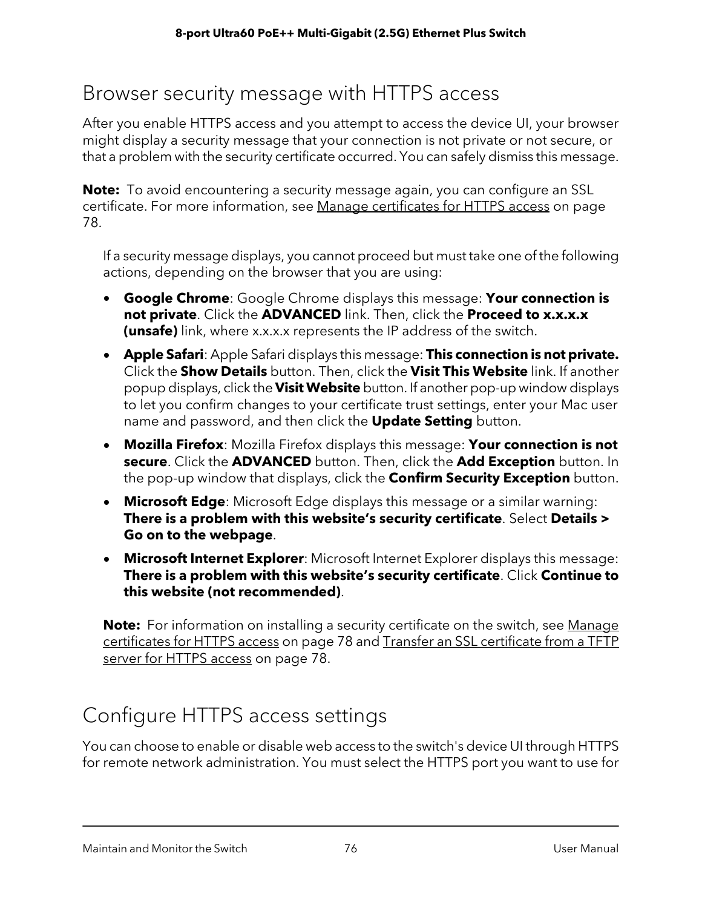## Browser security message with HTTPS access

After you enable HTTPS access and you attempt to access the device UI, your browser might display a security message that your connection is not private or not secure, or that a problem with the security certificate occurred. You can safely dismiss this message.

**Note:** To avoid encountering a security message again, you can configure an SSL certificate. For more information, see Manage certificates for HTTPS access on page 78.

If a security message displays, you cannot proceed but must take one of the following actions, depending on the browser that you are using:

- **Google Chrome**: Google Chrome displays this message: **Your connection is not private**. Click the **ADVANCED** link. Then, click the **Proceed to x.x.x.x (unsafe)** link, where x.x.x.x represents the IP address of the switch.
- **Apple Safari**: Apple Safari displays this message: **This connection is not private.** Click the **Show Details** button. Then, click the **Visit This Website** link. If another popup displays, click the **Visit Website** button. If another pop-up window displays to let you confirm changes to your certificate trust settings, enter your Mac user name and password, and then click the **Update Setting** button.
- **Mozilla Firefox**: Mozilla Firefox displays this message: **Your connection is not secure**. Click the **ADVANCED** button. Then, click the **Add Exception** button. In the pop-up window that displays, click the **Confirm Security Exception** button.
- **Microsoft Edge**: Microsoft Edge displays this message or a similar warning: **There is a problem with this website's security certificate**. Select **Details > Go on to the webpage**.
- **Microsoft Internet Explorer**: Microsoft Internet Explorer displays this message: **There is a problem with this website's security certificate**. Click **Continue to this website (not recommended)**.

**Note:** For information on installing a security certificate on the switch, see Manage certificates for HTTPS access on page 78 and Transfer an SSL certificate from a TFTP server for HTTPS access on page 78.

## Configure HTTPS access settings

You can choose to enable or disable web access to the switch's device UI through HTTPS for remote network administration. You must select the HTTPS port you want to use for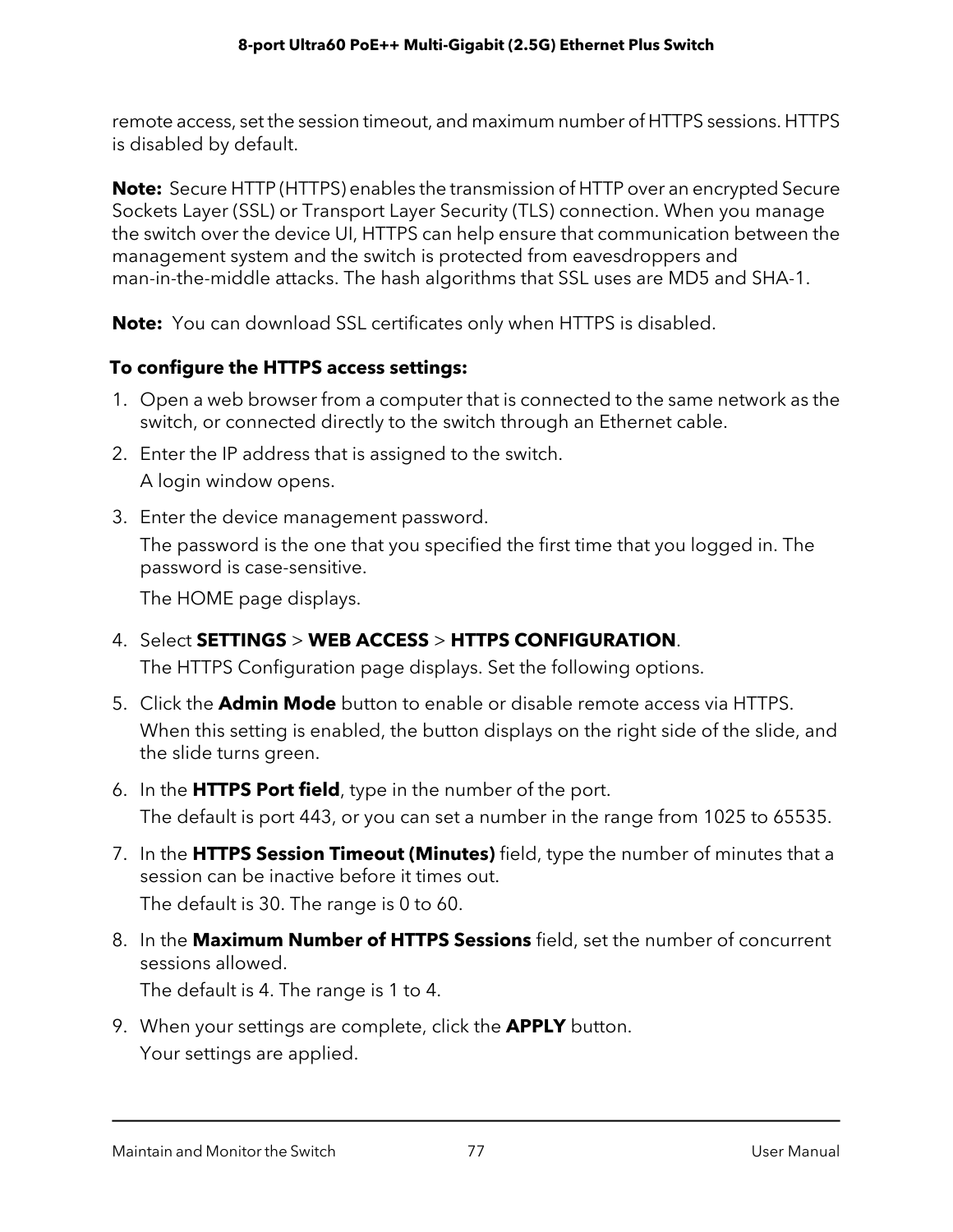remote access, set the session timeout, and maximum number of HTTPS sessions. HTTPS is disabled by default.

**Note:** Secure HTTP (HTTPS) enables the transmission of HTTP over an encrypted Secure Sockets Layer (SSL) or Transport Layer Security (TLS) connection. When you manage the switch over the device UI, HTTPS can help ensure that communication between the management system and the switch is protected from eavesdroppers and man-in-the-middle attacks. The hash algorithms that SSL uses are MD5 and SHA-1.

**Note:** You can download SSL certificates only when HTTPS is disabled.

**To configure the HTTPS access settings:**

1. Open a web browser from a computer that is connected to the same network as the switch, or connected directly to the switch through an Ethernet cable.
2. Enter the IP address that is assigned to the switch.

   A login window opens.
3. Enter the device management password.

   The password is the one that you specified the first time that you logged in. The password is case-sensitive.

   The HOME page displays.
4. Select **SETTINGS** > **WEB ACCESS** > **HTTPS CONFIGURATION**.

   The HTTPS Configuration page displays. Set the following options.
5. Click the **Admin Mode** button to enable or disable remote access via HTTPS.

   When this setting is enabled, the button displays on the right side of the slide, and the slide turns green.
6. In the **HTTPS Port field**, type in the number of the port.

   The default is port 443, or you can set a number in the range from 1025 to 65535.
7. In the **HTTPS Session Timeout (Minutes)** field, type the number of minutes that a session can be inactive before it times out.

   The default is 30. The range is 0 to 60.
8. In the **Maximum Number of HTTPS Sessions** field, set the number of concurrent sessions allowed.

   The default is 4. The range is 1 to 4.
9. When your settings are complete, click the **APPLY** button.

   Your settings are applied.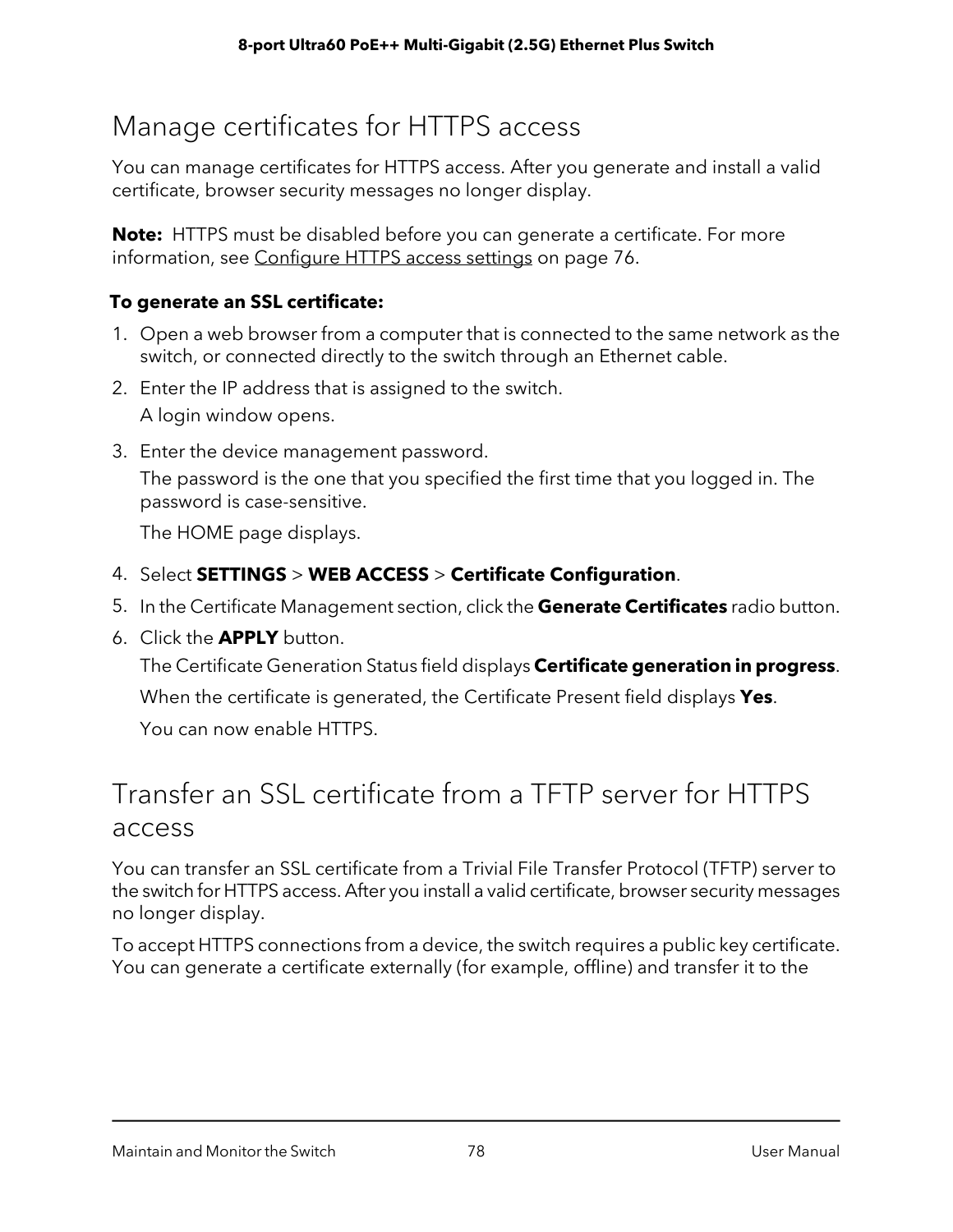# Manage certificates for HTTPS access

You can manage certificates for HTTPS access. After you generate and install a valid certificate, browser security messages no longer display.

**Note:** HTTPS must be disabled before you can generate a certificate. For more information, see Configure HTTPS access settings on page 76.

**To generate an SSL certificate:**

1. Open a web browser from a computer that is connected to the same network as the switch, or connected directly to the switch through an Ethernet cable.
2. Enter the IP address that is assigned to the switch.

   A login window opens.
3. Enter the device management password.

   The password is the one that you specified the first time that you logged in. The password is case-sensitive.

   The HOME page displays.
4. Select **SETTINGS** > **WEB ACCESS** > **Certificate Configuration**.
5. In the Certificate Management section, click the **Generate Certificates** radio button.
6. Click the **APPLY** button.

   The Certificate Generation Status field displays **Certificate generation in progress**.

   When the certificate is generated, the Certificate Present field displays **Yes**.

   You can now enable HTTPS.

# Transfer an SSL certificate from a TFTP server for HTTPS access

You can transfer an SSL certificate from a Trivial File Transfer Protocol (TFTP) server to the switch for HTTPS access. After you install a valid certificate, browser security messages no longer display.

To accept HTTPS connections from a device, the switch requires a public key certificate. You can generate a certificate externally (for example, offline) and transfer it to the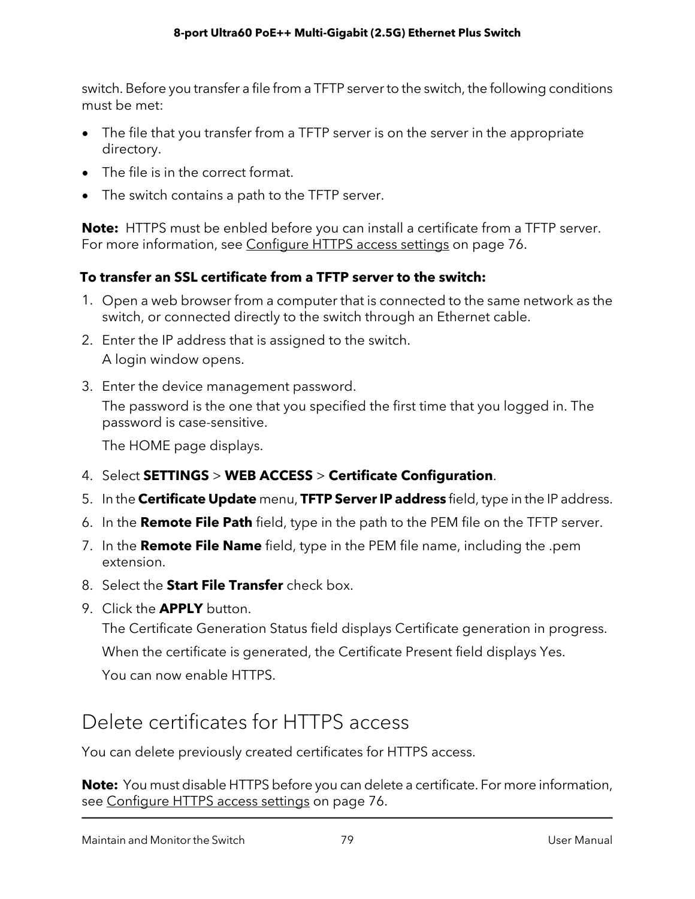switch. Before you transfer a file from a TFTP server to the switch, the following conditions must be met:

- The file that you transfer from a TFTP server is on the server in the appropriate directory.
- The file is in the correct format.
- The switch contains a path to the TFTP server.

**Note:** HTTPS must be enbled before you can install a certificate from a TFTP server. For more information, see Configure HTTPS access settings on page 76.

**To transfer an SSL certificate from a TFTP server to the switch:**

1. Open a web browser from a computer that is connected to the same network as the switch, or connected directly to the switch through an Ethernet cable.
2. Enter the IP address that is assigned to the switch.

   A login window opens.
3. Enter the device management password.

   The password is the one that you specified the first time that you logged in. The password is case-sensitive.

   The HOME page displays.
4. Select **SETTINGS** > **WEB ACCESS** > **Certificate Configuration**.
5. In the **Certificate Update** menu, **TFTP Server IP address** field, type in the IP address.
6. In the **Remote File Path** field, type in the path to the PEM file on the TFTP server.
7. In the **Remote File Name** field, type in the PEM file name, including the .pem extension.
8. Select the **Start File Transfer** check box.
9. Click the **APPLY** button.

   The Certificate Generation Status field displays Certificate generation in progress.

   When the certificate is generated, the Certificate Present field displays Yes.

   You can now enable HTTPS.

## Delete certificates for HTTPS access

You can delete previously created certificates for HTTPS access.

**Note:** You must disable HTTPS before you can delete a certificate. For more information, see Configure HTTPS access settings on page 76.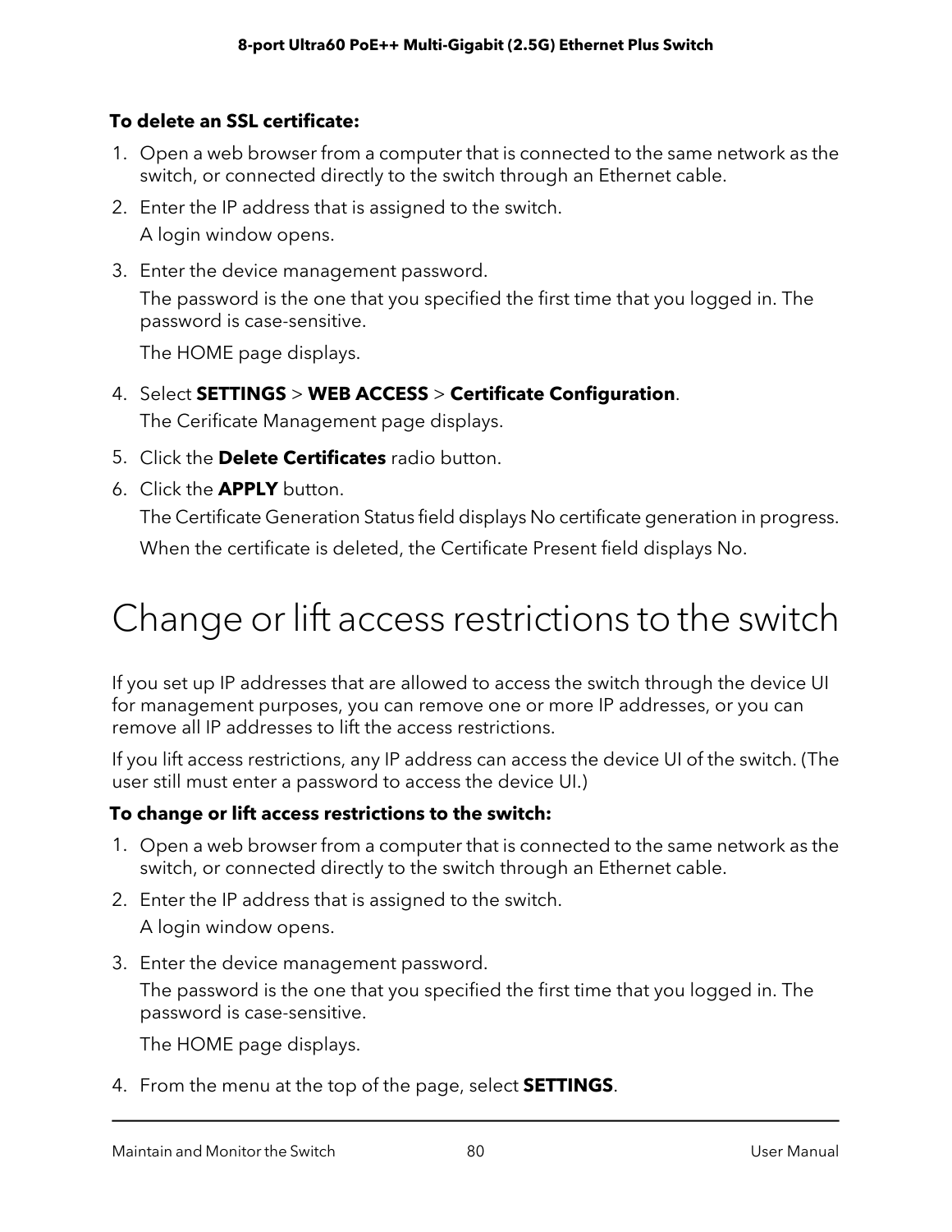**To delete an SSL certificate:**

1. Open a web browser from a computer that is connected to the same network as the switch, or connected directly to the switch through an Ethernet cable.
2. Enter the IP address that is assigned to the switch.

   A login window opens.
3. Enter the device management password.

   The password is the one that you specified the first time that you logged in. The password is case-sensitive.

   The HOME page displays.
4. Select **SETTINGS** > **WEB ACCESS** > **Certificate Configuration**.

   The Cerificate Management page displays.
5. Click the **Delete Certificates** radio button.
6. Click the **APPLY** button.

   The Certificate Generation Status field displays No certificate generation in progress.

   When the certificate is deleted, the Certificate Present field displays No.

# Change or lift access restrictions to the switch

If you set up IP addresses that are allowed to access the switch through the device UI for management purposes, you can remove one or more IP addresses, or you can remove all IP addresses to lift the access restrictions.

If you lift access restrictions, any IP address can access the device UI of the switch. (The user still must enter a password to access the device UI.)

**To change or lift access restrictions to the switch:**

1. Open a web browser from a computer that is connected to the same network as the switch, or connected directly to the switch through an Ethernet cable.
2. Enter the IP address that is assigned to the switch.

   A login window opens.
3. Enter the device management password.

   The password is the one that you specified the first time that you logged in. The password is case-sensitive.

   The HOME page displays.
4. From the menu at the top of the page, select **SETTINGS**.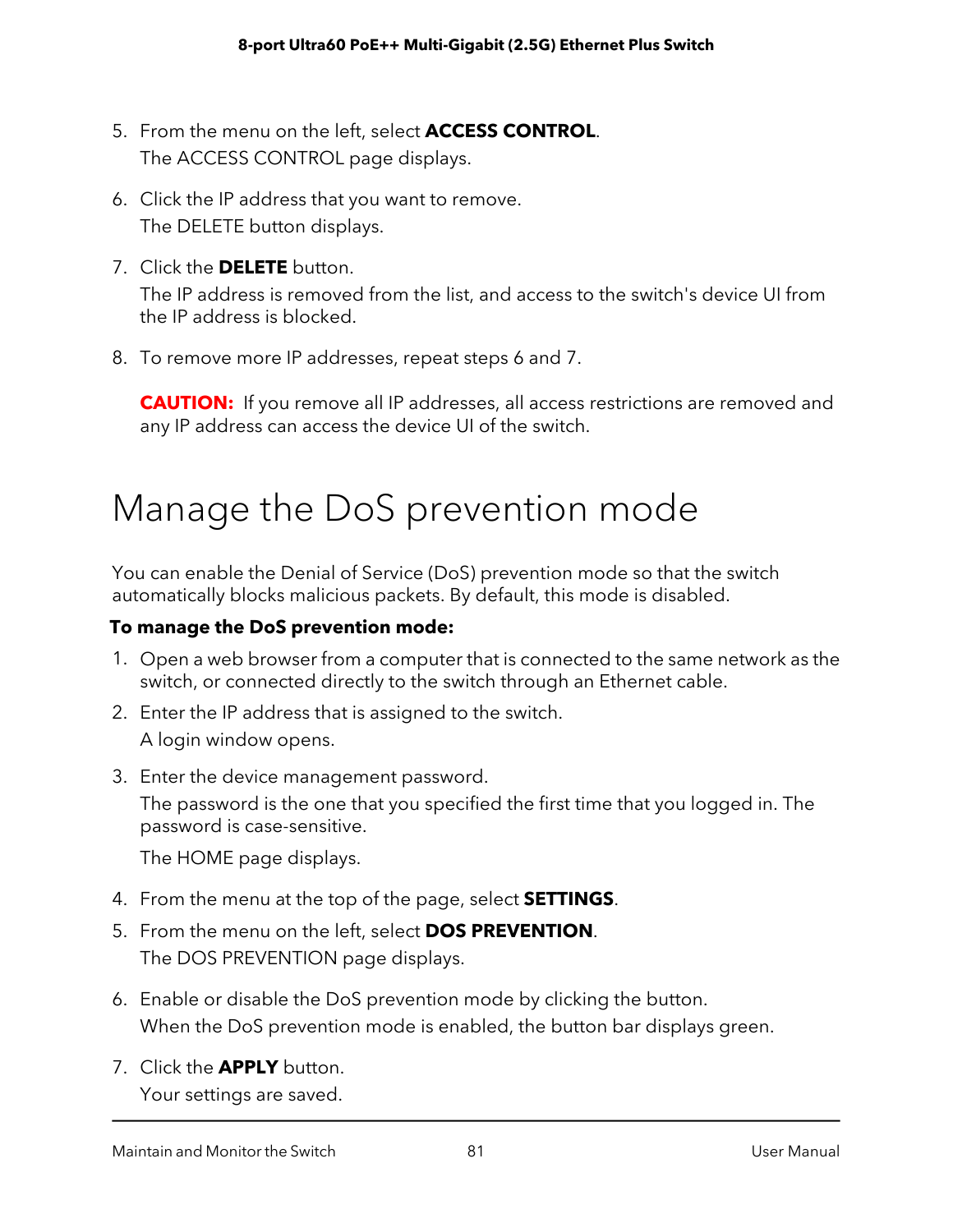5. From the menu on the left, select **ACCESS CONTROL**.

   The ACCESS CONTROL page displays.

6. Click the IP address that you want to remove.

   The DELETE button displays.

7. Click the **DELETE** button.

   The IP address is removed from the list, and access to the switch's device UI from the IP address is blocked.

8. To remove more IP addresses, repeat steps 6 and 7.

   **CAUTION:** If you remove all IP addresses, all access restrictions are removed and any IP address can access the device UI of the switch.

# Manage the DoS prevention mode

You can enable the Denial of Service (DoS) prevention mode so that the switch automatically blocks malicious packets. By default, this mode is disabled.

**To manage the DoS prevention mode:**

1. Open a web browser from a computer that is connected to the same network as the switch, or connected directly to the switch through an Ethernet cable.
2. Enter the IP address that is assigned to the switch.

   A login window opens.

3. Enter the device management password.

   The password is the one that you specified the first time that you logged in. The password is case-sensitive.

   The HOME page displays.

4. From the menu at the top of the page, select **SETTINGS**.
5. From the menu on the left, select **DOS PREVENTION**.

   The DOS PREVENTION page displays.

6. Enable or disable the DoS prevention mode by clicking the button.

   When the DoS prevention mode is enabled, the button bar displays green.

7. Click the **APPLY** button.

   Your settings are saved.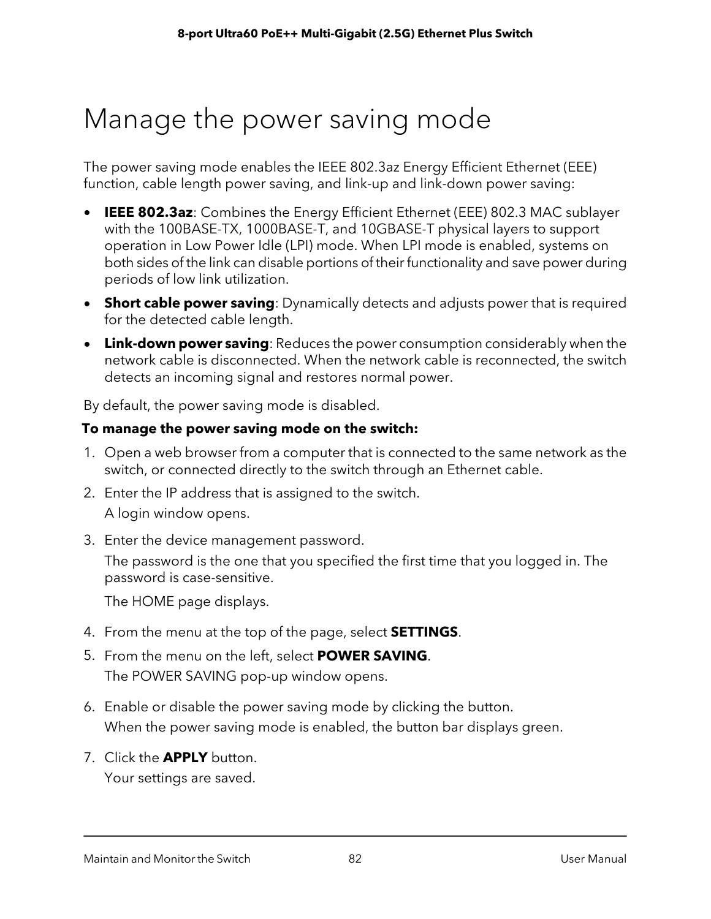# Manage the power saving mode

The power saving mode enables the IEEE 802.3az Energy Efficient Ethernet (EEE) function, cable length power saving, and link-up and link-down power saving:

- **IEEE 802.3az**: Combines the Energy Efficient Ethernet (EEE) 802.3 MAC sublayer with the 100BASE-TX, 1000BASE-T, and 10GBASE-T physical layers to support operation in Low Power Idle (LPI) mode. When LPI mode is enabled, systems on both sides of the link can disable portions of their functionality and save power during periods of low link utilization.
- **Short cable power saving**: Dynamically detects and adjusts power that is required for the detected cable length.
- **Link-down power saving**: Reduces the power consumption considerably when the network cable is disconnected. When the network cable is reconnected, the switch detects an incoming signal and restores normal power.

By default, the power saving mode is disabled.

**To manage the power saving mode on the switch:**

1. Open a web browser from a computer that is connected to the same network as the switch, or connected directly to the switch through an Ethernet cable.
2. Enter the IP address that is assigned to the switch.

   A login window opens.
3. Enter the device management password.

   The password is the one that you specified the first time that you logged in. The password is case-sensitive.

   The HOME page displays.
4. From the menu at the top of the page, select **SETTINGS**.
5. From the menu on the left, select **POWER SAVING**.

   The POWER SAVING pop-up window opens.
6. Enable or disable the power saving mode by clicking the button.

   When the power saving mode is enabled, the button bar displays green.
7. Click the **APPLY** button.

   Your settings are saved.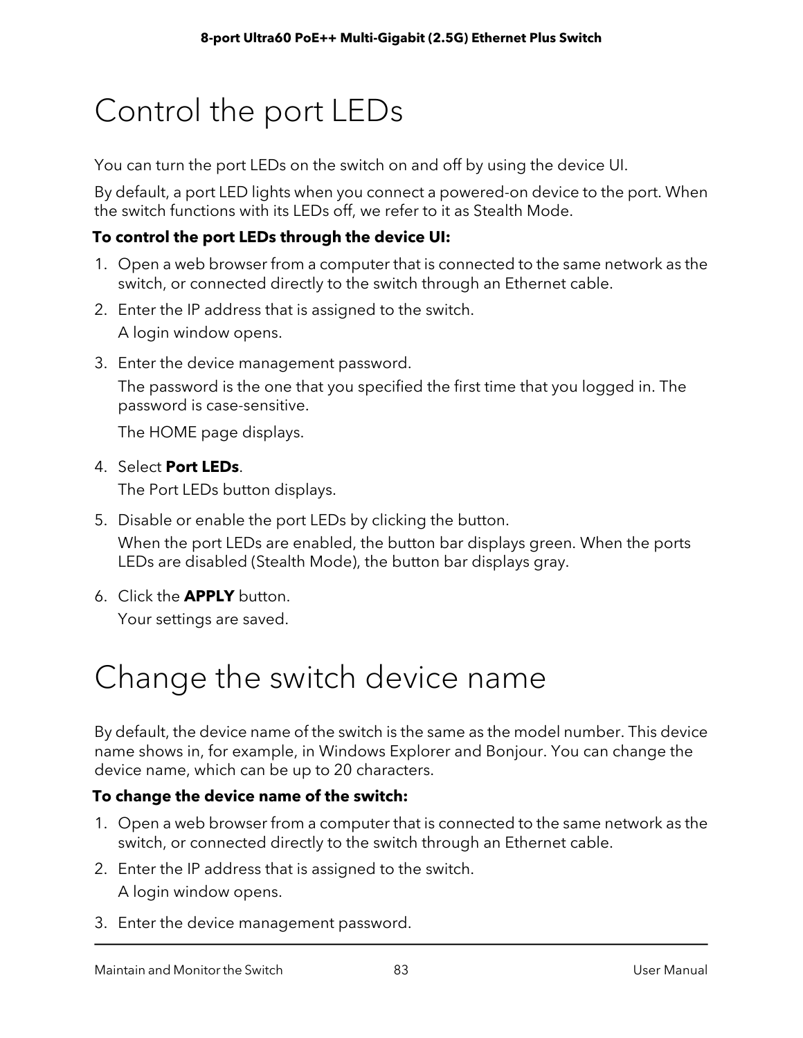# Control the port LEDs

You can turn the port LEDs on the switch on and off by using the device UI.

By default, a port LED lights when you connect a powered-on device to the port. When the switch functions with its LEDs off, we refer to it as Stealth Mode.

**To control the port LEDs through the device UI:**

1. Open a web browser from a computer that is connected to the same network as the switch, or connected directly to the switch through an Ethernet cable.
2. Enter the IP address that is assigned to the switch.

   A login window opens.
3. Enter the device management password.

   The password is the one that you specified the first time that you logged in. The password is case-sensitive.

   The HOME page displays.
4. Select **Port LEDs**.

   The Port LEDs button displays.
5. Disable or enable the port LEDs by clicking the button.

   When the port LEDs are enabled, the button bar displays green. When the ports LEDs are disabled (Stealth Mode), the button bar displays gray.
6. Click the **APPLY** button.

   Your settings are saved.

# Change the switch device name

By default, the device name of the switch is the same as the model number. This device name shows in, for example, in Windows Explorer and Bonjour. You can change the device name, which can be up to 20 characters.

**To change the device name of the switch:**

1. Open a web browser from a computer that is connected to the same network as the switch, or connected directly to the switch through an Ethernet cable.
2. Enter the IP address that is assigned to the switch.

   A login window opens.
3. Enter the device management password.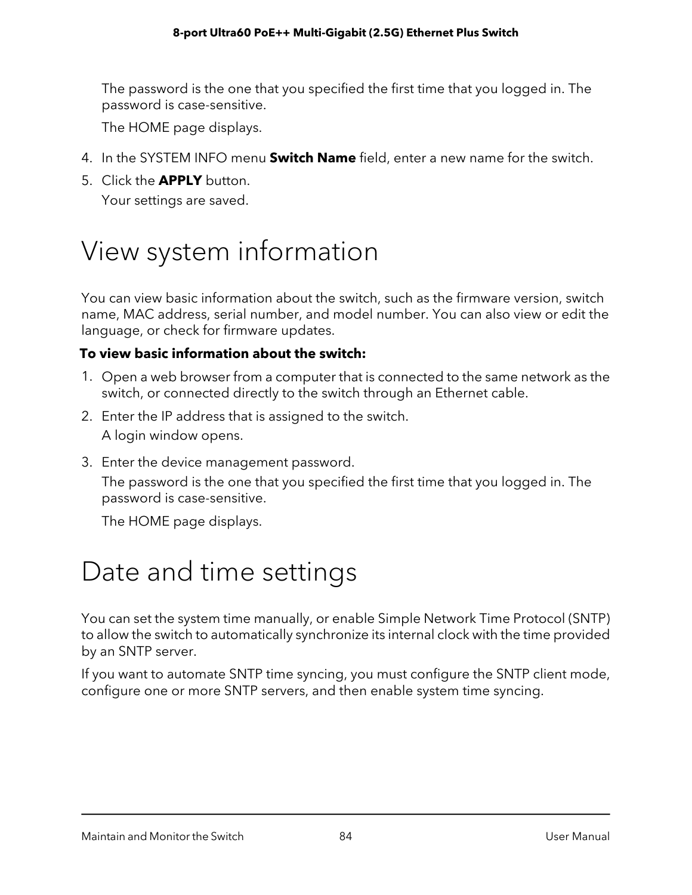The password is the one that you specified the first time that you logged in. The password is case-sensitive.

The HOME page displays.

4. In the SYSTEM INFO menu **Switch Name** field, enter a new name for the switch.
5. Click the **APPLY** button.

   Your settings are saved.

# View system information

You can view basic information about the switch, such as the firmware version, switch name, MAC address, serial number, and model number. You can also view or edit the language, or check for firmware updates.

**To view basic information about the switch:**

1. Open a web browser from a computer that is connected to the same network as the switch, or connected directly to the switch through an Ethernet cable.
2. Enter the IP address that is assigned to the switch.

   A login window opens.

3. Enter the device management password.

   The password is the one that you specified the first time that you logged in. The password is case-sensitive.

   The HOME page displays.

# Date and time settings

You can set the system time manually, or enable Simple Network Time Protocol (SNTP) to allow the switch to automatically synchronize its internal clock with the time provided by an SNTP server.

If you want to automate SNTP time syncing, you must configure the SNTP client mode, configure one or more SNTP servers, and then enable system time syncing.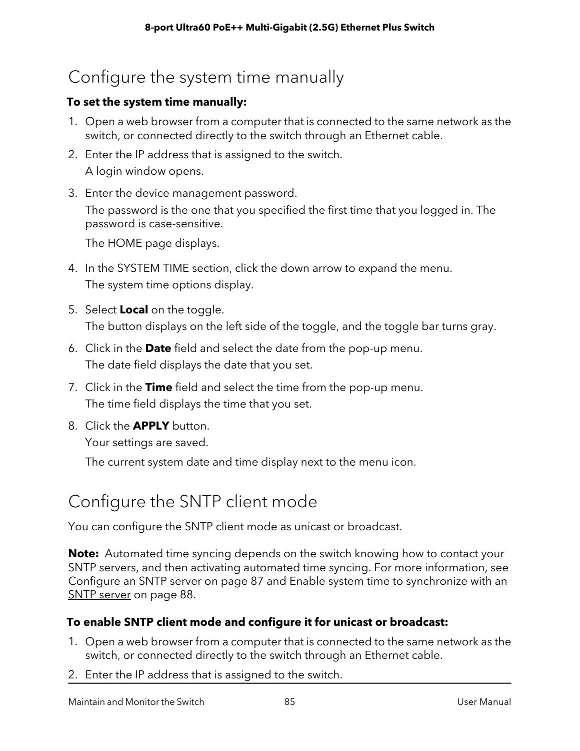## Configure the system time manually

**To set the system time manually:**

1. Open a web browser from a computer that is connected to the same network as the switch, or connected directly to the switch through an Ethernet cable.
2. Enter the IP address that is assigned to the switch.

   A login window opens.
3. Enter the device management password.

   The password is the one that you specified the first time that you logged in. The password is case-sensitive.

   The HOME page displays.
4. In the SYSTEM TIME section, click the down arrow to expand the menu.

   The system time options display.
5. Select **Local** on the toggle.

   The button displays on the left side of the toggle, and the toggle bar turns gray.
6. Click in the **Date** field and select the date from the pop-up menu.

   The date field displays the date that you set.
7. Click in the **Time** field and select the time from the pop-up menu.

   The time field displays the time that you set.
8. Click the **APPLY** button.

   Your settings are saved.

   The current system date and time display next to the menu icon.

## Configure the SNTP client mode

You can configure the SNTP client mode as unicast or broadcast.

**Note:** Automated time syncing depends on the switch knowing how to contact your SNTP servers, and then activating automated time syncing. For more information, see Configure an SNTP server on page 87 and Enable system time to synchronize with an SNTP server on page 88.

**To enable SNTP client mode and configure it for unicast or broadcast:**

1. Open a web browser from a computer that is connected to the same network as the switch, or connected directly to the switch through an Ethernet cable.
2. Enter the IP address that is assigned to the switch.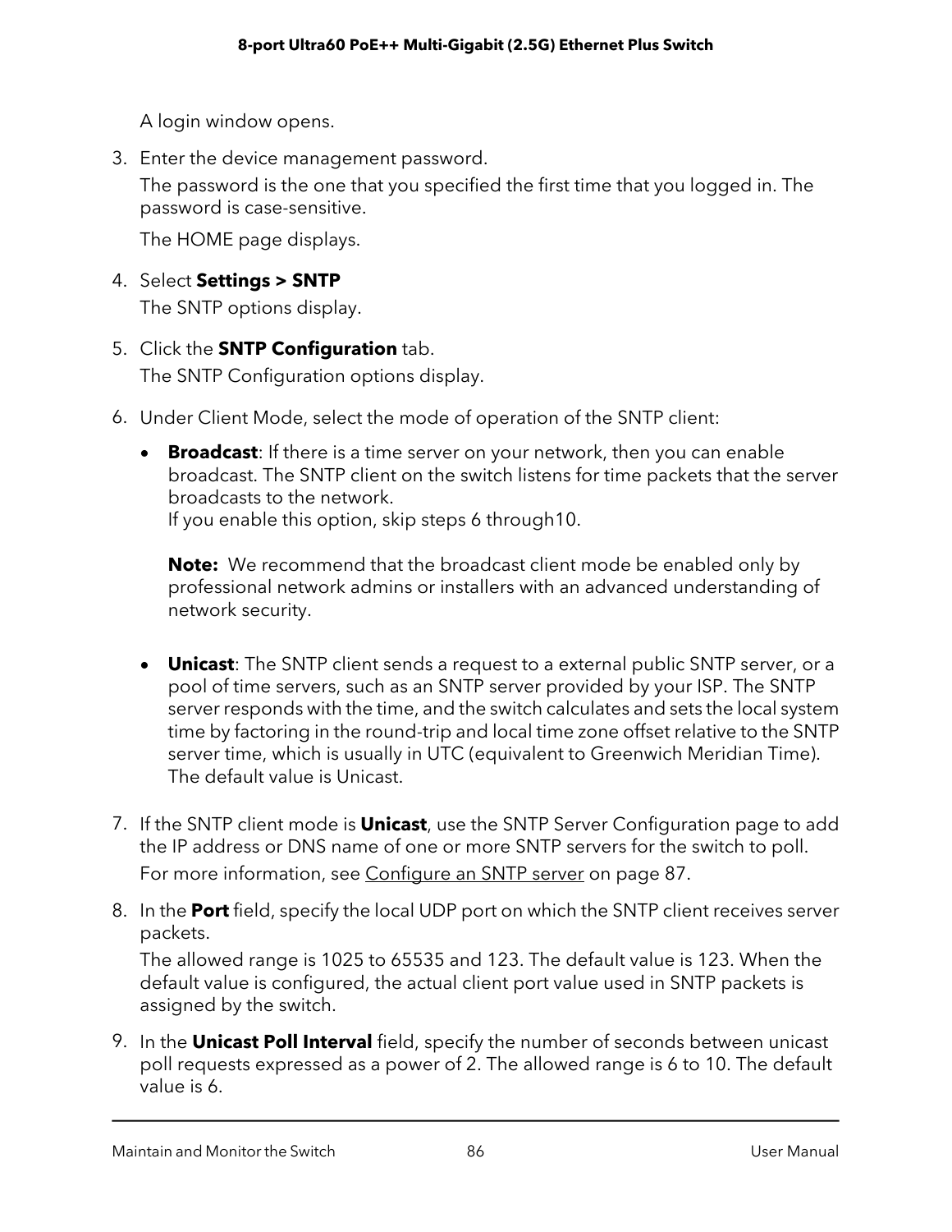A login window opens.

3. Enter the device management password.

   The password is the one that you specified the first time that you logged in. The password is case-sensitive.

   The HOME page displays.

4. Select **Settings > SNTP**

   The SNTP options display.

5. Click the **SNTP Configuration** tab.

   The SNTP Configuration options display.

6. Under Client Mode, select the mode of operation of the SNTP client:

   - **Broadcast**: If there is a time server on your network, then you can enable broadcast. The SNTP client on the switch listens for time packets that the server broadcasts to the network.
     If you enable this option, skip steps 6 through10.

     **Note:** We recommend that the broadcast client mode be enabled only by professional network admins or installers with an advanced understanding of network security.

   - **Unicast**: The SNTP client sends a request to a external public SNTP server, or a pool of time servers, such as an SNTP server provided by your ISP. The SNTP server responds with the time, and the switch calculates and sets the local system time by factoring in the round-trip and local time zone offset relative to the SNTP server time, which is usually in UTC (equivalent to Greenwich Meridian Time). The default value is Unicast.

7. If the SNTP client mode is **Unicast**, use the SNTP Server Configuration page to add the IP address or DNS name of one or more SNTP servers for the switch to poll.

   For more information, see Configure an SNTP server on page 87.

8. In the **Port** field, specify the local UDP port on which the SNTP client receives server packets.

   The allowed range is 1025 to 65535 and 123. The default value is 123. When the default value is configured, the actual client port value used in SNTP packets is assigned by the switch.

9. In the **Unicast Poll Interval** field, specify the number of seconds between unicast poll requests expressed as a power of 2. The allowed range is 6 to 10. The default value is 6.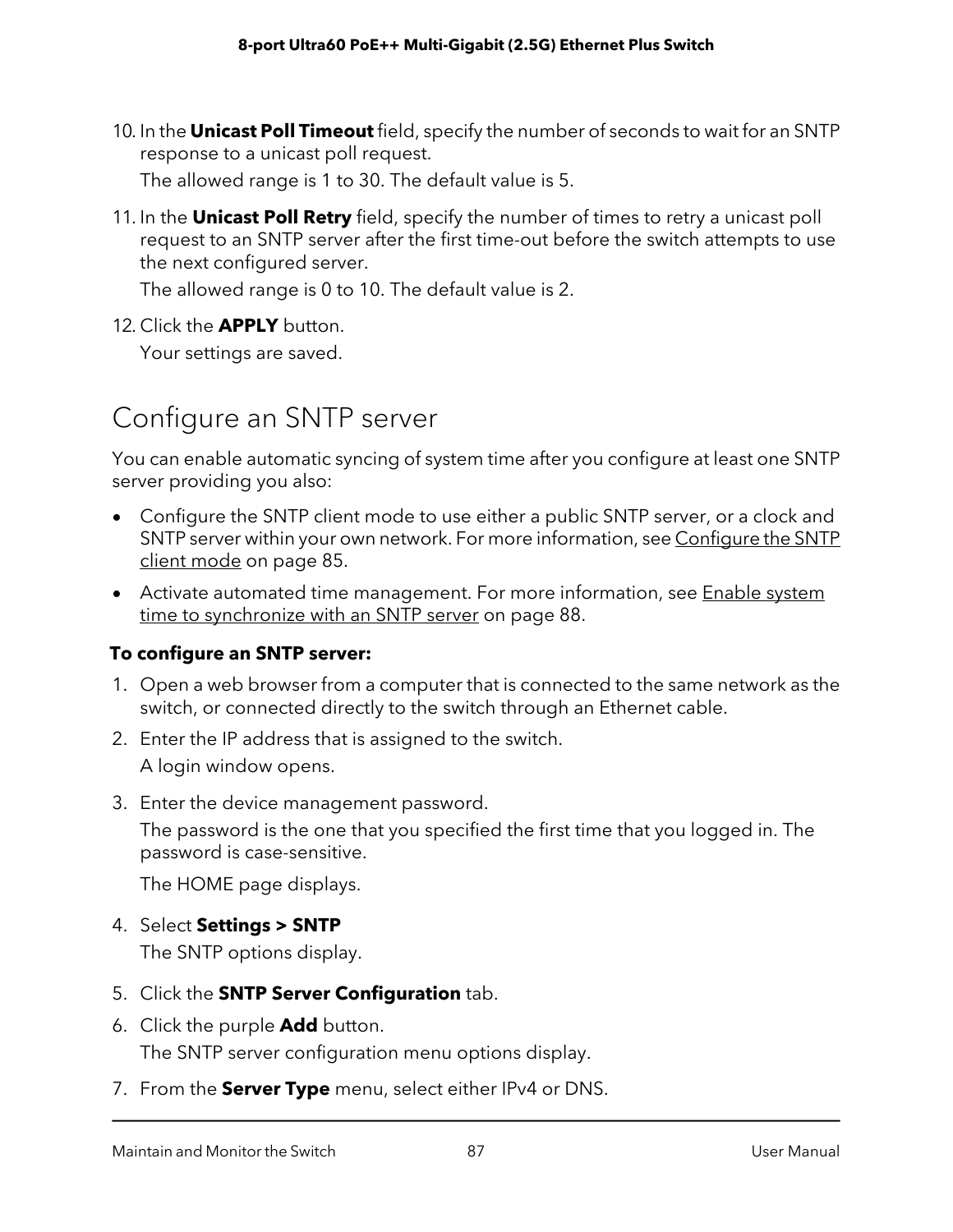10. In the **Unicast Poll Timeout** field, specify the number of seconds to wait for an SNTP response to a unicast poll request.

    The allowed range is 1 to 30. The default value is 5.

11. In the **Unicast Poll Retry** field, specify the number of times to retry a unicast poll request to an SNTP server after the first time-out before the switch attempts to use the next configured server.

    The allowed range is 0 to 10. The default value is 2.

12. Click the **APPLY** button.

    Your settings are saved.

## Configure an SNTP server

You can enable automatic syncing of system time after you configure at least one SNTP server providing you also:

- Configure the SNTP client mode to use either a public SNTP server, or a clock and SNTP server within your own network. For more information, see Configure the SNTP client mode on page 85.
- Activate automated time management. For more information, see Enable system time to synchronize with an SNTP server on page 88.

**To configure an SNTP server:**

1. Open a web browser from a computer that is connected to the same network as the switch, or connected directly to the switch through an Ethernet cable.
2. Enter the IP address that is assigned to the switch.

   A login window opens.

3. Enter the device management password.

   The password is the one that you specified the first time that you logged in. The password is case-sensitive.

   The HOME page displays.

4. Select **Settings > SNTP**

   The SNTP options display.

5. Click the **SNTP Server Configuration** tab.
6. Click the purple **Add** button.

   The SNTP server configuration menu options display.

7. From the **Server Type** menu, select either IPv4 or DNS.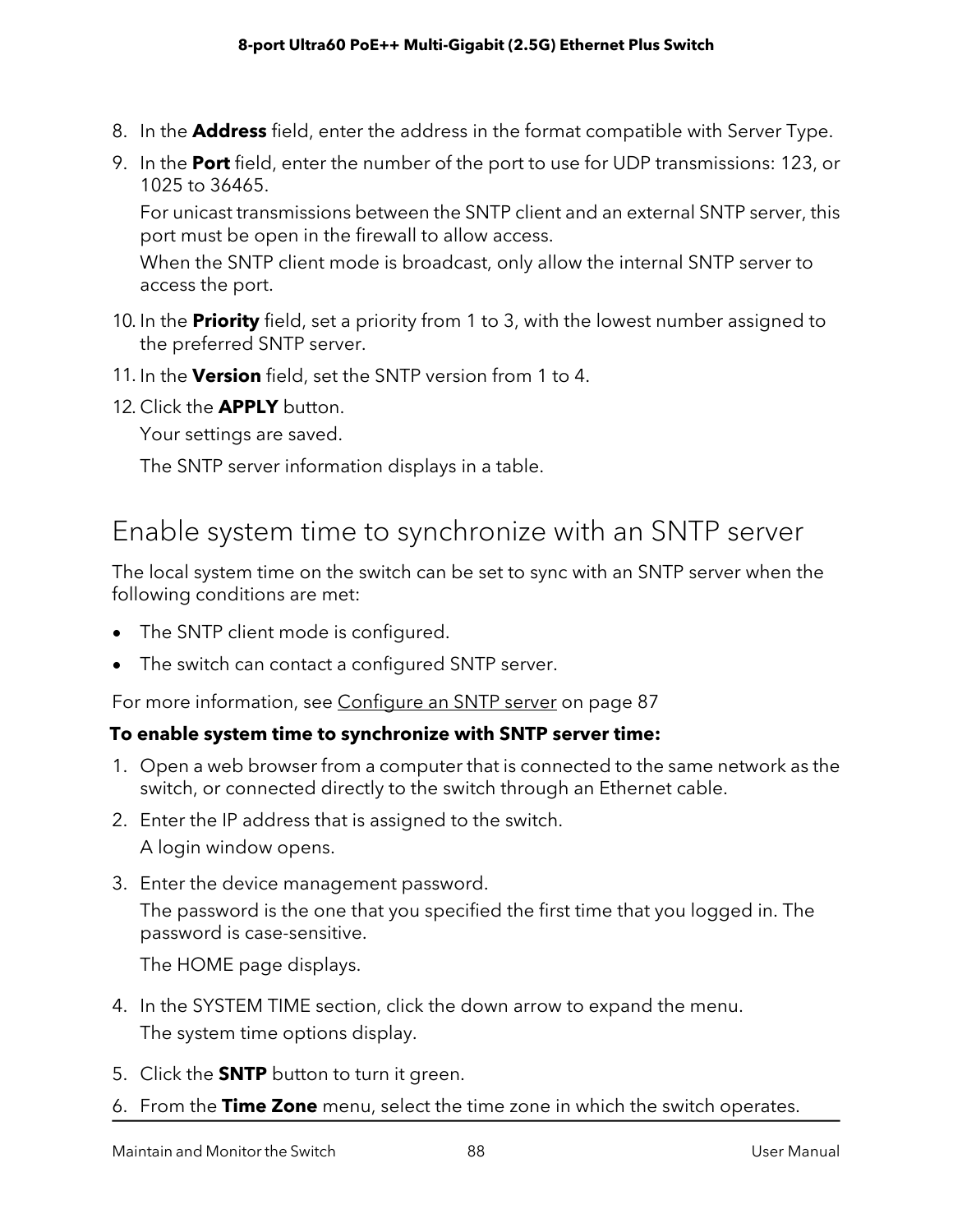8. In the **Address** field, enter the address in the format compatible with Server Type.
9. In the **Port** field, enter the number of the port to use for UDP transmissions: 123, or 1025 to 36465.

   For unicast transmissions between the SNTP client and an external SNTP server, this port must be open in the firewall to allow access.

   When the SNTP client mode is broadcast, only allow the internal SNTP server to access the port.
10. In the **Priority** field, set a priority from 1 to 3, with the lowest number assigned to the preferred SNTP server.
11. In the **Version** field, set the SNTP version from 1 to 4.
12. Click the **APPLY** button.

    Your settings are saved.

    The SNTP server information displays in a table.

## Enable system time to synchronize with an SNTP server

The local system time on the switch can be set to sync with an SNTP server when the following conditions are met:

- The SNTP client mode is configured.
- The switch can contact a configured SNTP server.

For more information, see Configure an SNTP server on page 87

**To enable system time to synchronize with SNTP server time:**

1. Open a web browser from a computer that is connected to the same network as the switch, or connected directly to the switch through an Ethernet cable.
2. Enter the IP address that is assigned to the switch.

   A login window opens.
3. Enter the device management password.

   The password is the one that you specified the first time that you logged in. The password is case-sensitive.

   The HOME page displays.
4. In the SYSTEM TIME section, click the down arrow to expand the menu.

   The system time options display.
5. Click the **SNTP** button to turn it green.
6. From the **Time Zone** menu, select the time zone in which the switch operates.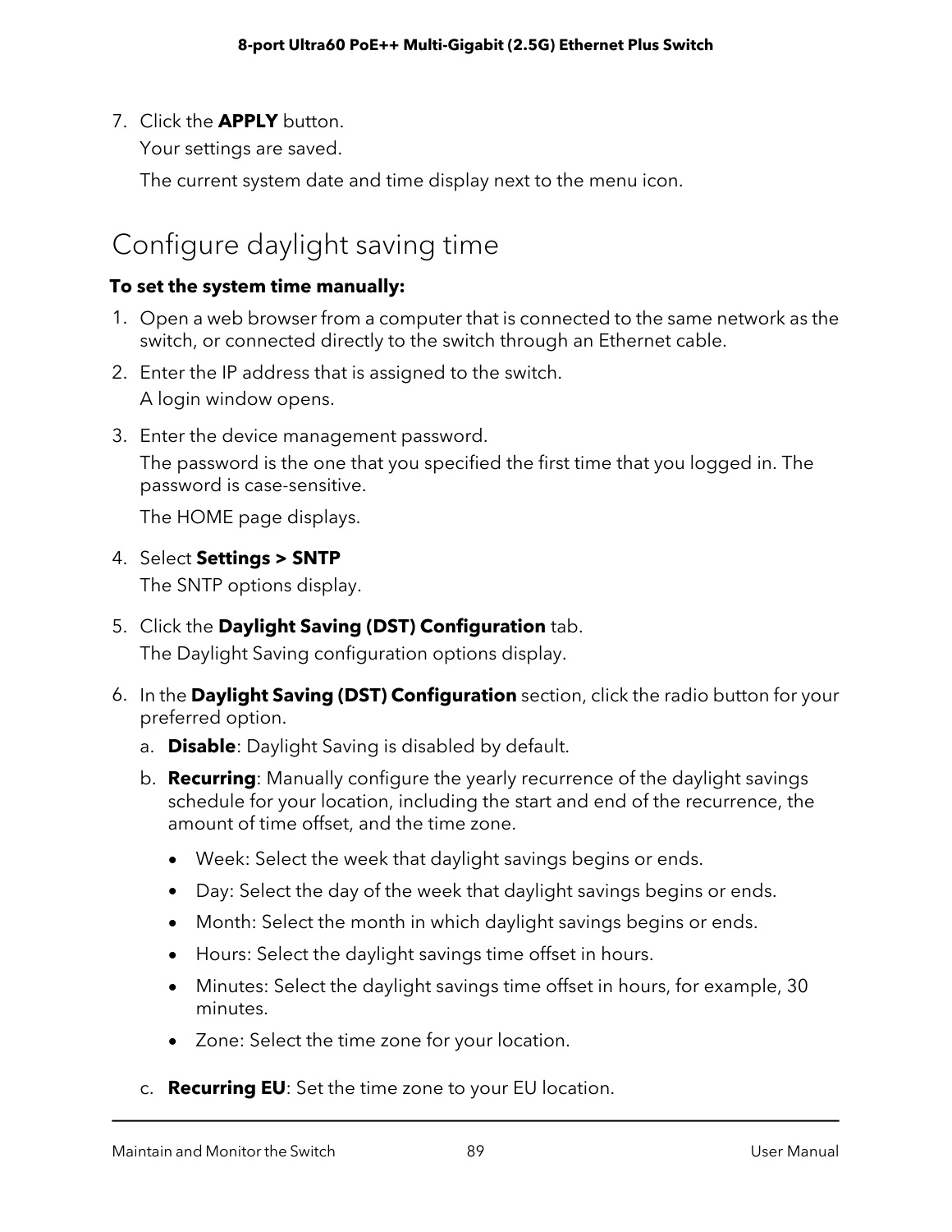7. Click the **APPLY** button.

   Your settings are saved.

   The current system date and time display next to the menu icon.

## Configure daylight saving time

**To set the system time manually:**

1. Open a web browser from a computer that is connected to the same network as the switch, or connected directly to the switch through an Ethernet cable.
2. Enter the IP address that is assigned to the switch.

   A login window opens.
3. Enter the device management password.

   The password is the one that you specified the first time that you logged in. The password is case-sensitive.

   The HOME page displays.
4. Select **Settings > SNTP**

   The SNTP options display.
5. Click the **Daylight Saving (DST) Configuration** tab.

   The Daylight Saving configuration options display.
6. In the **Daylight Saving (DST) Configuration** section, click the radio button for your preferred option.

   a. **Disable**: Daylight Saving is disabled by default.

   b. **Recurring**: Manually configure the yearly recurrence of the daylight savings schedule for your location, including the start and end of the recurrence, the amount of time offset, and the time zone.

   - Week: Select the week that daylight savings begins or ends.
   - Day: Select the day of the week that daylight savings begins or ends.
   - Month: Select the month in which daylight savings begins or ends.
   - Hours: Select the daylight savings time offset in hours.
   - Minutes: Select the daylight savings time offset in hours, for example, 30 minutes.
   - Zone: Select the time zone for your location.

   c. **Recurring EU**: Set the time zone to your EU location.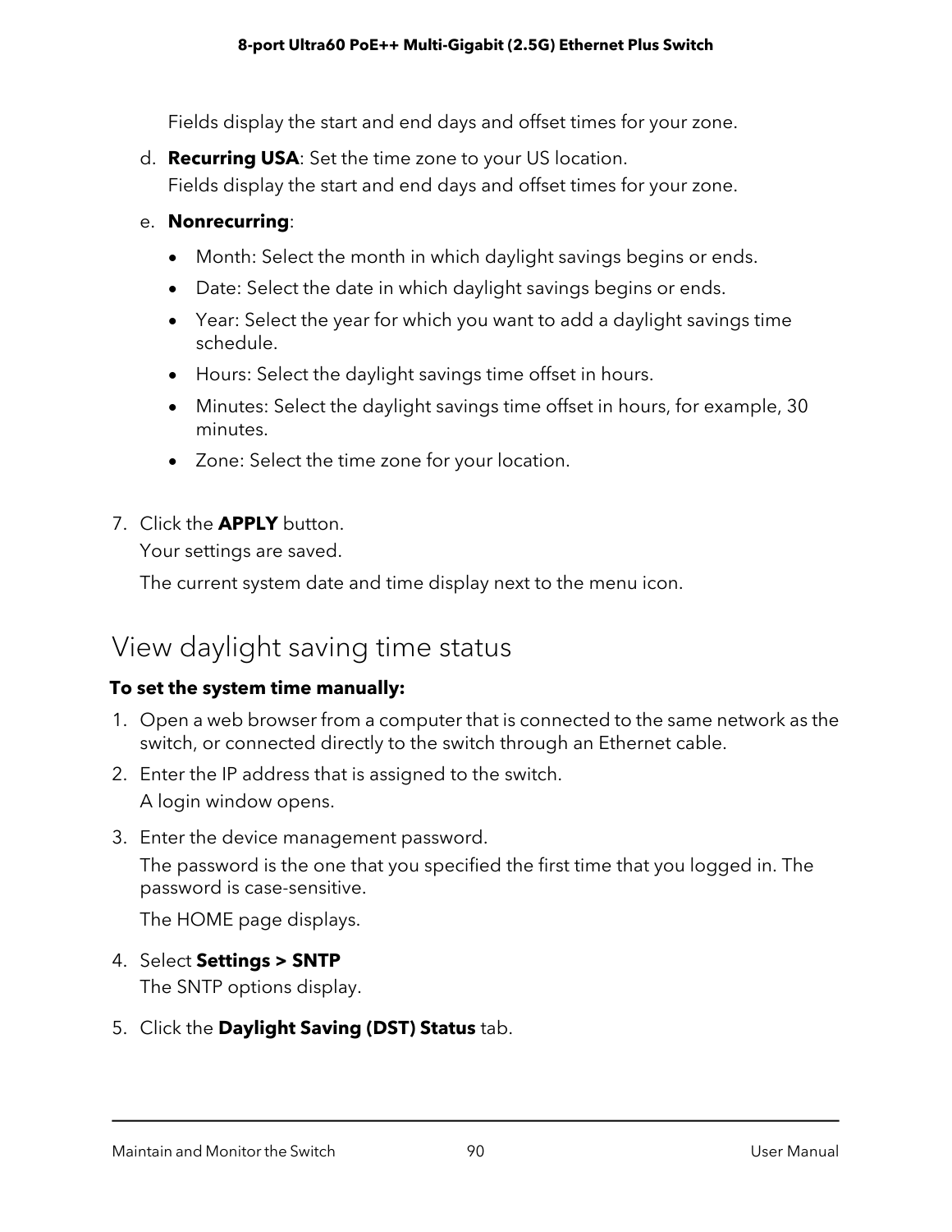Fields display the start and end days and offset times for your zone.

d. **Recurring USA**: Set the time zone to your US location.
   Fields display the start and end days and offset times for your zone.

e. **Nonrecurring**:
   - Month: Select the month in which daylight savings begins or ends.
   - Date: Select the date in which daylight savings begins or ends.
   - Year: Select the year for which you want to add a daylight savings time schedule.
   - Hours: Select the daylight savings time offset in hours.
   - Minutes: Select the daylight savings time offset in hours, for example, 30 minutes.
   - Zone: Select the time zone for your location.

7. Click the **APPLY** button.
   Your settings are saved.
   The current system date and time display next to the menu icon.

## View daylight saving time status

**To set the system time manually:**

1. Open a web browser from a computer that is connected to the same network as the switch, or connected directly to the switch through an Ethernet cable.
2. Enter the IP address that is assigned to the switch.
   A login window opens.
3. Enter the device management password.
   The password is the one that you specified the first time that you logged in. The password is case-sensitive.
   The HOME page displays.
4. Select **Settings > SNTP**
   The SNTP options display.
5. Click the **Daylight Saving (DST) Status** tab.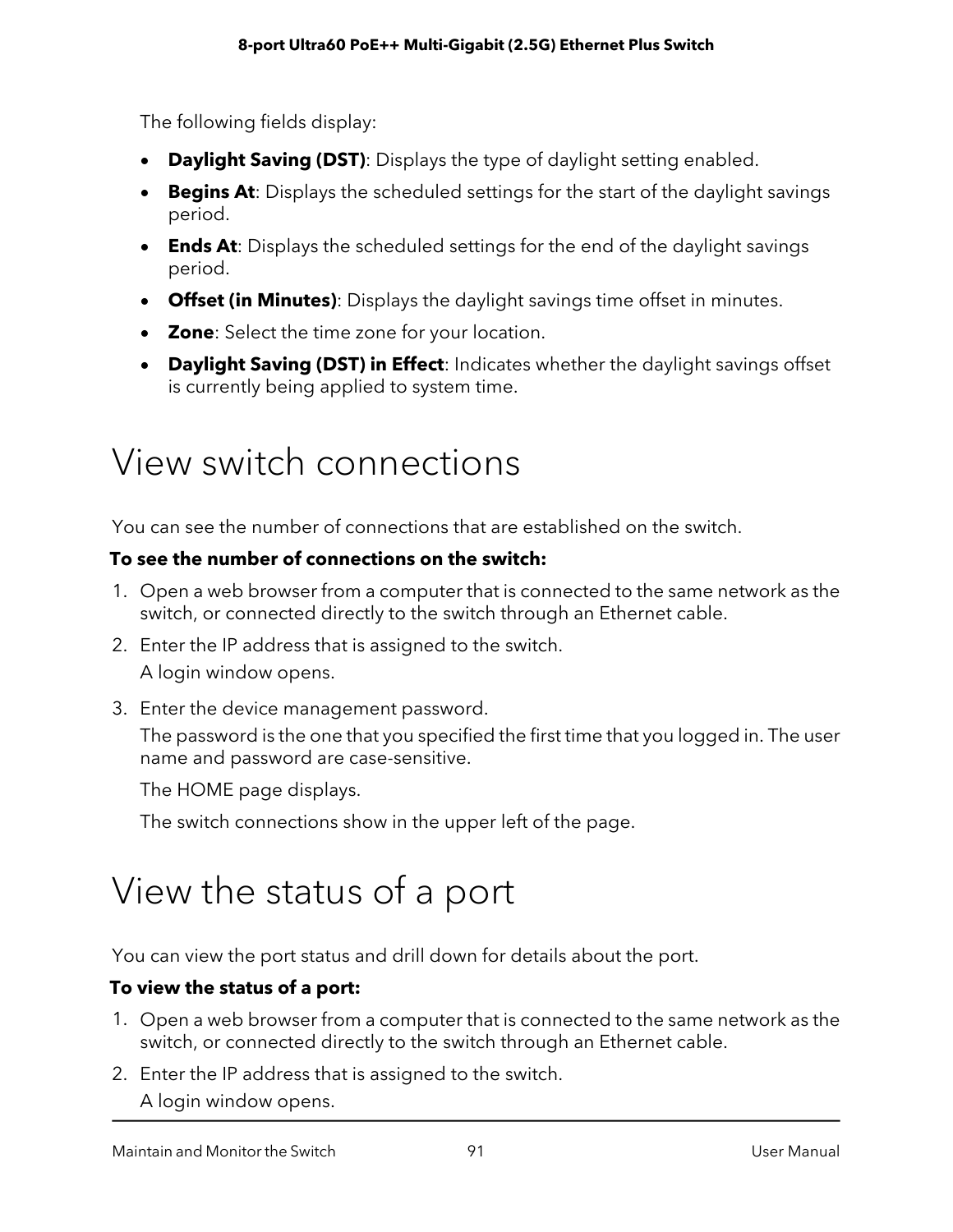The following fields display:

- **Daylight Saving (DST)**: Displays the type of daylight setting enabled.
- **Begins At**: Displays the scheduled settings for the start of the daylight savings period.
- **Ends At**: Displays the scheduled settings for the end of the daylight savings period.
- **Offset (in Minutes)**: Displays the daylight savings time offset in minutes.
- **Zone**: Select the time zone for your location.
- **Daylight Saving (DST) in Effect**: Indicates whether the daylight savings offset is currently being applied to system time.

# View switch connections

You can see the number of connections that are established on the switch.

**To see the number of connections on the switch:**

1. Open a web browser from a computer that is connected to the same network as the switch, or connected directly to the switch through an Ethernet cable.
2. Enter the IP address that is assigned to the switch.

   A login window opens.

3. Enter the device management password.

   The password is the one that you specified the first time that you logged in. The user name and password are case-sensitive.

   The HOME page displays.

   The switch connections show in the upper left of the page.

# View the status of a port

You can view the port status and drill down for details about the port.

**To view the status of a port:**

1. Open a web browser from a computer that is connected to the same network as the switch, or connected directly to the switch through an Ethernet cable.
2. Enter the IP address that is assigned to the switch.

   A login window opens.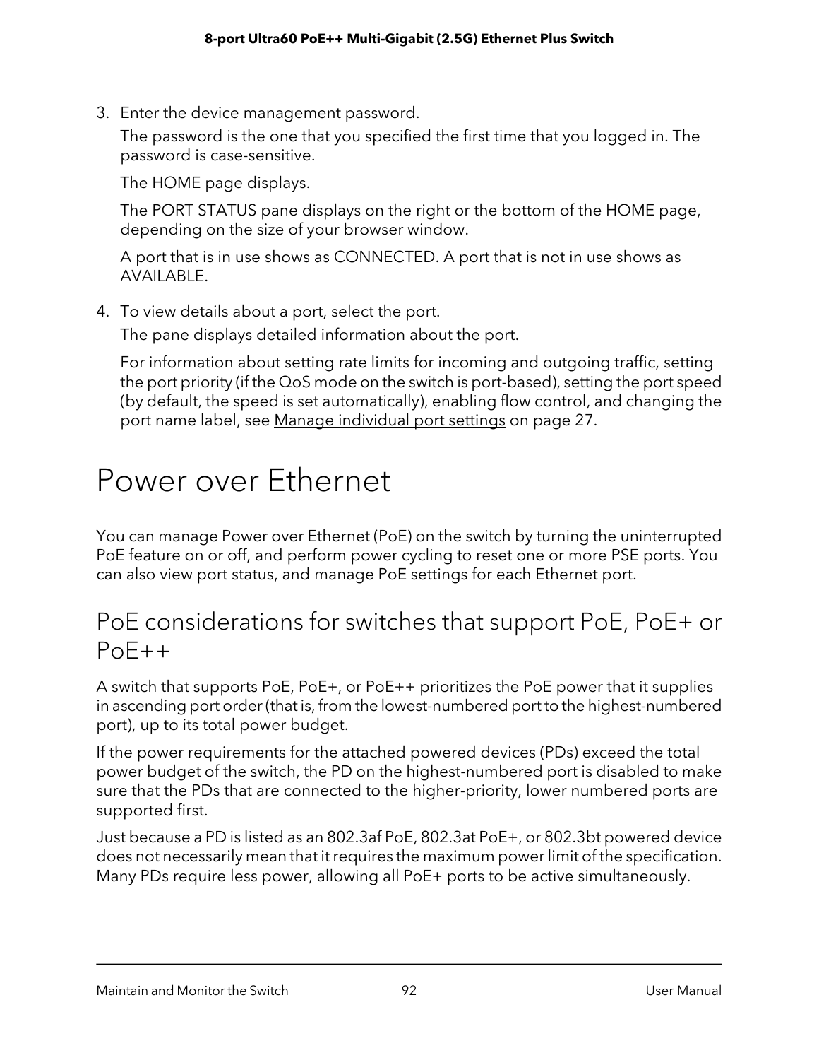3. Enter the device management password.

   The password is the one that you specified the first time that you logged in. The password is case-sensitive.

   The HOME page displays.

   The PORT STATUS pane displays on the right or the bottom of the HOME page, depending on the size of your browser window.

   A port that is in use shows as CONNECTED. A port that is not in use shows as AVAILABLE.

4. To view details about a port, select the port.

   The pane displays detailed information about the port.

   For information about setting rate limits for incoming and outgoing traffic, setting the port priority (if the QoS mode on the switch is port-based), setting the port speed (by default, the speed is set automatically), enabling flow control, and changing the port name label, see Manage individual port settings on page 27.

# Power over Ethernet

You can manage Power over Ethernet (PoE) on the switch by turning the uninterrupted PoE feature on or off, and perform power cycling to reset one or more PSE ports. You can also view port status, and manage PoE settings for each Ethernet port.

## PoE considerations for switches that support PoE, PoE+ or PoE++

A switch that supports PoE, PoE+, or PoE++ prioritizes the PoE power that it supplies in ascending port order (that is, from the lowest-numbered port to the highest-numbered port), up to its total power budget.

If the power requirements for the attached powered devices (PDs) exceed the total power budget of the switch, the PD on the highest-numbered port is disabled to make sure that the PDs that are connected to the higher-priority, lower numbered ports are supported first.

Just because a PD is listed as an 802.3af PoE, 802.3at PoE+, or 802.3bt powered device does not necessarily mean that it requires the maximum power limit of the specification. Many PDs require less power, allowing all PoE+ ports to be active simultaneously.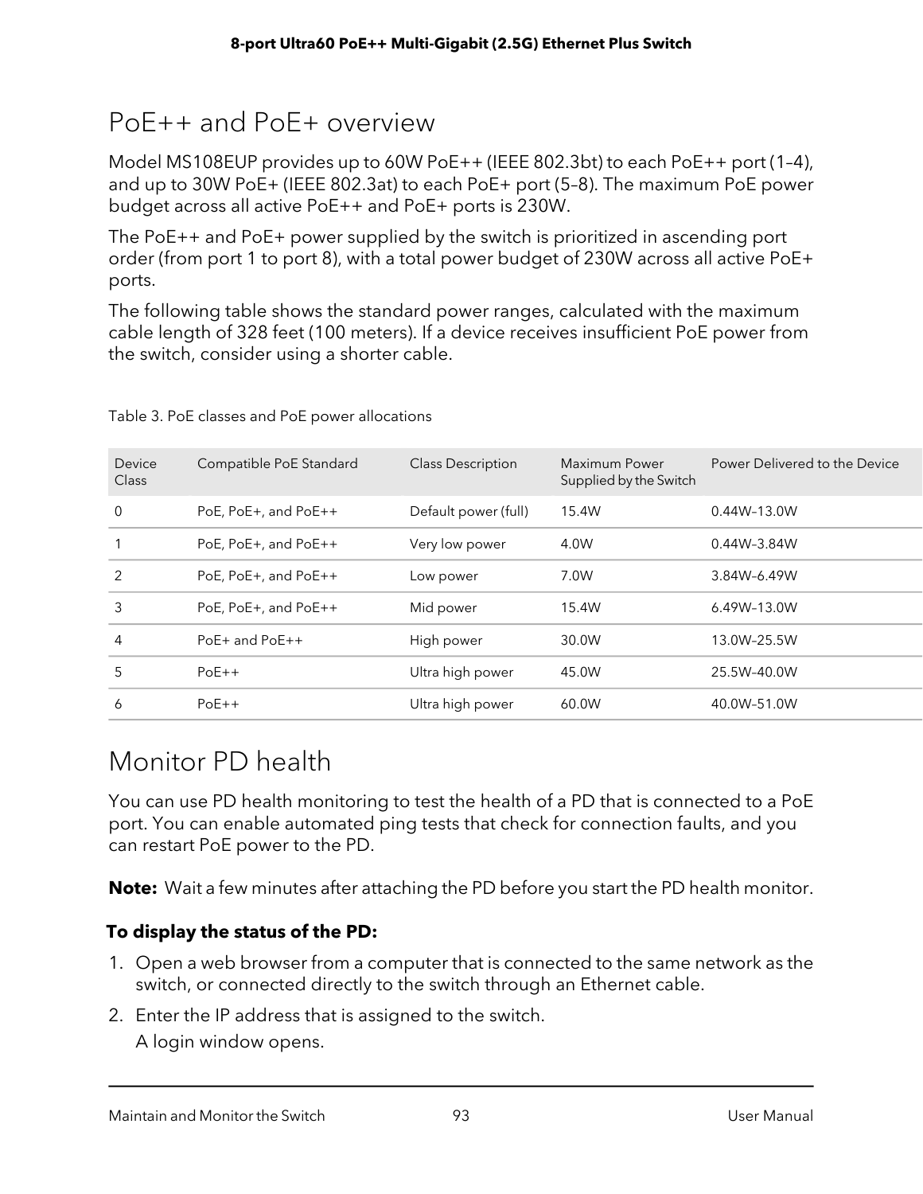## PoE++ and PoE+ overview

Model MS108EUP provides up to 60W PoE++ (IEEE 802.3bt) to each PoE++ port (1–4), and up to 30W PoE+ (IEEE 802.3at) to each PoE+ port (5–8). The maximum PoE power budget across all active PoE++ and PoE+ ports is 230W.

The PoE++ and PoE+ power supplied by the switch is prioritized in ascending port order (from port 1 to port 8), with a total power budget of 230W across all active PoE+ ports.

The following table shows the standard power ranges, calculated with the maximum cable length of 328 feet (100 meters). If a device receives insufficient PoE power from the switch, consider using a shorter cable.

Table 3. PoE classes and PoE power allocations

| Device Class | Compatible PoE Standard | Class Description | Maximum Power Supplied by the Switch | Power Delivered to the Device |
|---|---|---|---|---|
| 0 | PoE, PoE+, and PoE++ | Default power (full) | 15.4W | 0.44W–13.0W |
| 1 | PoE, PoE+, and PoE++ | Very low power | 4.0W | 0.44W–3.84W |
| 2 | PoE, PoE+, and PoE++ | Low power | 7.0W | 3.84W–6.49W |
| 3 | PoE, PoE+, and PoE++ | Mid power | 15.4W | 6.49W–13.0W |
| 4 | PoE+ and PoE++ | High power | 30.0W | 13.0W–25.5W |
| 5 | PoE++ | Ultra high power | 45.0W | 25.5W–40.0W |
| 6 | PoE++ | Ultra high power | 60.0W | 40.0W–51.0W |

## Monitor PD health

You can use PD health monitoring to test the health of a PD that is connected to a PoE port. You can enable automated ping tests that check for connection faults, and you can restart PoE power to the PD.

**Note:** Wait a few minutes after attaching the PD before you start the PD health monitor.

**To display the status of the PD:**

1. Open a web browser from a computer that is connected to the same network as the switch, or connected directly to the switch through an Ethernet cable.
2. Enter the IP address that is assigned to the switch.
   A login window opens.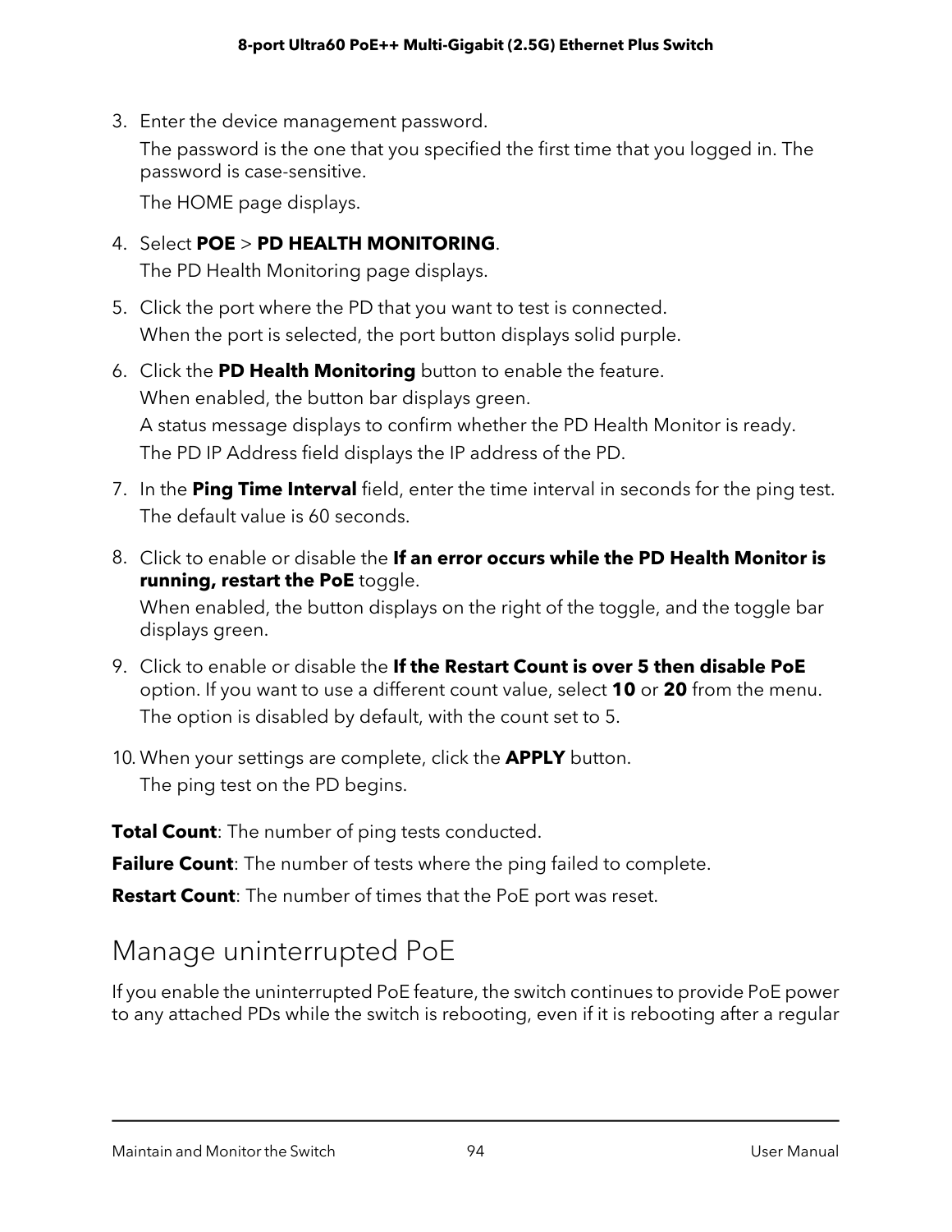3. Enter the device management password.

   The password is the one that you specified the first time that you logged in. The password is case-sensitive.

   The HOME page displays.

4. Select **POE** > **PD HEALTH MONITORING**.

   The PD Health Monitoring page displays.

5. Click the port where the PD that you want to test is connected.

   When the port is selected, the port button displays solid purple.

6. Click the **PD Health Monitoring** button to enable the feature.

   When enabled, the button bar displays green.

   A status message displays to confirm whether the PD Health Monitor is ready.

   The PD IP Address field displays the IP address of the PD.

7. In the **Ping Time Interval** field, enter the time interval in seconds for the ping test.

   The default value is 60 seconds.

8. Click to enable or disable the **If an error occurs while the PD Health Monitor is running, restart the PoE** toggle.

   When enabled, the button displays on the right of the toggle, and the toggle bar displays green.

9. Click to enable or disable the **If the Restart Count is over 5 then disable PoE** option. If you want to use a different count value, select **10** or **20** from the menu.

   The option is disabled by default, with the count set to 5.

10. When your settings are complete, click the **APPLY** button.

    The ping test on the PD begins.

**Total Count**: The number of ping tests conducted.

**Failure Count**: The number of tests where the ping failed to complete.

**Restart Count**: The number of times that the PoE port was reset.

## Manage uninterrupted PoE

If you enable the uninterrupted PoE feature, the switch continues to provide PoE power to any attached PDs while the switch is rebooting, even if it is rebooting after a regular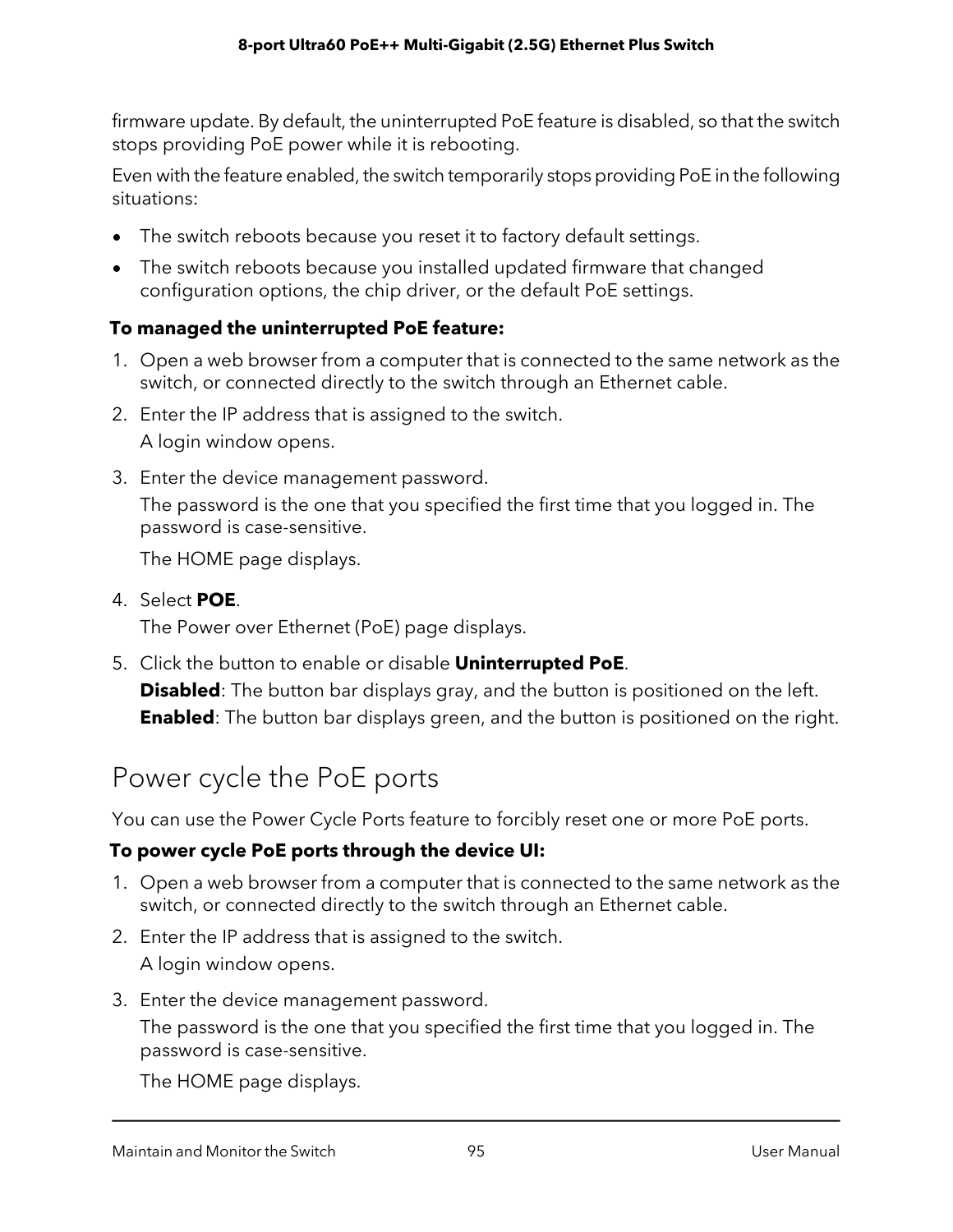firmware update. By default, the uninterrupted PoE feature is disabled, so that the switch stops providing PoE power while it is rebooting.

Even with the feature enabled, the switch temporarily stops providing PoE in the following situations:

- The switch reboots because you reset it to factory default settings.
- The switch reboots because you installed updated firmware that changed configuration options, the chip driver, or the default PoE settings.

**To managed the uninterrupted PoE feature:**

1. Open a web browser from a computer that is connected to the same network as the switch, or connected directly to the switch through an Ethernet cable.
2. Enter the IP address that is assigned to the switch.

   A login window opens.
3. Enter the device management password.

   The password is the one that you specified the first time that you logged in. The password is case-sensitive.

   The HOME page displays.
4. Select **POE**.

   The Power over Ethernet (PoE) page displays.
5. Click the button to enable or disable **Uninterrupted PoE**.

   **Disabled**: The button bar displays gray, and the button is positioned on the left.

   **Enabled**: The button bar displays green, and the button is positioned on the right.

## Power cycle the PoE ports

You can use the Power Cycle Ports feature to forcibly reset one or more PoE ports.

**To power cycle PoE ports through the device UI:**

1. Open a web browser from a computer that is connected to the same network as the switch, or connected directly to the switch through an Ethernet cable.
2. Enter the IP address that is assigned to the switch.

   A login window opens.
3. Enter the device management password.

   The password is the one that you specified the first time that you logged in. The password is case-sensitive.

   The HOME page displays.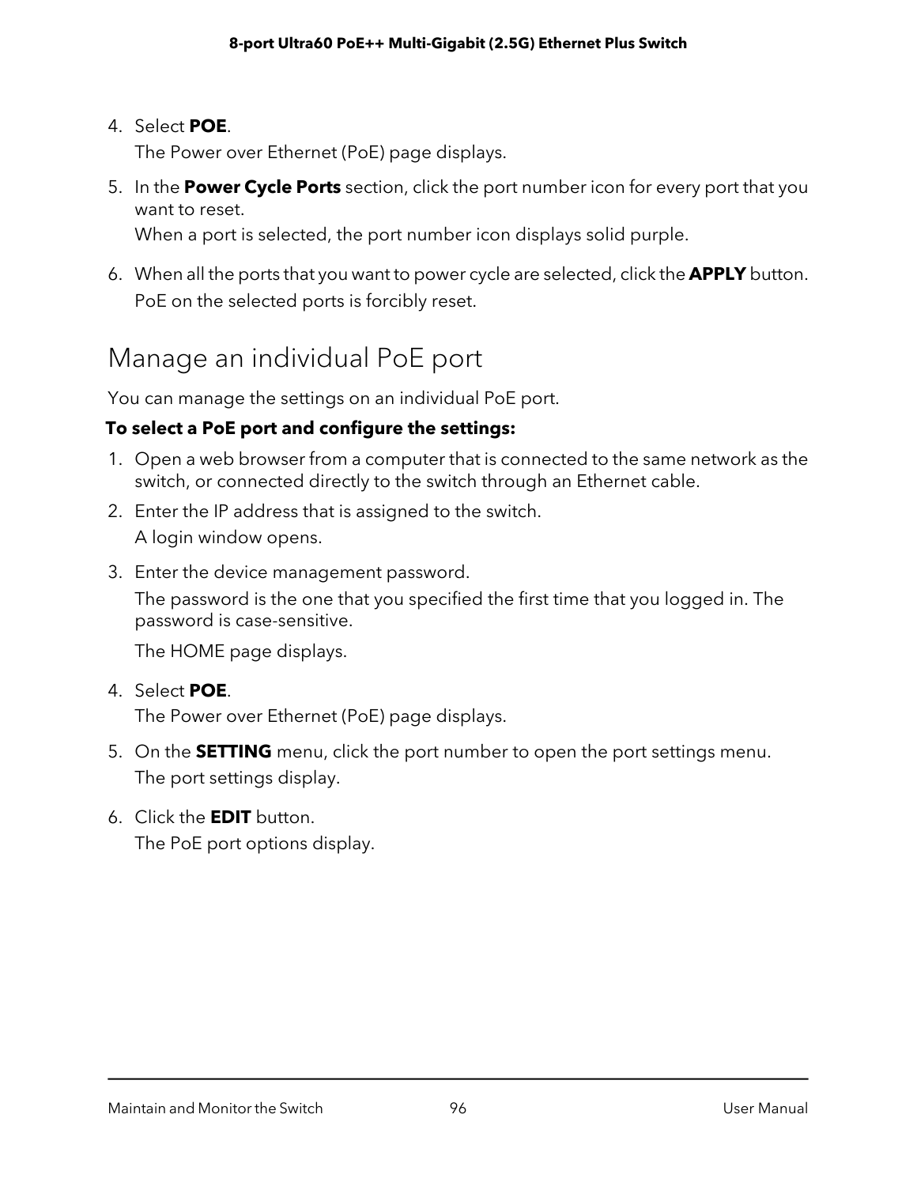4. Select **POE**.

   The Power over Ethernet (PoE) page displays.

5. In the **Power Cycle Ports** section, click the port number icon for every port that you want to reset.

   When a port is selected, the port number icon displays solid purple.

6. When all the ports that you want to power cycle are selected, click the **APPLY** button.

   PoE on the selected ports is forcibly reset.

## Manage an individual PoE port

You can manage the settings on an individual PoE port.

**To select a PoE port and configure the settings:**

1. Open a web browser from a computer that is connected to the same network as the switch, or connected directly to the switch through an Ethernet cable.
2. Enter the IP address that is assigned to the switch.

   A login window opens.

3. Enter the device management password.

   The password is the one that you specified the first time that you logged in. The password is case-sensitive.

   The HOME page displays.

4. Select **POE**.

   The Power over Ethernet (PoE) page displays.

5. On the **SETTING** menu, click the port number to open the port settings menu.

   The port settings display.

6. Click the **EDIT** button.

   The PoE port options display.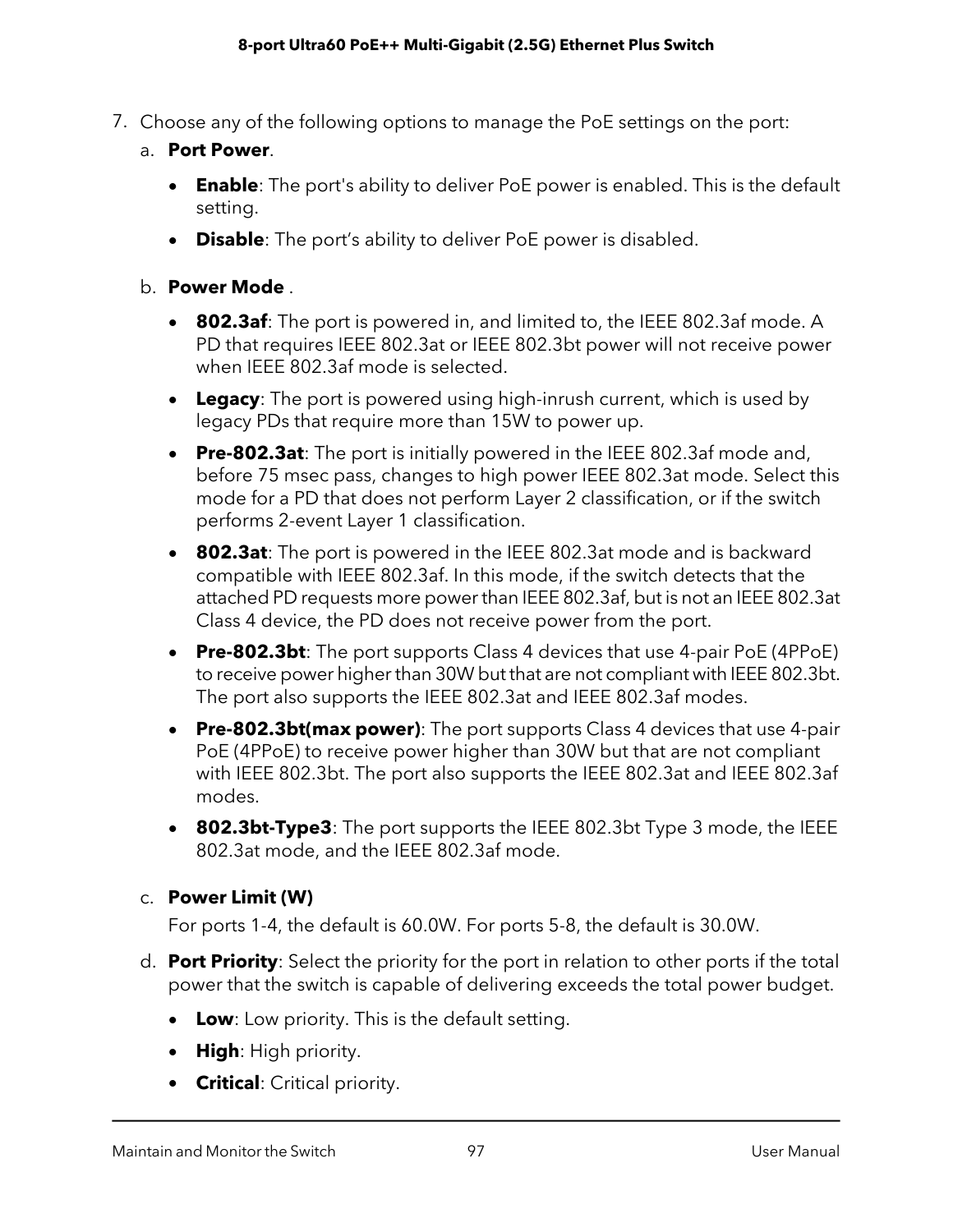7. Choose any of the following options to manage the PoE settings on the port:

   a. **Port Power**.

      - **Enable**: The port's ability to deliver PoE power is enabled. This is the default setting.
      - **Disable**: The port's ability to deliver PoE power is disabled.

   b. **Power Mode** .

      - **802.3af**: The port is powered in, and limited to, the IEEE 802.3af mode. A PD that requires IEEE 802.3at or IEEE 802.3bt power will not receive power when IEEE 802.3af mode is selected.
      - **Legacy**: The port is powered using high-inrush current, which is used by legacy PDs that require more than 15W to power up.
      - **Pre-802.3at**: The port is initially powered in the IEEE 802.3af mode and, before 75 msec pass, changes to high power IEEE 802.3at mode. Select this mode for a PD that does not perform Layer 2 classification, or if the switch performs 2-event Layer 1 classification.
      - **802.3at**: The port is powered in the IEEE 802.3at mode and is backward compatible with IEEE 802.3af. In this mode, if the switch detects that the attached PD requests more power than IEEE 802.3af, but is not an IEEE 802.3at Class 4 device, the PD does not receive power from the port.
      - **Pre-802.3bt**: The port supports Class 4 devices that use 4-pair PoE (4PPoE) to receive power higher than 30W but that are not compliant with IEEE 802.3bt. The port also supports the IEEE 802.3at and IEEE 802.3af modes.
      - **Pre-802.3bt(max power)**: The port supports Class 4 devices that use 4-pair PoE (4PPoE) to receive power higher than 30W but that are not compliant with IEEE 802.3bt. The port also supports the IEEE 802.3at and IEEE 802.3af modes.
      - **802.3bt-Type3**: The port supports the IEEE 802.3bt Type 3 mode, the IEEE 802.3at mode, and the IEEE 802.3af mode.

   c. **Power Limit (W)**

      For ports 1-4, the default is 60.0W. For ports 5-8, the default is 30.0W.

   d. **Port Priority**: Select the priority for the port in relation to other ports if the total power that the switch is capable of delivering exceeds the total power budget.

      - **Low**: Low priority. This is the default setting.
      - **High**: High priority.
      - **Critical**: Critical priority.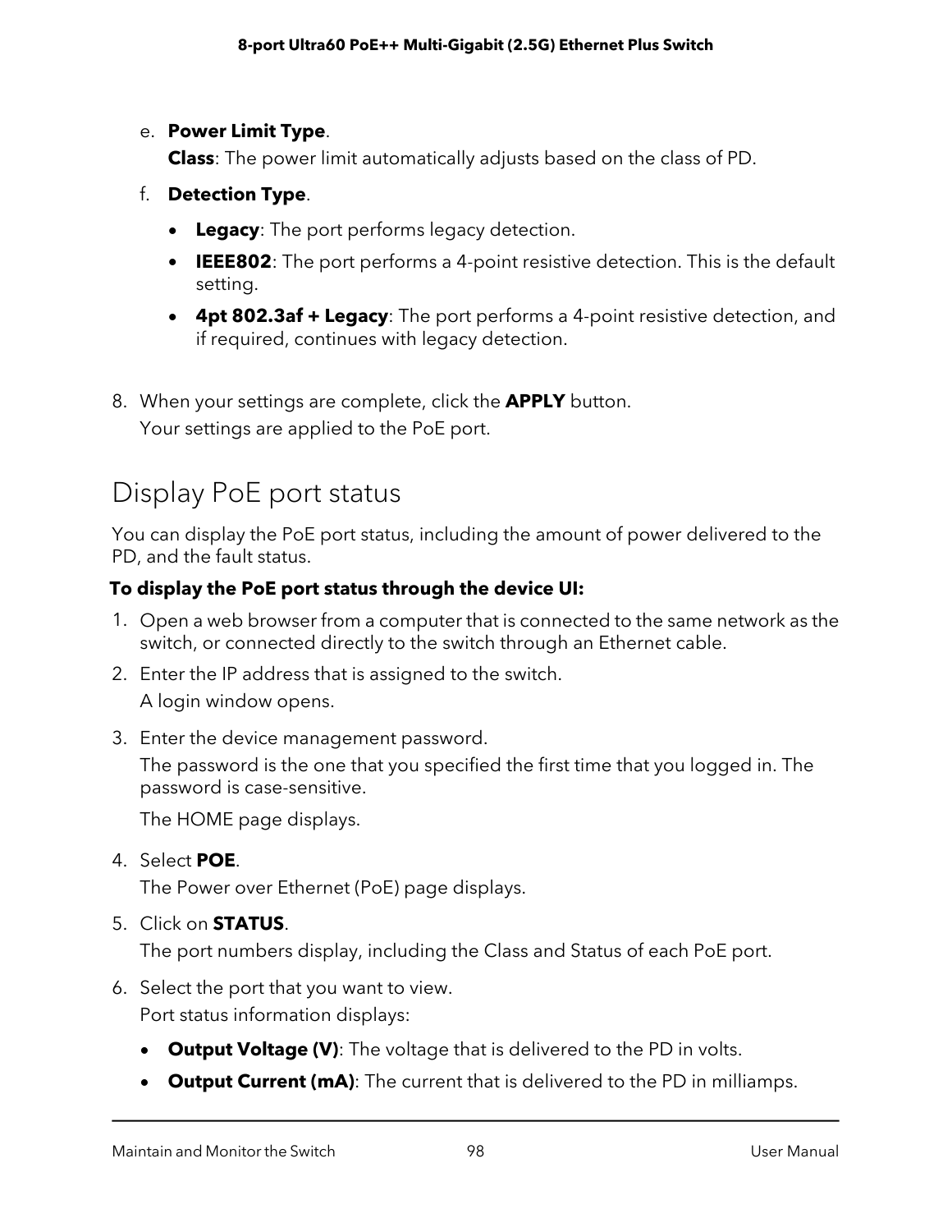e. **Power Limit Type**.

   **Class**: The power limit automatically adjusts based on the class of PD.

f. **Detection Type**.

   - **Legacy**: The port performs legacy detection.
   - **IEEE802**: The port performs a 4-point resistive detection. This is the default setting.
   - **4pt 802.3af + Legacy**: The port performs a 4-point resistive detection, and if required, continues with legacy detection.

8. When your settings are complete, click the **APPLY** button.

   Your settings are applied to the PoE port.

## Display PoE port status

You can display the PoE port status, including the amount of power delivered to the PD, and the fault status.

**To display the PoE port status through the device UI:**

1. Open a web browser from a computer that is connected to the same network as the switch, or connected directly to the switch through an Ethernet cable.
2. Enter the IP address that is assigned to the switch.

   A login window opens.

3. Enter the device management password.

   The password is the one that you specified the first time that you logged in. The password is case-sensitive.

   The HOME page displays.

4. Select **POE**.

   The Power over Ethernet (PoE) page displays.

5. Click on **STATUS**.

   The port numbers display, including the Class and Status of each PoE port.

6. Select the port that you want to view.

   Port status information displays:

   - **Output Voltage (V)**: The voltage that is delivered to the PD in volts.
   - **Output Current (mA)**: The current that is delivered to the PD in milliamps.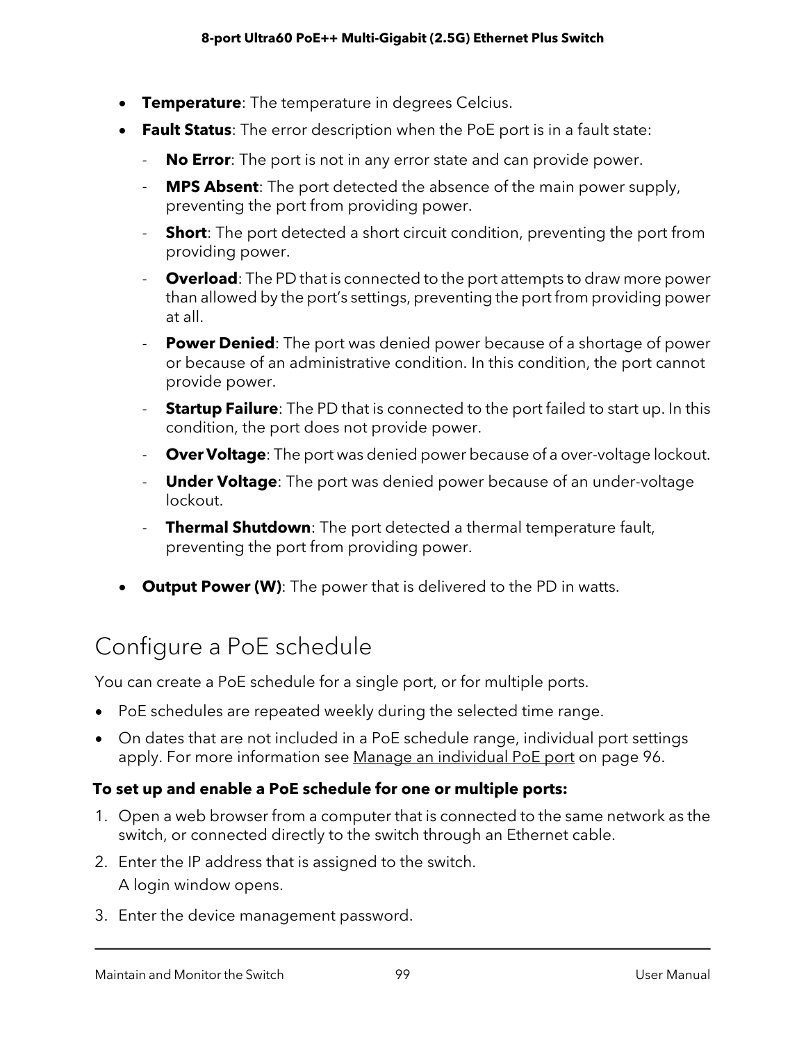- **Temperature**: The temperature in degrees Celcius.
- **Fault Status**: The error description when the PoE port is in a fault state:
  - **No Error**: The port is not in any error state and can provide power.
  - **MPS Absent**: The port detected the absence of the main power supply, preventing the port from providing power.
  - **Short**: The port detected a short circuit condition, preventing the port from providing power.
  - **Overload**: The PD that is connected to the port attempts to draw more power than allowed by the port's settings, preventing the port from providing power at all.
  - **Power Denied**: The port was denied power because of a shortage of power or because of an administrative condition. In this condition, the port cannot provide power.
  - **Startup Failure**: The PD that is connected to the port failed to start up. In this condition, the port does not provide power.
  - **Over Voltage**: The port was denied power because of a over-voltage lockout.
  - **Under Voltage**: The port was denied power because of an under-voltage lockout.
  - **Thermal Shutdown**: The port detected a thermal temperature fault, preventing the port from providing power.
- **Output Power (W)**: The power that is delivered to the PD in watts.

## Configure a PoE schedule

You can create a PoE schedule for a single port, or for multiple ports.

- PoE schedules are repeated weekly during the selected time range.
- On dates that are not included in a PoE schedule range, individual port settings apply. For more information see Manage an individual PoE port on page 96.

**To set up and enable a PoE schedule for one or multiple ports:**

1. Open a web browser from a computer that is connected to the same network as the switch, or connected directly to the switch through an Ethernet cable.
2. Enter the IP address that is assigned to the switch.
   A login window opens.
3. Enter the device management password.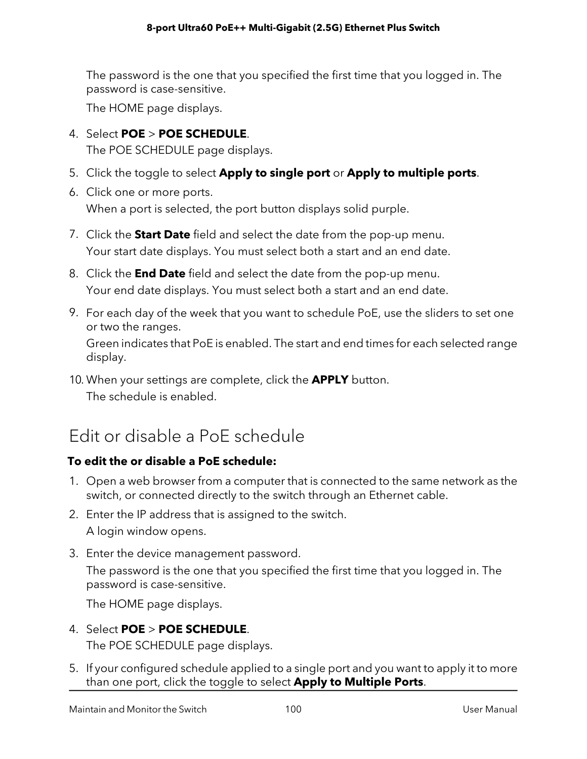The password is the one that you specified the first time that you logged in. The password is case-sensitive.

The HOME page displays.

4. Select **POE** > **POE SCHEDULE**.

   The POE SCHEDULE page displays.

5. Click the toggle to select **Apply to single port** or **Apply to multiple ports**.
6. Click one or more ports.

   When a port is selected, the port button displays solid purple.

7. Click the **Start Date** field and select the date from the pop-up menu.

   Your start date displays. You must select both a start and an end date.

8. Click the **End Date** field and select the date from the pop-up menu.

   Your end date displays. You must select both a start and an end date.

9. For each day of the week that you want to schedule PoE, use the sliders to set one or two the ranges.

   Green indicates that PoE is enabled. The start and end times for each selected range display.

10. When your settings are complete, click the **APPLY** button.

    The schedule is enabled.

## Edit or disable a PoE schedule

**To edit the or disable a PoE schedule:**

1. Open a web browser from a computer that is connected to the same network as the switch, or connected directly to the switch through an Ethernet cable.
2. Enter the IP address that is assigned to the switch.

   A login window opens.

3. Enter the device management password.

   The password is the one that you specified the first time that you logged in. The password is case-sensitive.

   The HOME page displays.

4. Select **POE** > **POE SCHEDULE**.

   The POE SCHEDULE page displays.

5. If your configured schedule applied to a single port and you want to apply it to more than one port, click the toggle to select **Apply to Multiple Ports**.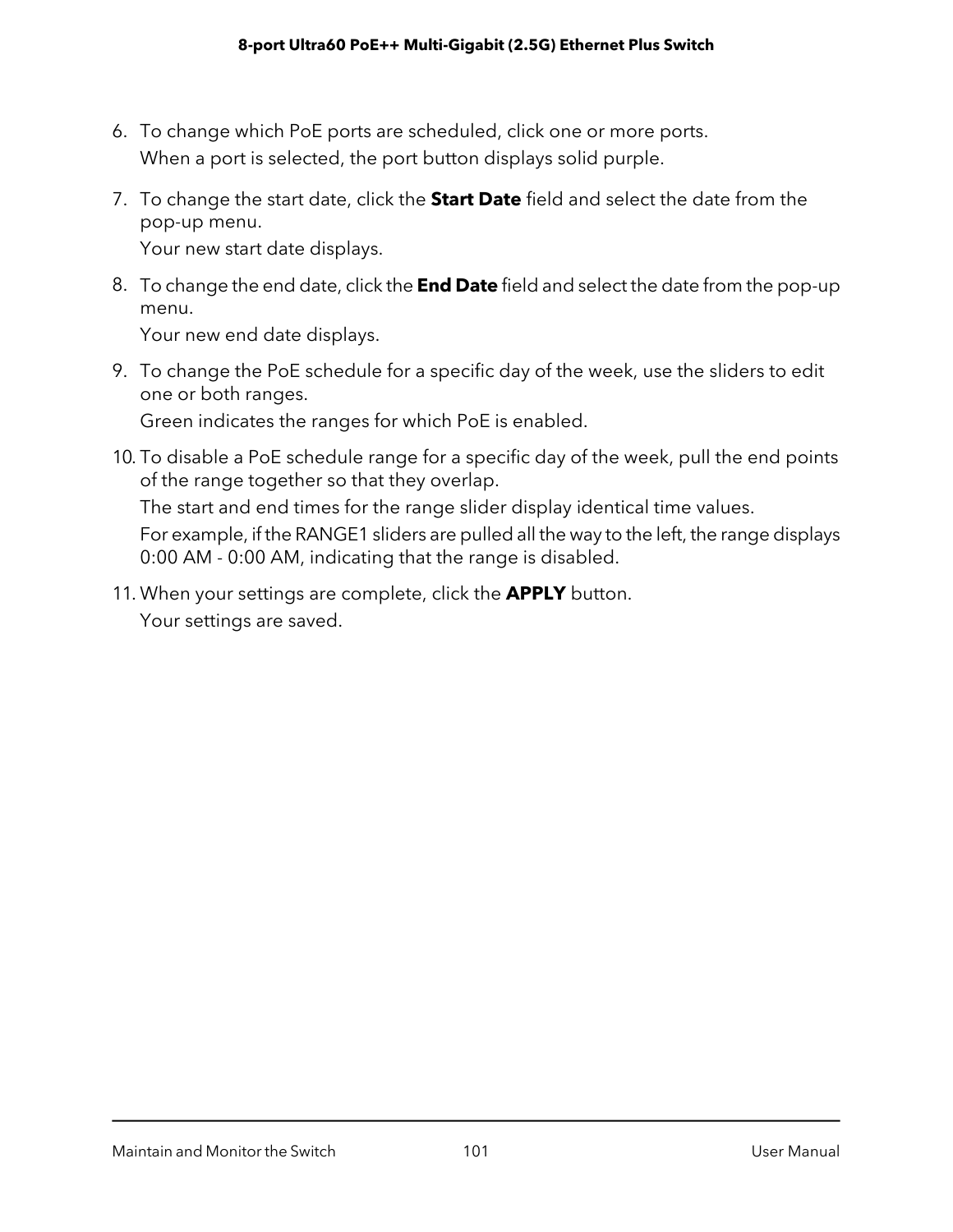6. To change which PoE ports are scheduled, click one or more ports.

   When a port is selected, the port button displays solid purple.

7. To change the start date, click the **Start Date** field and select the date from the pop-up menu.

   Your new start date displays.

8. To change the end date, click the **End Date** field and select the date from the pop-up menu.

   Your new end date displays.

9. To change the PoE schedule for a specific day of the week, use the sliders to edit one or both ranges.

   Green indicates the ranges for which PoE is enabled.

10. To disable a PoE schedule range for a specific day of the week, pull the end points of the range together so that they overlap.

    The start and end times for the range slider display identical time values.

    For example, if the RANGE1 sliders are pulled all the way to the left, the range displays 0:00 AM - 0:00 AM, indicating that the range is disabled.

11. When your settings are complete, click the **APPLY** button.

    Your settings are saved.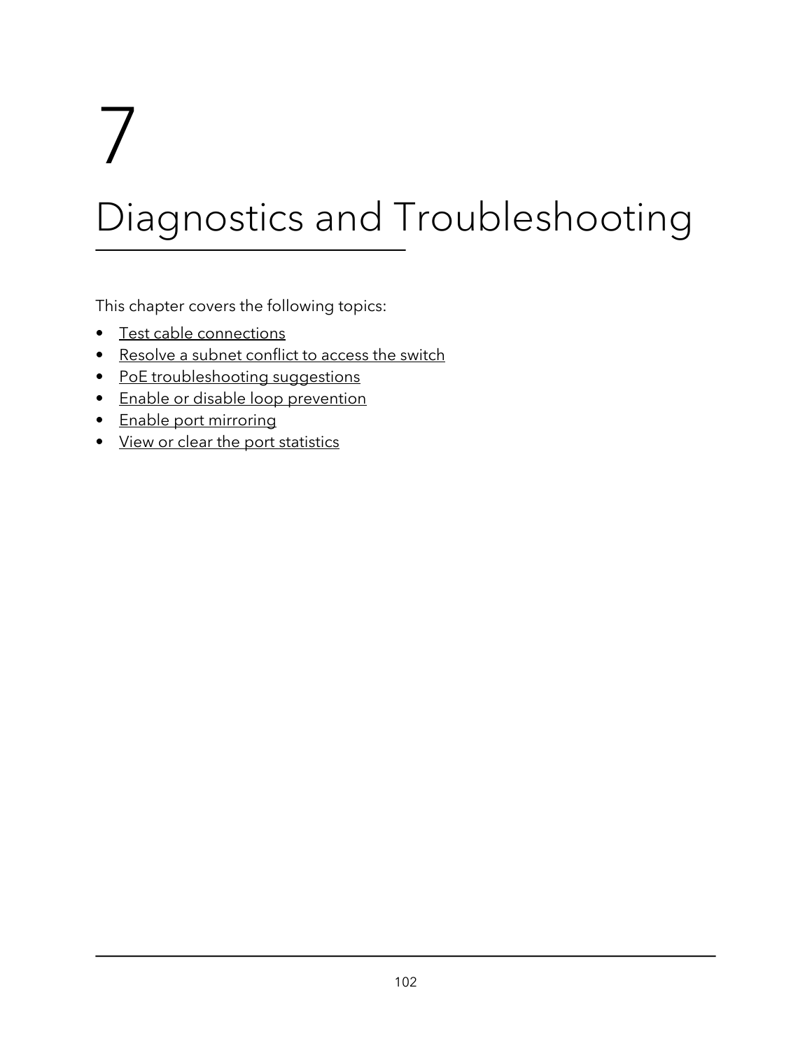# 7 Diagnostics and Troubleshooting

This chapter covers the following topics:

- Test cable connections
- Resolve a subnet conflict to access the switch
- PoE troubleshooting suggestions
- Enable or disable loop prevention
- Enable port mirroring
- View or clear the port statistics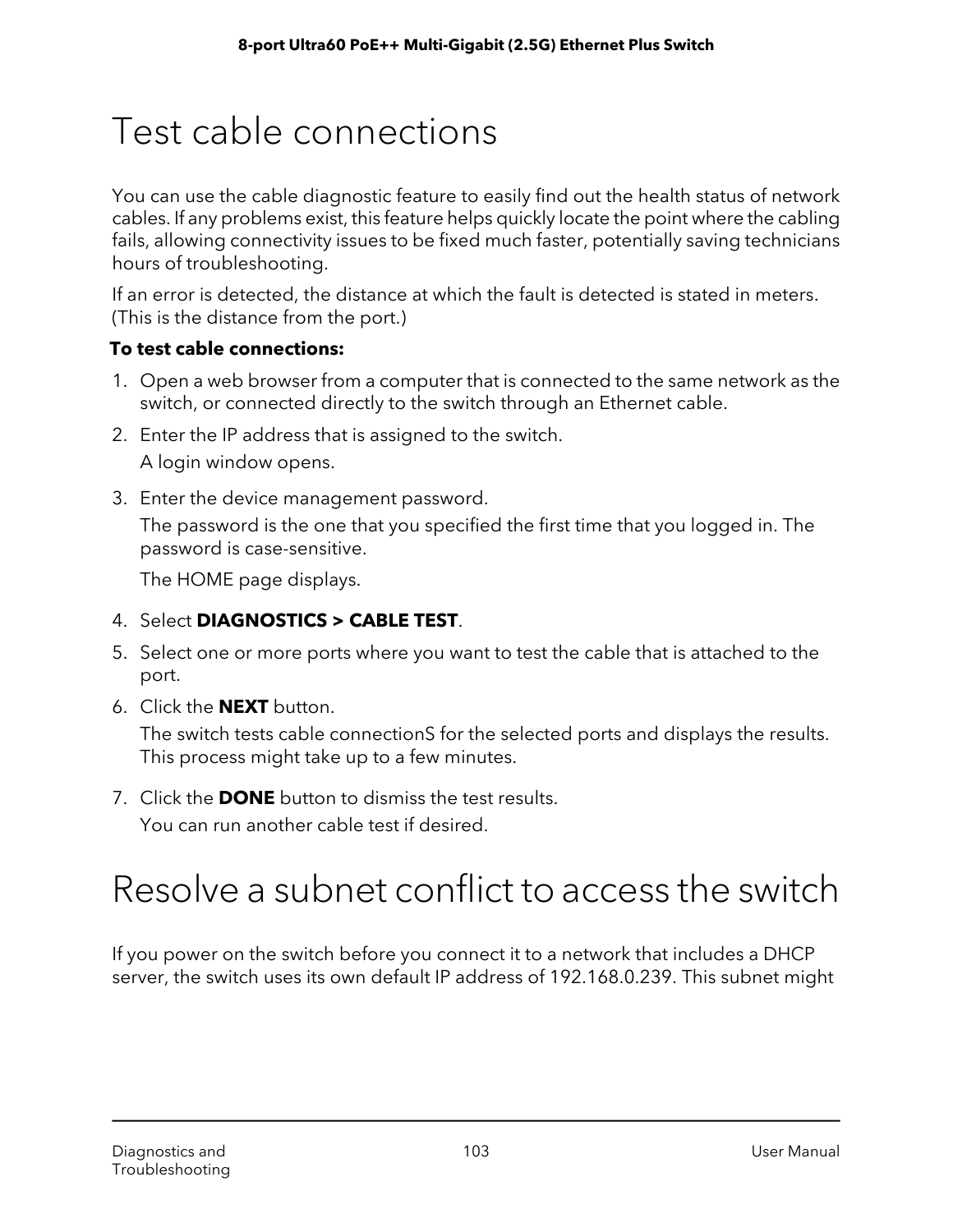# Test cable connections

You can use the cable diagnostic feature to easily find out the health status of network cables. If any problems exist, this feature helps quickly locate the point where the cabling fails, allowing connectivity issues to be fixed much faster, potentially saving technicians hours of troubleshooting.

If an error is detected, the distance at which the fault is detected is stated in meters. (This is the distance from the port.)

**To test cable connections:**

1. Open a web browser from a computer that is connected to the same network as the switch, or connected directly to the switch through an Ethernet cable.
2. Enter the IP address that is assigned to the switch.

   A login window opens.
3. Enter the device management password.

   The password is the one that you specified the first time that you logged in. The password is case-sensitive.

   The HOME page displays.
4. Select **DIAGNOSTICS > CABLE TEST**.
5. Select one or more ports where you want to test the cable that is attached to the port.
6. Click the **NEXT** button.

   The switch tests cable connectionS for the selected ports and displays the results. This process might take up to a few minutes.
7. Click the **DONE** button to dismiss the test results.

   You can run another cable test if desired.

# Resolve a subnet conflict to access the switch

If you power on the switch before you connect it to a network that includes a DHCP server, the switch uses its own default IP address of 192.168.0.239. This subnet might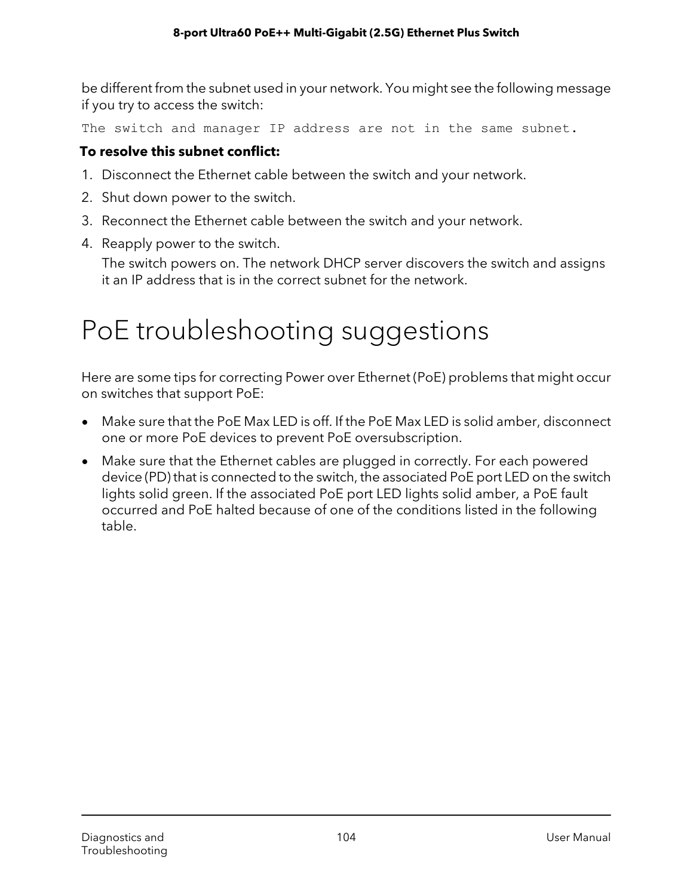be different from the subnet used in your network. You might see the following message if you try to access the switch:

```
The switch and manager IP address are not in the same subnet.
```

**To resolve this subnet conflict:**

1. Disconnect the Ethernet cable between the switch and your network.
2. Shut down power to the switch.
3. Reconnect the Ethernet cable between the switch and your network.
4. Reapply power to the switch.

   The switch powers on. The network DHCP server discovers the switch and assigns it an IP address that is in the correct subnet for the network.

# PoE troubleshooting suggestions

Here are some tips for correcting Power over Ethernet (PoE) problems that might occur on switches that support PoE:

- Make sure that the PoE Max LED is off. If the PoE Max LED is solid amber, disconnect one or more PoE devices to prevent PoE oversubscription.
- Make sure that the Ethernet cables are plugged in correctly. For each powered device (PD) that is connected to the switch, the associated PoE port LED on the switch lights solid green. If the associated PoE port LED lights solid amber, a PoE fault occurred and PoE halted because of one of the conditions listed in the following table.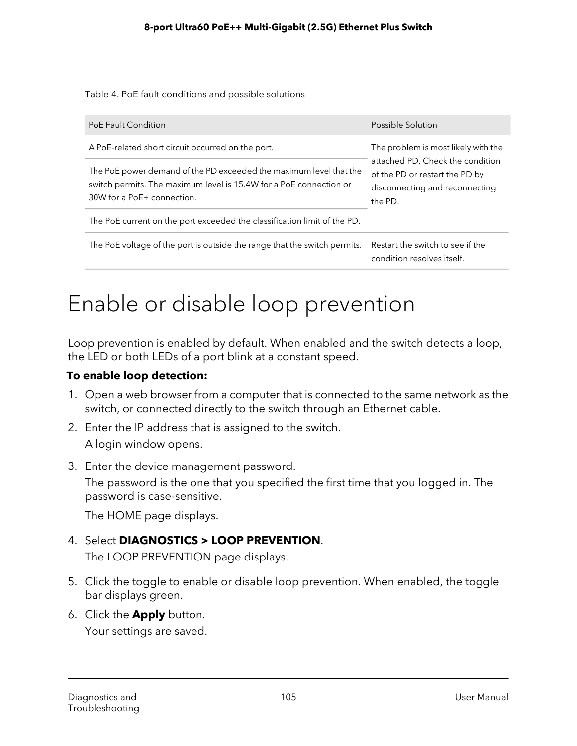Table 4. PoE fault conditions and possible solutions

| PoE Fault Condition | Possible Solution |
|---|---|
| A PoE-related short circuit occurred on the port. | The problem is most likely with the attached PD. Check the condition of the PD or restart the PD by disconnecting and reconnecting the PD. |
| The PoE power demand of the PD exceeded the maximum level that the switch permits. The maximum level is 15.4W for a PoE connection or 30W for a PoE+ connection. | |
| The PoE current on the port exceeded the classification limit of the PD. | |
| The PoE voltage of the port is outside the range that the switch permits. | Restart the switch to see if the condition resolves itself. |

# Enable or disable loop prevention

Loop prevention is enabled by default. When enabled and the switch detects a loop, the LED or both LEDs of a port blink at a constant speed.

**To enable loop detection:**

1. Open a web browser from a computer that is connected to the same network as the switch, or connected directly to the switch through an Ethernet cable.
2. Enter the IP address that is assigned to the switch.
   A login window opens.
3. Enter the device management password.
   The password is the one that you specified the first time that you logged in. The password is case-sensitive.
   The HOME page displays.
4. Select **DIAGNOSTICS > LOOP PREVENTION**.
   The LOOP PREVENTION page displays.
5. Click the toggle to enable or disable loop prevention. When enabled, the toggle bar displays green.
6. Click the **Apply** button.
   Your settings are saved.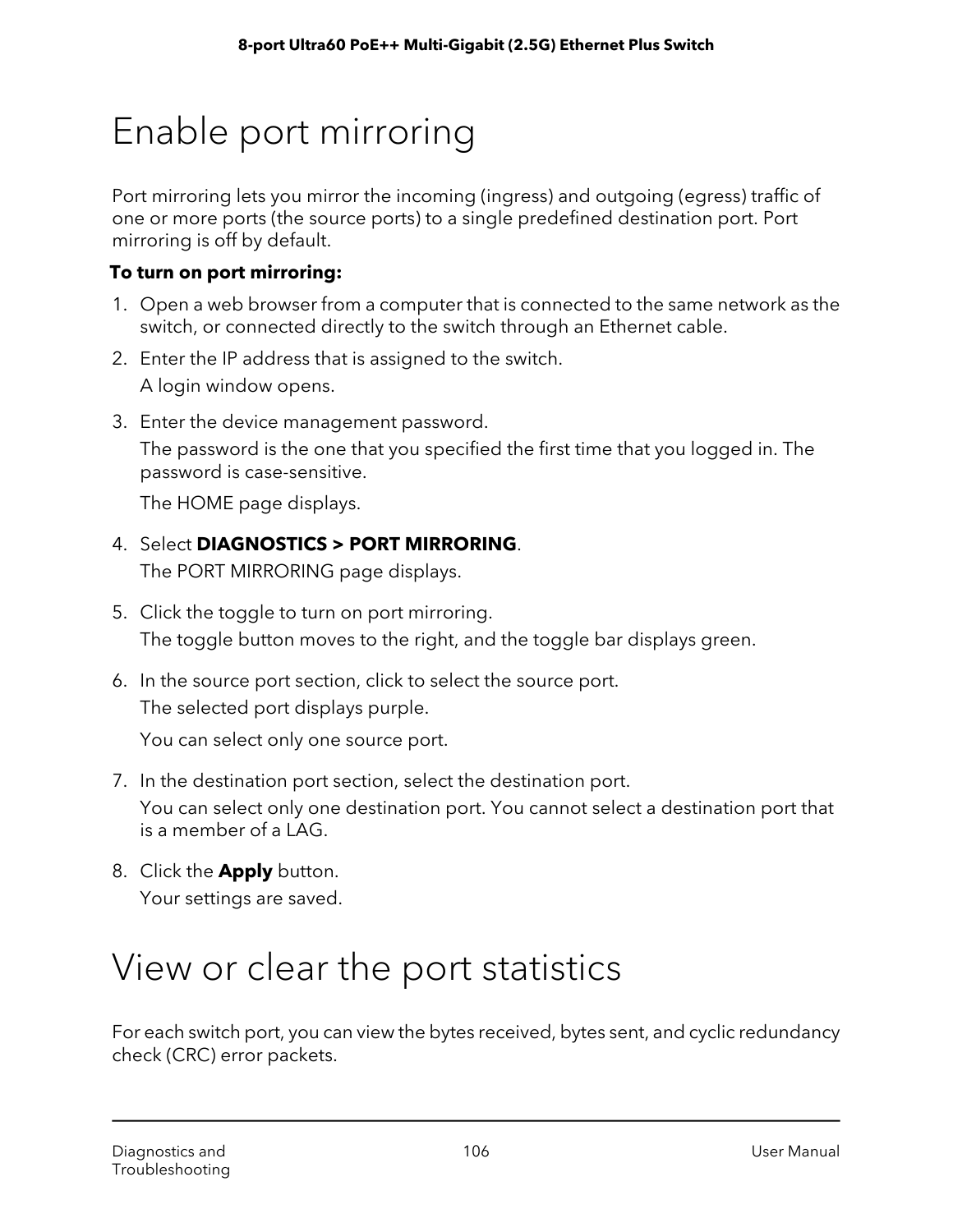# Enable port mirroring

Port mirroring lets you mirror the incoming (ingress) and outgoing (egress) traffic of one or more ports (the source ports) to a single predefined destination port. Port mirroring is off by default.

**To turn on port mirroring:**

1. Open a web browser from a computer that is connected to the same network as the switch, or connected directly to the switch through an Ethernet cable.
2. Enter the IP address that is assigned to the switch.

   A login window opens.
3. Enter the device management password.

   The password is the one that you specified the first time that you logged in. The password is case-sensitive.

   The HOME page displays.
4. Select **DIAGNOSTICS > PORT MIRRORING**.

   The PORT MIRRORING page displays.
5. Click the toggle to turn on port mirroring.

   The toggle button moves to the right, and the toggle bar displays green.
6. In the source port section, click to select the source port.

   The selected port displays purple.

   You can select only one source port.
7. In the destination port section, select the destination port.

   You can select only one destination port. You cannot select a destination port that is a member of a LAG.
8. Click the **Apply** button.

   Your settings are saved.

# View or clear the port statistics

For each switch port, you can view the bytes received, bytes sent, and cyclic redundancy check (CRC) error packets.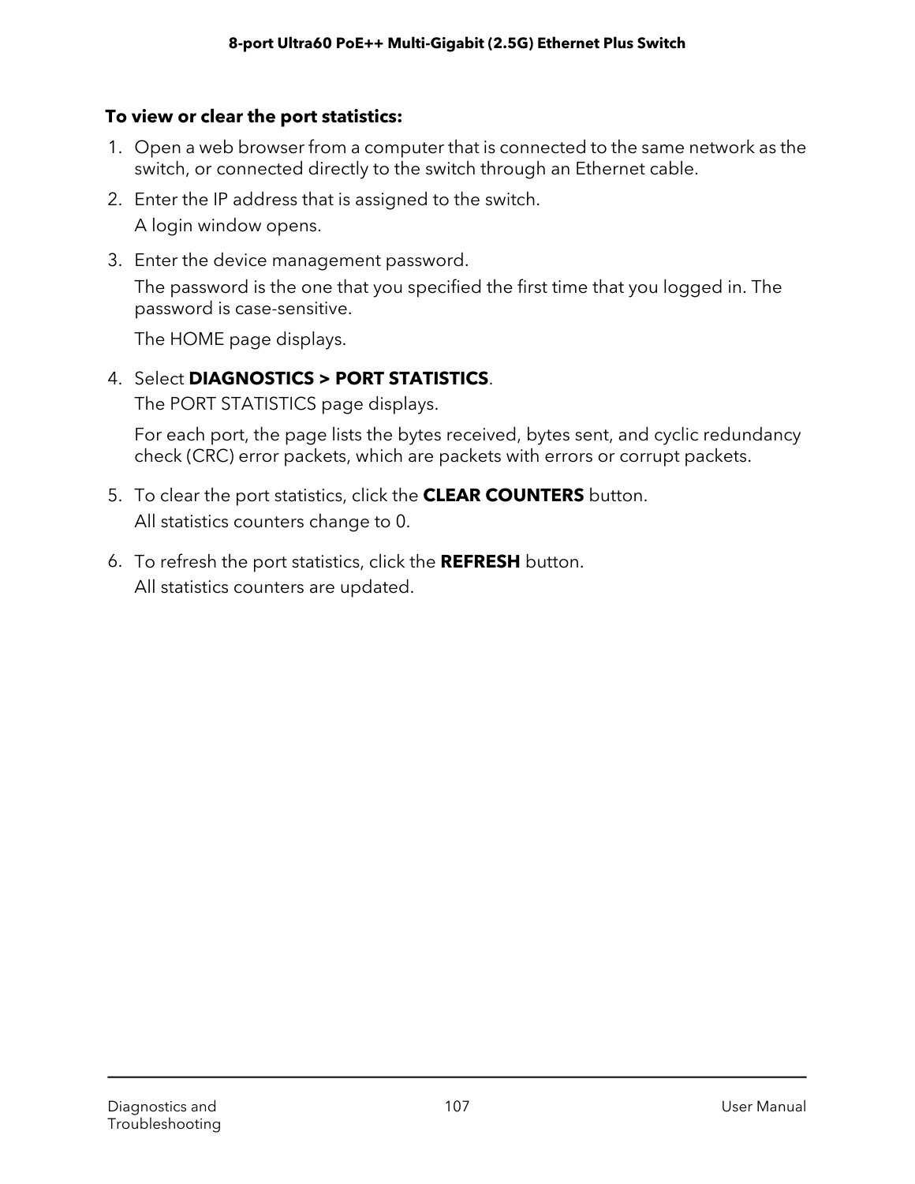**To view or clear the port statistics:**

1. Open a web browser from a computer that is connected to the same network as the switch, or connected directly to the switch through an Ethernet cable.
2. Enter the IP address that is assigned to the switch.

   A login window opens.
3. Enter the device management password.

   The password is the one that you specified the first time that you logged in. The password is case-sensitive.

   The HOME page displays.
4. Select **DIAGNOSTICS > PORT STATISTICS**.

   The PORT STATISTICS page displays.

   For each port, the page lists the bytes received, bytes sent, and cyclic redundancy check (CRC) error packets, which are packets with errors or corrupt packets.
5. To clear the port statistics, click the **CLEAR COUNTERS** button.

   All statistics counters change to 0.
6. To refresh the port statistics, click the **REFRESH** button.

   All statistics counters are updated.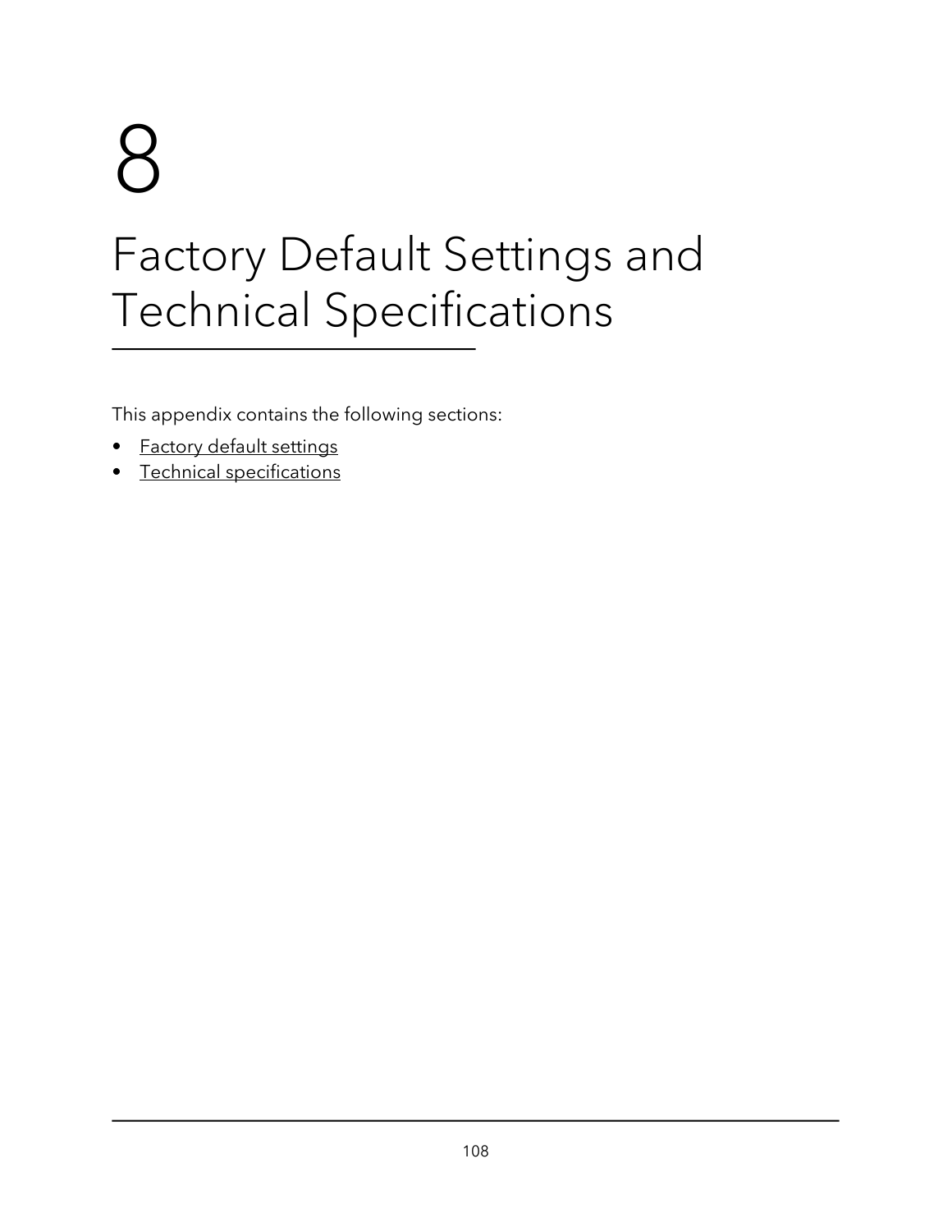# 8

# Factory Default Settings and Technical Specifications

This appendix contains the following sections:

- Factory default settings
- Technical specifications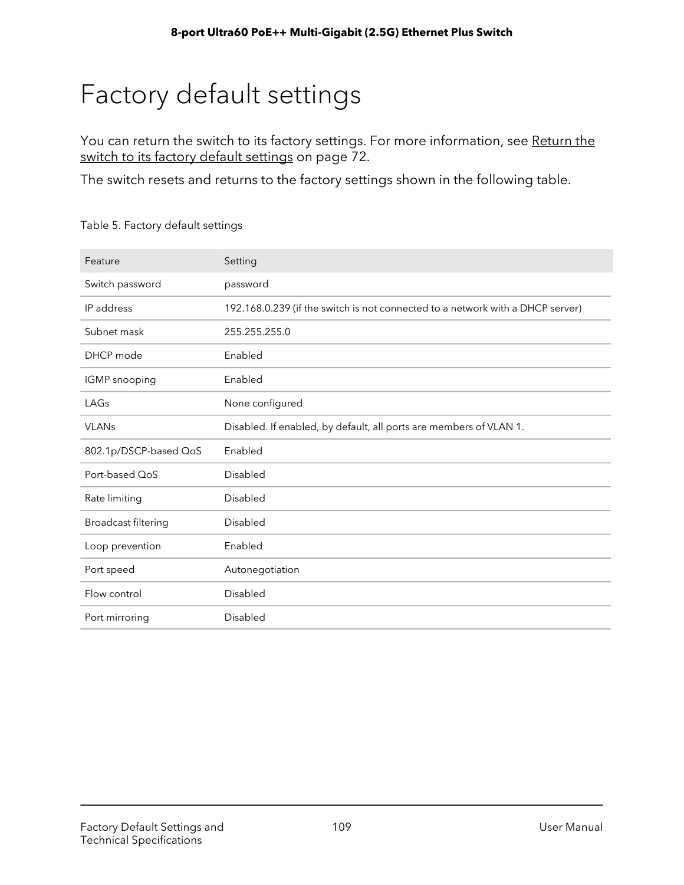# Factory default settings

You can return the switch to its factory settings. For more information, see Return the switch to its factory default settings on page 72.

The switch resets and returns to the factory settings shown in the following table.

Table 5. Factory default settings

| Feature | Setting |
|---|---|
| Switch password | password |
| IP address | 192.168.0.239 (if the switch is not connected to a network with a DHCP server) |
| Subnet mask | 255.255.255.0 |
| DHCP mode | Enabled |
| IGMP snooping | Enabled |
| LAGs | None configured |
| VLANs | Disabled. If enabled, by default, all ports are members of VLAN 1. |
| 802.1p/DSCP-based QoS | Enabled |
| Port-based QoS | Disabled |
| Rate limiting | Disabled |
| Broadcast filtering | Disabled |
| Loop prevention | Enabled |
| Port speed | Autonegotiation |
| Flow control | Disabled |
| Port mirroring | Disabled |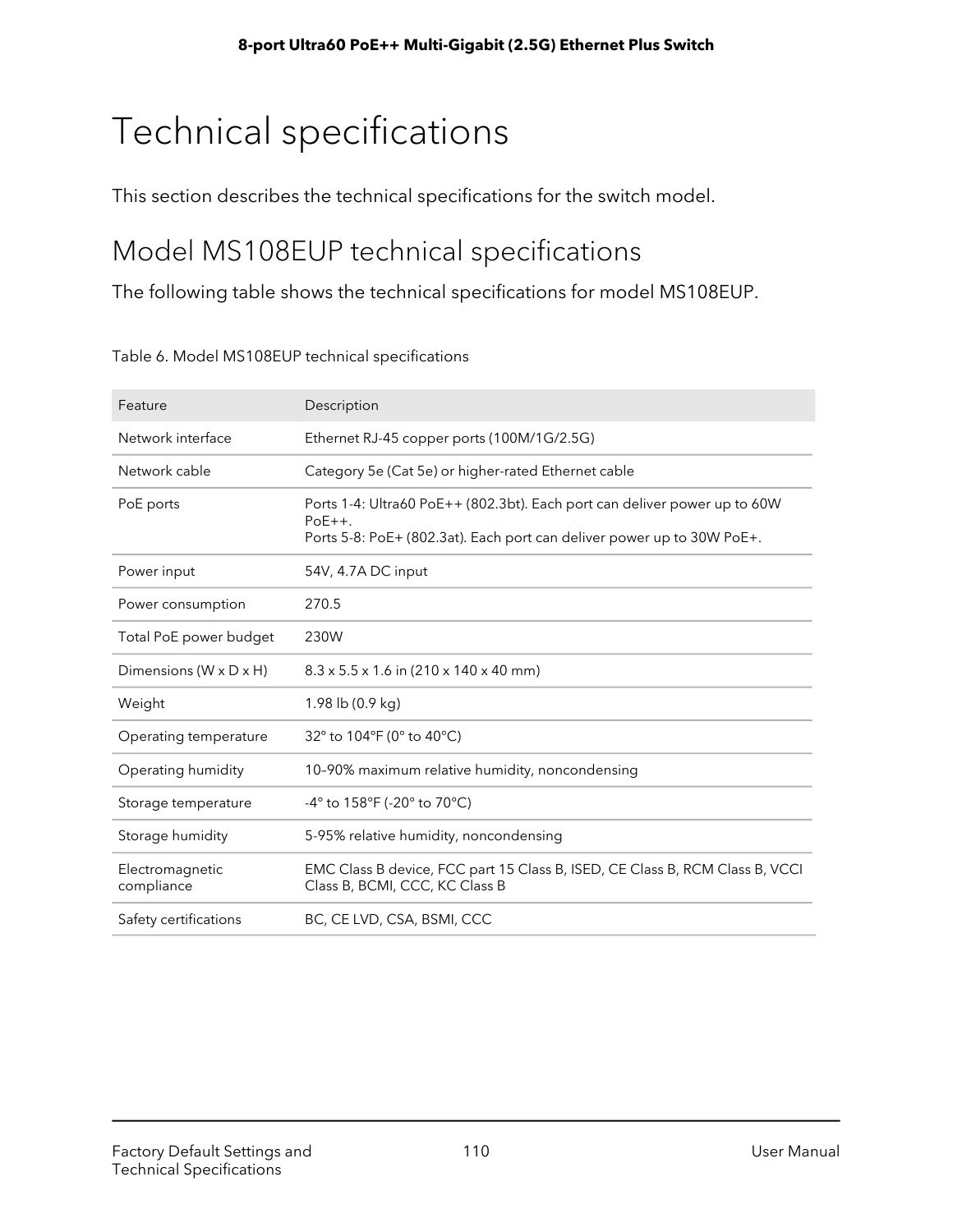# Technical specifications

This section describes the technical specifications for the switch model.

## Model MS108EUP technical specifications

The following table shows the technical specifications for model MS108EUP.

Table 6. Model MS108EUP technical specifications

| Feature | Description |
|---|---|
| Network interface | Ethernet RJ-45 copper ports (100M/1G/2.5G) |
| Network cable | Category 5e (Cat 5e) or higher-rated Ethernet cable |
| PoE ports | Ports 1-4: Ultra60 PoE++ (802.3bt). Each port can deliver power up to 60W PoE++.<br>Ports 5-8: PoE+ (802.3at). Each port can deliver power up to 30W PoE+. |
| Power input | 54V, 4.7A DC input |
| Power consumption | 270.5 |
| Total PoE power budget | 230W |
| Dimensions (W x D x H) | 8.3 x 5.5 x 1.6 in (210 x 140 x 40 mm) |
| Weight | 1.98 lb (0.9 kg) |
| Operating temperature | 32° to 104°F (0° to 40°C) |
| Operating humidity | 10–90% maximum relative humidity, noncondensing |
| Storage temperature | -4° to 158°F (-20° to 70°C) |
| Storage humidity | 5-95% relative humidity, noncondensing |
| Electromagnetic compliance | EMC Class B device, FCC part 15 Class B, ISED, CE Class B, RCM Class B, VCCI Class B, BCMI, CCC, KC Class B |
| Safety certifications | BC, CE LVD, CSA, BSMI, CCC |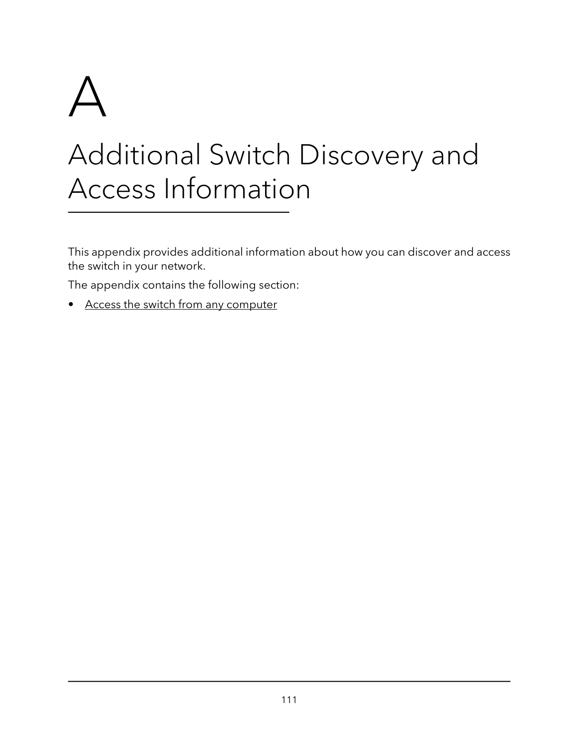# A

# Additional Switch Discovery and Access Information

This appendix provides additional information about how you can discover and access the switch in your network.

The appendix contains the following section:

- Access the switch from any computer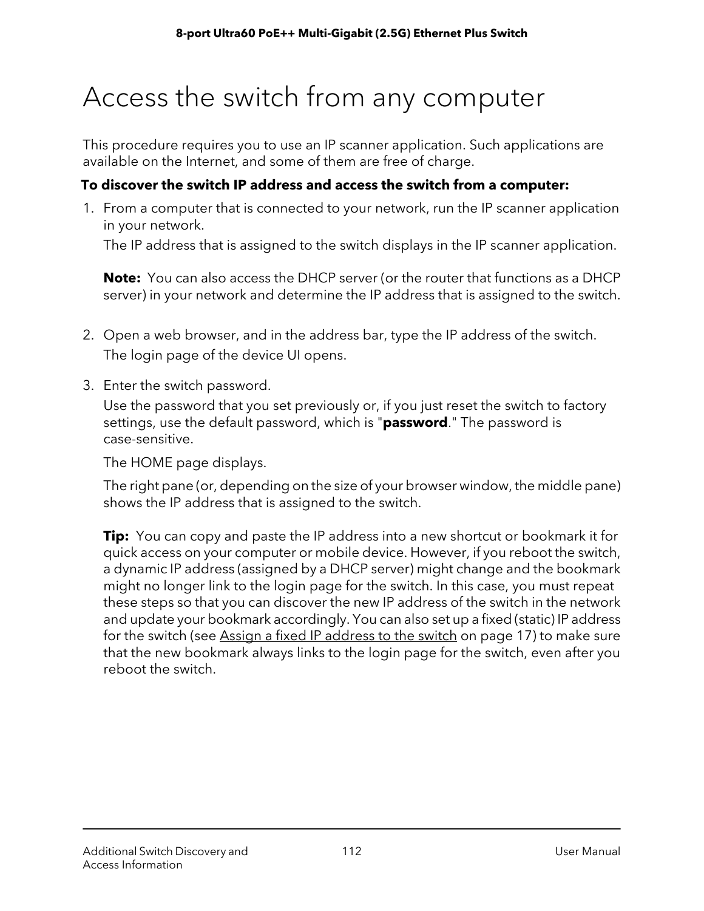# Access the switch from any computer

This procedure requires you to use an IP scanner application. Such applications are available on the Internet, and some of them are free of charge.

**To discover the switch IP address and access the switch from a computer:**

1. From a computer that is connected to your network, run the IP scanner application in your network.

   The IP address that is assigned to the switch displays in the IP scanner application.

   **Note:** You can also access the DHCP server (or the router that functions as a DHCP server) in your network and determine the IP address that is assigned to the switch.

2. Open a web browser, and in the address bar, type the IP address of the switch.

   The login page of the device UI opens.

3. Enter the switch password.

   Use the password that you set previously or, if you just reset the switch to factory settings, use the default password, which is "**password**." The password is case-sensitive.

   The HOME page displays.

   The right pane (or, depending on the size of your browser window, the middle pane) shows the IP address that is assigned to the switch.

   **Tip:** You can copy and paste the IP address into a new shortcut or bookmark it for quick access on your computer or mobile device. However, if you reboot the switch, a dynamic IP address (assigned by a DHCP server) might change and the bookmark might no longer link to the login page for the switch. In this case, you must repeat these steps so that you can discover the new IP address of the switch in the network and update your bookmark accordingly. You can also set up a fixed (static) IP address for the switch (see Assign a fixed IP address to the switch on page 17) to make sure that the new bookmark always links to the login page for the switch, even after you reboot the switch.